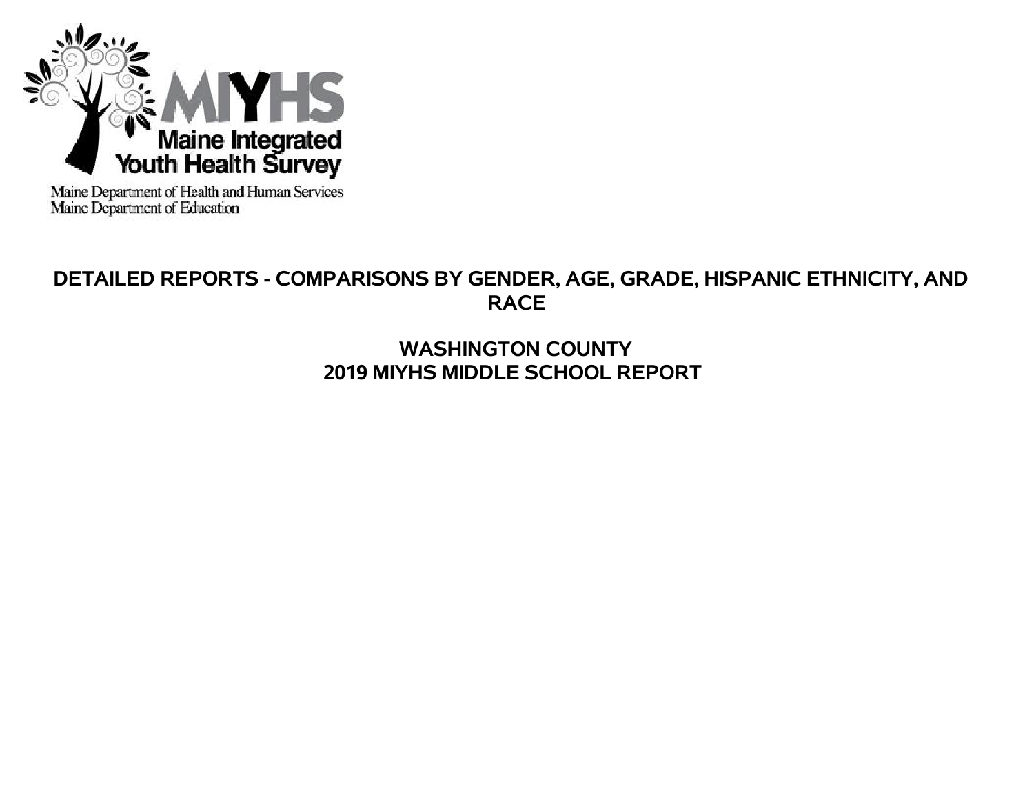MIYHS
Maine Integrated Youth Health Survey

Maine Department of Health and Human Services
Maine Department of Education

# DETAILED REPORTS - COMPARISONS BY GENDER, AGE, GRADE, HISPANIC ETHNICITY, AND RACE

## WASHINGTON COUNTY
## 2019 MIYHS MIDDLE SCHOOL REPORT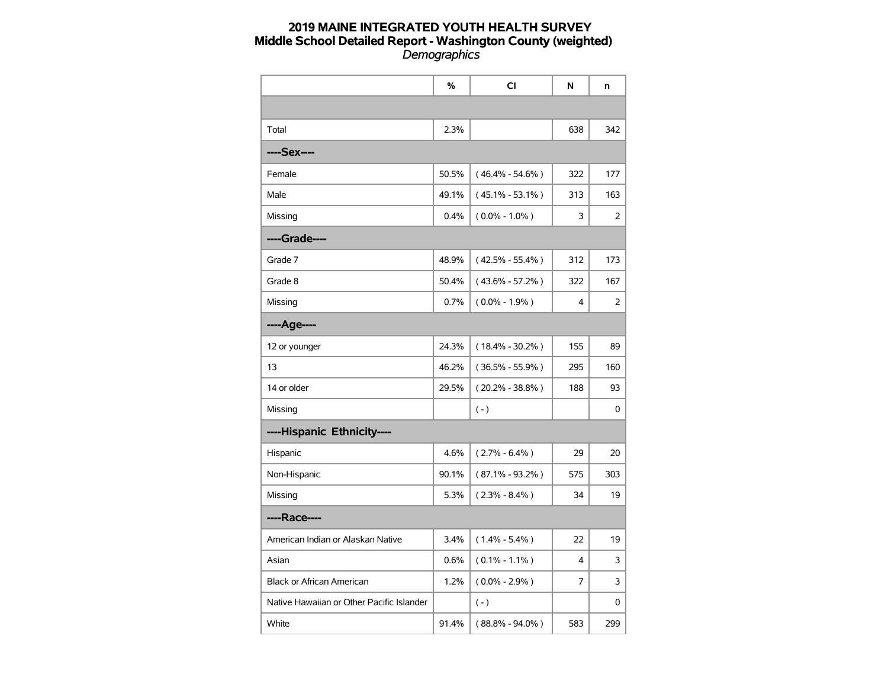# 2019 MAINE INTEGRATED YOUTH HEALTH SURVEY
## Middle School Detailed Report - Washington County (weighted)
*Demographics*

| | % | CI | N | n |
|---|---|---|---|---|
| | | | | |
| Total | 2.3% | | 638 | 342 |
| **----Sex----** | | | | |
| Female | 50.5% | ( 46.4% - 54.6% ) | 322 | 177 |
| Male | 49.1% | ( 45.1% - 53.1% ) | 313 | 163 |
| Missing | 0.4% | ( 0.0% - 1.0% ) | 3 | 2 |
| **----Grade----** | | | | |
| Grade 7 | 48.9% | ( 42.5% - 55.4% ) | 312 | 173 |
| Grade 8 | 50.4% | ( 43.6% - 57.2% ) | 322 | 167 |
| Missing | 0.7% | ( 0.0% - 1.9% ) | 4 | 2 |
| **----Age----** | | | | |
| 12 or younger | 24.3% | ( 18.4% - 30.2% ) | 155 | 89 |
| 13 | 46.2% | ( 36.5% - 55.9% ) | 295 | 160 |
| 14 or older | 29.5% | ( 20.2% - 38.8% ) | 188 | 93 |
| Missing | | ( - ) | | 0 |
| **----Hispanic Ethnicity----** | | | | |
| Hispanic | 4.6% | ( 2.7% - 6.4% ) | 29 | 20 |
| Non-Hispanic | 90.1% | ( 87.1% - 93.2% ) | 575 | 303 |
| Missing | 5.3% | ( 2.3% - 8.4% ) | 34 | 19 |
| **----Race----** | | | | |
| American Indian or Alaskan Native | 3.4% | ( 1.4% - 5.4% ) | 22 | 19 |
| Asian | 0.6% | ( 0.1% - 1.1% ) | 4 | 3 |
| Black or African American | 1.2% | ( 0.0% - 2.9% ) | 7 | 3 |
| Native Hawaiian or Other Pacific Islander | | ( - ) | | 0 |
| White | 91.4% | ( 88.8% - 94.0% ) | 583 | 299 |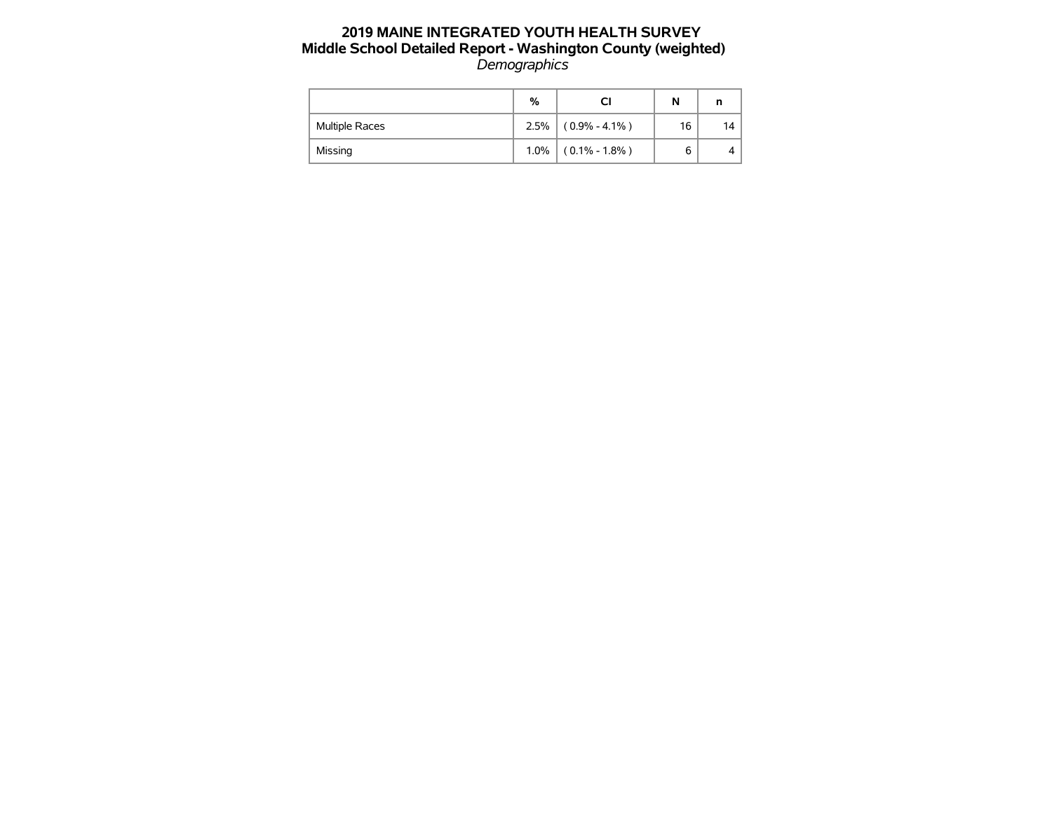# 2019 MAINE INTEGRATED YOUTH HEALTH SURVEY
## Middle School Detailed Report - Washington County (weighted)
*Demographics*

| | % | CI | N | n |
|---|---|---|---|---|
| Multiple Races | 2.5% | ( 0.9% - 4.1% ) | 16 | 14 |
| Missing | 1.0% | ( 0.1% - 1.8% ) | 6 | 4 |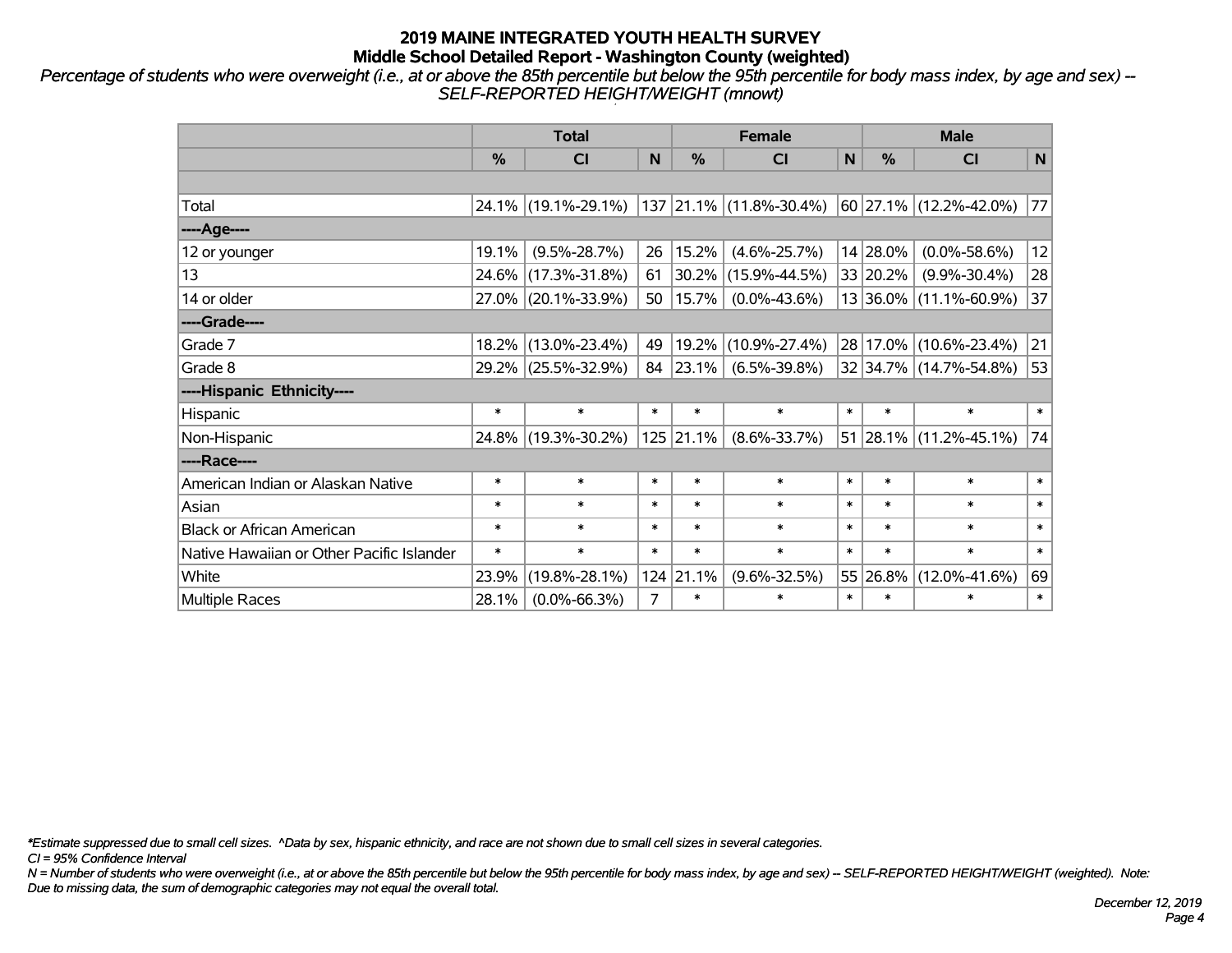## 2019 MAINE INTEGRATED YOUTH HEALTH SURVEY
## Middle School Detailed Report - Washington County (weighted)

*Percentage of students who were overweight (i.e., at or above the 85th percentile but below the 95th percentile for body mass index, by age and sex) -- SELF-REPORTED HEIGHT/WEIGHT (mnowt)*

| | Total | | | Female | | | Male | | |
|---|---|---|---|---|---|---|---|---|---|
| | % | CI | N | % | CI | N | % | CI | N |
| | | | | | | | | | |
| Total | 24.1% | (19.1%-29.1%) | 137 | 21.1% | (11.8%-30.4%) | 60 | 27.1% | (12.2%-42.0%) | 77 |
| ----Age---- | | | | | | | | | |
| 12 or younger | 19.1% | (9.5%-28.7%) | 26 | 15.2% | (4.6%-25.7%) | 14 | 28.0% | (0.0%-58.6%) | 12 |
| 13 | 24.6% | (17.3%-31.8%) | 61 | 30.2% | (15.9%-44.5%) | 33 | 20.2% | (9.9%-30.4%) | 28 |
| 14 or older | 27.0% | (20.1%-33.9%) | 50 | 15.7% | (0.0%-43.6%) | 13 | 36.0% | (11.1%-60.9%) | 37 |
| ----Grade---- | | | | | | | | | |
| Grade 7 | 18.2% | (13.0%-23.4%) | 49 | 19.2% | (10.9%-27.4%) | 28 | 17.0% | (10.6%-23.4%) | 21 |
| Grade 8 | 29.2% | (25.5%-32.9%) | 84 | 23.1% | (6.5%-39.8%) | 32 | 34.7% | (14.7%-54.8%) | 53 |
| ----Hispanic Ethnicity---- | | | | | | | | | |
| Hispanic | * | * | * | * | * | * | * | * | * |
| Non-Hispanic | 24.8% | (19.3%-30.2%) | 125 | 21.1% | (8.6%-33.7%) | 51 | 28.1% | (11.2%-45.1%) | 74 |
| ----Race---- | | | | | | | | | |
| American Indian or Alaskan Native | * | * | * | * | * | * | * | * | * |
| Asian | * | * | * | * | * | * | * | * | * |
| Black or African American | * | * | * | * | * | * | * | * | * |
| Native Hawaiian or Other Pacific Islander | * | * | * | * | * | * | * | * | * |
| White | 23.9% | (19.8%-28.1%) | 124 | 21.1% | (9.6%-32.5%) | 55 | 26.8% | (12.0%-41.6%) | 69 |
| Multiple Races | 28.1% | (0.0%-66.3%) | 7 | * | * | * | * | * | * |

*\*Estimate suppressed due to small cell sizes. ^Data by sex, hispanic ethnicity, and race are not shown due to small cell sizes in several categories.*

*CI = 95% Confidence Interval*

*N = Number of students who were overweight (i.e., at or above the 85th percentile but below the 95th percentile for body mass index, by age and sex) -- SELF-REPORTED HEIGHT/WEIGHT (weighted). Note: Due to missing data, the sum of demographic categories may not equal the overall total.*

*December 12, 2019*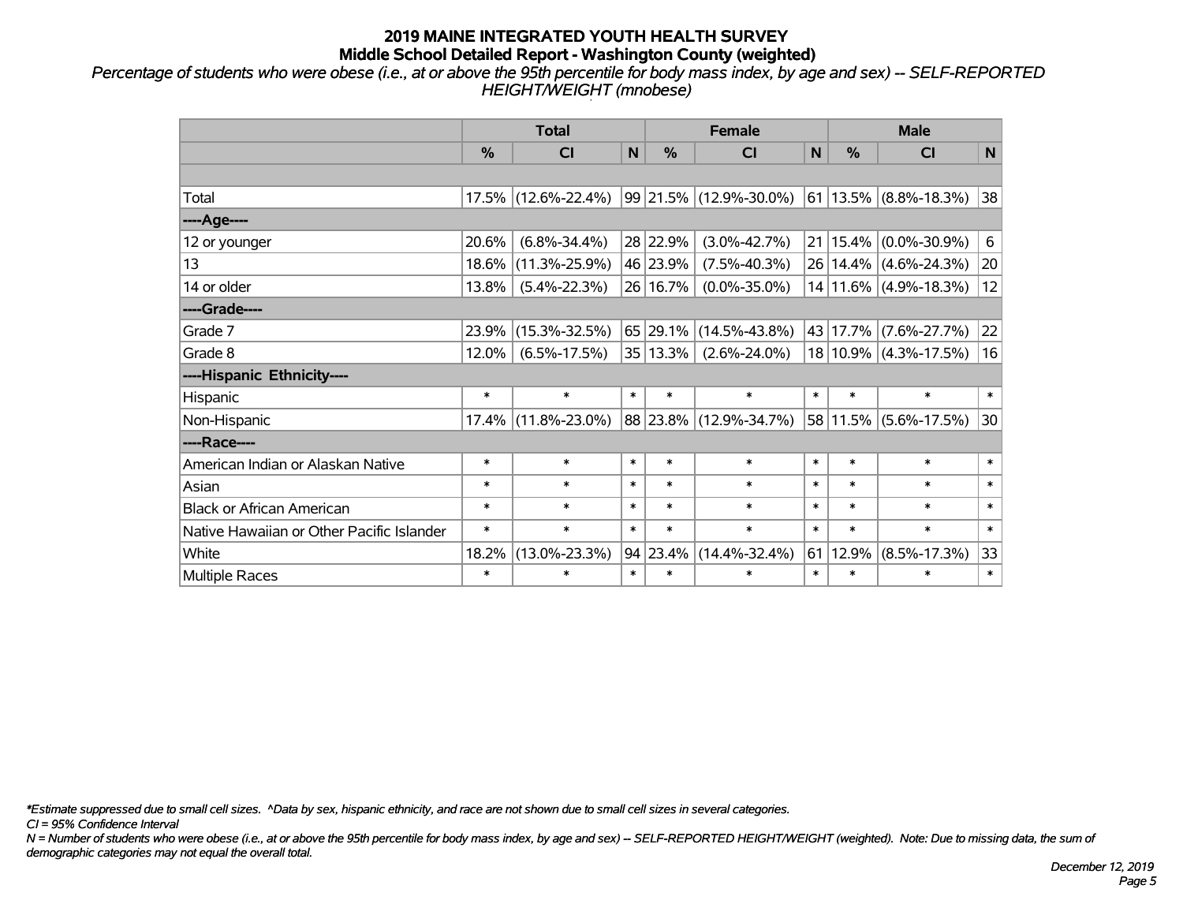# 2019 MAINE INTEGRATED YOUTH HEALTH SURVEY
## Middle School Detailed Report - Washington County (weighted)

*Percentage of students who were obese (i.e., at or above the 95th percentile for body mass index, by age and sex) -- SELF-REPORTED HEIGHT/WEIGHT (mnobese)*

| | Total | | | Female | | | Male | | |
|---|---|---|---|---|---|---|---|---|---|
| | % | CI | N | % | CI | N | % | CI | N |
| | | | | | | | | | |
| Total | 17.5% | (12.6%-22.4%) | 99 | 21.5% | (12.9%-30.0%) | 61 | 13.5% | (8.8%-18.3%) | 38 |
| ----Age---- | | | | | | | | | |
| 12 or younger | 20.6% | (6.8%-34.4%) | 28 | 22.9% | (3.0%-42.7%) | 21 | 15.4% | (0.0%-30.9%) | 6 |
| 13 | 18.6% | (11.3%-25.9%) | 46 | 23.9% | (7.5%-40.3%) | 26 | 14.4% | (4.6%-24.3%) | 20 |
| 14 or older | 13.8% | (5.4%-22.3%) | 26 | 16.7% | (0.0%-35.0%) | 14 | 11.6% | (4.9%-18.3%) | 12 |
| ----Grade---- | | | | | | | | | |
| Grade 7 | 23.9% | (15.3%-32.5%) | 65 | 29.1% | (14.5%-43.8%) | 43 | 17.7% | (7.6%-27.7%) | 22 |
| Grade 8 | 12.0% | (6.5%-17.5%) | 35 | 13.3% | (2.6%-24.0%) | 18 | 10.9% | (4.3%-17.5%) | 16 |
| ----Hispanic Ethnicity---- | | | | | | | | | |
| Hispanic | * | * | * | * | * | * | * | * | * |
| Non-Hispanic | 17.4% | (11.8%-23.0%) | 88 | 23.8% | (12.9%-34.7%) | 58 | 11.5% | (5.6%-17.5%) | 30 |
| ----Race---- | | | | | | | | | |
| American Indian or Alaskan Native | * | * | * | * | * | * | * | * | * |
| Asian | * | * | * | * | * | * | * | * | * |
| Black or African American | * | * | * | * | * | * | * | * | * |
| Native Hawaiian or Other Pacific Islander | * | * | * | * | * | * | * | * | * |
| White | 18.2% | (13.0%-23.3%) | 94 | 23.4% | (14.4%-32.4%) | 61 | 12.9% | (8.5%-17.3%) | 33 |
| Multiple Races | * | * | * | * | * | * | * | * | * |

*\*Estimate suppressed due to small cell sizes. ^Data by sex, hispanic ethnicity, and race are not shown due to small cell sizes in several categories.*

*CI = 95% Confidence Interval*

*N = Number of students who were obese (i.e., at or above the 95th percentile for body mass index, by age and sex) -- SELF-REPORTED HEIGHT/WEIGHT (weighted). Note: Due to missing data, the sum of demographic categories may not equal the overall total.*

*December 12, 2019*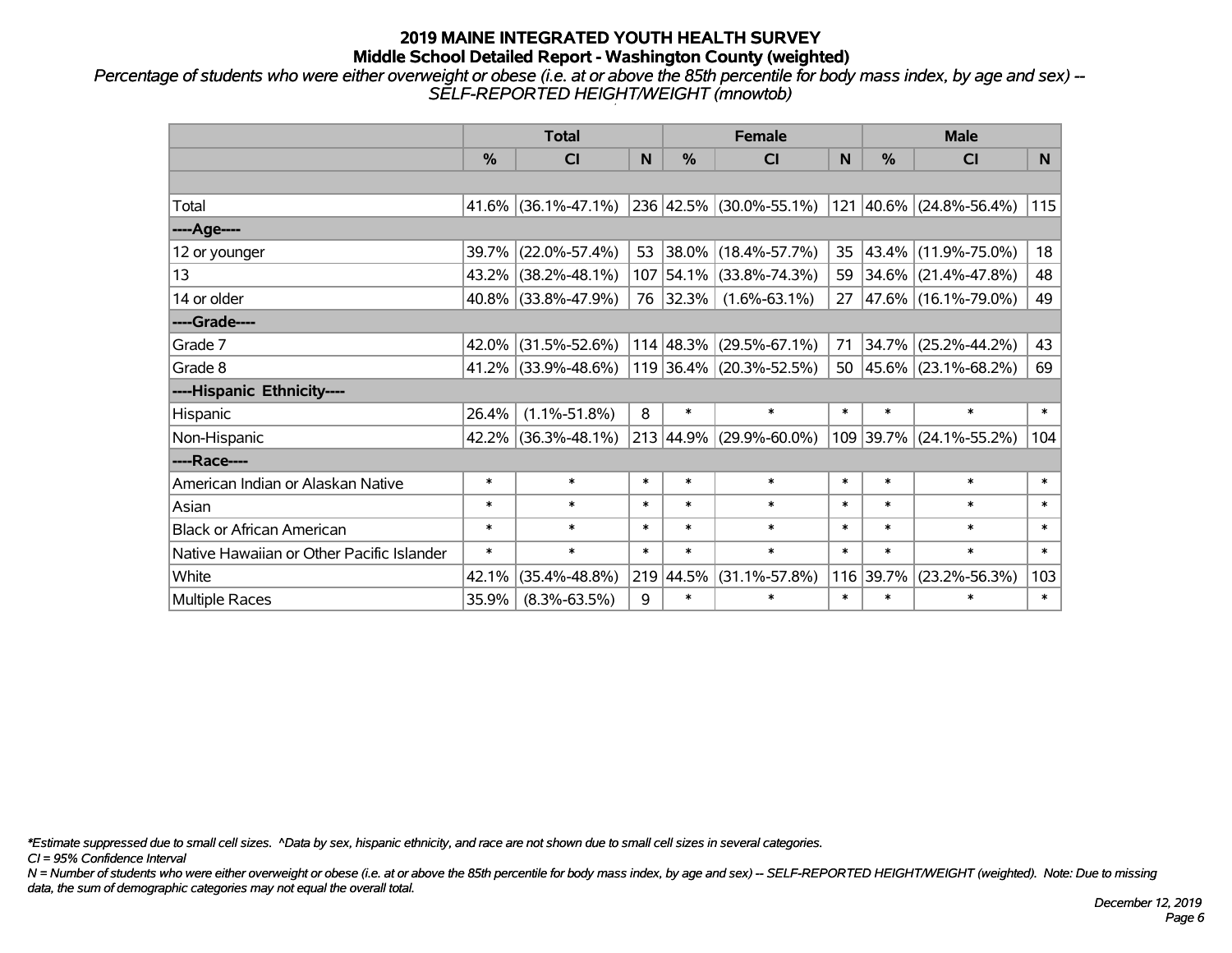# 2019 MAINE INTEGRATED YOUTH HEALTH SURVEY
## Middle School Detailed Report - Washington County (weighted)

*Percentage of students who were either overweight or obese (i.e. at or above the 85th percentile for body mass index, by age and sex) -- SELF-REPORTED HEIGHT/WEIGHT (mnowtob)*

| | Total | | | Female | | | Male | | |
|---|---|---|---|---|---|---|---|---|---|
| | % | CI | N | % | CI | N | % | CI | N |
| Total | 41.6% | (36.1%-47.1%) | 236 | 42.5% | (30.0%-55.1%) | 121 | 40.6% | (24.8%-56.4%) | 115 |
| ----Age---- | | | | | | | | | |
| 12 or younger | 39.7% | (22.0%-57.4%) | 53 | 38.0% | (18.4%-57.7%) | 35 | 43.4% | (11.9%-75.0%) | 18 |
| 13 | 43.2% | (38.2%-48.1%) | 107 | 54.1% | (33.8%-74.3%) | 59 | 34.6% | (21.4%-47.8%) | 48 |
| 14 or older | 40.8% | (33.8%-47.9%) | 76 | 32.3% | (1.6%-63.1%) | 27 | 47.6% | (16.1%-79.0%) | 49 |
| ----Grade---- | | | | | | | | | |
| Grade 7 | 42.0% | (31.5%-52.6%) | 114 | 48.3% | (29.5%-67.1%) | 71 | 34.7% | (25.2%-44.2%) | 43 |
| Grade 8 | 41.2% | (33.9%-48.6%) | 119 | 36.4% | (20.3%-52.5%) | 50 | 45.6% | (23.1%-68.2%) | 69 |
| ----Hispanic Ethnicity---- | | | | | | | | | |
| Hispanic | 26.4% | (1.1%-51.8%) | 8 | * | * | * | * | * | * |
| Non-Hispanic | 42.2% | (36.3%-48.1%) | 213 | 44.9% | (29.9%-60.0%) | 109 | 39.7% | (24.1%-55.2%) | 104 |
| ----Race---- | | | | | | | | | |
| American Indian or Alaskan Native | * | * | * | * | * | * | * | * | * |
| Asian | * | * | * | * | * | * | * | * | * |
| Black or African American | * | * | * | * | * | * | * | * | * |
| Native Hawaiian or Other Pacific Islander | * | * | * | * | * | * | * | * | * |
| White | 42.1% | (35.4%-48.8%) | 219 | 44.5% | (31.1%-57.8%) | 116 | 39.7% | (23.2%-56.3%) | 103 |
| Multiple Races | 35.9% | (8.3%-63.5%) | 9 | * | * | * | * | * | * |

*\*Estimate suppressed due to small cell sizes. ^Data by sex, hispanic ethnicity, and race are not shown due to small cell sizes in several categories.*

*CI = 95% Confidence Interval*

*N = Number of students who were either overweight or obese (i.e. at or above the 85th percentile for body mass index, by age and sex) -- SELF-REPORTED HEIGHT/WEIGHT (weighted). Note: Due to missing data, the sum of demographic categories may not equal the overall total.*

*December 12, 2019*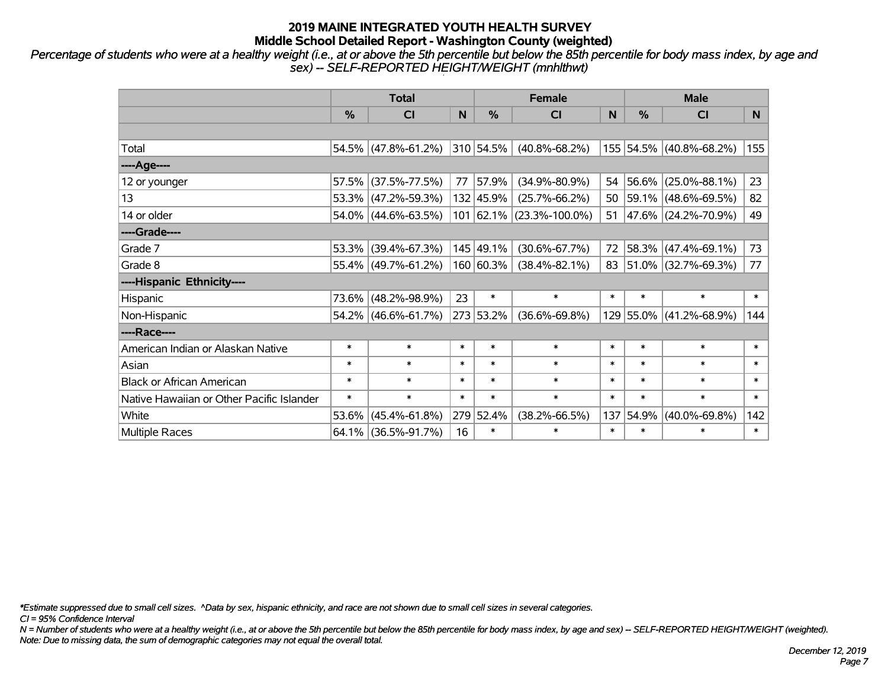## 2019 MAINE INTEGRATED YOUTH HEALTH SURVEY
### Middle School Detailed Report - Washington County (weighted)

*Percentage of students who were at a healthy weight (i.e., at or above the 5th percentile but below the 85th percentile for body mass index, by age and sex) -- SELF-REPORTED HEIGHT/WEIGHT (mnhlthwt)*

| | Total | | | Female | | | Male | | |
|---|---|---|---|---|---|---|---|---|---|
| | % | CI | N | % | CI | N | % | CI | N |
| | | | | | | | | | |
| Total | 54.5% | (47.8%-61.2%) | 310 | 54.5% | (40.8%-68.2%) | 155 | 54.5% | (40.8%-68.2%) | 155 |
| ----Age---- | | | | | | | | | |
| 12 or younger | 57.5% | (37.5%-77.5%) | 77 | 57.9% | (34.9%-80.9%) | 54 | 56.6% | (25.0%-88.1%) | 23 |
| 13 | 53.3% | (47.2%-59.3%) | 132 | 45.9% | (25.7%-66.2%) | 50 | 59.1% | (48.6%-69.5%) | 82 |
| 14 or older | 54.0% | (44.6%-63.5%) | 101 | 62.1% | (23.3%-100.0%) | 51 | 47.6% | (24.2%-70.9%) | 49 |
| ----Grade---- | | | | | | | | | |
| Grade 7 | 53.3% | (39.4%-67.3%) | 145 | 49.1% | (30.6%-67.7%) | 72 | 58.3% | (47.4%-69.1%) | 73 |
| Grade 8 | 55.4% | (49.7%-61.2%) | 160 | 60.3% | (38.4%-82.1%) | 83 | 51.0% | (32.7%-69.3%) | 77 |
| ----Hispanic Ethnicity---- | | | | | | | | | |
| Hispanic | 73.6% | (48.2%-98.9%) | 23 | * | * | * | * | * | * |
| Non-Hispanic | 54.2% | (46.6%-61.7%) | 273 | 53.2% | (36.6%-69.8%) | 129 | 55.0% | (41.2%-68.9%) | 144 |
| ----Race---- | | | | | | | | | |
| American Indian or Alaskan Native | * | * | * | * | * | * | * | * | * |
| Asian | * | * | * | * | * | * | * | * | * |
| Black or African American | * | * | * | * | * | * | * | * | * |
| Native Hawaiian or Other Pacific Islander | * | * | * | * | * | * | * | * | * |
| White | 53.6% | (45.4%-61.8%) | 279 | 52.4% | (38.2%-66.5%) | 137 | 54.9% | (40.0%-69.8%) | 142 |
| Multiple Races | 64.1% | (36.5%-91.7%) | 16 | * | * | * | * | * | * |

*\*Estimate suppressed due to small cell sizes. ^Data by sex, hispanic ethnicity, and race are not shown due to small cell sizes in several categories.*
*CI = 95% Confidence Interval*
*N = Number of students who were at a healthy weight (i.e., at or above the 5th percentile but below the 85th percentile for body mass index, by age and sex) -- SELF-REPORTED HEIGHT/WEIGHT (weighted).*
*Note: Due to missing data, the sum of demographic categories may not equal the overall total.*

*December 12, 2019*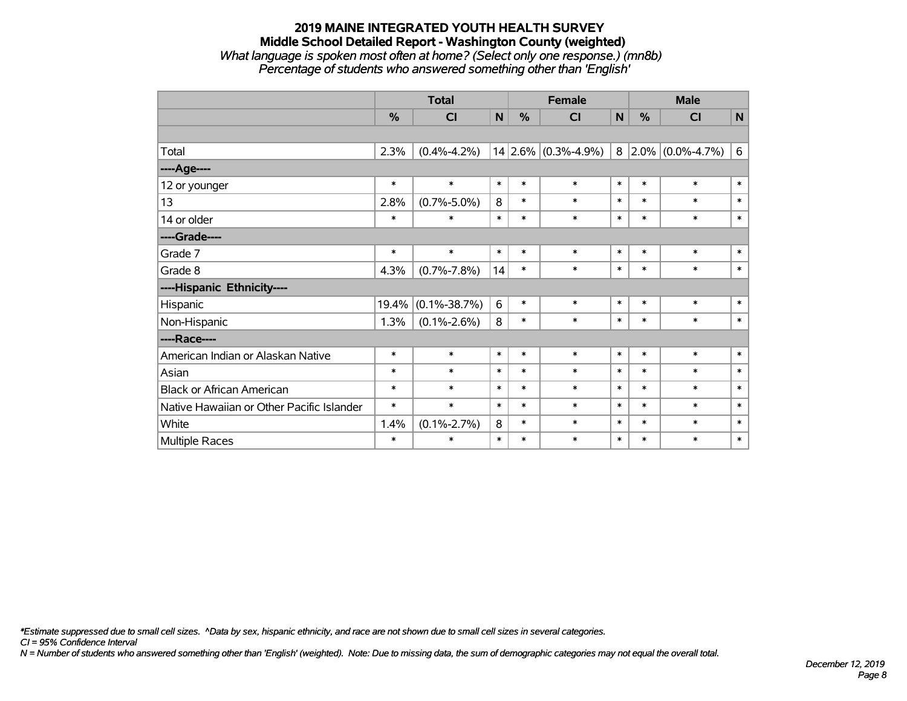# 2019 MAINE INTEGRATED YOUTH HEALTH SURVEY

## Middle School Detailed Report - Washington County (weighted)

*What language is spoken most often at home? (Select only one response.) (mn8b)*

*Percentage of students who answered something other than 'English'*

| | Total | | | Female | | | Male | | |
|---|---|---|---|---|---|---|---|---|---|
| | % | CI | N | % | CI | N | % | CI | N |
| | | | | | | | | | |
| Total | 2.3% | (0.4%-4.2%) | 14 | 2.6% | (0.3%-4.9%) | 8 | 2.0% | (0.0%-4.7%) | 6 |
| ----Age---- | | | | | | | | | |
| 12 or younger | * | * | * | * | * | * | * | * | * |
| 13 | 2.8% | (0.7%-5.0%) | 8 | * | * | * | * | * | * |
| 14 or older | * | * | * | * | * | * | * | * | * |
| ----Grade---- | | | | | | | | | |
| Grade 7 | * | * | * | * | * | * | * | * | * |
| Grade 8 | 4.3% | (0.7%-7.8%) | 14 | * | * | * | * | * | * |
| ----Hispanic Ethnicity---- | | | | | | | | | |
| Hispanic | 19.4% | (0.1%-38.7%) | 6 | * | * | * | * | * | * |
| Non-Hispanic | 1.3% | (0.1%-2.6%) | 8 | * | * | * | * | * | * |
| ----Race---- | | | | | | | | | |
| American Indian or Alaskan Native | * | * | * | * | * | * | * | * | * |
| Asian | * | * | * | * | * | * | * | * | * |
| Black or African American | * | * | * | * | * | * | * | * | * |
| Native Hawaiian or Other Pacific Islander | * | * | * | * | * | * | * | * | * |
| White | 1.4% | (0.1%-2.7%) | 8 | * | * | * | * | * | * |
| Multiple Races | * | * | * | * | * | * | * | * | * |

*\*Estimate suppressed due to small cell sizes. ^Data by sex, hispanic ethnicity, and race are not shown due to small cell sizes in several categories.*

*CI = 95% Confidence Interval*

*N = Number of students who answered something other than 'English' (weighted). Note: Due to missing data, the sum of demographic categories may not equal the overall total.*

*December 12, 2019*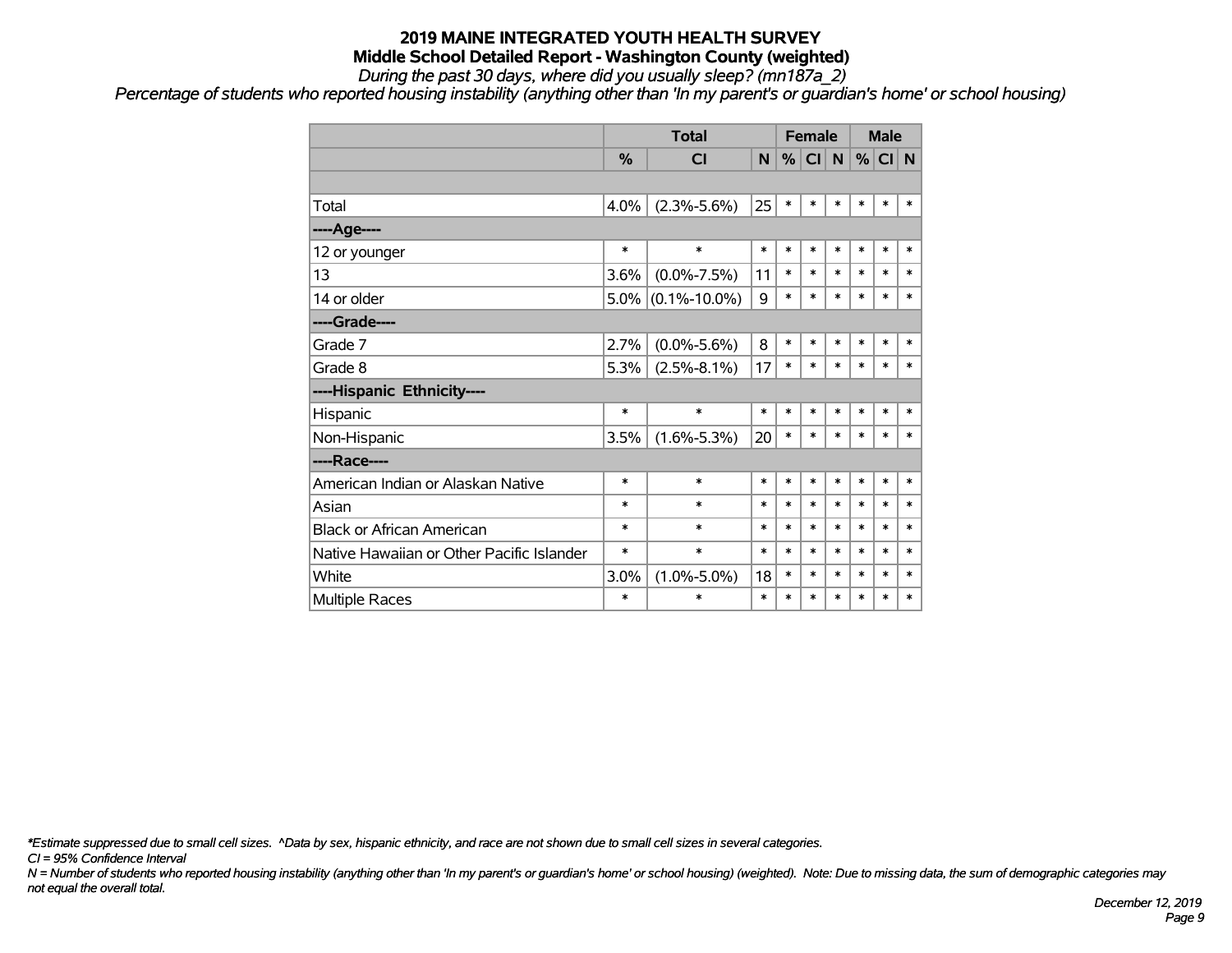# 2019 MAINE INTEGRATED YOUTH HEALTH SURVEY
## Middle School Detailed Report - Washington County (weighted)
*During the past 30 days, where did you usually sleep? (mn187a_2)*
*Percentage of students who reported housing instability (anything other than 'In my parent's or guardian's home' or school housing)*

| | Total | | | Female | | | Male | | |
|---|---|---|---|---|---|---|---|---|---|
| | % | CI | N | % | CI | N | % | CI | N |
| | | | | | | | | | |
| Total | 4.0% | (2.3%-5.6%) | 25 | * | * | * | * | * | * |
| ----Age---- | | | | | | | | | |
| 12 or younger | * | * | * | * | * | * | * | * | * |
| 13 | 3.6% | (0.0%-7.5%) | 11 | * | * | * | * | * | * |
| 14 or older | 5.0% | (0.1%-10.0%) | 9 | * | * | * | * | * | * |
| ----Grade---- | | | | | | | | | |
| Grade 7 | 2.7% | (0.0%-5.6%) | 8 | * | * | * | * | * | * |
| Grade 8 | 5.3% | (2.5%-8.1%) | 17 | * | * | * | * | * | * |
| ----Hispanic Ethnicity---- | | | | | | | | | |
| Hispanic | * | * | * | * | * | * | * | * | * |
| Non-Hispanic | 3.5% | (1.6%-5.3%) | 20 | * | * | * | * | * | * |
| ----Race---- | | | | | | | | | |
| American Indian or Alaskan Native | * | * | * | * | * | * | * | * | * |
| Asian | * | * | * | * | * | * | * | * | * |
| Black or African American | * | * | * | * | * | * | * | * | * |
| Native Hawaiian or Other Pacific Islander | * | * | * | * | * | * | * | * | * |
| White | 3.0% | (1.0%-5.0%) | 18 | * | * | * | * | * | * |
| Multiple Races | * | * | * | * | * | * | * | * | * |

*\*Estimate suppressed due to small cell sizes. ^Data by sex, hispanic ethnicity, and race are not shown due to small cell sizes in several categories.*
*CI = 95% Confidence Interval*
*N = Number of students who reported housing instability (anything other than 'In my parent's or guardian's home' or school housing) (weighted). Note: Due to missing data, the sum of demographic categories may not equal the overall total.*

*December 12, 2019*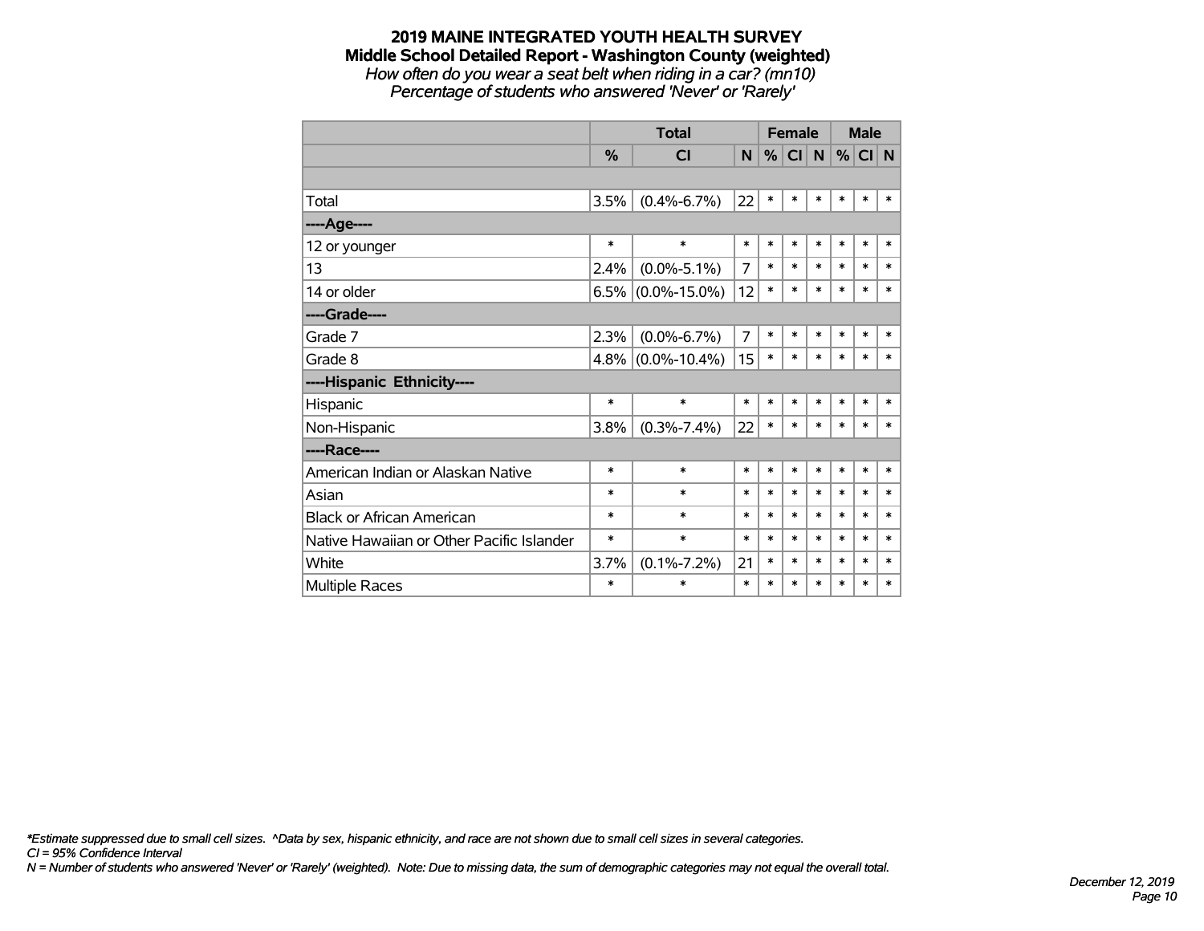# 2019 MAINE INTEGRATED YOUTH HEALTH SURVEY

## Middle School Detailed Report - Washington County (weighted)

*How often do you wear a seat belt when riding in a car? (mn10)*

*Percentage of students who answered 'Never' or 'Rarely'*

| | Total | | | Female | | | Male | | |
|---|---|---|---|---|---|---|---|---|---|
| | % | CI | N | % | CI | N | % | CI | N |
| Total | 3.5% | (0.4%-6.7%) | 22 | * | * | * | * | * | * |
| ----Age---- | | | | | | | | | |
| 12 or younger | * | * | * | * | * | * | * | * | * |
| 13 | 2.4% | (0.0%-5.1%) | 7 | * | * | * | * | * | * |
| 14 or older | 6.5% | (0.0%-15.0%) | 12 | * | * | * | * | * | * |
| ----Grade---- | | | | | | | | | |
| Grade 7 | 2.3% | (0.0%-6.7%) | 7 | * | * | * | * | * | * |
| Grade 8 | 4.8% | (0.0%-10.4%) | 15 | * | * | * | * | * | * |
| ----Hispanic Ethnicity---- | | | | | | | | | |
| Hispanic | * | * | * | * | * | * | * | * | * |
| Non-Hispanic | 3.8% | (0.3%-7.4%) | 22 | * | * | * | * | * | * |
| ----Race---- | | | | | | | | | |
| American Indian or Alaskan Native | * | * | * | * | * | * | * | * | * |
| Asian | * | * | * | * | * | * | * | * | * |
| Black or African American | * | * | * | * | * | * | * | * | * |
| Native Hawaiian or Other Pacific Islander | * | * | * | * | * | * | * | * | * |
| White | 3.7% | (0.1%-7.2%) | 21 | * | * | * | * | * | * |
| Multiple Races | * | * | * | * | * | * | * | * | * |

*\*Estimate suppressed due to small cell sizes. ^Data by sex, hispanic ethnicity, and race are not shown due to small cell sizes in several categories.*

*CI = 95% Confidence Interval*

*N = Number of students who answered 'Never' or 'Rarely' (weighted). Note: Due to missing data, the sum of demographic categories may not equal the overall total.*

*December 12, 2019*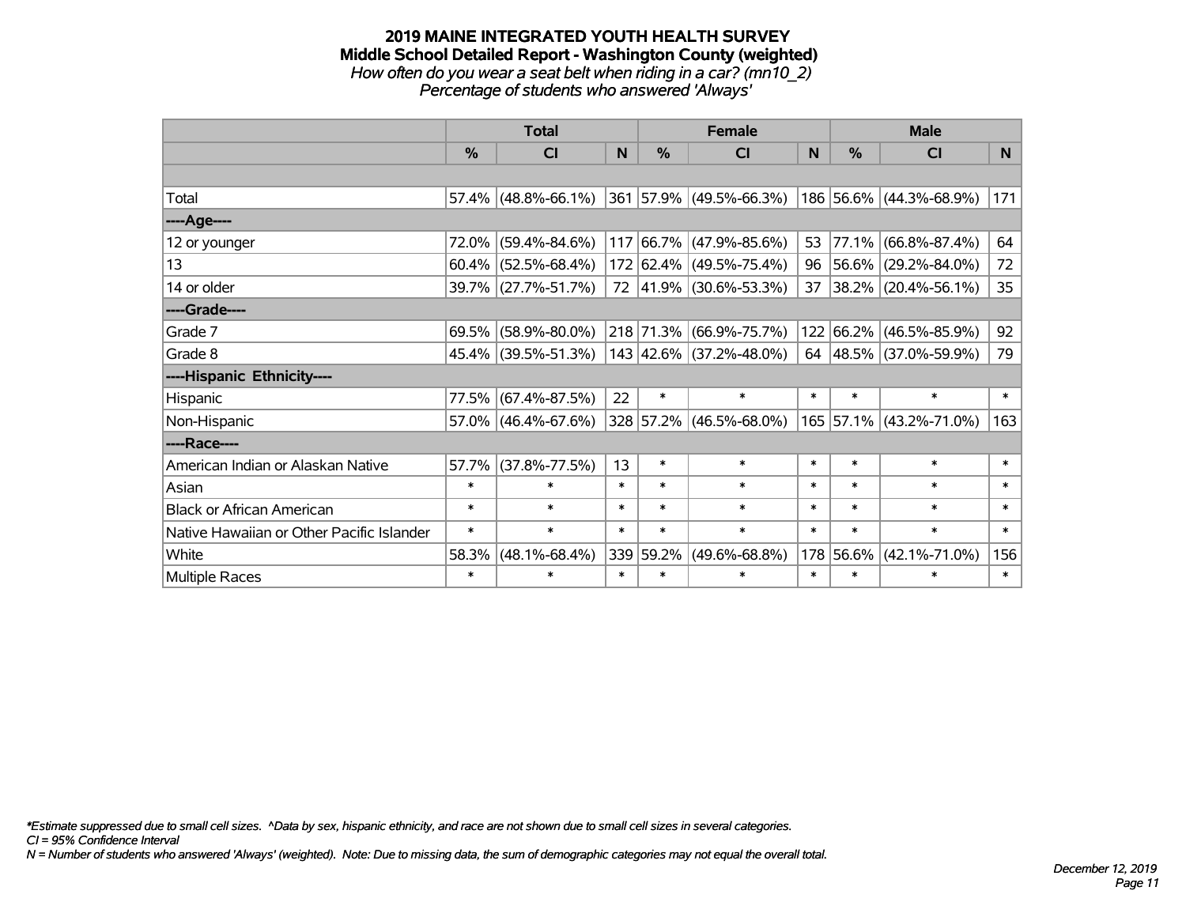# 2019 MAINE INTEGRATED YOUTH HEALTH SURVEY
## Middle School Detailed Report - Washington County (weighted)
*How often do you wear a seat belt when riding in a car? (mn10_2)*
*Percentage of students who answered 'Always'*

| | Total | | | Female | | | Male | | |
|---|---|---|---|---|---|---|---|---|---|
| | % | CI | N | % | CI | N | % | CI | N |
| Total | 57.4% | (48.8%-66.1%) | 361 | 57.9% | (49.5%-66.3%) | 186 | 56.6% | (44.3%-68.9%) | 171 |
| ----Age---- | | | | | | | | | |
| 12 or younger | 72.0% | (59.4%-84.6%) | 117 | 66.7% | (47.9%-85.6%) | 53 | 77.1% | (66.8%-87.4%) | 64 |
| 13 | 60.4% | (52.5%-68.4%) | 172 | 62.4% | (49.5%-75.4%) | 96 | 56.6% | (29.2%-84.0%) | 72 |
| 14 or older | 39.7% | (27.7%-51.7%) | 72 | 41.9% | (30.6%-53.3%) | 37 | 38.2% | (20.4%-56.1%) | 35 |
| ----Grade---- | | | | | | | | | |
| Grade 7 | 69.5% | (58.9%-80.0%) | 218 | 71.3% | (66.9%-75.7%) | 122 | 66.2% | (46.5%-85.9%) | 92 |
| Grade 8 | 45.4% | (39.5%-51.3%) | 143 | 42.6% | (37.2%-48.0%) | 64 | 48.5% | (37.0%-59.9%) | 79 |
| ----Hispanic Ethnicity---- | | | | | | | | | |
| Hispanic | 77.5% | (67.4%-87.5%) | 22 | * | * | * | * | * | * |
| Non-Hispanic | 57.0% | (46.4%-67.6%) | 328 | 57.2% | (46.5%-68.0%) | 165 | 57.1% | (43.2%-71.0%) | 163 |
| ----Race---- | | | | | | | | | |
| American Indian or Alaskan Native | 57.7% | (37.8%-77.5%) | 13 | * | * | * | * | * | * |
| Asian | * | * | * | * | * | * | * | * | * |
| Black or African American | * | * | * | * | * | * | * | * | * |
| Native Hawaiian or Other Pacific Islander | * | * | * | * | * | * | * | * | * |
| White | 58.3% | (48.1%-68.4%) | 339 | 59.2% | (49.6%-68.8%) | 178 | 56.6% | (42.1%-71.0%) | 156 |
| Multiple Races | * | * | * | * | * | * | * | * | * |

*\*Estimate suppressed due to small cell sizes. ^Data by sex, hispanic ethnicity, and race are not shown due to small cell sizes in several categories.*
*CI = 95% Confidence Interval*
*N = Number of students who answered 'Always' (weighted). Note: Due to missing data, the sum of demographic categories may not equal the overall total.*

*December 12, 2019*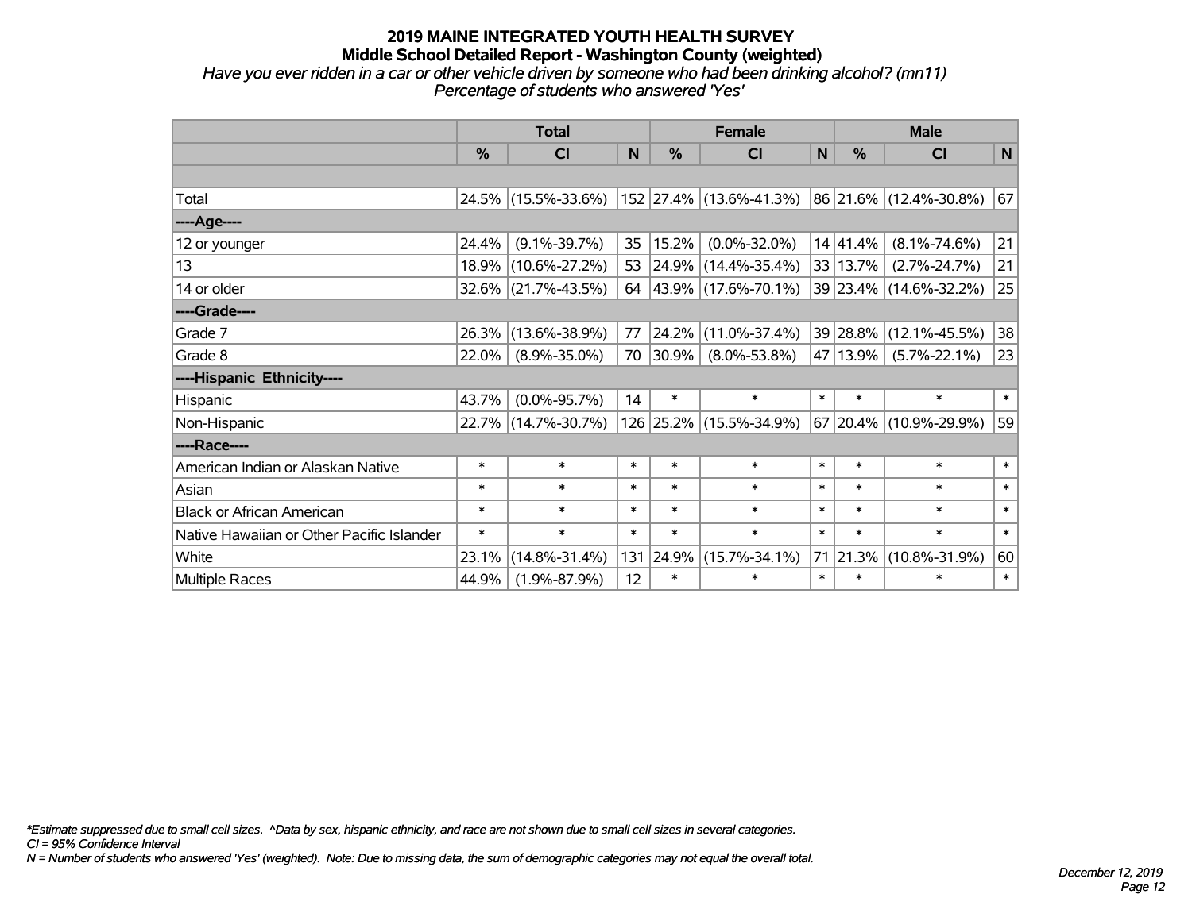# 2019 MAINE INTEGRATED YOUTH HEALTH SURVEY
## Middle School Detailed Report - Washington County (weighted)
*Have you ever ridden in a car or other vehicle driven by someone who had been drinking alcohol? (mn11)*
*Percentage of students who answered 'Yes'*

| | Total | | | Female | | | Male | | |
|---|---|---|---|---|---|---|---|---|---|
| | % | CI | N | % | CI | N | % | CI | N |
| | | | | | | | | | |
| Total | 24.5% | (15.5%-33.6%) | 152 | 27.4% | (13.6%-41.3%) | 86 | 21.6% | (12.4%-30.8%) | 67 |
| ----Age---- | | | | | | | | | |
| 12 or younger | 24.4% | (9.1%-39.7%) | 35 | 15.2% | (0.0%-32.0%) | 14 | 41.4% | (8.1%-74.6%) | 21 |
| 13 | 18.9% | (10.6%-27.2%) | 53 | 24.9% | (14.4%-35.4%) | 33 | 13.7% | (2.7%-24.7%) | 21 |
| 14 or older | 32.6% | (21.7%-43.5%) | 64 | 43.9% | (17.6%-70.1%) | 39 | 23.4% | (14.6%-32.2%) | 25 |
| ----Grade---- | | | | | | | | | |
| Grade 7 | 26.3% | (13.6%-38.9%) | 77 | 24.2% | (11.0%-37.4%) | 39 | 28.8% | (12.1%-45.5%) | 38 |
| Grade 8 | 22.0% | (8.9%-35.0%) | 70 | 30.9% | (8.0%-53.8%) | 47 | 13.9% | (5.7%-22.1%) | 23 |
| ----Hispanic Ethnicity---- | | | | | | | | | |
| Hispanic | 43.7% | (0.0%-95.7%) | 14 | * | * | * | * | * | * |
| Non-Hispanic | 22.7% | (14.7%-30.7%) | 126 | 25.2% | (15.5%-34.9%) | 67 | 20.4% | (10.9%-29.9%) | 59 |
| ----Race---- | | | | | | | | | |
| American Indian or Alaskan Native | * | * | * | * | * | * | * | * | * |
| Asian | * | * | * | * | * | * | * | * | * |
| Black or African American | * | * | * | * | * | * | * | * | * |
| Native Hawaiian or Other Pacific Islander | * | * | * | * | * | * | * | * | * |
| White | 23.1% | (14.8%-31.4%) | 131 | 24.9% | (15.7%-34.1%) | 71 | 21.3% | (10.8%-31.9%) | 60 |
| Multiple Races | 44.9% | (1.9%-87.9%) | 12 | * | * | * | * | * | * |

*\*Estimate suppressed due to small cell sizes. ^Data by sex, hispanic ethnicity, and race are not shown due to small cell sizes in several categories.*
*CI = 95% Confidence Interval*
*N = Number of students who answered 'Yes' (weighted). Note: Due to missing data, the sum of demographic categories may not equal the overall total.*

*December 12, 2019*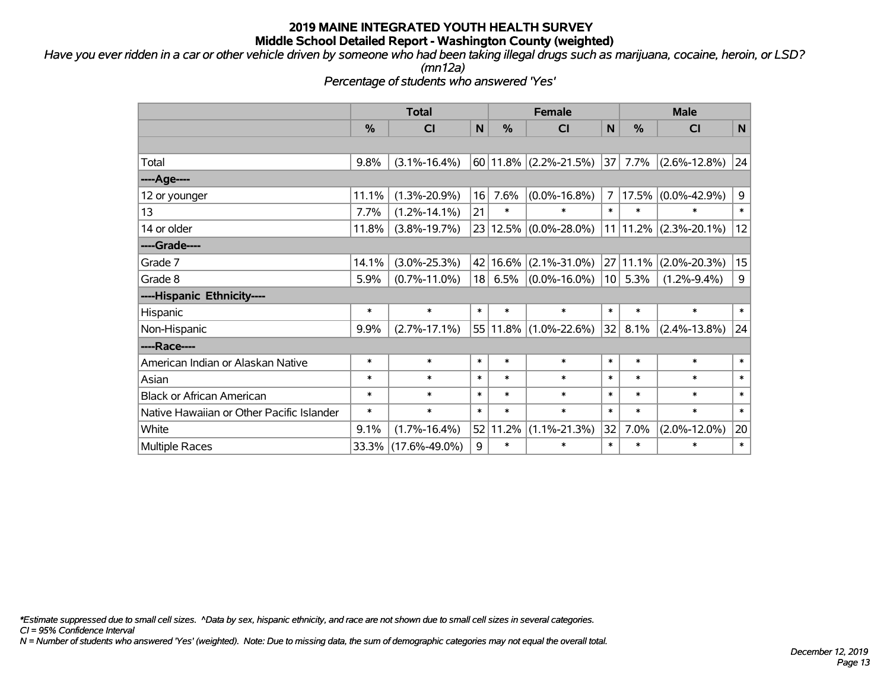# 2019 MAINE INTEGRATED YOUTH HEALTH SURVEY
## Middle School Detailed Report - Washington County (weighted)

*Have you ever ridden in a car or other vehicle driven by someone who had been taking illegal drugs such as marijuana, cocaine, heroin, or LSD? (mn12a)*

*Percentage of students who answered 'Yes'*

| | Total | | | Female | | | Male | | |
|---|---|---|---|---|---|---|---|---|---|
| | % | CI | N | % | CI | N | % | CI | N |
| Total | 9.8% | (3.1%-16.4%) | 60 | 11.8% | (2.2%-21.5%) | 37 | 7.7% | (2.6%-12.8%) | 24 |
| ----Age---- | | | | | | | | | |
| 12 or younger | 11.1% | (1.3%-20.9%) | 16 | 7.6% | (0.0%-16.8%) | 7 | 17.5% | (0.0%-42.9%) | 9 |
| 13 | 7.7% | (1.2%-14.1%) | 21 | * | * | * | * | * | * |
| 14 or older | 11.8% | (3.8%-19.7%) | 23 | 12.5% | (0.0%-28.0%) | 11 | 11.2% | (2.3%-20.1%) | 12 |
| ----Grade---- | | | | | | | | | |
| Grade 7 | 14.1% | (3.0%-25.3%) | 42 | 16.6% | (2.1%-31.0%) | 27 | 11.1% | (2.0%-20.3%) | 15 |
| Grade 8 | 5.9% | (0.7%-11.0%) | 18 | 6.5% | (0.0%-16.0%) | 10 | 5.3% | (1.2%-9.4%) | 9 |
| ----Hispanic Ethnicity---- | | | | | | | | | |
| Hispanic | * | * | * | * | * | * | * | * | * |
| Non-Hispanic | 9.9% | (2.7%-17.1%) | 55 | 11.8% | (1.0%-22.6%) | 32 | 8.1% | (2.4%-13.8%) | 24 |
| ----Race---- | | | | | | | | | |
| American Indian or Alaskan Native | * | * | * | * | * | * | * | * | * |
| Asian | * | * | * | * | * | * | * | * | * |
| Black or African American | * | * | * | * | * | * | * | * | * |
| Native Hawaiian or Other Pacific Islander | * | * | * | * | * | * | * | * | * |
| White | 9.1% | (1.7%-16.4%) | 52 | 11.2% | (1.1%-21.3%) | 32 | 7.0% | (2.0%-12.0%) | 20 |
| Multiple Races | 33.3% | (17.6%-49.0%) | 9 | * | * | * | * | * | * |

*\*Estimate suppressed due to small cell sizes. ^Data by sex, hispanic ethnicity, and race are not shown due to small cell sizes in several categories.*
*CI = 95% Confidence Interval*
*N = Number of students who answered 'Yes' (weighted). Note: Due to missing data, the sum of demographic categories may not equal the overall total.*

*December 12, 2019*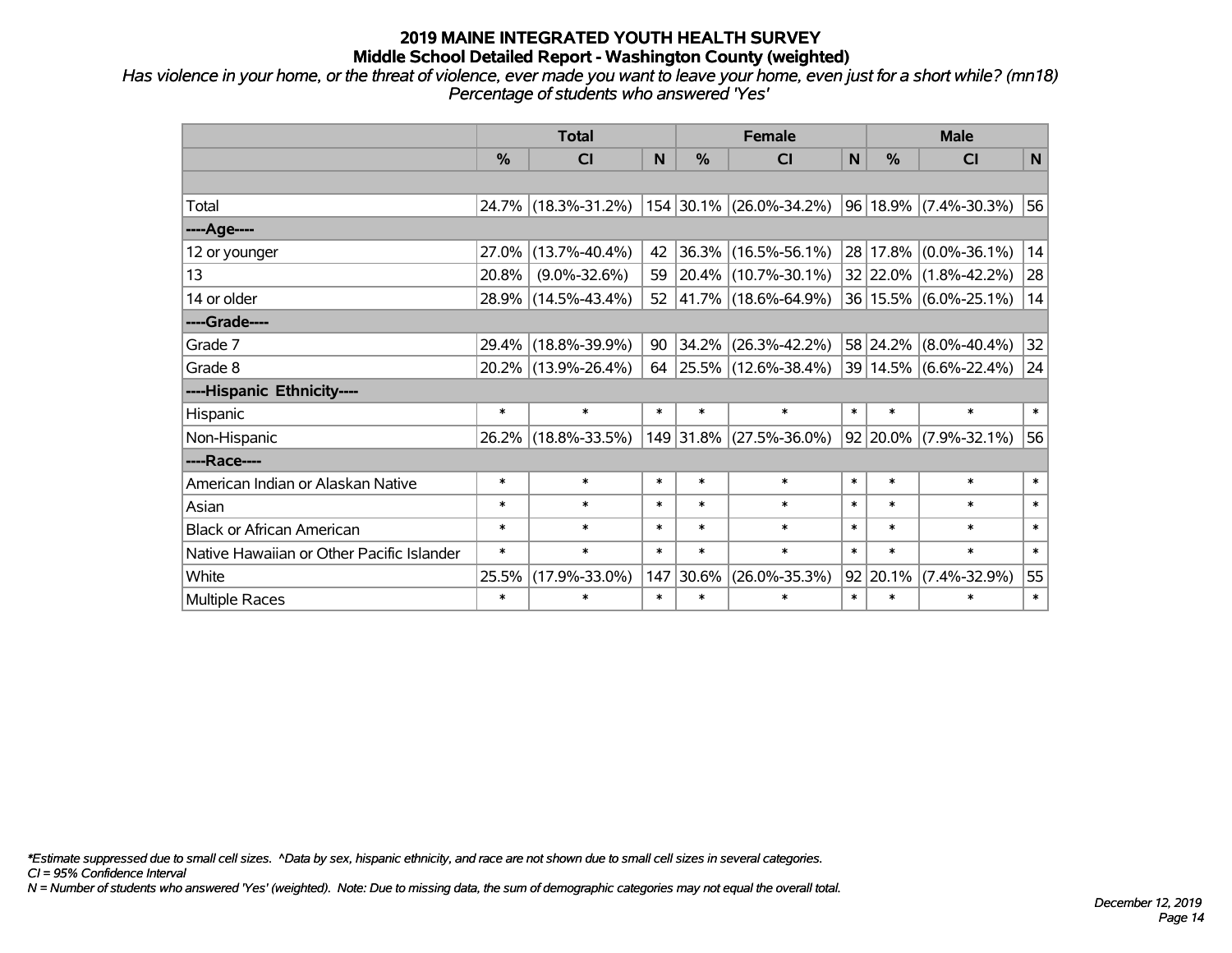# 2019 MAINE INTEGRATED YOUTH HEALTH SURVEY
## Middle School Detailed Report - Washington County (weighted)

*Has violence in your home, or the threat of violence, ever made you want to leave your home, even just for a short while? (mn18)*
*Percentage of students who answered 'Yes'*

| | Total | | | Female | | | Male | | |
|---|---|---|---|---|---|---|---|---|---|
| | % | CI | N | % | CI | N | % | CI | N |
| Total | 24.7% | (18.3%-31.2%) | 154 | 30.1% | (26.0%-34.2%) | 96 | 18.9% | (7.4%-30.3%) | 56 |
| ----Age---- | | | | | | | | | |
| 12 or younger | 27.0% | (13.7%-40.4%) | 42 | 36.3% | (16.5%-56.1%) | 28 | 17.8% | (0.0%-36.1%) | 14 |
| 13 | 20.8% | (9.0%-32.6%) | 59 | 20.4% | (10.7%-30.1%) | 32 | 22.0% | (1.8%-42.2%) | 28 |
| 14 or older | 28.9% | (14.5%-43.4%) | 52 | 41.7% | (18.6%-64.9%) | 36 | 15.5% | (6.0%-25.1%) | 14 |
| ----Grade---- | | | | | | | | | |
| Grade 7 | 29.4% | (18.8%-39.9%) | 90 | 34.2% | (26.3%-42.2%) | 58 | 24.2% | (8.0%-40.4%) | 32 |
| Grade 8 | 20.2% | (13.9%-26.4%) | 64 | 25.5% | (12.6%-38.4%) | 39 | 14.5% | (6.6%-22.4%) | 24 |
| ----Hispanic Ethnicity---- | | | | | | | | | |
| Hispanic | * | * | * | * | * | * | * | * | * |
| Non-Hispanic | 26.2% | (18.8%-33.5%) | 149 | 31.8% | (27.5%-36.0%) | 92 | 20.0% | (7.9%-32.1%) | 56 |
| ----Race---- | | | | | | | | | |
| American Indian or Alaskan Native | * | * | * | * | * | * | * | * | * |
| Asian | * | * | * | * | * | * | * | * | * |
| Black or African American | * | * | * | * | * | * | * | * | * |
| Native Hawaiian or Other Pacific Islander | * | * | * | * | * | * | * | * | * |
| White | 25.5% | (17.9%-33.0%) | 147 | 30.6% | (26.0%-35.3%) | 92 | 20.1% | (7.4%-32.9%) | 55 |
| Multiple Races | * | * | * | * | * | * | * | * | * |

*\*Estimate suppressed due to small cell sizes. ^Data by sex, hispanic ethnicity, and race are not shown due to small cell sizes in several categories.*
*CI = 95% Confidence Interval*
*N = Number of students who answered 'Yes' (weighted). Note: Due to missing data, the sum of demographic categories may not equal the overall total.*

*December 12, 2019*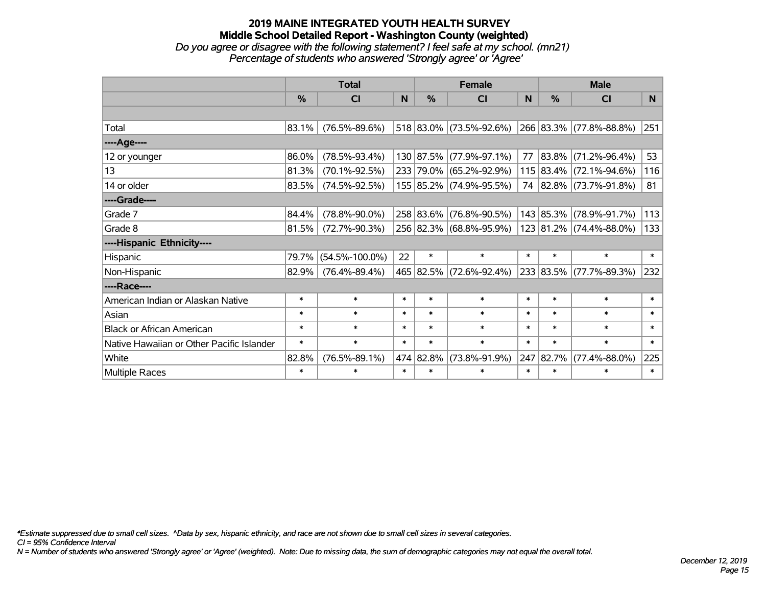# 2019 MAINE INTEGRATED YOUTH HEALTH SURVEY

## Middle School Detailed Report - Washington County (weighted)

*Do you agree or disagree with the following statement? I feel safe at my school. (mn21)*

*Percentage of students who answered 'Strongly agree' or 'Agree'*

| | Total | | | Female | | | Male | | |
|---|---|---|---|---|---|---|---|---|---|
| | % | CI | N | % | CI | N | % | CI | N |
| Total | 83.1% | (76.5%-89.6%) | 518 | 83.0% | (73.5%-92.6%) | 266 | 83.3% | (77.8%-88.8%) | 251 |
| **----Age----** | | | | | | | | | |
| 12 or younger | 86.0% | (78.5%-93.4%) | 130 | 87.5% | (77.9%-97.1%) | 77 | 83.8% | (71.2%-96.4%) | 53 |
| 13 | 81.3% | (70.1%-92.5%) | 233 | 79.0% | (65.2%-92.9%) | 115 | 83.4% | (72.1%-94.6%) | 116 |
| 14 or older | 83.5% | (74.5%-92.5%) | 155 | 85.2% | (74.9%-95.5%) | 74 | 82.8% | (73.7%-91.8%) | 81 |
| **----Grade----** | | | | | | | | | |
| Grade 7 | 84.4% | (78.8%-90.0%) | 258 | 83.6% | (76.8%-90.5%) | 143 | 85.3% | (78.9%-91.7%) | 113 |
| Grade 8 | 81.5% | (72.7%-90.3%) | 256 | 82.3% | (68.8%-95.9%) | 123 | 81.2% | (74.4%-88.0%) | 133 |
| **----Hispanic Ethnicity----** | | | | | | | | | |
| Hispanic | 79.7% | (54.5%-100.0%) | 22 | * | * | * | * | * | * |
| Non-Hispanic | 82.9% | (76.4%-89.4%) | 465 | 82.5% | (72.6%-92.4%) | 233 | 83.5% | (77.7%-89.3%) | 232 |
| **----Race----** | | | | | | | | | |
| American Indian or Alaskan Native | * | * | * | * | * | * | * | * | * |
| Asian | * | * | * | * | * | * | * | * | * |
| Black or African American | * | * | * | * | * | * | * | * | * |
| Native Hawaiian or Other Pacific Islander | * | * | * | * | * | * | * | * | * |
| White | 82.8% | (76.5%-89.1%) | 474 | 82.8% | (73.8%-91.9%) | 247 | 82.7% | (77.4%-88.0%) | 225 |
| Multiple Races | * | * | * | * | * | * | * | * | * |

*\*Estimate suppressed due to small cell sizes. ^Data by sex, hispanic ethnicity, and race are not shown due to small cell sizes in several categories.*

*CI = 95% Confidence Interval*

*N = Number of students who answered 'Strongly agree' or 'Agree' (weighted). Note: Due to missing data, the sum of demographic categories may not equal the overall total.*

*December 12, 2019*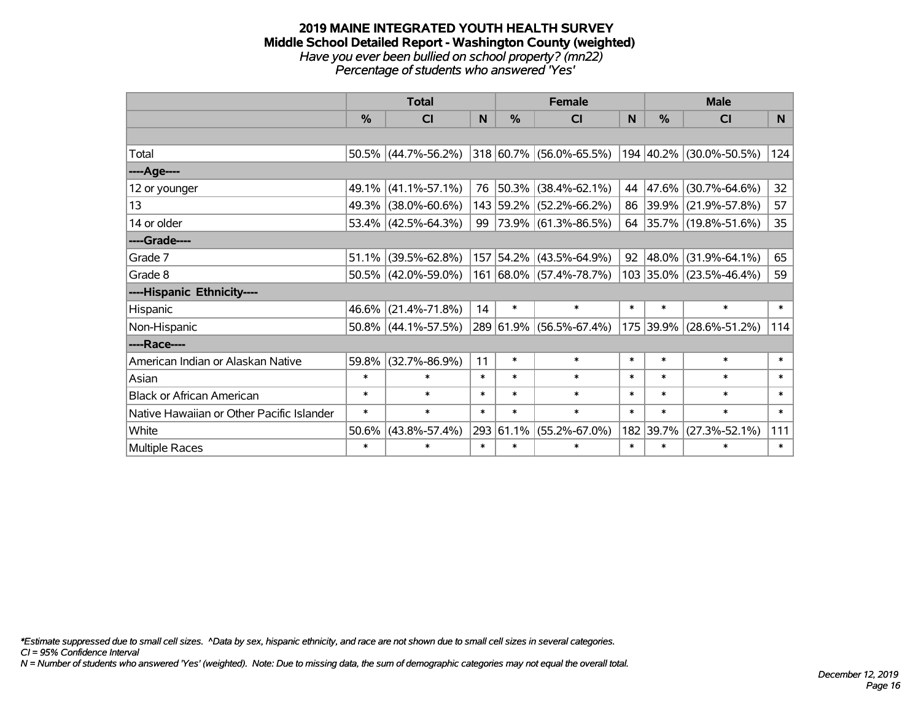# 2019 MAINE INTEGRATED YOUTH HEALTH SURVEY
## Middle School Detailed Report - Washington County (weighted)
*Have you ever been bullied on school property? (mn22)*
*Percentage of students who answered 'Yes'*

| | Total | | | Female | | | Male | | |
|---|---|---|---|---|---|---|---|---|---|
| | % | CI | N | % | CI | N | % | CI | N |
| Total | 50.5% | (44.7%-56.2%) | 318 | 60.7% | (56.0%-65.5%) | 194 | 40.2% | (30.0%-50.5%) | 124 |
| ----Age---- | | | | | | | | | |
| 12 or younger | 49.1% | (41.1%-57.1%) | 76 | 50.3% | (38.4%-62.1%) | 44 | 47.6% | (30.7%-64.6%) | 32 |
| 13 | 49.3% | (38.0%-60.6%) | 143 | 59.2% | (52.2%-66.2%) | 86 | 39.9% | (21.9%-57.8%) | 57 |
| 14 or older | 53.4% | (42.5%-64.3%) | 99 | 73.9% | (61.3%-86.5%) | 64 | 35.7% | (19.8%-51.6%) | 35 |
| ----Grade---- | | | | | | | | | |
| Grade 7 | 51.1% | (39.5%-62.8%) | 157 | 54.2% | (43.5%-64.9%) | 92 | 48.0% | (31.9%-64.1%) | 65 |
| Grade 8 | 50.5% | (42.0%-59.0%) | 161 | 68.0% | (57.4%-78.7%) | 103 | 35.0% | (23.5%-46.4%) | 59 |
| ----Hispanic Ethnicity---- | | | | | | | | | |
| Hispanic | 46.6% | (21.4%-71.8%) | 14 | * | * | * | * | * | * |
| Non-Hispanic | 50.8% | (44.1%-57.5%) | 289 | 61.9% | (56.5%-67.4%) | 175 | 39.9% | (28.6%-51.2%) | 114 |
| ----Race---- | | | | | | | | | |
| American Indian or Alaskan Native | 59.8% | (32.7%-86.9%) | 11 | * | * | * | * | * | * |
| Asian | * | * | * | * | * | * | * | * | * |
| Black or African American | * | * | * | * | * | * | * | * | * |
| Native Hawaiian or Other Pacific Islander | * | * | * | * | * | * | * | * | * |
| White | 50.6% | (43.8%-57.4%) | 293 | 61.1% | (55.2%-67.0%) | 182 | 39.7% | (27.3%-52.1%) | 111 |
| Multiple Races | * | * | * | * | * | * | * | * | * |

*\*Estimate suppressed due to small cell sizes. ^Data by sex, hispanic ethnicity, and race are not shown due to small cell sizes in several categories.*
*CI = 95% Confidence Interval*
*N = Number of students who answered 'Yes' (weighted). Note: Due to missing data, the sum of demographic categories may not equal the overall total.*

*December 12, 2019*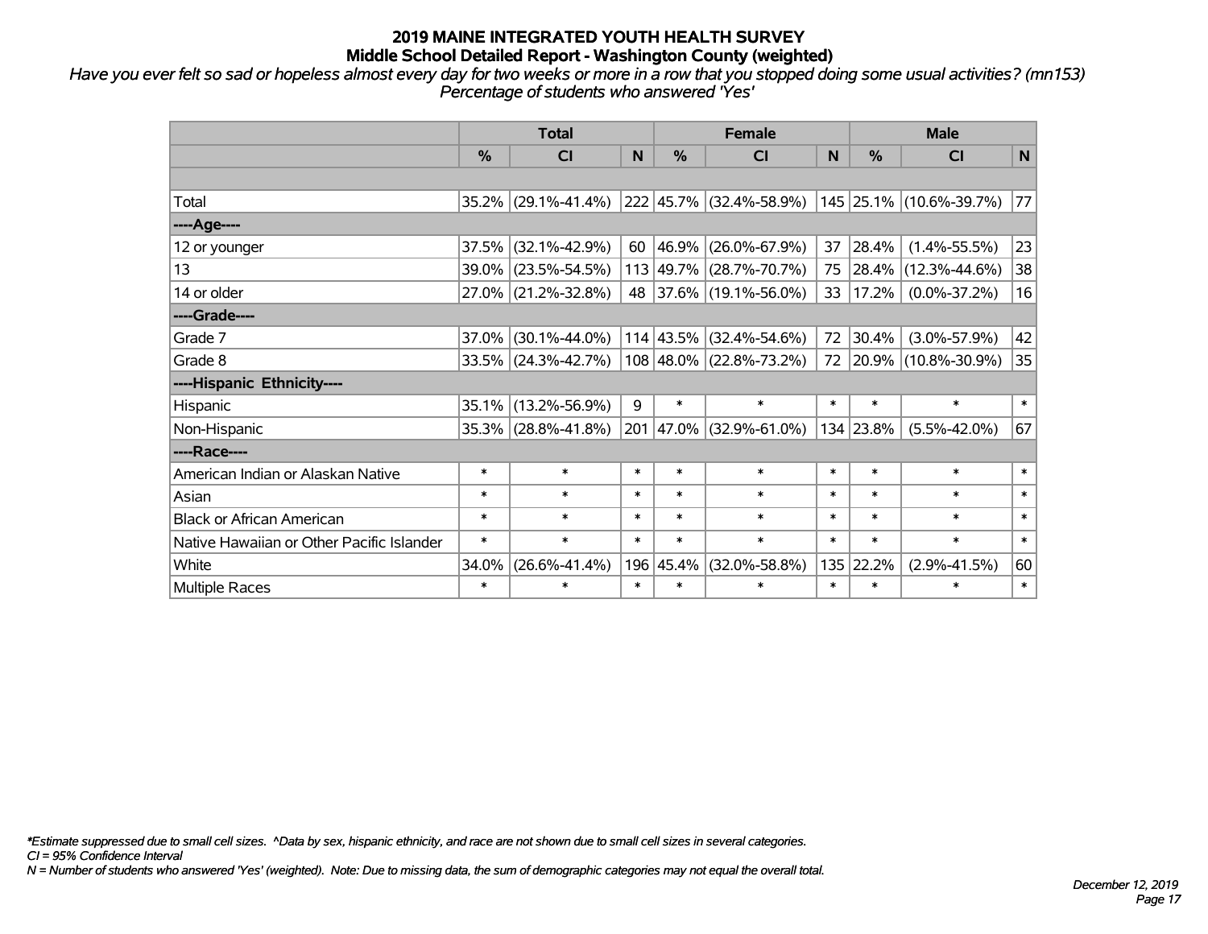# 2019 MAINE INTEGRATED YOUTH HEALTH SURVEY
## Middle School Detailed Report - Washington County (weighted)

*Have you ever felt so sad or hopeless almost every day for two weeks or more in a row that you stopped doing some usual activities? (mn153)*
*Percentage of students who answered 'Yes'*

| | Total | | | Female | | | Male | | |
|---|---|---|---|---|---|---|---|---|---|
| | % | CI | N | % | CI | N | % | CI | N |
| | | | | | | | | | |
| Total | 35.2% | (29.1%-41.4%) | 222 | 45.7% | (32.4%-58.9%) | 145 | 25.1% | (10.6%-39.7%) | 77 |
| ----Age---- | | | | | | | | | |
| 12 or younger | 37.5% | (32.1%-42.9%) | 60 | 46.9% | (26.0%-67.9%) | 37 | 28.4% | (1.4%-55.5%) | 23 |
| 13 | 39.0% | (23.5%-54.5%) | 113 | 49.7% | (28.7%-70.7%) | 75 | 28.4% | (12.3%-44.6%) | 38 |
| 14 or older | 27.0% | (21.2%-32.8%) | 48 | 37.6% | (19.1%-56.0%) | 33 | 17.2% | (0.0%-37.2%) | 16 |
| ----Grade---- | | | | | | | | | |
| Grade 7 | 37.0% | (30.1%-44.0%) | 114 | 43.5% | (32.4%-54.6%) | 72 | 30.4% | (3.0%-57.9%) | 42 |
| Grade 8 | 33.5% | (24.3%-42.7%) | 108 | 48.0% | (22.8%-73.2%) | 72 | 20.9% | (10.8%-30.9%) | 35 |
| ----Hispanic Ethnicity---- | | | | | | | | | |
| Hispanic | 35.1% | (13.2%-56.9%) | 9 | * | * | * | * | * | * |
| Non-Hispanic | 35.3% | (28.8%-41.8%) | 201 | 47.0% | (32.9%-61.0%) | 134 | 23.8% | (5.5%-42.0%) | 67 |
| ----Race---- | | | | | | | | | |
| American Indian or Alaskan Native | * | * | * | * | * | * | * | * | * |
| Asian | * | * | * | * | * | * | * | * | * |
| Black or African American | * | * | * | * | * | * | * | * | * |
| Native Hawaiian or Other Pacific Islander | * | * | * | * | * | * | * | * | * |
| White | 34.0% | (26.6%-41.4%) | 196 | 45.4% | (32.0%-58.8%) | 135 | 22.2% | (2.9%-41.5%) | 60 |
| Multiple Races | * | * | * | * | * | * | * | * | * |

*\*Estimate suppressed due to small cell sizes. ^Data by sex, hispanic ethnicity, and race are not shown due to small cell sizes in several categories.*
*CI = 95% Confidence Interval*
*N = Number of students who answered 'Yes' (weighted). Note: Due to missing data, the sum of demographic categories may not equal the overall total.*

*December 12, 2019*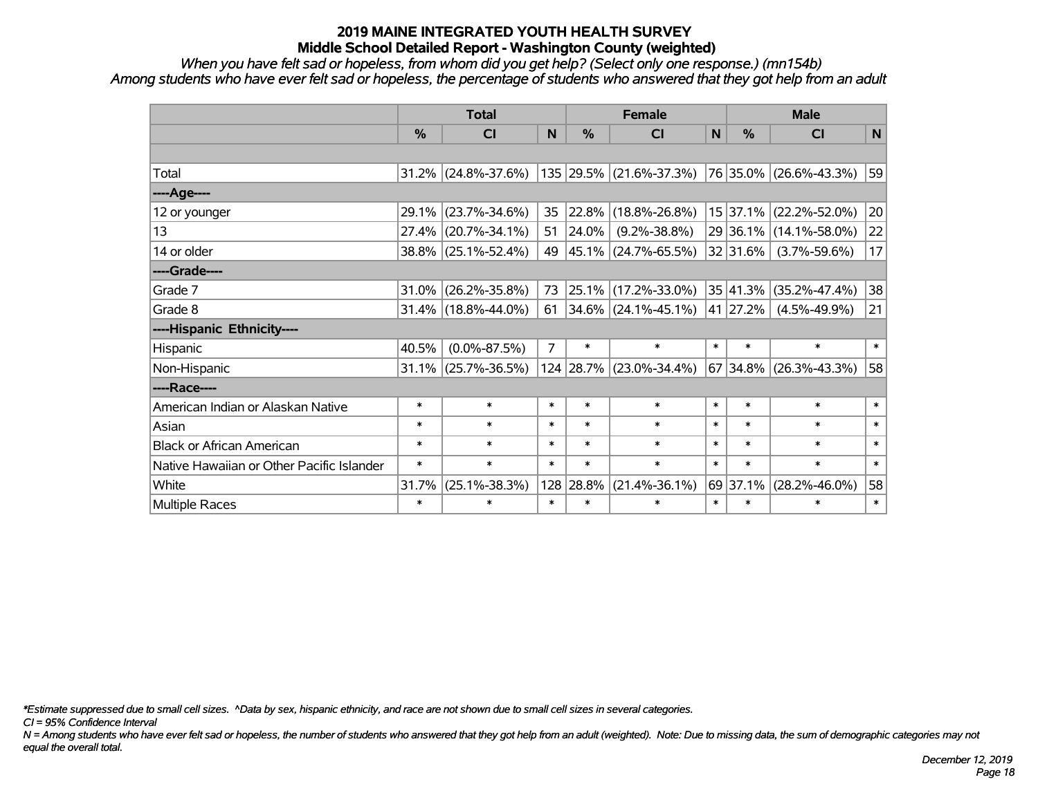# 2019 MAINE INTEGRATED YOUTH HEALTH SURVEY
## Middle School Detailed Report - Washington County (weighted)

*When you have felt sad or hopeless, from whom did you get help? (Select only one response.) (mn154b)*
*Among students who have ever felt sad or hopeless, the percentage of students who answered that they got help from an adult*

| | Total | | | Female | | | Male | | |
|---|---|---|---|---|---|---|---|---|---|
| | % | CI | N | % | CI | N | % | CI | N |
| | | | | | | | | | |
| Total | 31.2% | (24.8%-37.6%) | 135 | 29.5% | (21.6%-37.3%) | 76 | 35.0% | (26.6%-43.3%) | 59 |
| ----Age---- | | | | | | | | | |
| 12 or younger | 29.1% | (23.7%-34.6%) | 35 | 22.8% | (18.8%-26.8%) | 15 | 37.1% | (22.2%-52.0%) | 20 |
| 13 | 27.4% | (20.7%-34.1%) | 51 | 24.0% | (9.2%-38.8%) | 29 | 36.1% | (14.1%-58.0%) | 22 |
| 14 or older | 38.8% | (25.1%-52.4%) | 49 | 45.1% | (24.7%-65.5%) | 32 | 31.6% | (3.7%-59.6%) | 17 |
| ----Grade---- | | | | | | | | | |
| Grade 7 | 31.0% | (26.2%-35.8%) | 73 | 25.1% | (17.2%-33.0%) | 35 | 41.3% | (35.2%-47.4%) | 38 |
| Grade 8 | 31.4% | (18.8%-44.0%) | 61 | 34.6% | (24.1%-45.1%) | 41 | 27.2% | (4.5%-49.9%) | 21 |
| ----Hispanic Ethnicity---- | | | | | | | | | |
| Hispanic | 40.5% | (0.0%-87.5%) | 7 | * | * | * | * | * | * |
| Non-Hispanic | 31.1% | (25.7%-36.5%) | 124 | 28.7% | (23.0%-34.4%) | 67 | 34.8% | (26.3%-43.3%) | 58 |
| ----Race---- | | | | | | | | | |
| American Indian or Alaskan Native | * | * | * | * | * | * | * | * | * |
| Asian | * | * | * | * | * | * | * | * | * |
| Black or African American | * | * | * | * | * | * | * | * | * |
| Native Hawaiian or Other Pacific Islander | * | * | * | * | * | * | * | * | * |
| White | 31.7% | (25.1%-38.3%) | 128 | 28.8% | (21.4%-36.1%) | 69 | 37.1% | (28.2%-46.0%) | 58 |
| Multiple Races | * | * | * | * | * | * | * | * | * |

*\*Estimate suppressed due to small cell sizes. ^Data by sex, hispanic ethnicity, and race are not shown due to small cell sizes in several categories.*
*CI = 95% Confidence Interval*
*N = Among students who have ever felt sad or hopeless, the number of students who answered that they got help from an adult (weighted). Note: Due to missing data, the sum of demographic categories may not equal the overall total.*

*December 12, 2019*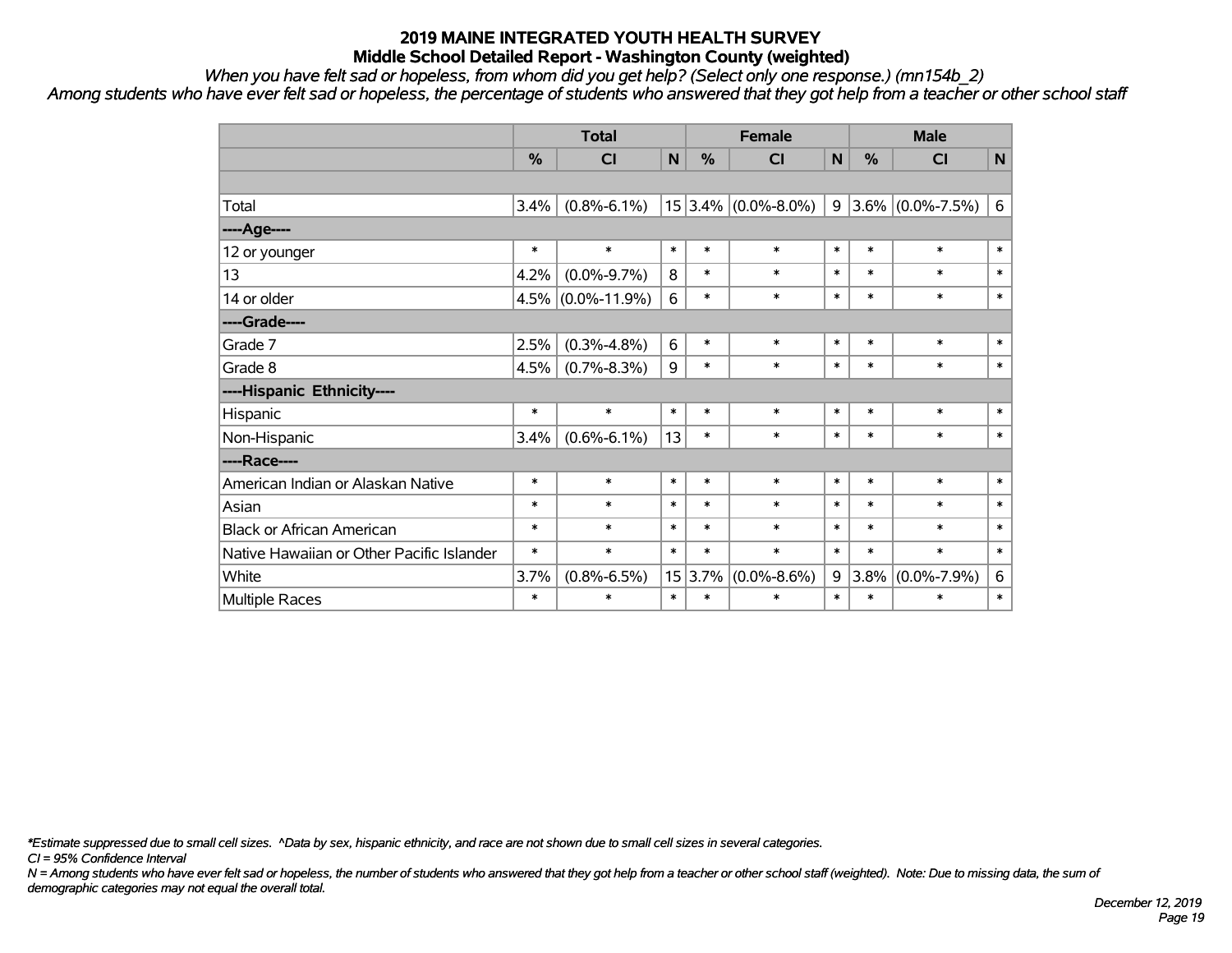# 2019 MAINE INTEGRATED YOUTH HEALTH SURVEY
## Middle School Detailed Report - Washington County (weighted)

*When you have felt sad or hopeless, from whom did you get help? (Select only one response.) (mn154b_2)*

*Among students who have ever felt sad or hopeless, the percentage of students who answered that they got help from a teacher or other school staff*

| | Total | | | Female | | | Male | | |
|---|---|---|---|---|---|---|---|---|---|
| | % | CI | N | % | CI | N | % | CI | N |
| | | | | | | | | | |
| Total | 3.4% | (0.8%-6.1%) | 15 | 3.4% | (0.0%-8.0%) | 9 | 3.6% | (0.0%-7.5%) | 6 |
| ----Age---- | | | | | | | | | |
| 12 or younger | * | * | * | * | * | * | * | * | * |
| 13 | 4.2% | (0.0%-9.7%) | 8 | * | * | * | * | * | * |
| 14 or older | 4.5% | (0.0%-11.9%) | 6 | * | * | * | * | * | * |
| ----Grade---- | | | | | | | | | |
| Grade 7 | 2.5% | (0.3%-4.8%) | 6 | * | * | * | * | * | * |
| Grade 8 | 4.5% | (0.7%-8.3%) | 9 | * | * | * | * | * | * |
| ----Hispanic Ethnicity---- | | | | | | | | | |
| Hispanic | * | * | * | * | * | * | * | * | * |
| Non-Hispanic | 3.4% | (0.6%-6.1%) | 13 | * | * | * | * | * | * |
| ----Race---- | | | | | | | | | |
| American Indian or Alaskan Native | * | * | * | * | * | * | * | * | * |
| Asian | * | * | * | * | * | * | * | * | * |
| Black or African American | * | * | * | * | * | * | * | * | * |
| Native Hawaiian or Other Pacific Islander | * | * | * | * | * | * | * | * | * |
| White | 3.7% | (0.8%-6.5%) | 15 | 3.7% | (0.0%-8.6%) | 9 | 3.8% | (0.0%-7.9%) | 6 |
| Multiple Races | * | * | * | * | * | * | * | * | * |

*\*Estimate suppressed due to small cell sizes. ^Data by sex, hispanic ethnicity, and race are not shown due to small cell sizes in several categories.*

*CI = 95% Confidence Interval*

*N = Among students who have ever felt sad or hopeless, the number of students who answered that they got help from a teacher or other school staff (weighted). Note: Due to missing data, the sum of demographic categories may not equal the overall total.*

*December 12, 2019*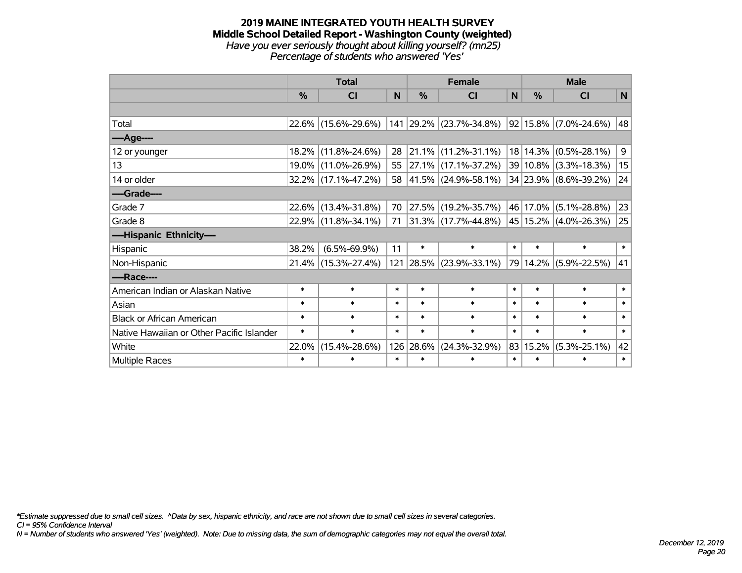# 2019 MAINE INTEGRATED YOUTH HEALTH SURVEY
## Middle School Detailed Report - Washington County (weighted)
*Have you ever seriously thought about killing yourself? (mn25)*
*Percentage of students who answered 'Yes'*

| | Total | | | Female | | | Male | | |
|---|---|---|---|---|---|---|---|---|---|
| | % | CI | N | % | CI | N | % | CI | N |
| | | | | | | | | | |
| Total | 22.6% | (15.6%-29.6%) | 141 | 29.2% | (23.7%-34.8%) | 92 | 15.8% | (7.0%-24.6%) | 48 |
| ----Age---- | | | | | | | | | |
| 12 or younger | 18.2% | (11.8%-24.6%) | 28 | 21.1% | (11.2%-31.1%) | 18 | 14.3% | (0.5%-28.1%) | 9 |
| 13 | 19.0% | (11.0%-26.9%) | 55 | 27.1% | (17.1%-37.2%) | 39 | 10.8% | (3.3%-18.3%) | 15 |
| 14 or older | 32.2% | (17.1%-47.2%) | 58 | 41.5% | (24.9%-58.1%) | 34 | 23.9% | (8.6%-39.2%) | 24 |
| ----Grade---- | | | | | | | | | |
| Grade 7 | 22.6% | (13.4%-31.8%) | 70 | 27.5% | (19.2%-35.7%) | 46 | 17.0% | (5.1%-28.8%) | 23 |
| Grade 8 | 22.9% | (11.8%-34.1%) | 71 | 31.3% | (17.7%-44.8%) | 45 | 15.2% | (4.0%-26.3%) | 25 |
| ----Hispanic Ethnicity---- | | | | | | | | | |
| Hispanic | 38.2% | (6.5%-69.9%) | 11 | * | * | * | * | * | * |
| Non-Hispanic | 21.4% | (15.3%-27.4%) | 121 | 28.5% | (23.9%-33.1%) | 79 | 14.2% | (5.9%-22.5%) | 41 |
| ----Race---- | | | | | | | | | |
| American Indian or Alaskan Native | * | * | * | * | * | * | * | * | * |
| Asian | * | * | * | * | * | * | * | * | * |
| Black or African American | * | * | * | * | * | * | * | * | * |
| Native Hawaiian or Other Pacific Islander | * | * | * | * | * | * | * | * | * |
| White | 22.0% | (15.4%-28.6%) | 126 | 28.6% | (24.3%-32.9%) | 83 | 15.2% | (5.3%-25.1%) | 42 |
| Multiple Races | * | * | * | * | * | * | * | * | * |

*\*Estimate suppressed due to small cell sizes. ^Data by sex, hispanic ethnicity, and race are not shown due to small cell sizes in several categories.*
*CI = 95% Confidence Interval*
*N = Number of students who answered 'Yes' (weighted). Note: Due to missing data, the sum of demographic categories may not equal the overall total.*

*December 12, 2019*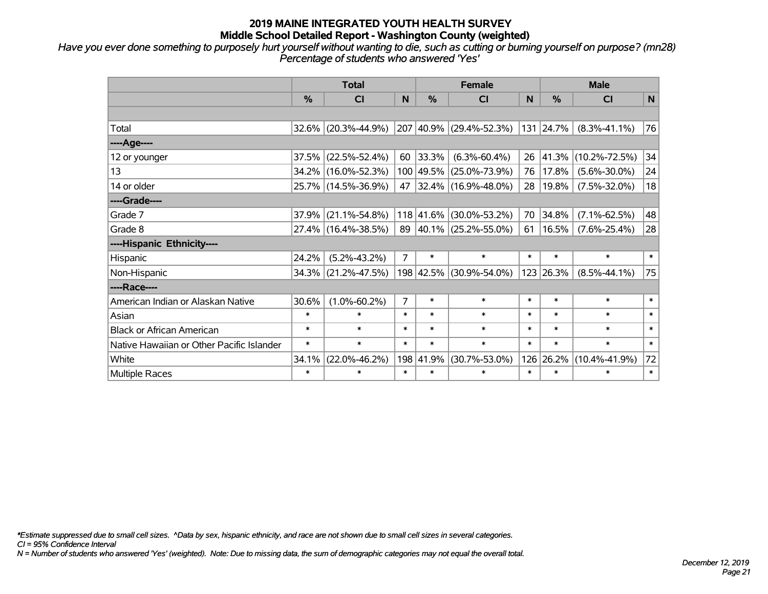# 2019 MAINE INTEGRATED YOUTH HEALTH SURVEY
## Middle School Detailed Report - Washington County (weighted)

*Have you ever done something to purposely hurt yourself without wanting to die, such as cutting or burning yourself on purpose? (mn28)*
*Percentage of students who answered 'Yes'*

| | Total | | | Female | | | Male | | |
|---|---|---|---|---|---|---|---|---|---|
| | % | CI | N | % | CI | N | % | CI | N |
| Total | 32.6% | (20.3%-44.9%) | 207 | 40.9% | (29.4%-52.3%) | 131 | 24.7% | (8.3%-41.1%) | 76 |
| ----Age---- | | | | | | | | | |
| 12 or younger | 37.5% | (22.5%-52.4%) | 60 | 33.3% | (6.3%-60.4%) | 26 | 41.3% | (10.2%-72.5%) | 34 |
| 13 | 34.2% | (16.0%-52.3%) | 100 | 49.5% | (25.0%-73.9%) | 76 | 17.8% | (5.6%-30.0%) | 24 |
| 14 or older | 25.7% | (14.5%-36.9%) | 47 | 32.4% | (16.9%-48.0%) | 28 | 19.8% | (7.5%-32.0%) | 18 |
| ----Grade---- | | | | | | | | | |
| Grade 7 | 37.9% | (21.1%-54.8%) | 118 | 41.6% | (30.0%-53.2%) | 70 | 34.8% | (7.1%-62.5%) | 48 |
| Grade 8 | 27.4% | (16.4%-38.5%) | 89 | 40.1% | (25.2%-55.0%) | 61 | 16.5% | (7.6%-25.4%) | 28 |
| ----Hispanic Ethnicity---- | | | | | | | | | |
| Hispanic | 24.2% | (5.2%-43.2%) | 7 | * | * | * | * | * | * |
| Non-Hispanic | 34.3% | (21.2%-47.5%) | 198 | 42.5% | (30.9%-54.0%) | 123 | 26.3% | (8.5%-44.1%) | 75 |
| ----Race---- | | | | | | | | | |
| American Indian or Alaskan Native | 30.6% | (1.0%-60.2%) | 7 | * | * | * | * | * | * |
| Asian | * | * | * | * | * | * | * | * | * |
| Black or African American | * | * | * | * | * | * | * | * | * |
| Native Hawaiian or Other Pacific Islander | * | * | * | * | * | * | * | * | * |
| White | 34.1% | (22.0%-46.2%) | 198 | 41.9% | (30.7%-53.0%) | 126 | 26.2% | (10.4%-41.9%) | 72 |
| Multiple Races | * | * | * | * | * | * | * | * | * |

*\*Estimate suppressed due to small cell sizes. ^Data by sex, hispanic ethnicity, and race are not shown due to small cell sizes in several categories.*
*CI = 95% Confidence Interval*
*N = Number of students who answered 'Yes' (weighted). Note: Due to missing data, the sum of demographic categories may not equal the overall total.*

*December 12, 2019*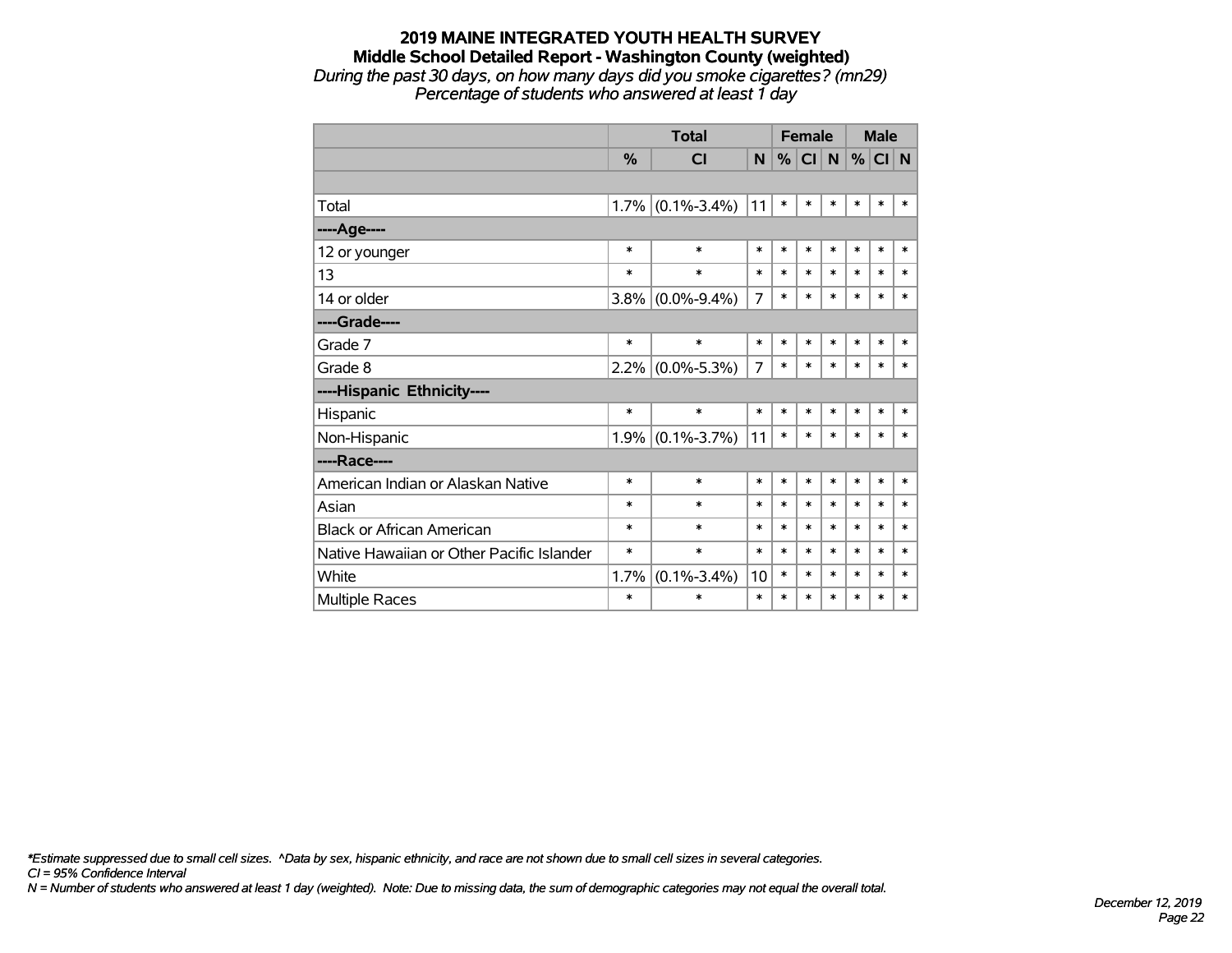# 2019 MAINE INTEGRATED YOUTH HEALTH SURVEY

## Middle School Detailed Report - Washington County (weighted)

*During the past 30 days, on how many days did you smoke cigarettes? (mn29)*

*Percentage of students who answered at least 1 day*

| | Total | | | Female | | | Male | | |
|---|---|---|---|---|---|---|---|---|---|
| | % | CI | N | % | CI | N | % | CI | N |
| | | | | | | | | | |
| Total | 1.7% | (0.1%-3.4%) | 11 | * | * | * | * | * | * |
| ----Age---- | | | | | | | | | |
| 12 or younger | * | * | * | * | * | * | * | * | * |
| 13 | * | * | * | * | * | * | * | * | * |
| 14 or older | 3.8% | (0.0%-9.4%) | 7 | * | * | * | * | * | * |
| ----Grade---- | | | | | | | | | |
| Grade 7 | * | * | * | * | * | * | * | * | * |
| Grade 8 | 2.2% | (0.0%-5.3%) | 7 | * | * | * | * | * | * |
| ----Hispanic Ethnicity---- | | | | | | | | | |
| Hispanic | * | * | * | * | * | * | * | * | * |
| Non-Hispanic | 1.9% | (0.1%-3.7%) | 11 | * | * | * | * | * | * |
| ----Race---- | | | | | | | | | |
| American Indian or Alaskan Native | * | * | * | * | * | * | * | * | * |
| Asian | * | * | * | * | * | * | * | * | * |
| Black or African American | * | * | * | * | * | * | * | * | * |
| Native Hawaiian or Other Pacific Islander | * | * | * | * | * | * | * | * | * |
| White | 1.7% | (0.1%-3.4%) | 10 | * | * | * | * | * | * |
| Multiple Races | * | * | * | * | * | * | * | * | * |

*\*Estimate suppressed due to small cell sizes. ^Data by sex, hispanic ethnicity, and race are not shown due to small cell sizes in several categories.*

*CI = 95% Confidence Interval*

*N = Number of students who answered at least 1 day (weighted). Note: Due to missing data, the sum of demographic categories may not equal the overall total.*

*December 12, 2019*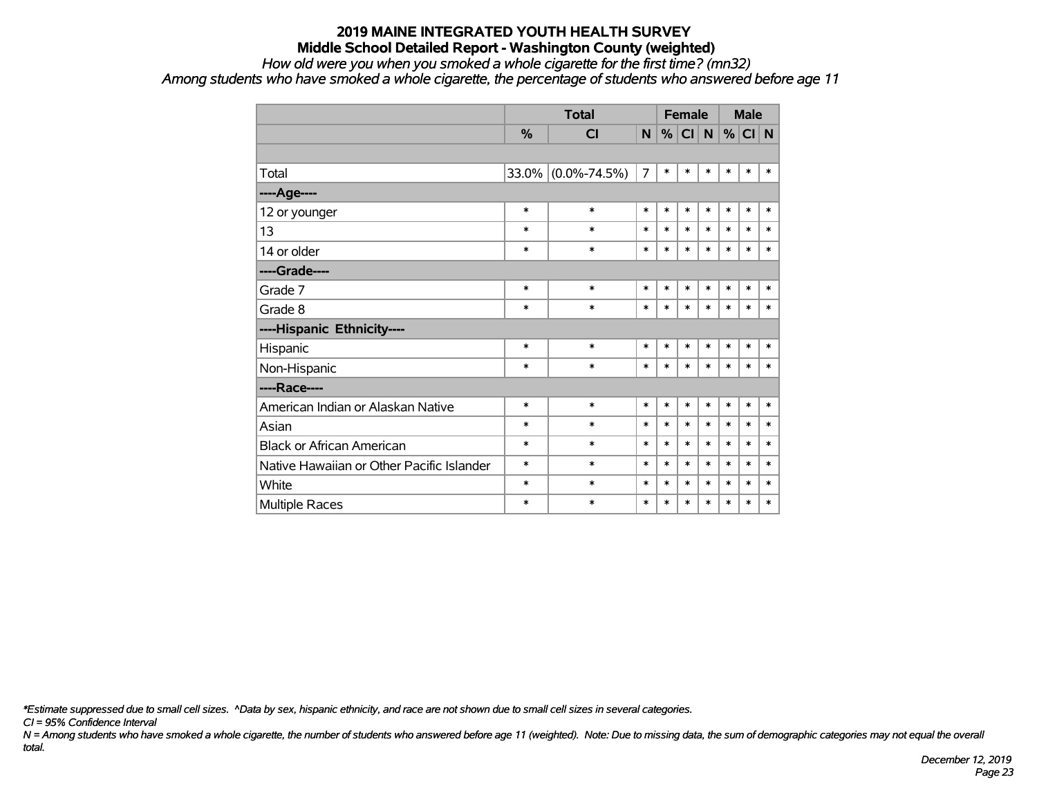# 2019 MAINE INTEGRATED YOUTH HEALTH SURVEY
## Middle School Detailed Report - Washington County (weighted)

*How old were you when you smoked a whole cigarette for the first time? (mn32)*
*Among students who have smoked a whole cigarette, the percentage of students who answered before age 11*

| | Total | | | Female | | | Male | | |
|---|---|---|---|---|---|---|---|---|---|
| | % | CI | N | % | CI | N | % | CI | N |
| | | | | | | | | | |
| Total | 33.0% | (0.0%-74.5%) | 7 | * | * | * | * | * | * |
| **----Age----** | | | | | | | | | |
| 12 or younger | * | * | * | * | * | * | * | * | * |
| 13 | * | * | * | * | * | * | * | * | * |
| 14 or older | * | * | * | * | * | * | * | * | * |
| **----Grade----** | | | | | | | | | |
| Grade 7 | * | * | * | * | * | * | * | * | * |
| Grade 8 | * | * | * | * | * | * | * | * | * |
| **----Hispanic Ethnicity----** | | | | | | | | | |
| Hispanic | * | * | * | * | * | * | * | * | * |
| Non-Hispanic | * | * | * | * | * | * | * | * | * |
| **----Race----** | | | | | | | | | |
| American Indian or Alaskan Native | * | * | * | * | * | * | * | * | * |
| Asian | * | * | * | * | * | * | * | * | * |
| Black or African American | * | * | * | * | * | * | * | * | * |
| Native Hawaiian or Other Pacific Islander | * | * | * | * | * | * | * | * | * |
| White | * | * | * | * | * | * | * | * | * |
| Multiple Races | * | * | * | * | * | * | * | * | * |

*\*Estimate suppressed due to small cell sizes. ^Data by sex, hispanic ethnicity, and race are not shown due to small cell sizes in several categories.*
*CI = 95% Confidence Interval*
*N = Among students who have smoked a whole cigarette, the number of students who answered before age 11 (weighted). Note: Due to missing data, the sum of demographic categories may not equal the overall total.*

*December 12, 2019*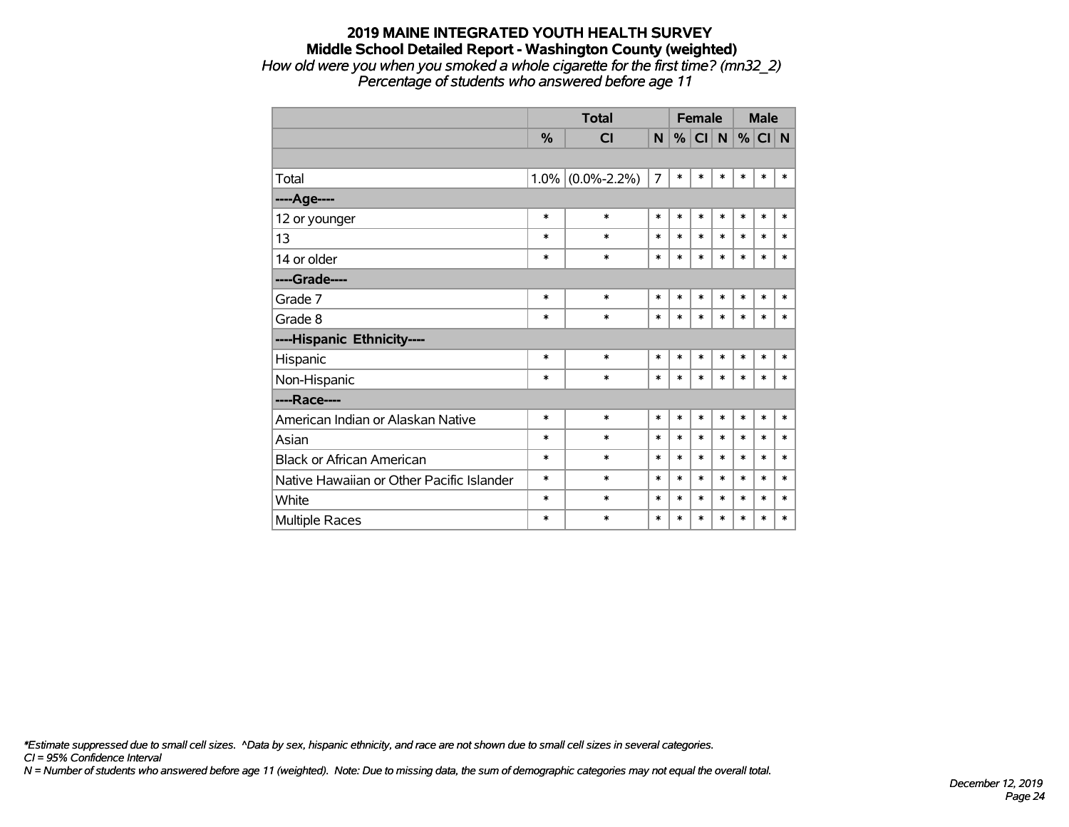# 2019 MAINE INTEGRATED YOUTH HEALTH SURVEY

## Middle School Detailed Report - Washington County (weighted)

*How old were you when you smoked a whole cigarette for the first time? (mn32_2)*

*Percentage of students who answered before age 11*

| | Total | | | Female | | | Male | | |
|---|---|---|---|---|---|---|---|---|---|
| | % | CI | N | % | CI | N | % | CI | N |
| | | | | | | | | | |
| Total | 1.0% | (0.0%-2.2%) | 7 | * | * | * | * | * | * |
| ----Age---- | | | | | | | | | |
| 12 or younger | * | * | * | * | * | * | * | * | * |
| 13 | * | * | * | * | * | * | * | * | * |
| 14 or older | * | * | * | * | * | * | * | * | * |
| ----Grade---- | | | | | | | | | |
| Grade 7 | * | * | * | * | * | * | * | * | * |
| Grade 8 | * | * | * | * | * | * | * | * | * |
| ----Hispanic Ethnicity---- | | | | | | | | | |
| Hispanic | * | * | * | * | * | * | * | * | * |
| Non-Hispanic | * | * | * | * | * | * | * | * | * |
| ----Race---- | | | | | | | | | |
| American Indian or Alaskan Native | * | * | * | * | * | * | * | * | * |
| Asian | * | * | * | * | * | * | * | * | * |
| Black or African American | * | * | * | * | * | * | * | * | * |
| Native Hawaiian or Other Pacific Islander | * | * | * | * | * | * | * | * | * |
| White | * | * | * | * | * | * | * | * | * |
| Multiple Races | * | * | * | * | * | * | * | * | * |

*\*Estimate suppressed due to small cell sizes. ^Data by sex, hispanic ethnicity, and race are not shown due to small cell sizes in several categories.*

*CI = 95% Confidence Interval*

*N = Number of students who answered before age 11 (weighted). Note: Due to missing data, the sum of demographic categories may not equal the overall total.*

*December 12, 2019*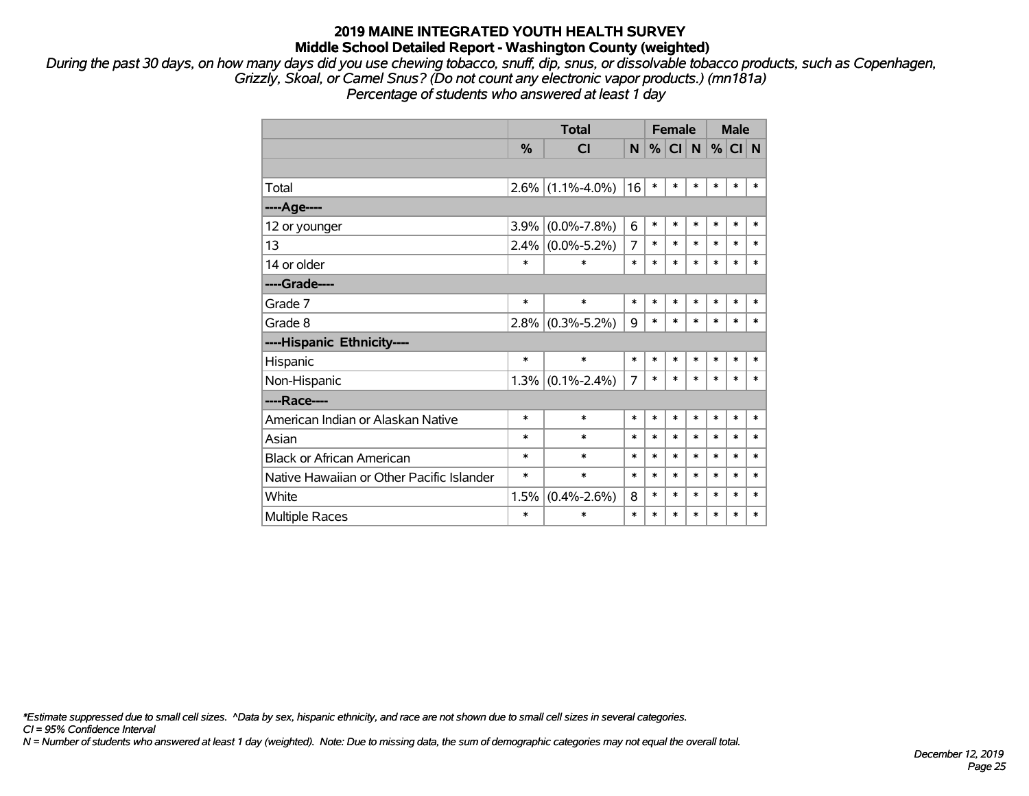# 2019 MAINE INTEGRATED YOUTH HEALTH SURVEY

## Middle School Detailed Report - Washington County (weighted)

*During the past 30 days, on how many days did you use chewing tobacco, snuff, dip, snus, or dissolvable tobacco products, such as Copenhagen, Grizzly, Skoal, or Camel Snus? (Do not count any electronic vapor products.) (mn181a)*
*Percentage of students who answered at least 1 day*

| | Total | | | Female | | | Male | | |
|---|---|---|---|---|---|---|---|---|---|
| | % | CI | N | % | CI | N | % | CI | N |
| Total | 2.6% | (1.1%-4.0%) | 16 | * | * | * | * | * | * |
| ----Age---- | | | | | | | | | |
| 12 or younger | 3.9% | (0.0%-7.8%) | 6 | * | * | * | * | * | * |
| 13 | 2.4% | (0.0%-5.2%) | 7 | * | * | * | * | * | * |
| 14 or older | * | * | * | * | * | * | * | * | * |
| ----Grade---- | | | | | | | | | |
| Grade 7 | * | * | * | * | * | * | * | * | * |
| Grade 8 | 2.8% | (0.3%-5.2%) | 9 | * | * | * | * | * | * |
| ----Hispanic Ethnicity---- | | | | | | | | | |
| Hispanic | * | * | * | * | * | * | * | * | * |
| Non-Hispanic | 1.3% | (0.1%-2.4%) | 7 | * | * | * | * | * | * |
| ----Race---- | | | | | | | | | |
| American Indian or Alaskan Native | * | * | * | * | * | * | * | * | * |
| Asian | * | * | * | * | * | * | * | * | * |
| Black or African American | * | * | * | * | * | * | * | * | * |
| Native Hawaiian or Other Pacific Islander | * | * | * | * | * | * | * | * | * |
| White | 1.5% | (0.4%-2.6%) | 8 | * | * | * | * | * | * |
| Multiple Races | * | * | * | * | * | * | * | * | * |

*\*Estimate suppressed due to small cell sizes. ^Data by sex, hispanic ethnicity, and race are not shown due to small cell sizes in several categories.*
*CI = 95% Confidence Interval*
*N = Number of students who answered at least 1 day (weighted). Note: Due to missing data, the sum of demographic categories may not equal the overall total.*

*December 12, 2019*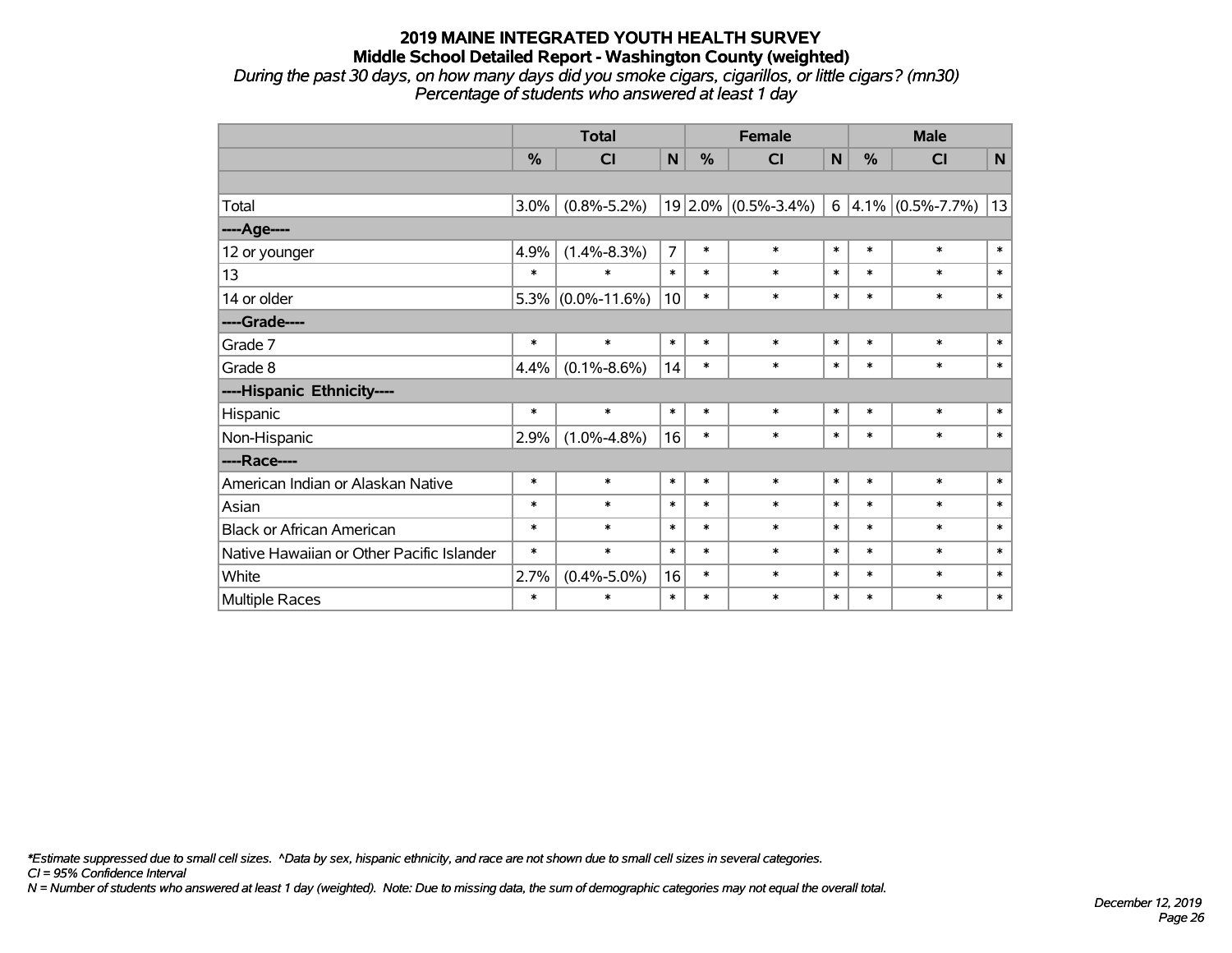# 2019 MAINE INTEGRATED YOUTH HEALTH SURVEY

## Middle School Detailed Report - Washington County (weighted)

*During the past 30 days, on how many days did you smoke cigars, cigarillos, or little cigars? (mn30)*
*Percentage of students who answered at least 1 day*

| | Total | | | Female | | | Male | | |
|---|---|---|---|---|---|---|---|---|---|
| | % | CI | N | % | CI | N | % | CI | N |
| | | | | | | | | | |
| Total | 3.0% | (0.8%-5.2%) | 19 | 2.0% | (0.5%-3.4%) | 6 | 4.1% | (0.5%-7.7%) | 13 |
| ----Age---- | | | | | | | | | |
| 12 or younger | 4.9% | (1.4%-8.3%) | 7 | * | * | * | * | * | * |
| 13 | * | * | * | * | * | * | * | * | * |
| 14 or older | 5.3% | (0.0%-11.6%) | 10 | * | * | * | * | * | * |
| ----Grade---- | | | | | | | | | |
| Grade 7 | * | * | * | * | * | * | * | * | * |
| Grade 8 | 4.4% | (0.1%-8.6%) | 14 | * | * | * | * | * | * |
| ----Hispanic Ethnicity---- | | | | | | | | | |
| Hispanic | * | * | * | * | * | * | * | * | * |
| Non-Hispanic | 2.9% | (1.0%-4.8%) | 16 | * | * | * | * | * | * |
| ----Race---- | | | | | | | | | |
| American Indian or Alaskan Native | * | * | * | * | * | * | * | * | * |
| Asian | * | * | * | * | * | * | * | * | * |
| Black or African American | * | * | * | * | * | * | * | * | * |
| Native Hawaiian or Other Pacific Islander | * | * | * | * | * | * | * | * | * |
| White | 2.7% | (0.4%-5.0%) | 16 | * | * | * | * | * | * |
| Multiple Races | * | * | * | * | * | * | * | * | * |

*\*Estimate suppressed due to small cell sizes. ^Data by sex, hispanic ethnicity, and race are not shown due to small cell sizes in several categories.*
*CI = 95% Confidence Interval*
*N = Number of students who answered at least 1 day (weighted). Note: Due to missing data, the sum of demographic categories may not equal the overall total.*

*December 12, 2019*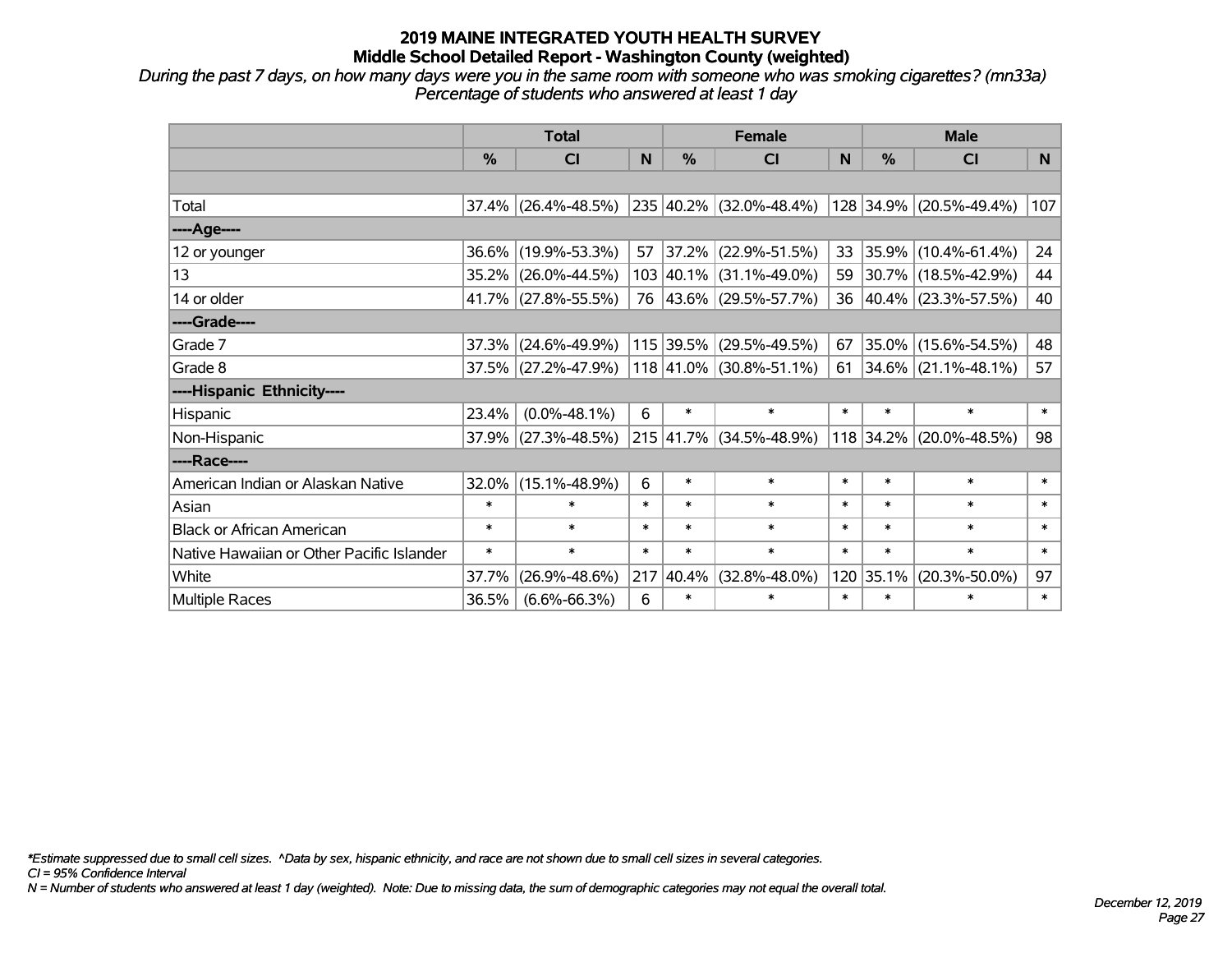# 2019 MAINE INTEGRATED YOUTH HEALTH SURVEY
## Middle School Detailed Report - Washington County (weighted)

*During the past 7 days, on how many days were you in the same room with someone who was smoking cigarettes? (mn33a)*
*Percentage of students who answered at least 1 day*

| | Total | | | Female | | | Male | | |
|---|---|---|---|---|---|---|---|---|---|
| | % | CI | N | % | CI | N | % | CI | N |
| | | | | | | | | | |
| Total | 37.4% | (26.4%-48.5%) | 235 | 40.2% | (32.0%-48.4%) | 128 | 34.9% | (20.5%-49.4%) | 107 |
| ----Age---- | | | | | | | | | |
| 12 or younger | 36.6% | (19.9%-53.3%) | 57 | 37.2% | (22.9%-51.5%) | 33 | 35.9% | (10.4%-61.4%) | 24 |
| 13 | 35.2% | (26.0%-44.5%) | 103 | 40.1% | (31.1%-49.0%) | 59 | 30.7% | (18.5%-42.9%) | 44 |
| 14 or older | 41.7% | (27.8%-55.5%) | 76 | 43.6% | (29.5%-57.7%) | 36 | 40.4% | (23.3%-57.5%) | 40 |
| ----Grade---- | | | | | | | | | |
| Grade 7 | 37.3% | (24.6%-49.9%) | 115 | 39.5% | (29.5%-49.5%) | 67 | 35.0% | (15.6%-54.5%) | 48 |
| Grade 8 | 37.5% | (27.2%-47.9%) | 118 | 41.0% | (30.8%-51.1%) | 61 | 34.6% | (21.1%-48.1%) | 57 |
| ----Hispanic Ethnicity---- | | | | | | | | | |
| Hispanic | 23.4% | (0.0%-48.1%) | 6 | * | * | * | * | * | * |
| Non-Hispanic | 37.9% | (27.3%-48.5%) | 215 | 41.7% | (34.5%-48.9%) | 118 | 34.2% | (20.0%-48.5%) | 98 |
| ----Race---- | | | | | | | | | |
| American Indian or Alaskan Native | 32.0% | (15.1%-48.9%) | 6 | * | * | * | * | * | * |
| Asian | * | * | * | * | * | * | * | * | * |
| Black or African American | * | * | * | * | * | * | * | * | * |
| Native Hawaiian or Other Pacific Islander | * | * | * | * | * | * | * | * | * |
| White | 37.7% | (26.9%-48.6%) | 217 | 40.4% | (32.8%-48.0%) | 120 | 35.1% | (20.3%-50.0%) | 97 |
| Multiple Races | 36.5% | (6.6%-66.3%) | 6 | * | * | * | * | * | * |

*\*Estimate suppressed due to small cell sizes. ^Data by sex, hispanic ethnicity, and race are not shown due to small cell sizes in several categories.*
*CI = 95% Confidence Interval*
*N = Number of students who answered at least 1 day (weighted). Note: Due to missing data, the sum of demographic categories may not equal the overall total.*

*December 12, 2019*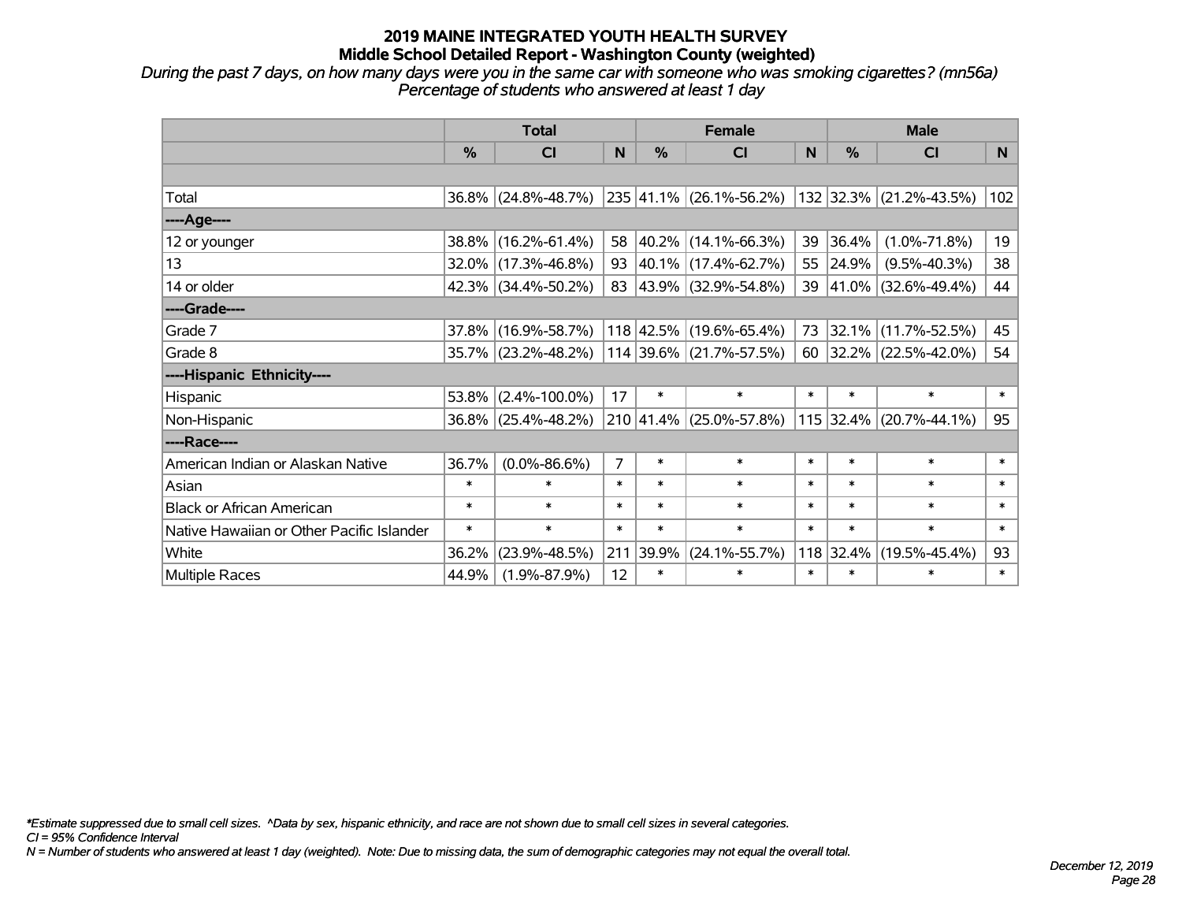# 2019 MAINE INTEGRATED YOUTH HEALTH SURVEY

## Middle School Detailed Report - Washington County (weighted)

*During the past 7 days, on how many days were you in the same car with someone who was smoking cigarettes? (mn56a)*
*Percentage of students who answered at least 1 day*

| | Total | | | Female | | | Male | | |
|---|---|---|---|---|---|---|---|---|---|
| | % | CI | N | % | CI | N | % | CI | N |
| Total | 36.8% | (24.8%-48.7%) | 235 | 41.1% | (26.1%-56.2%) | 132 | 32.3% | (21.2%-43.5%) | 102 |
| ----Age---- | | | | | | | | | |
| 12 or younger | 38.8% | (16.2%-61.4%) | 58 | 40.2% | (14.1%-66.3%) | 39 | 36.4% | (1.0%-71.8%) | 19 |
| 13 | 32.0% | (17.3%-46.8%) | 93 | 40.1% | (17.4%-62.7%) | 55 | 24.9% | (9.5%-40.3%) | 38 |
| 14 or older | 42.3% | (34.4%-50.2%) | 83 | 43.9% | (32.9%-54.8%) | 39 | 41.0% | (32.6%-49.4%) | 44 |
| ----Grade---- | | | | | | | | | |
| Grade 7 | 37.8% | (16.9%-58.7%) | 118 | 42.5% | (19.6%-65.4%) | 73 | 32.1% | (11.7%-52.5%) | 45 |
| Grade 8 | 35.7% | (23.2%-48.2%) | 114 | 39.6% | (21.7%-57.5%) | 60 | 32.2% | (22.5%-42.0%) | 54 |
| ----Hispanic Ethnicity---- | | | | | | | | | |
| Hispanic | 53.8% | (2.4%-100.0%) | 17 | * | * | * | * | * | * |
| Non-Hispanic | 36.8% | (25.4%-48.2%) | 210 | 41.4% | (25.0%-57.8%) | 115 | 32.4% | (20.7%-44.1%) | 95 |
| ----Race---- | | | | | | | | | |
| American Indian or Alaskan Native | 36.7% | (0.0%-86.6%) | 7 | * | * | * | * | * | * |
| Asian | * | * | * | * | * | * | * | * | * |
| Black or African American | * | * | * | * | * | * | * | * | * |
| Native Hawaiian or Other Pacific Islander | * | * | * | * | * | * | * | * | * |
| White | 36.2% | (23.9%-48.5%) | 211 | 39.9% | (24.1%-55.7%) | 118 | 32.4% | (19.5%-45.4%) | 93 |
| Multiple Races | 44.9% | (1.9%-87.9%) | 12 | * | * | * | * | * | * |

*\*Estimate suppressed due to small cell sizes. ^Data by sex, hispanic ethnicity, and race are not shown due to small cell sizes in several categories.*
*CI = 95% Confidence Interval*
*N = Number of students who answered at least 1 day (weighted). Note: Due to missing data, the sum of demographic categories may not equal the overall total.*

*December 12, 2019*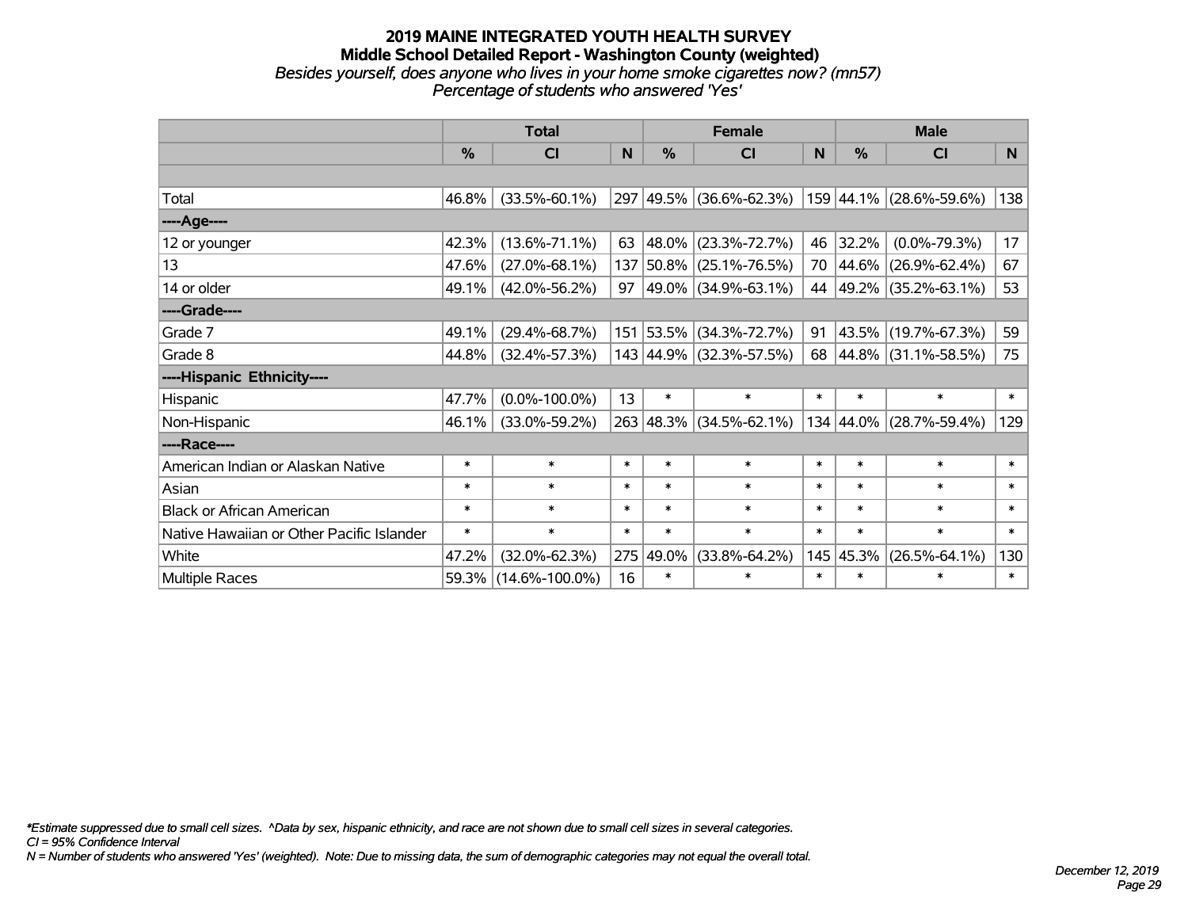# 2019 MAINE INTEGRATED YOUTH HEALTH SURVEY

## Middle School Detailed Report - Washington County (weighted)

*Besides yourself, does anyone who lives in your home smoke cigarettes now? (mn57)*

*Percentage of students who answered 'Yes'*

| | Total | | | Female | | | Male | | |
|---|---|---|---|---|---|---|---|---|---|
| | % | CI | N | % | CI | N | % | CI | N |
| Total | 46.8% | (33.5%-60.1%) | 297 | 49.5% | (36.6%-62.3%) | 159 | 44.1% | (28.6%-59.6%) | 138 |
| ----Age---- | | | | | | | | | |
| 12 or younger | 42.3% | (13.6%-71.1%) | 63 | 48.0% | (23.3%-72.7%) | 46 | 32.2% | (0.0%-79.3%) | 17 |
| 13 | 47.6% | (27.0%-68.1%) | 137 | 50.8% | (25.1%-76.5%) | 70 | 44.6% | (26.9%-62.4%) | 67 |
| 14 or older | 49.1% | (42.0%-56.2%) | 97 | 49.0% | (34.9%-63.1%) | 44 | 49.2% | (35.2%-63.1%) | 53 |
| ----Grade---- | | | | | | | | | |
| Grade 7 | 49.1% | (29.4%-68.7%) | 151 | 53.5% | (34.3%-72.7%) | 91 | 43.5% | (19.7%-67.3%) | 59 |
| Grade 8 | 44.8% | (32.4%-57.3%) | 143 | 44.9% | (32.3%-57.5%) | 68 | 44.8% | (31.1%-58.5%) | 75 |
| ----Hispanic Ethnicity---- | | | | | | | | | |
| Hispanic | 47.7% | (0.0%-100.0%) | 13 | * | * | * | * | * | * |
| Non-Hispanic | 46.1% | (33.0%-59.2%) | 263 | 48.3% | (34.5%-62.1%) | 134 | 44.0% | (28.7%-59.4%) | 129 |
| ----Race---- | | | | | | | | | |
| American Indian or Alaskan Native | * | * | * | * | * | * | * | * | * |
| Asian | * | * | * | * | * | * | * | * | * |
| Black or African American | * | * | * | * | * | * | * | * | * |
| Native Hawaiian or Other Pacific Islander | * | * | * | * | * | * | * | * | * |
| White | 47.2% | (32.0%-62.3%) | 275 | 49.0% | (33.8%-64.2%) | 145 | 45.3% | (26.5%-64.1%) | 130 |
| Multiple Races | 59.3% | (14.6%-100.0%) | 16 | * | * | * | * | * | * |

*Estimate suppressed due to small cell sizes. ^Data by sex, hispanic ethnicity, and race are not shown due to small cell sizes in several categories.

CI = 95% Confidence Interval

N = Number of students who answered 'Yes' (weighted). Note: Due to missing data, the sum of demographic categories may not equal the overall total.

*December 12, 2019*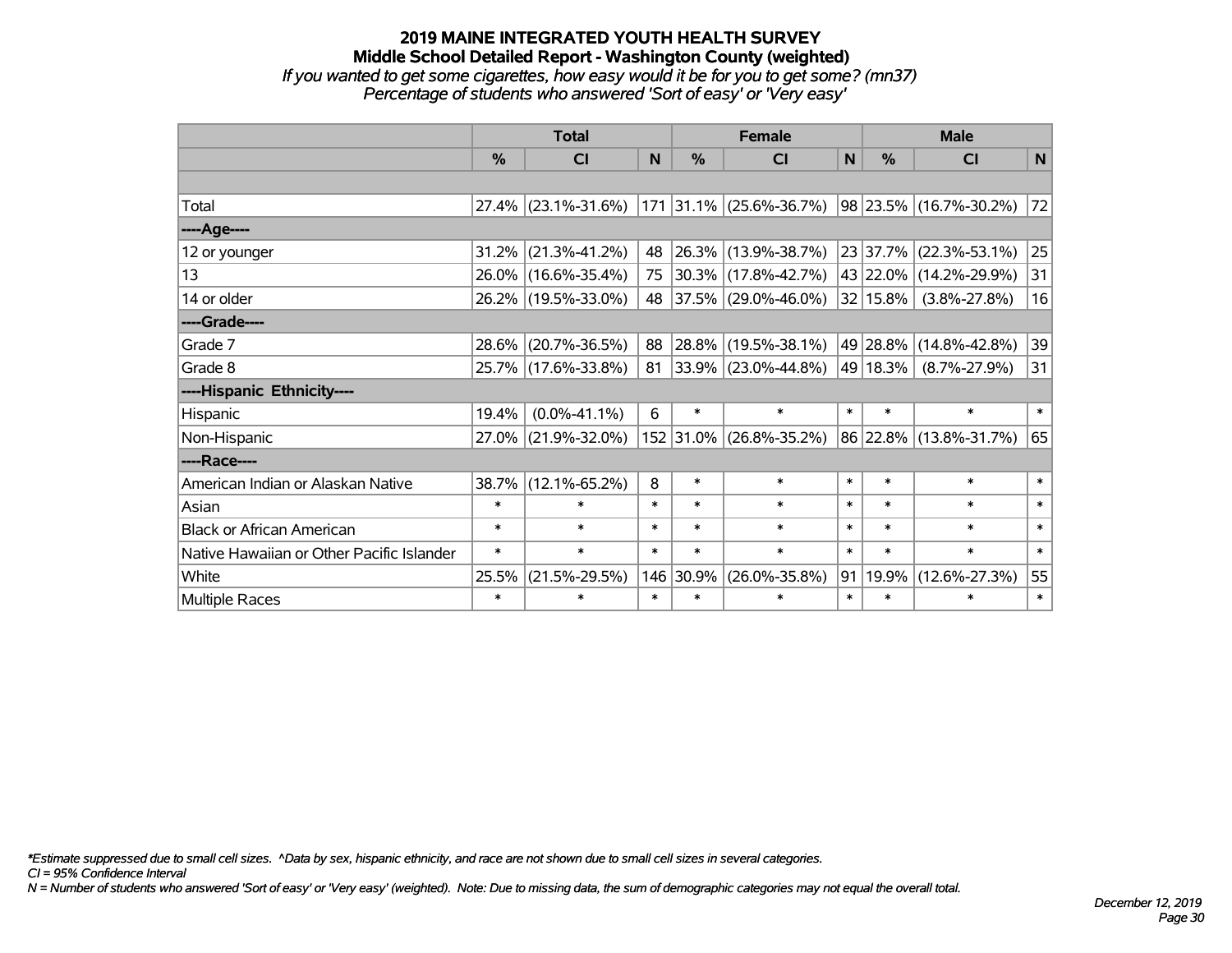# 2019 MAINE INTEGRATED YOUTH HEALTH SURVEY
## Middle School Detailed Report - Washington County (weighted)
*If you wanted to get some cigarettes, how easy would it be for you to get some? (mn37)*
*Percentage of students who answered 'Sort of easy' or 'Very easy'*

| | Total | | | Female | | | Male | | |
|---|---|---|---|---|---|---|---|---|---|
| | % | CI | N | % | CI | N | % | CI | N |
| | | | | | | | | | |
| Total | 27.4% | (23.1%-31.6%) | 171 | 31.1% | (25.6%-36.7%) | 98 | 23.5% | (16.7%-30.2%) | 72 |
| ----Age---- | | | | | | | | | |
| 12 or younger | 31.2% | (21.3%-41.2%) | 48 | 26.3% | (13.9%-38.7%) | 23 | 37.7% | (22.3%-53.1%) | 25 |
| 13 | 26.0% | (16.6%-35.4%) | 75 | 30.3% | (17.8%-42.7%) | 43 | 22.0% | (14.2%-29.9%) | 31 |
| 14 or older | 26.2% | (19.5%-33.0%) | 48 | 37.5% | (29.0%-46.0%) | 32 | 15.8% | (3.8%-27.8%) | 16 |
| ----Grade---- | | | | | | | | | |
| Grade 7 | 28.6% | (20.7%-36.5%) | 88 | 28.8% | (19.5%-38.1%) | 49 | 28.8% | (14.8%-42.8%) | 39 |
| Grade 8 | 25.7% | (17.6%-33.8%) | 81 | 33.9% | (23.0%-44.8%) | 49 | 18.3% | (8.7%-27.9%) | 31 |
| ----Hispanic Ethnicity---- | | | | | | | | | |
| Hispanic | 19.4% | (0.0%-41.1%) | 6 | * | * | * | * | * | * |
| Non-Hispanic | 27.0% | (21.9%-32.0%) | 152 | 31.0% | (26.8%-35.2%) | 86 | 22.8% | (13.8%-31.7%) | 65 |
| ----Race---- | | | | | | | | | |
| American Indian or Alaskan Native | 38.7% | (12.1%-65.2%) | 8 | * | * | * | * | * | * |
| Asian | * | * | * | * | * | * | * | * | * |
| Black or African American | * | * | * | * | * | * | * | * | * |
| Native Hawaiian or Other Pacific Islander | * | * | * | * | * | * | * | * | * |
| White | 25.5% | (21.5%-29.5%) | 146 | 30.9% | (26.0%-35.8%) | 91 | 19.9% | (12.6%-27.3%) | 55 |
| Multiple Races | * | * | * | * | * | * | * | * | * |

*\*Estimate suppressed due to small cell sizes. ^Data by sex, hispanic ethnicity, and race are not shown due to small cell sizes in several categories.*
*CI = 95% Confidence Interval*
*N = Number of students who answered 'Sort of easy' or 'Very easy' (weighted). Note: Due to missing data, the sum of demographic categories may not equal the overall total.*

*December 12, 2019*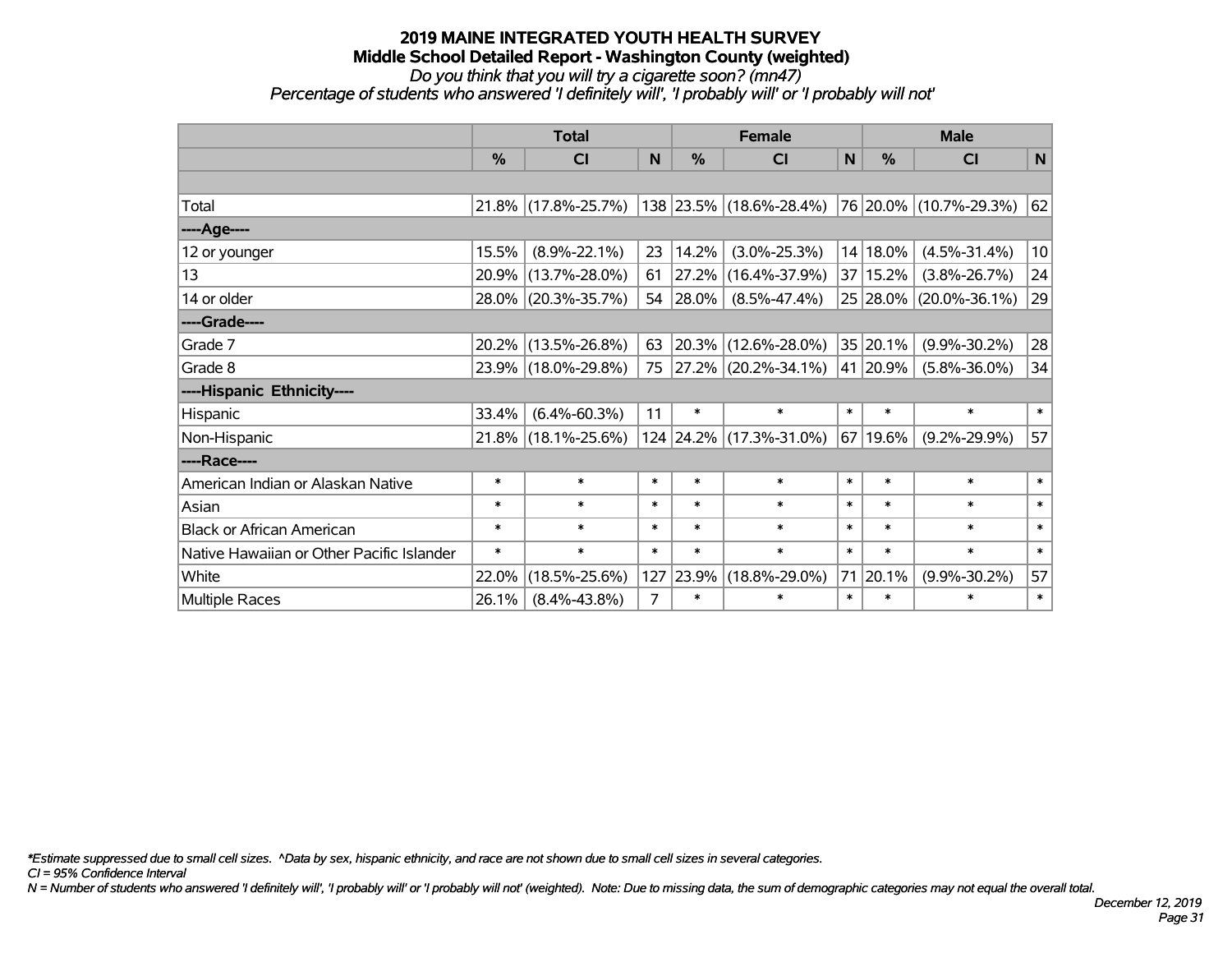# 2019 MAINE INTEGRATED YOUTH HEALTH SURVEY
## Middle School Detailed Report - Washington County (weighted)
### *Do you think that you will try a cigarette soon? (mn47)*
### *Percentage of students who answered 'I definitely will', 'I probably will' or 'I probably will not'*

| | Total | | | Female | | | Male | | |
|---|---|---|---|---|---|---|---|---|---|
| | % | CI | N | % | CI | N | % | CI | N |
| Total | 21.8% | (17.8%-25.7%) | 138 | 23.5% | (18.6%-28.4%) | 76 | 20.0% | (10.7%-29.3%) | 62 |
| ----Age---- | | | | | | | | | |
| 12 or younger | 15.5% | (8.9%-22.1%) | 23 | 14.2% | (3.0%-25.3%) | 14 | 18.0% | (4.5%-31.4%) | 10 |
| 13 | 20.9% | (13.7%-28.0%) | 61 | 27.2% | (16.4%-37.9%) | 37 | 15.2% | (3.8%-26.7%) | 24 |
| 14 or older | 28.0% | (20.3%-35.7%) | 54 | 28.0% | (8.5%-47.4%) | 25 | 28.0% | (20.0%-36.1%) | 29 |
| ----Grade---- | | | | | | | | | |
| Grade 7 | 20.2% | (13.5%-26.8%) | 63 | 20.3% | (12.6%-28.0%) | 35 | 20.1% | (9.9%-30.2%) | 28 |
| Grade 8 | 23.9% | (18.0%-29.8%) | 75 | 27.2% | (20.2%-34.1%) | 41 | 20.9% | (5.8%-36.0%) | 34 |
| ----Hispanic Ethnicity---- | | | | | | | | | |
| Hispanic | 33.4% | (6.4%-60.3%) | 11 | * | * | * | * | * | * |
| Non-Hispanic | 21.8% | (18.1%-25.6%) | 124 | 24.2% | (17.3%-31.0%) | 67 | 19.6% | (9.2%-29.9%) | 57 |
| ----Race---- | | | | | | | | | |
| American Indian or Alaskan Native | * | * | * | * | * | * | * | * | * |
| Asian | * | * | * | * | * | * | * | * | * |
| Black or African American | * | * | * | * | * | * | * | * | * |
| Native Hawaiian or Other Pacific Islander | * | * | * | * | * | * | * | * | * |
| White | 22.0% | (18.5%-25.6%) | 127 | 23.9% | (18.8%-29.0%) | 71 | 20.1% | (9.9%-30.2%) | 57 |
| Multiple Races | 26.1% | (8.4%-43.8%) | 7 | * | * | * | * | * | * |

*\*Estimate suppressed due to small cell sizes. ^Data by sex, hispanic ethnicity, and race are not shown due to small cell sizes in several categories.*

*CI = 95% Confidence Interval*

*N = Number of students who answered 'I definitely will', 'I probably will' or 'I probably will not' (weighted). Note: Due to missing data, the sum of demographic categories may not equal the overall total.*

*December 12, 2019*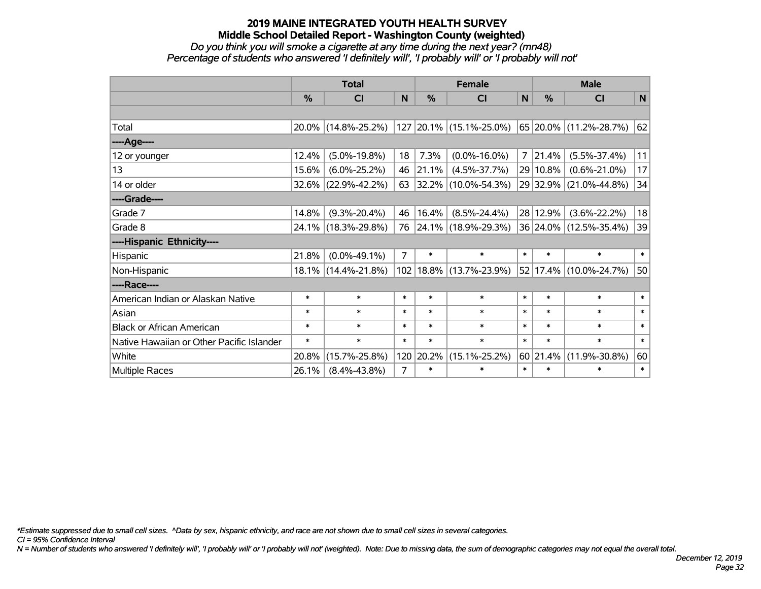# 2019 MAINE INTEGRATED YOUTH HEALTH SURVEY

## Middle School Detailed Report - Washington County (weighted)

*Do you think you will smoke a cigarette at any time during the next year? (mn48)*

*Percentage of students who answered 'I definitely will', 'I probably will' or 'I probably will not'*

| | Total | | | Female | | | Male | | |
|---|---|---|---|---|---|---|---|---|---|
| | % | CI | N | % | CI | N | % | CI | N |
| | | | | | | | | | |
| Total | 20.0% | (14.8%-25.2%) | 127 | 20.1% | (15.1%-25.0%) | 65 | 20.0% | (11.2%-28.7%) | 62 |
| ----Age---- | | | | | | | | | |
| 12 or younger | 12.4% | (5.0%-19.8%) | 18 | 7.3% | (0.0%-16.0%) | 7 | 21.4% | (5.5%-37.4%) | 11 |
| 13 | 15.6% | (6.0%-25.2%) | 46 | 21.1% | (4.5%-37.7%) | 29 | 10.8% | (0.6%-21.0%) | 17 |
| 14 or older | 32.6% | (22.9%-42.2%) | 63 | 32.2% | (10.0%-54.3%) | 29 | 32.9% | (21.0%-44.8%) | 34 |
| ----Grade---- | | | | | | | | | |
| Grade 7 | 14.8% | (9.3%-20.4%) | 46 | 16.4% | (8.5%-24.4%) | 28 | 12.9% | (3.6%-22.2%) | 18 |
| Grade 8 | 24.1% | (18.3%-29.8%) | 76 | 24.1% | (18.9%-29.3%) | 36 | 24.0% | (12.5%-35.4%) | 39 |
| ----Hispanic Ethnicity---- | | | | | | | | | |
| Hispanic | 21.8% | (0.0%-49.1%) | 7 | * | * | * | * | * | * |
| Non-Hispanic | 18.1% | (14.4%-21.8%) | 102 | 18.8% | (13.7%-23.9%) | 52 | 17.4% | (10.0%-24.7%) | 50 |
| ----Race---- | | | | | | | | | |
| American Indian or Alaskan Native | * | * | * | * | * | * | * | * | * |
| Asian | * | * | * | * | * | * | * | * | * |
| Black or African American | * | * | * | * | * | * | * | * | * |
| Native Hawaiian or Other Pacific Islander | * | * | * | * | * | * | * | * | * |
| White | 20.8% | (15.7%-25.8%) | 120 | 20.2% | (15.1%-25.2%) | 60 | 21.4% | (11.9%-30.8%) | 60 |
| Multiple Races | 26.1% | (8.4%-43.8%) | 7 | * | * | * | * | * | * |

*\*Estimate suppressed due to small cell sizes. ^Data by sex, hispanic ethnicity, and race are not shown due to small cell sizes in several categories.*

*CI = 95% Confidence Interval*

*N = Number of students who answered 'I definitely will', 'I probably will' or 'I probably will not' (weighted). Note: Due to missing data, the sum of demographic categories may not equal the overall total.*

*December 12, 2019*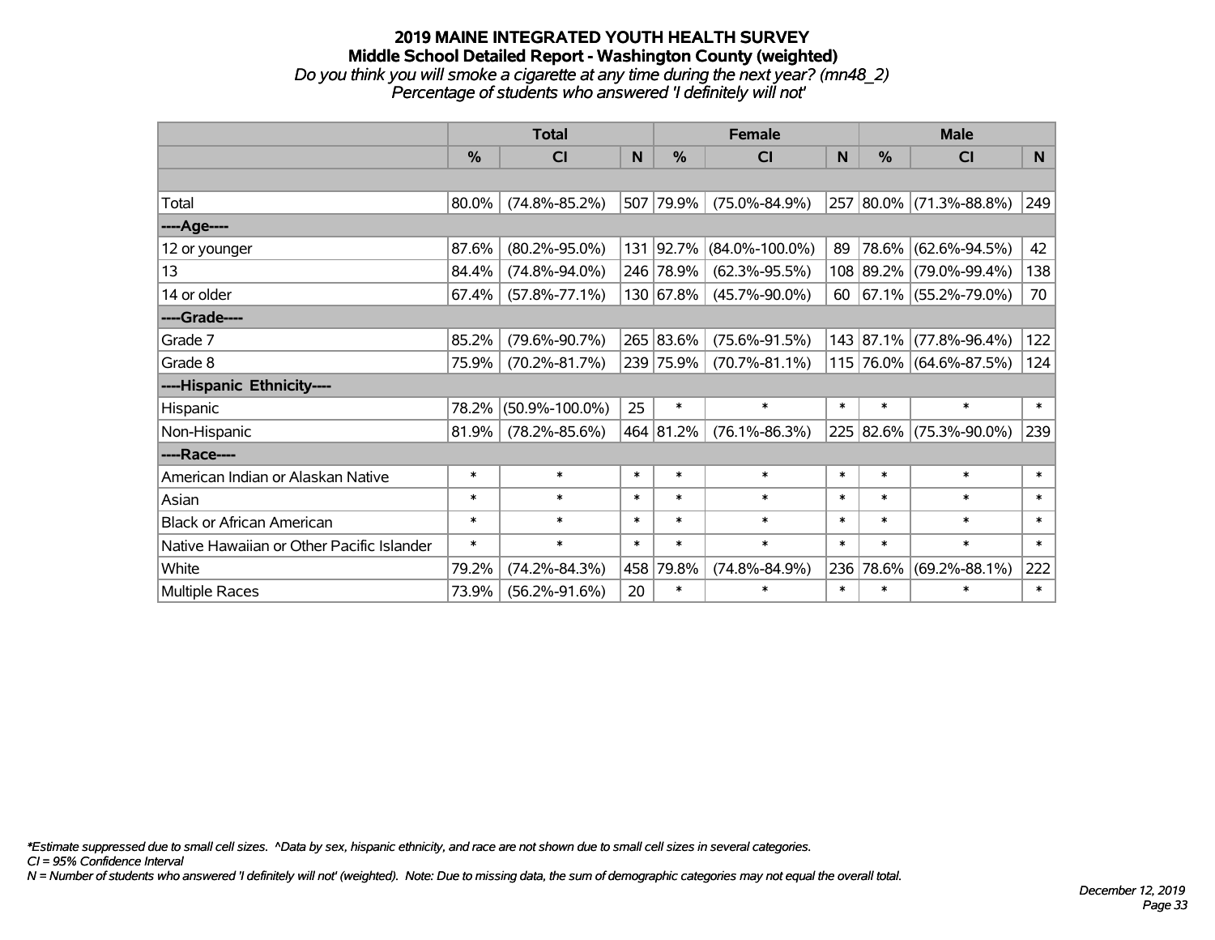# 2019 MAINE INTEGRATED YOUTH HEALTH SURVEY

## Middle School Detailed Report - Washington County (weighted)

*Do you think you will smoke a cigarette at any time during the next year? (mn48_2)*
*Percentage of students who answered 'I definitely will not'*

| | Total | | | Female | | | Male | | |
|---|---|---|---|---|---|---|---|---|---|
| | % | CI | N | % | CI | N | % | CI | N |
| | | | | | | | | | |
| Total | 80.0% | (74.8%-85.2%) | 507 | 79.9% | (75.0%-84.9%) | 257 | 80.0% | (71.3%-88.8%) | 249 |
| ----Age---- | | | | | | | | | |
| 12 or younger | 87.6% | (80.2%-95.0%) | 131 | 92.7% | (84.0%-100.0%) | 89 | 78.6% | (62.6%-94.5%) | 42 |
| 13 | 84.4% | (74.8%-94.0%) | 246 | 78.9% | (62.3%-95.5%) | 108 | 89.2% | (79.0%-99.4%) | 138 |
| 14 or older | 67.4% | (57.8%-77.1%) | 130 | 67.8% | (45.7%-90.0%) | 60 | 67.1% | (55.2%-79.0%) | 70 |
| ----Grade---- | | | | | | | | | |
| Grade 7 | 85.2% | (79.6%-90.7%) | 265 | 83.6% | (75.6%-91.5%) | 143 | 87.1% | (77.8%-96.4%) | 122 |
| Grade 8 | 75.9% | (70.2%-81.7%) | 239 | 75.9% | (70.7%-81.1%) | 115 | 76.0% | (64.6%-87.5%) | 124 |
| ----Hispanic Ethnicity---- | | | | | | | | | |
| Hispanic | 78.2% | (50.9%-100.0%) | 25 | * | * | * | * | * | * |
| Non-Hispanic | 81.9% | (78.2%-85.6%) | 464 | 81.2% | (76.1%-86.3%) | 225 | 82.6% | (75.3%-90.0%) | 239 |
| ----Race---- | | | | | | | | | |
| American Indian or Alaskan Native | * | * | * | * | * | * | * | * | * |
| Asian | * | * | * | * | * | * | * | * | * |
| Black or African American | * | * | * | * | * | * | * | * | * |
| Native Hawaiian or Other Pacific Islander | * | * | * | * | * | * | * | * | * |
| White | 79.2% | (74.2%-84.3%) | 458 | 79.8% | (74.8%-84.9%) | 236 | 78.6% | (69.2%-88.1%) | 222 |
| Multiple Races | 73.9% | (56.2%-91.6%) | 20 | * | * | * | * | * | * |

*\*Estimate suppressed due to small cell sizes. ^Data by sex, hispanic ethnicity, and race are not shown due to small cell sizes in several categories.*
*CI = 95% Confidence Interval*
*N = Number of students who answered 'I definitely will not' (weighted). Note: Due to missing data, the sum of demographic categories may not equal the overall total.*

*December 12, 2019*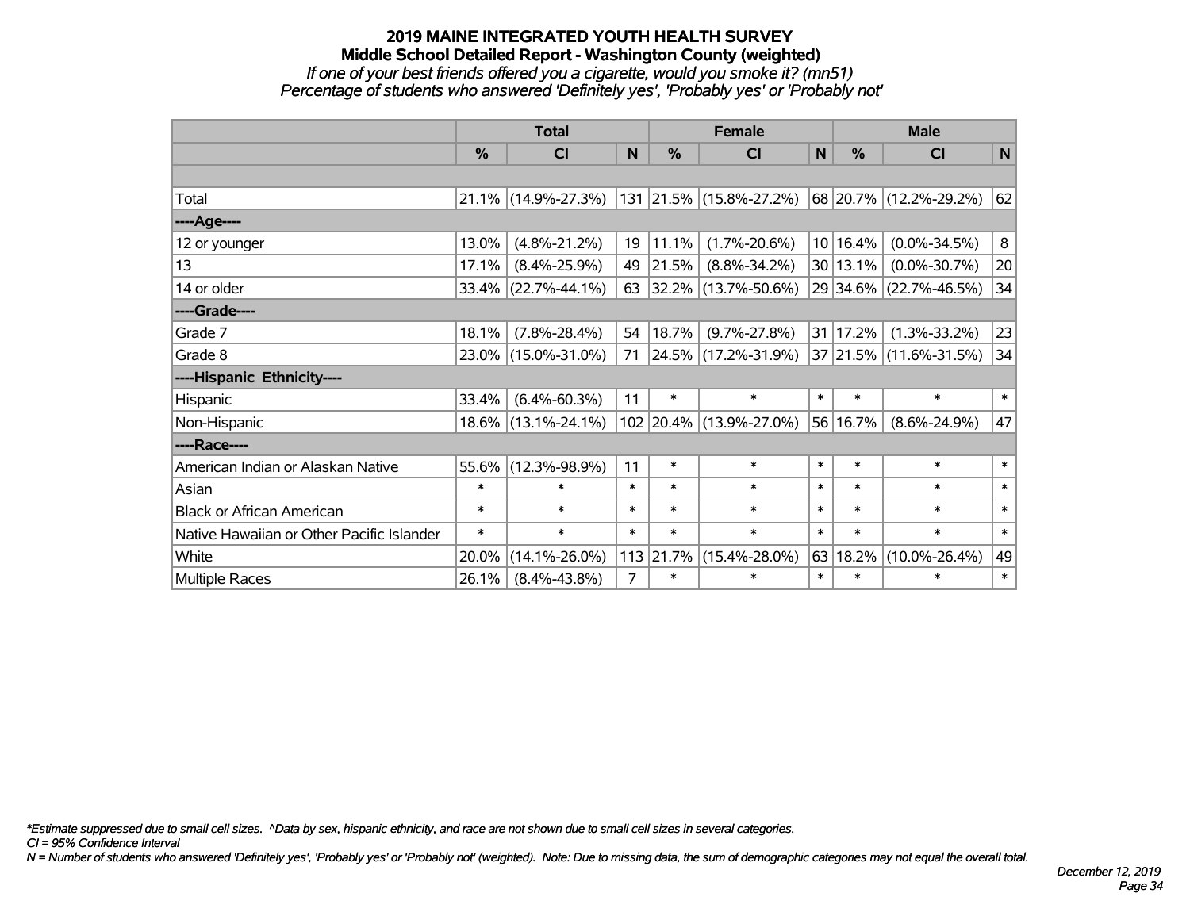# 2019 MAINE INTEGRATED YOUTH HEALTH SURVEY

## Middle School Detailed Report - Washington County (weighted)

*If one of your best friends offered you a cigarette, would you smoke it? (mn51)*

*Percentage of students who answered 'Definitely yes', 'Probably yes' or 'Probably not'*

| | Total | | | Female | | | Male | | |
|---|---|---|---|---|---|---|---|---|---|
| | % | CI | N | % | CI | N | % | CI | N |
| Total | 21.1% | (14.9%-27.3%) | 131 | 21.5% | (15.8%-27.2%) | 68 | 20.7% | (12.2%-29.2%) | 62 |
| ----Age---- | | | | | | | | | |
| 12 or younger | 13.0% | (4.8%-21.2%) | 19 | 11.1% | (1.7%-20.6%) | 10 | 16.4% | (0.0%-34.5%) | 8 |
| 13 | 17.1% | (8.4%-25.9%) | 49 | 21.5% | (8.8%-34.2%) | 30 | 13.1% | (0.0%-30.7%) | 20 |
| 14 or older | 33.4% | (22.7%-44.1%) | 63 | 32.2% | (13.7%-50.6%) | 29 | 34.6% | (22.7%-46.5%) | 34 |
| ----Grade---- | | | | | | | | | |
| Grade 7 | 18.1% | (7.8%-28.4%) | 54 | 18.7% | (9.7%-27.8%) | 31 | 17.2% | (1.3%-33.2%) | 23 |
| Grade 8 | 23.0% | (15.0%-31.0%) | 71 | 24.5% | (17.2%-31.9%) | 37 | 21.5% | (11.6%-31.5%) | 34 |
| ----Hispanic Ethnicity---- | | | | | | | | | |
| Hispanic | 33.4% | (6.4%-60.3%) | 11 | * | * | * | * | * | * |
| Non-Hispanic | 18.6% | (13.1%-24.1%) | 102 | 20.4% | (13.9%-27.0%) | 56 | 16.7% | (8.6%-24.9%) | 47 |
| ----Race---- | | | | | | | | | |
| American Indian or Alaskan Native | 55.6% | (12.3%-98.9%) | 11 | * | * | * | * | * | * |
| Asian | * | * | * | * | * | * | * | * | * |
| Black or African American | * | * | * | * | * | * | * | * | * |
| Native Hawaiian or Other Pacific Islander | * | * | * | * | * | * | * | * | * |
| White | 20.0% | (14.1%-26.0%) | 113 | 21.7% | (15.4%-28.0%) | 63 | 18.2% | (10.0%-26.4%) | 49 |
| Multiple Races | 26.1% | (8.4%-43.8%) | 7 | * | * | * | * | * | * |

*\*Estimate suppressed due to small cell sizes. ^Data by sex, hispanic ethnicity, and race are not shown due to small cell sizes in several categories.*

*CI = 95% Confidence Interval*

*N = Number of students who answered 'Definitely yes', 'Probably yes' or 'Probably not' (weighted). Note: Due to missing data, the sum of demographic categories may not equal the overall total.*

*December 12, 2019*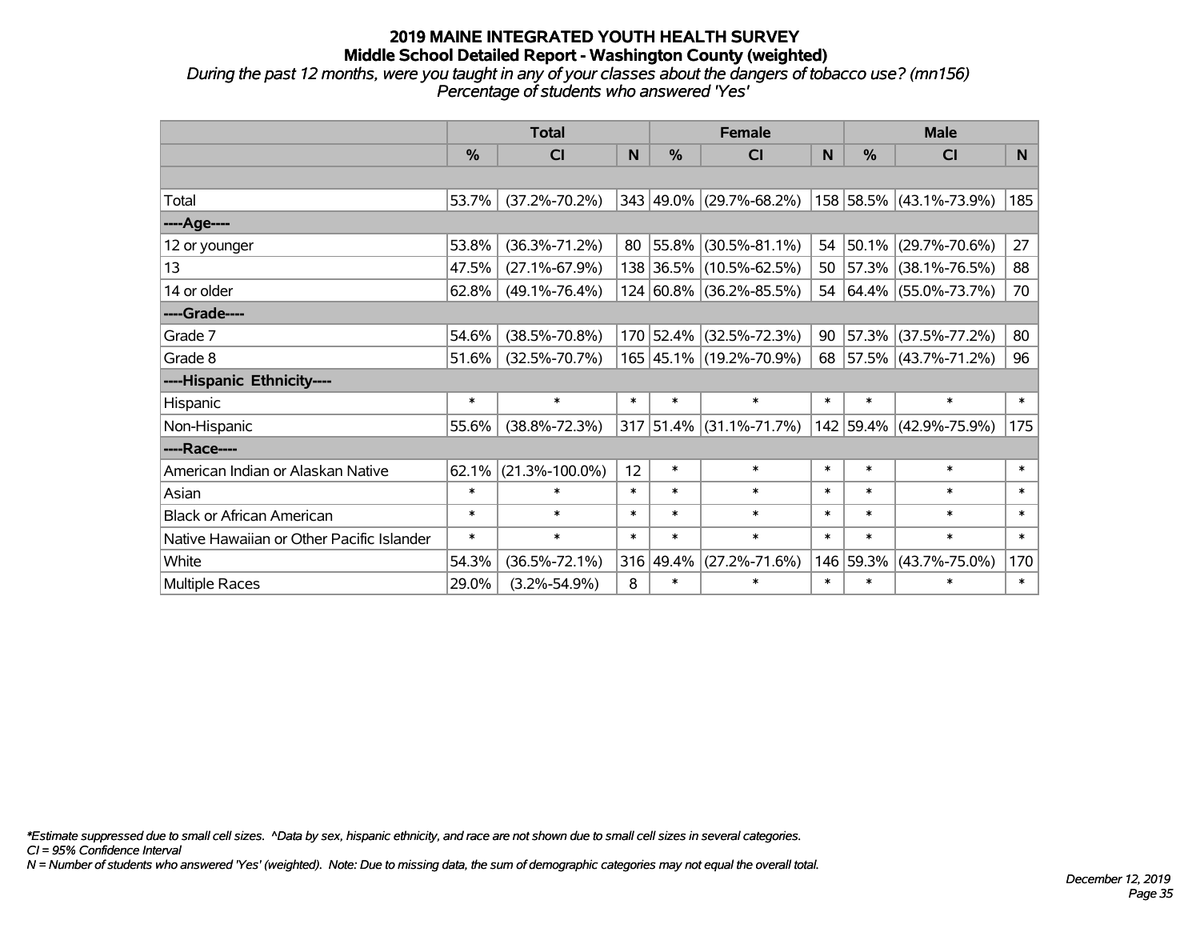# 2019 MAINE INTEGRATED YOUTH HEALTH SURVEY

## Middle School Detailed Report - Washington County (weighted)

*During the past 12 months, were you taught in any of your classes about the dangers of tobacco use? (mn156)*

*Percentage of students who answered 'Yes'*

| | Total | | | Female | | | Male | | |
|---|---|---|---|---|---|---|---|---|---|
| | % | CI | N | % | CI | N | % | CI | N |
| | | | | | | | | | |
| Total | 53.7% | (37.2%-70.2%) | 343 | 49.0% | (29.7%-68.2%) | 158 | 58.5% | (43.1%-73.9%) | 185 |
| ----Age---- | | | | | | | | | |
| 12 or younger | 53.8% | (36.3%-71.2%) | 80 | 55.8% | (30.5%-81.1%) | 54 | 50.1% | (29.7%-70.6%) | 27 |
| 13 | 47.5% | (27.1%-67.9%) | 138 | 36.5% | (10.5%-62.5%) | 50 | 57.3% | (38.1%-76.5%) | 88 |
| 14 or older | 62.8% | (49.1%-76.4%) | 124 | 60.8% | (36.2%-85.5%) | 54 | 64.4% | (55.0%-73.7%) | 70 |
| ----Grade---- | | | | | | | | | |
| Grade 7 | 54.6% | (38.5%-70.8%) | 170 | 52.4% | (32.5%-72.3%) | 90 | 57.3% | (37.5%-77.2%) | 80 |
| Grade 8 | 51.6% | (32.5%-70.7%) | 165 | 45.1% | (19.2%-70.9%) | 68 | 57.5% | (43.7%-71.2%) | 96 |
| ----Hispanic Ethnicity---- | | | | | | | | | |
| Hispanic | * | * | * | * | * | * | * | * | * |
| Non-Hispanic | 55.6% | (38.8%-72.3%) | 317 | 51.4% | (31.1%-71.7%) | 142 | 59.4% | (42.9%-75.9%) | 175 |
| ----Race---- | | | | | | | | | |
| American Indian or Alaskan Native | 62.1% | (21.3%-100.0%) | 12 | * | * | * | * | * | * |
| Asian | * | * | * | * | * | * | * | * | * |
| Black or African American | * | * | * | * | * | * | * | * | * |
| Native Hawaiian or Other Pacific Islander | * | * | * | * | * | * | * | * | * |
| White | 54.3% | (36.5%-72.1%) | 316 | 49.4% | (27.2%-71.6%) | 146 | 59.3% | (43.7%-75.0%) | 170 |
| Multiple Races | 29.0% | (3.2%-54.9%) | 8 | * | * | * | * | * | * |

*\*Estimate suppressed due to small cell sizes. ^Data by sex, hispanic ethnicity, and race are not shown due to small cell sizes in several categories.*

*CI = 95% Confidence Interval*

*N = Number of students who answered 'Yes' (weighted). Note: Due to missing data, the sum of demographic categories may not equal the overall total.*

*December 12, 2019*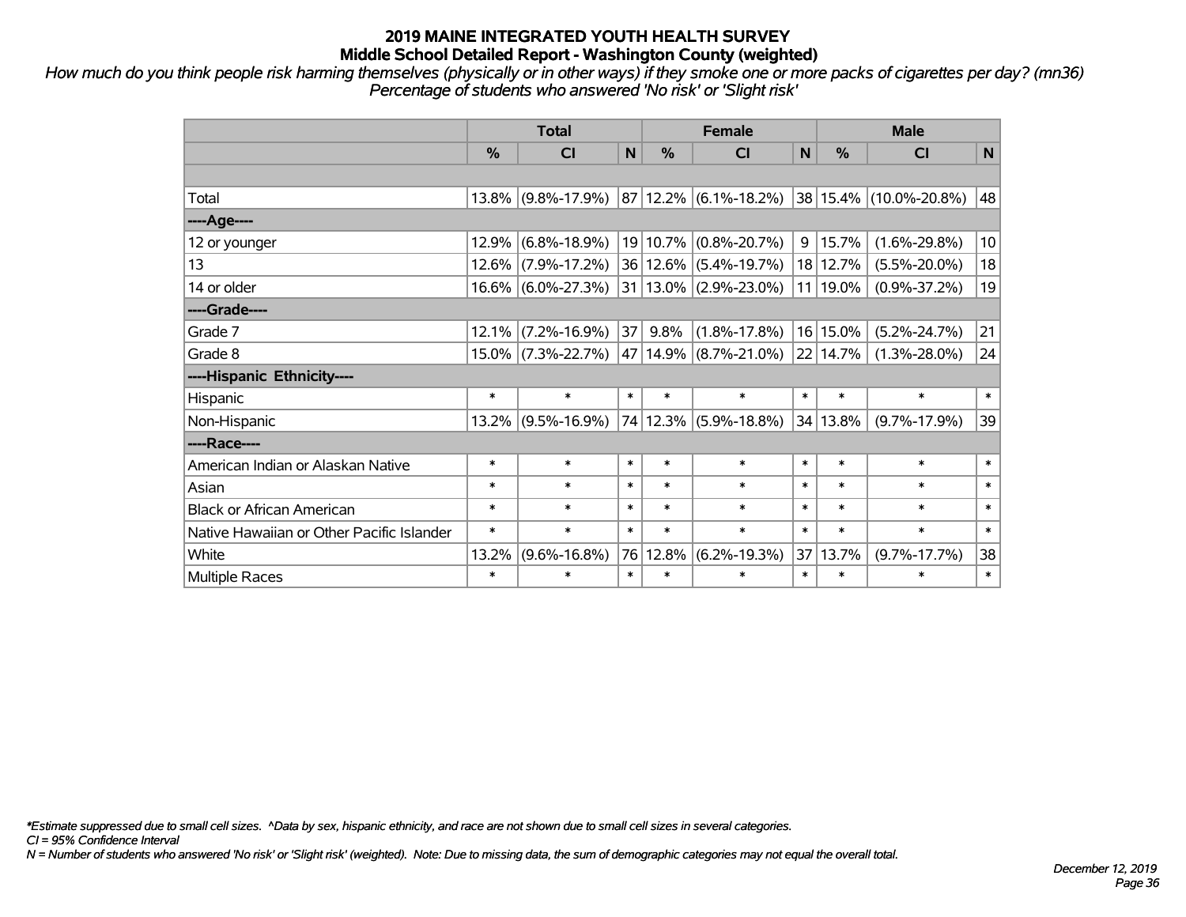# 2019 MAINE INTEGRATED YOUTH HEALTH SURVEY
## Middle School Detailed Report - Washington County (weighted)

*How much do you think people risk harming themselves (physically or in other ways) if they smoke one or more packs of cigarettes per day? (mn36)*
*Percentage of students who answered 'No risk' or 'Slight risk'*

| | Total | | | Female | | | Male | | |
|---|---|---|---|---|---|---|---|---|---|
| | % | CI | N | % | CI | N | % | CI | N |
| Total | 13.8% | (9.8%-17.9%) | 87 | 12.2% | (6.1%-18.2%) | 38 | 15.4% | (10.0%-20.8%) | 48 |
| ----Age---- | | | | | | | | | |
| 12 or younger | 12.9% | (6.8%-18.9%) | 19 | 10.7% | (0.8%-20.7%) | 9 | 15.7% | (1.6%-29.8%) | 10 |
| 13 | 12.6% | (7.9%-17.2%) | 36 | 12.6% | (5.4%-19.7%) | 18 | 12.7% | (5.5%-20.0%) | 18 |
| 14 or older | 16.6% | (6.0%-27.3%) | 31 | 13.0% | (2.9%-23.0%) | 11 | 19.0% | (0.9%-37.2%) | 19 |
| ----Grade---- | | | | | | | | | |
| Grade 7 | 12.1% | (7.2%-16.9%) | 37 | 9.8% | (1.8%-17.8%) | 16 | 15.0% | (5.2%-24.7%) | 21 |
| Grade 8 | 15.0% | (7.3%-22.7%) | 47 | 14.9% | (8.7%-21.0%) | 22 | 14.7% | (1.3%-28.0%) | 24 |
| ----Hispanic Ethnicity---- | | | | | | | | | |
| Hispanic | * | * | * | * | * | * | * | * | * |
| Non-Hispanic | 13.2% | (9.5%-16.9%) | 74 | 12.3% | (5.9%-18.8%) | 34 | 13.8% | (9.7%-17.9%) | 39 |
| ----Race---- | | | | | | | | | |
| American Indian or Alaskan Native | * | * | * | * | * | * | * | * | * |
| Asian | * | * | * | * | * | * | * | * | * |
| Black or African American | * | * | * | * | * | * | * | * | * |
| Native Hawaiian or Other Pacific Islander | * | * | * | * | * | * | * | * | * |
| White | 13.2% | (9.6%-16.8%) | 76 | 12.8% | (6.2%-19.3%) | 37 | 13.7% | (9.7%-17.7%) | 38 |
| Multiple Races | * | * | * | * | * | * | * | * | * |

*\*Estimate suppressed due to small cell sizes. ^Data by sex, hispanic ethnicity, and race are not shown due to small cell sizes in several categories.*
*CI = 95% Confidence Interval*
*N = Number of students who answered 'No risk' or 'Slight risk' (weighted). Note: Due to missing data, the sum of demographic categories may not equal the overall total.*

*December 12, 2019*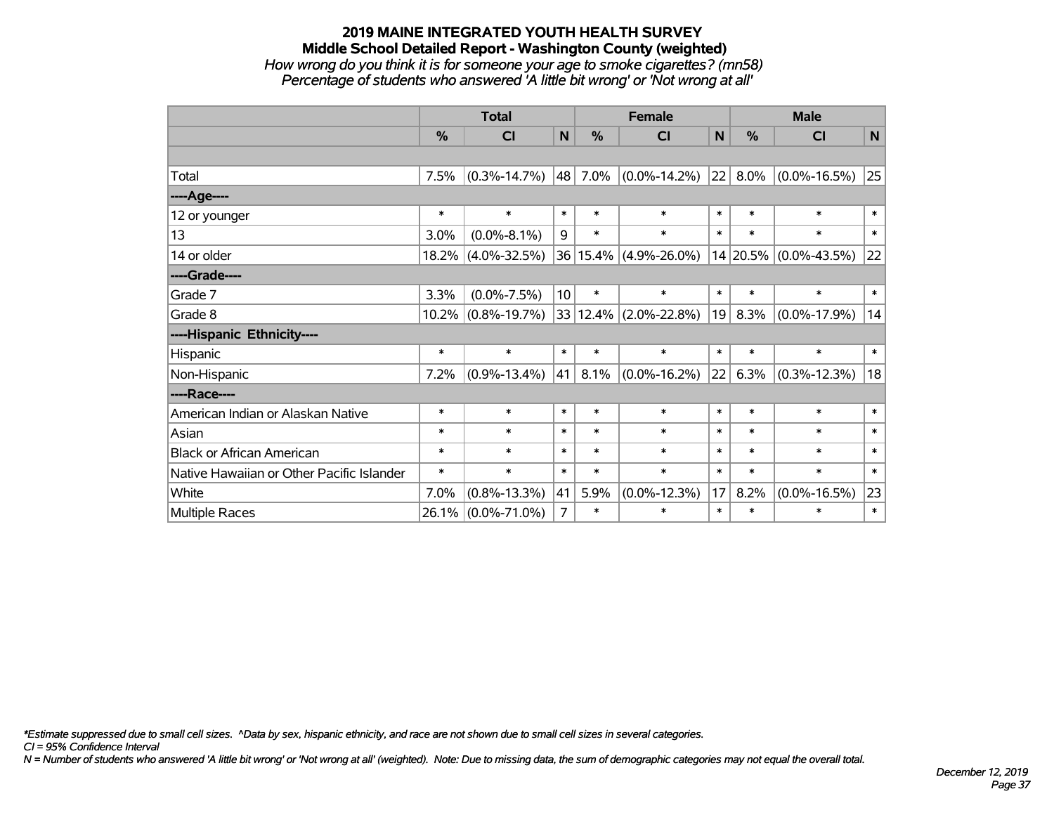## 2019 MAINE INTEGRATED YOUTH HEALTH SURVEY
### Middle School Detailed Report - Washington County (weighted)
*How wrong do you think it is for someone your age to smoke cigarettes? (mn58)*
*Percentage of students who answered 'A little bit wrong' or 'Not wrong at all'*

| | Total | | | Female | | | Male | | |
|---|---|---|---|---|---|---|---|---|---|
| | % | CI | N | % | CI | N | % | CI | N |
| | | | | | | | | | |
| Total | 7.5% | (0.3%-14.7%) | 48 | 7.0% | (0.0%-14.2%) | 22 | 8.0% | (0.0%-16.5%) | 25 |
| ----Age---- | | | | | | | | | |
| 12 or younger | * | * | * | * | * | * | * | * | * |
| 13 | 3.0% | (0.0%-8.1%) | 9 | * | * | * | * | * | * |
| 14 or older | 18.2% | (4.0%-32.5%) | 36 | 15.4% | (4.9%-26.0%) | 14 | 20.5% | (0.0%-43.5%) | 22 |
| ----Grade---- | | | | | | | | | |
| Grade 7 | 3.3% | (0.0%-7.5%) | 10 | * | * | * | * | * | * |
| Grade 8 | 10.2% | (0.8%-19.7%) | 33 | 12.4% | (2.0%-22.8%) | 19 | 8.3% | (0.0%-17.9%) | 14 |
| ----Hispanic Ethnicity---- | | | | | | | | | |
| Hispanic | * | * | * | * | * | * | * | * | * |
| Non-Hispanic | 7.2% | (0.9%-13.4%) | 41 | 8.1% | (0.0%-16.2%) | 22 | 6.3% | (0.3%-12.3%) | 18 |
| ----Race---- | | | | | | | | | |
| American Indian or Alaskan Native | * | * | * | * | * | * | * | * | * |
| Asian | * | * | * | * | * | * | * | * | * |
| Black or African American | * | * | * | * | * | * | * | * | * |
| Native Hawaiian or Other Pacific Islander | * | * | * | * | * | * | * | * | * |
| White | 7.0% | (0.8%-13.3%) | 41 | 5.9% | (0.0%-12.3%) | 17 | 8.2% | (0.0%-16.5%) | 23 |
| Multiple Races | 26.1% | (0.0%-71.0%) | 7 | * | * | * | * | * | * |

*\*Estimate suppressed due to small cell sizes. ^Data by sex, hispanic ethnicity, and race are not shown due to small cell sizes in several categories.*
*CI = 95% Confidence Interval*
*N = Number of students who answered 'A little bit wrong' or 'Not wrong at all' (weighted). Note: Due to missing data, the sum of demographic categories may not equal the overall total.*

*December 12, 2019*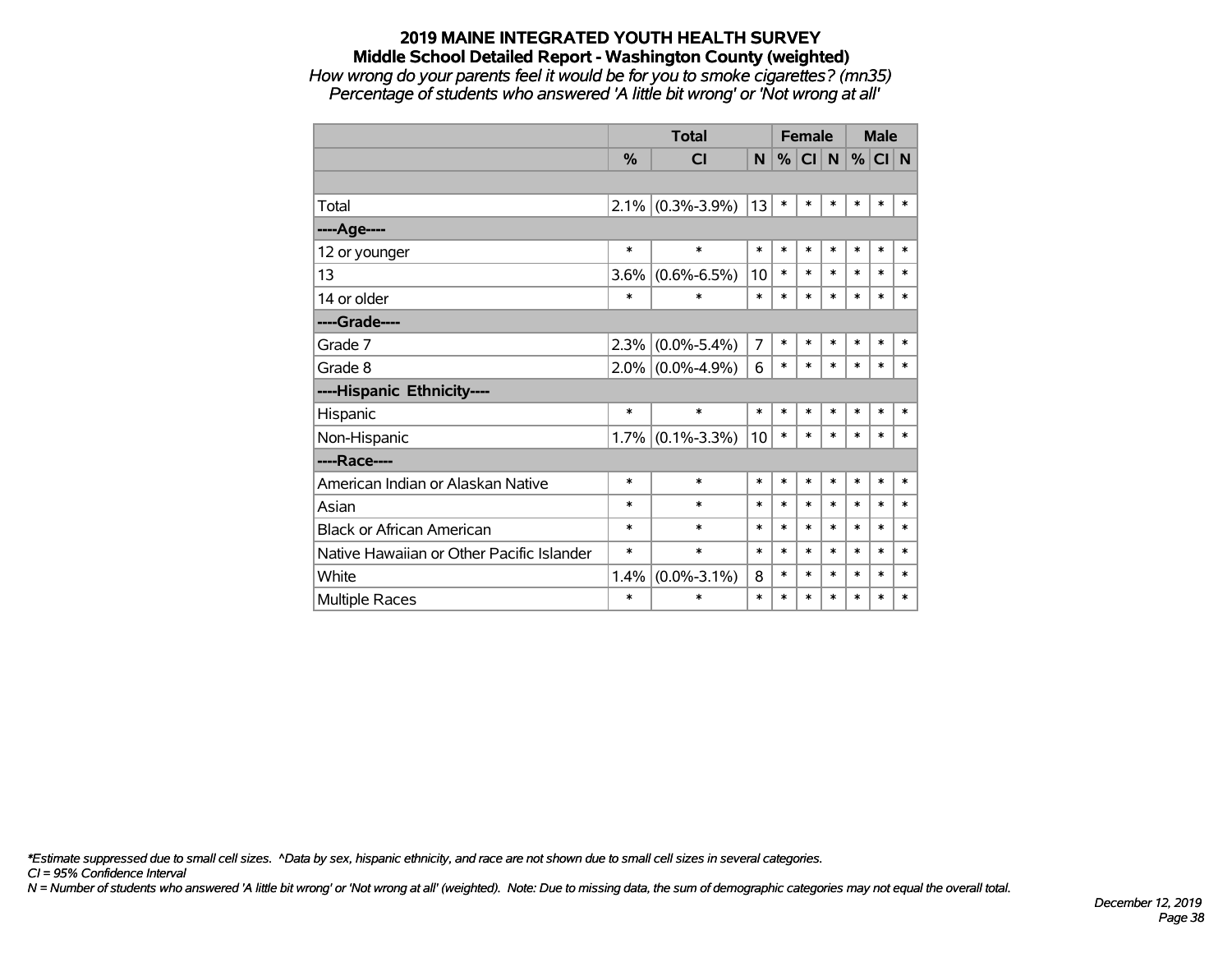# 2019 MAINE INTEGRATED YOUTH HEALTH SURVEY
## Middle School Detailed Report - Washington County (weighted)
*How wrong do your parents feel it would be for you to smoke cigarettes? (mn35)*
*Percentage of students who answered 'A little bit wrong' or 'Not wrong at all'*

| | Total | | | Female | | | Male | | |
|---|---|---|---|---|---|---|---|---|---|
| | % | CI | N | % | CI | N | % | CI | N |
| | | | | | | | | | |
| Total | 2.1% | (0.3%-3.9%) | 13 | * | * | * | * | * | * |
| ----Age---- | | | | | | | | | |
| 12 or younger | * | * | * | * | * | * | * | * | * |
| 13 | 3.6% | (0.6%-6.5%) | 10 | * | * | * | * | * | * |
| 14 or older | * | * | * | * | * | * | * | * | * |
| ----Grade---- | | | | | | | | | |
| Grade 7 | 2.3% | (0.0%-5.4%) | 7 | * | * | * | * | * | * |
| Grade 8 | 2.0% | (0.0%-4.9%) | 6 | * | * | * | * | * | * |
| ----Hispanic Ethnicity---- | | | | | | | | | |
| Hispanic | * | * | * | * | * | * | * | * | * |
| Non-Hispanic | 1.7% | (0.1%-3.3%) | 10 | * | * | * | * | * | * |
| ----Race---- | | | | | | | | | |
| American Indian or Alaskan Native | * | * | * | * | * | * | * | * | * |
| Asian | * | * | * | * | * | * | * | * | * |
| Black or African American | * | * | * | * | * | * | * | * | * |
| Native Hawaiian or Other Pacific Islander | * | * | * | * | * | * | * | * | * |
| White | 1.4% | (0.0%-3.1%) | 8 | * | * | * | * | * | * |
| Multiple Races | * | * | * | * | * | * | * | * | * |

*\*Estimate suppressed due to small cell sizes. ^Data by sex, hispanic ethnicity, and race are not shown due to small cell sizes in several categories.*
*CI = 95% Confidence Interval*
*N = Number of students who answered 'A little bit wrong' or 'Not wrong at all' (weighted). Note: Due to missing data, the sum of demographic categories may not equal the overall total.*

*December 12, 2019*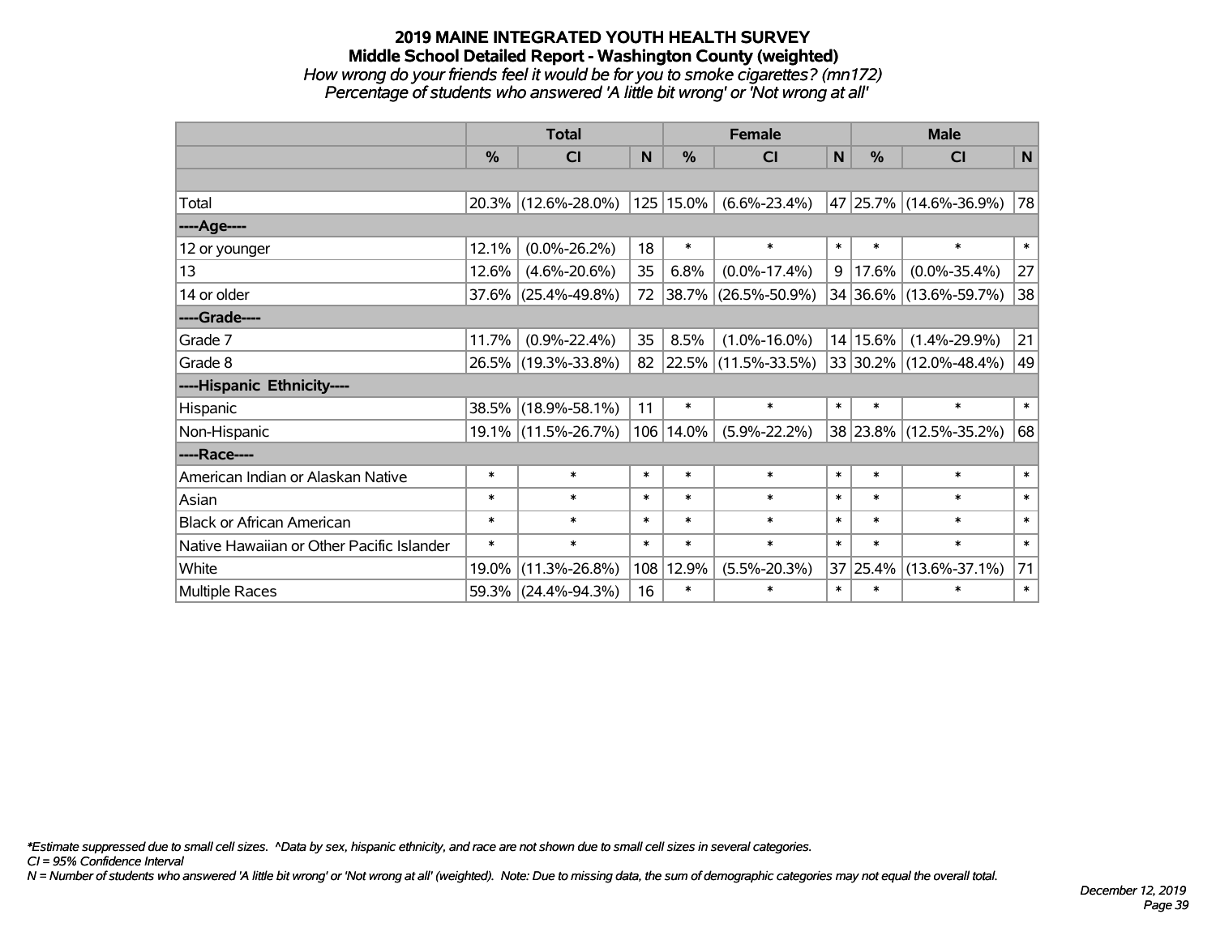# 2019 MAINE INTEGRATED YOUTH HEALTH SURVEY

## Middle School Detailed Report - Washington County (weighted)

*How wrong do your friends feel it would be for you to smoke cigarettes? (mn172)*

*Percentage of students who answered 'A little bit wrong' or 'Not wrong at all'*

| | Total | | | Female | | | Male | | |
|---|---|---|---|---|---|---|---|---|---|
| | % | CI | N | % | CI | N | % | CI | N |
| Total | 20.3% | (12.6%-28.0%) | 125 | 15.0% | (6.6%-23.4%) | 47 | 25.7% | (14.6%-36.9%) | 78 |
| ----Age---- | | | | | | | | | |
| 12 or younger | 12.1% | (0.0%-26.2%) | 18 | * | * | * | * | * | * |
| 13 | 12.6% | (4.6%-20.6%) | 35 | 6.8% | (0.0%-17.4%) | 9 | 17.6% | (0.0%-35.4%) | 27 |
| 14 or older | 37.6% | (25.4%-49.8%) | 72 | 38.7% | (26.5%-50.9%) | 34 | 36.6% | (13.6%-59.7%) | 38 |
| ----Grade---- | | | | | | | | | |
| Grade 7 | 11.7% | (0.9%-22.4%) | 35 | 8.5% | (1.0%-16.0%) | 14 | 15.6% | (1.4%-29.9%) | 21 |
| Grade 8 | 26.5% | (19.3%-33.8%) | 82 | 22.5% | (11.5%-33.5%) | 33 | 30.2% | (12.0%-48.4%) | 49 |
| ----Hispanic Ethnicity---- | | | | | | | | | |
| Hispanic | 38.5% | (18.9%-58.1%) | 11 | * | * | * | * | * | * |
| Non-Hispanic | 19.1% | (11.5%-26.7%) | 106 | 14.0% | (5.9%-22.2%) | 38 | 23.8% | (12.5%-35.2%) | 68 |
| ----Race---- | | | | | | | | | |
| American Indian or Alaskan Native | * | * | * | * | * | * | * | * | * |
| Asian | * | * | * | * | * | * | * | * | * |
| Black or African American | * | * | * | * | * | * | * | * | * |
| Native Hawaiian or Other Pacific Islander | * | * | * | * | * | * | * | * | * |
| White | 19.0% | (11.3%-26.8%) | 108 | 12.9% | (5.5%-20.3%) | 37 | 25.4% | (13.6%-37.1%) | 71 |
| Multiple Races | 59.3% | (24.4%-94.3%) | 16 | * | * | * | * | * | * |

*\*Estimate suppressed due to small cell sizes. ^Data by sex, hispanic ethnicity, and race are not shown due to small cell sizes in several categories.*

*CI = 95% Confidence Interval*

*N = Number of students who answered 'A little bit wrong' or 'Not wrong at all' (weighted). Note: Due to missing data, the sum of demographic categories may not equal the overall total.*

*December 12, 2019*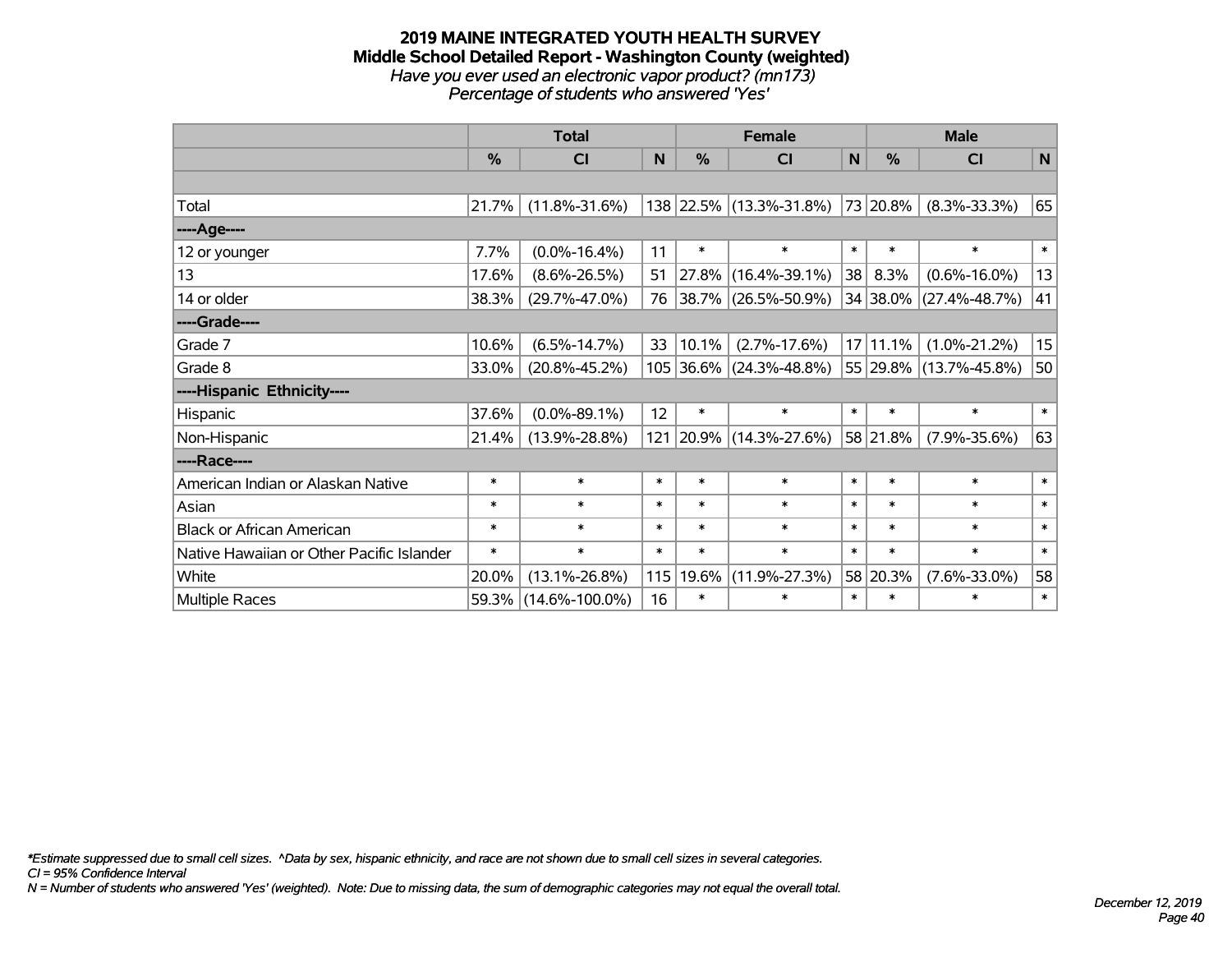# 2019 MAINE INTEGRATED YOUTH HEALTH SURVEY
## Middle School Detailed Report - Washington County (weighted)
*Have you ever used an electronic vapor product? (mn173)*
*Percentage of students who answered 'Yes'*

| | Total | | | Female | | | Male | | |
|---|---|---|---|---|---|---|---|---|---|
| | % | CI | N | % | CI | N | % | CI | N |
| | | | | | | | | | |
| Total | 21.7% | (11.8%-31.6%) | 138 | 22.5% | (13.3%-31.8%) | 73 | 20.8% | (8.3%-33.3%) | 65 |
| ----Age---- | | | | | | | | | |
| 12 or younger | 7.7% | (0.0%-16.4%) | 11 | * | * | * | * | * | * |
| 13 | 17.6% | (8.6%-26.5%) | 51 | 27.8% | (16.4%-39.1%) | 38 | 8.3% | (0.6%-16.0%) | 13 |
| 14 or older | 38.3% | (29.7%-47.0%) | 76 | 38.7% | (26.5%-50.9%) | 34 | 38.0% | (27.4%-48.7%) | 41 |
| ----Grade---- | | | | | | | | | |
| Grade 7 | 10.6% | (6.5%-14.7%) | 33 | 10.1% | (2.7%-17.6%) | 17 | 11.1% | (1.0%-21.2%) | 15 |
| Grade 8 | 33.0% | (20.8%-45.2%) | 105 | 36.6% | (24.3%-48.8%) | 55 | 29.8% | (13.7%-45.8%) | 50 |
| ----Hispanic Ethnicity---- | | | | | | | | | |
| Hispanic | 37.6% | (0.0%-89.1%) | 12 | * | * | * | * | * | * |
| Non-Hispanic | 21.4% | (13.9%-28.8%) | 121 | 20.9% | (14.3%-27.6%) | 58 | 21.8% | (7.9%-35.6%) | 63 |
| ----Race---- | | | | | | | | | |
| American Indian or Alaskan Native | * | * | * | * | * | * | * | * | * |
| Asian | * | * | * | * | * | * | * | * | * |
| Black or African American | * | * | * | * | * | * | * | * | * |
| Native Hawaiian or Other Pacific Islander | * | * | * | * | * | * | * | * | * |
| White | 20.0% | (13.1%-26.8%) | 115 | 19.6% | (11.9%-27.3%) | 58 | 20.3% | (7.6%-33.0%) | 58 |
| Multiple Races | 59.3% | (14.6%-100.0%) | 16 | * | * | * | * | * | * |

*\*Estimate suppressed due to small cell sizes. ^Data by sex, hispanic ethnicity, and race are not shown due to small cell sizes in several categories.*
*CI = 95% Confidence Interval*
*N = Number of students who answered 'Yes' (weighted). Note: Due to missing data, the sum of demographic categories may not equal the overall total.*

*December 12, 2019*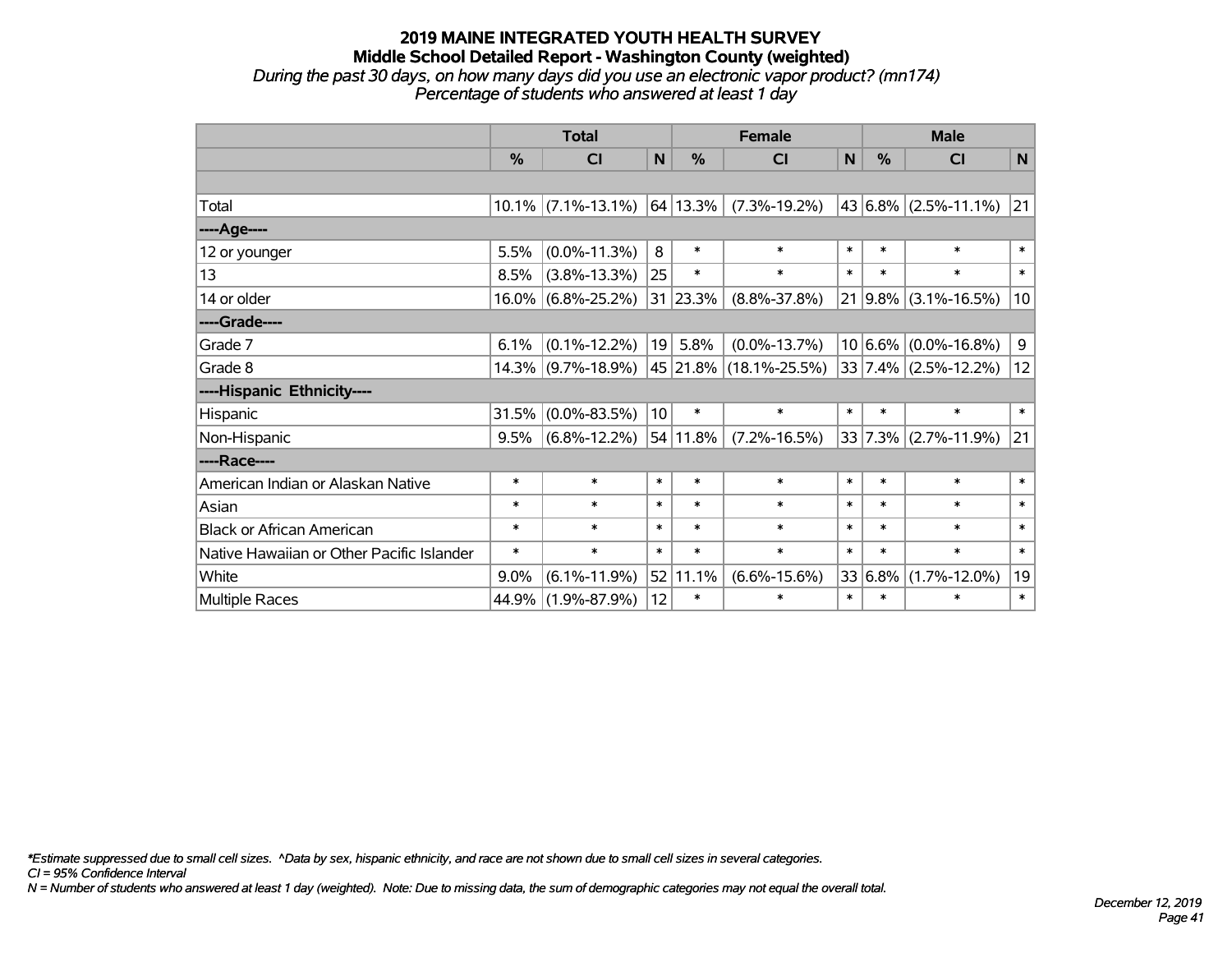# 2019 MAINE INTEGRATED YOUTH HEALTH SURVEY

## Middle School Detailed Report - Washington County (weighted)

*During the past 30 days, on how many days did you use an electronic vapor product? (mn174)*
*Percentage of students who answered at least 1 day*

| | Total | | | Female | | | Male | | |
|---|---|---|---|---|---|---|---|---|---|
| | % | CI | N | % | CI | N | % | CI | N |
| | | | | | | | | | |
| Total | 10.1% | (7.1%-13.1%) | 64 | 13.3% | (7.3%-19.2%) | 43 | 6.8% | (2.5%-11.1%) | 21 |
| ----Age---- | | | | | | | | | |
| 12 or younger | 5.5% | (0.0%-11.3%) | 8 | * | * | * | * | * | * |
| 13 | 8.5% | (3.8%-13.3%) | 25 | * | * | * | * | * | * |
| 14 or older | 16.0% | (6.8%-25.2%) | 31 | 23.3% | (8.8%-37.8%) | 21 | 9.8% | (3.1%-16.5%) | 10 |
| ----Grade---- | | | | | | | | | |
| Grade 7 | 6.1% | (0.1%-12.2%) | 19 | 5.8% | (0.0%-13.7%) | 10 | 6.6% | (0.0%-16.8%) | 9 |
| Grade 8 | 14.3% | (9.7%-18.9%) | 45 | 21.8% | (18.1%-25.5%) | 33 | 7.4% | (2.5%-12.2%) | 12 |
| ----Hispanic Ethnicity---- | | | | | | | | | |
| Hispanic | 31.5% | (0.0%-83.5%) | 10 | * | * | * | * | * | * |
| Non-Hispanic | 9.5% | (6.8%-12.2%) | 54 | 11.8% | (7.2%-16.5%) | 33 | 7.3% | (2.7%-11.9%) | 21 |
| ----Race---- | | | | | | | | | |
| American Indian or Alaskan Native | * | * | * | * | * | * | * | * | * |
| Asian | * | * | * | * | * | * | * | * | * |
| Black or African American | * | * | * | * | * | * | * | * | * |
| Native Hawaiian or Other Pacific Islander | * | * | * | * | * | * | * | * | * |
| White | 9.0% | (6.1%-11.9%) | 52 | 11.1% | (6.6%-15.6%) | 33 | 6.8% | (1.7%-12.0%) | 19 |
| Multiple Races | 44.9% | (1.9%-87.9%) | 12 | * | * | * | * | * | * |

*\*Estimate suppressed due to small cell sizes. ^Data by sex, hispanic ethnicity, and race are not shown due to small cell sizes in several categories.*
*CI = 95% Confidence Interval*
*N = Number of students who answered at least 1 day (weighted). Note: Due to missing data, the sum of demographic categories may not equal the overall total.*

*December 12, 2019*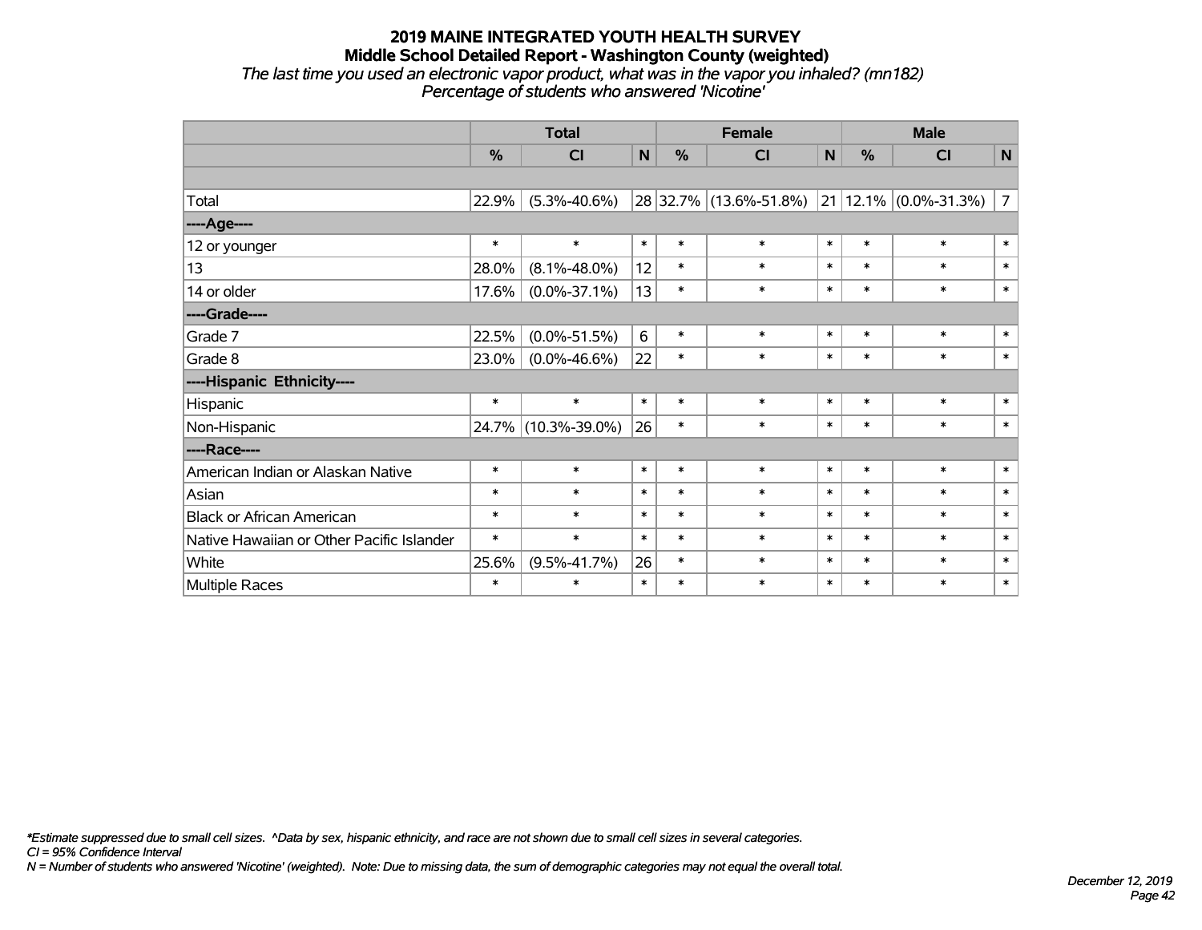# 2019 MAINE INTEGRATED YOUTH HEALTH SURVEY

## Middle School Detailed Report - Washington County (weighted)

*The last time you used an electronic vapor product, what was in the vapor you inhaled? (mn182)*
*Percentage of students who answered 'Nicotine'*

| | Total | | | Female | | | Male | | |
|---|---|---|---|---|---|---|---|---|---|
| | % | CI | N | % | CI | N | % | CI | N |
| Total | 22.9% | (5.3%-40.6%) | 28 | 32.7% | (13.6%-51.8%) | 21 | 12.1% | (0.0%-31.3%) | 7 |
| **----Age----** | | | | | | | | | |
| 12 or younger | * | * | * | * | * | * | * | * | * |
| 13 | 28.0% | (8.1%-48.0%) | 12 | * | * | * | * | * | * |
| 14 or older | 17.6% | (0.0%-37.1%) | 13 | * | * | * | * | * | * |
| **----Grade----** | | | | | | | | | |
| Grade 7 | 22.5% | (0.0%-51.5%) | 6 | * | * | * | * | * | * |
| Grade 8 | 23.0% | (0.0%-46.6%) | 22 | * | * | * | * | * | * |
| **----Hispanic Ethnicity----** | | | | | | | | | |
| Hispanic | * | * | * | * | * | * | * | * | * |
| Non-Hispanic | 24.7% | (10.3%-39.0%) | 26 | * | * | * | * | * | * |
| **----Race----** | | | | | | | | | |
| American Indian or Alaskan Native | * | * | * | * | * | * | * | * | * |
| Asian | * | * | * | * | * | * | * | * | * |
| Black or African American | * | * | * | * | * | * | * | * | * |
| Native Hawaiian or Other Pacific Islander | * | * | * | * | * | * | * | * | * |
| White | 25.6% | (9.5%-41.7%) | 26 | * | * | * | * | * | * |
| Multiple Races | * | * | * | * | * | * | * | * | * |

*\*Estimate suppressed due to small cell sizes. ^Data by sex, hispanic ethnicity, and race are not shown due to small cell sizes in several categories.*
*CI = 95% Confidence Interval*
*N = Number of students who answered 'Nicotine' (weighted). Note: Due to missing data, the sum of demographic categories may not equal the overall total.*

*December 12, 2019*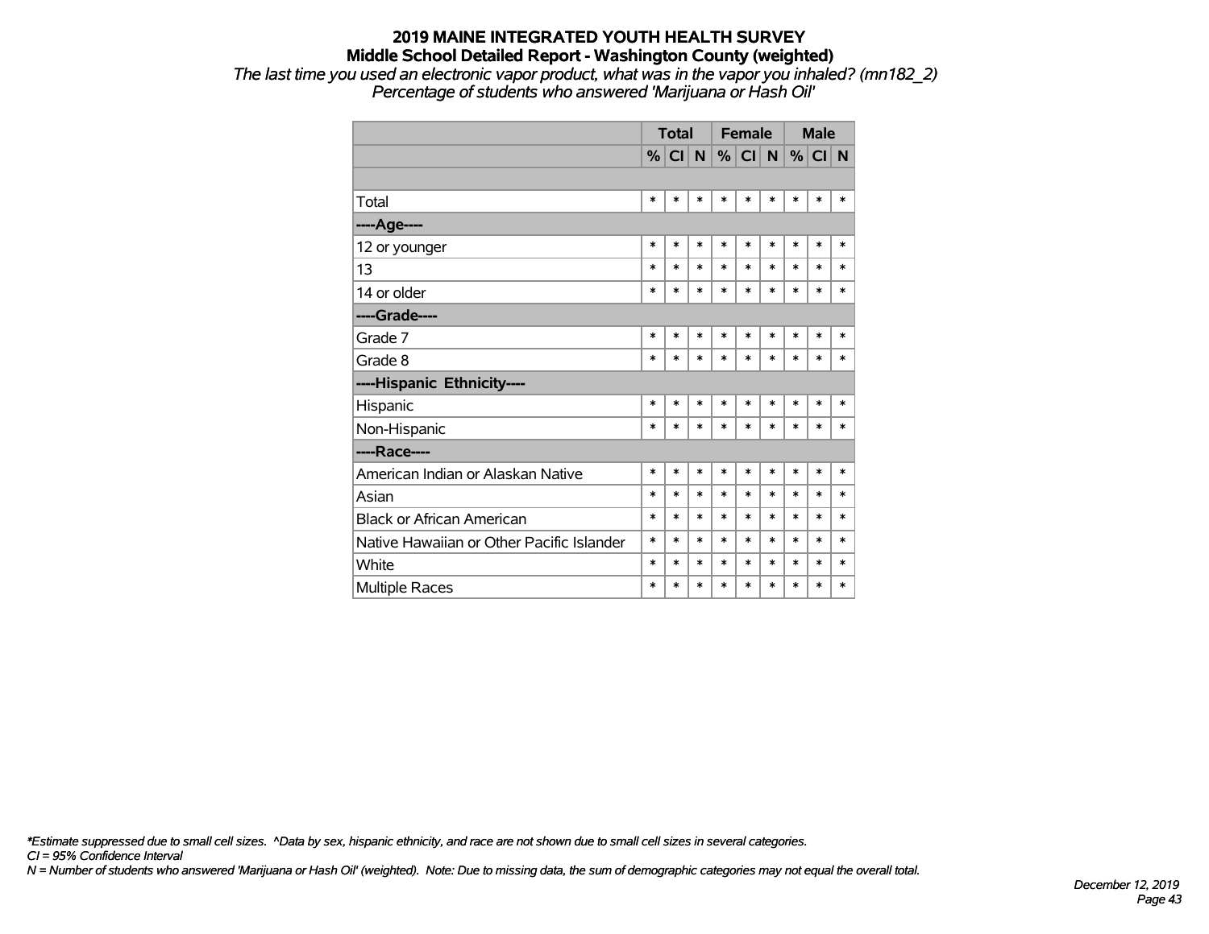# 2019 MAINE INTEGRATED YOUTH HEALTH SURVEY

## Middle School Detailed Report - Washington County (weighted)

*The last time you used an electronic vapor product, what was in the vapor you inhaled? (mn182_2)*
*Percentage of students who answered 'Marijuana or Hash Oil'*

| | Total | | | Female | | | Male | | |
|---|---|---|---|---|---|---|---|---|---|
| | % | CI | N | % | CI | N | % | CI | N |
| | | | | | | | | | |
| Total | * | * | * | * | * | * | * | * | * |
| **----Age----** | | | | | | | | | |
| 12 or younger | * | * | * | * | * | * | * | * | * |
| 13 | * | * | * | * | * | * | * | * | * |
| 14 or older | * | * | * | * | * | * | * | * | * |
| **----Grade----** | | | | | | | | | |
| Grade 7 | * | * | * | * | * | * | * | * | * |
| Grade 8 | * | * | * | * | * | * | * | * | * |
| **----Hispanic Ethnicity----** | | | | | | | | | |
| Hispanic | * | * | * | * | * | * | * | * | * |
| Non-Hispanic | * | * | * | * | * | * | * | * | * |
| **----Race----** | | | | | | | | | |
| American Indian or Alaskan Native | * | * | * | * | * | * | * | * | * |
| Asian | * | * | * | * | * | * | * | * | * |
| Black or African American | * | * | * | * | * | * | * | * | * |
| Native Hawaiian or Other Pacific Islander | * | * | * | * | * | * | * | * | * |
| White | * | * | * | * | * | * | * | * | * |
| Multiple Races | * | * | * | * | * | * | * | * | * |

*\*Estimate suppressed due to small cell sizes. ^Data by sex, hispanic ethnicity, and race are not shown due to small cell sizes in several categories.*
*CI = 95% Confidence Interval*
*N = Number of students who answered 'Marijuana or Hash Oil' (weighted). Note: Due to missing data, the sum of demographic categories may not equal the overall total.*

*December 12, 2019*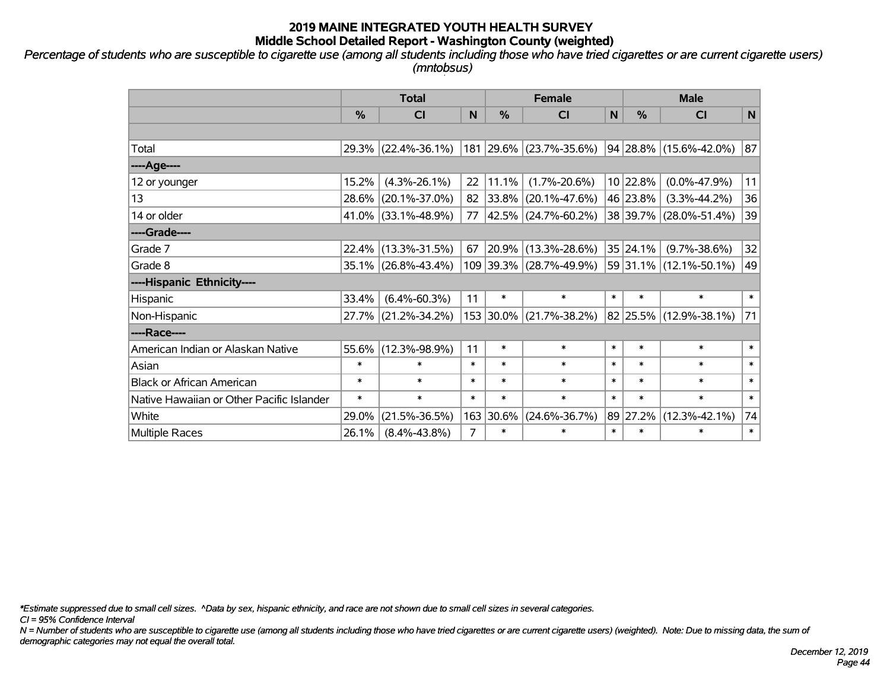# 2019 MAINE INTEGRATED YOUTH HEALTH SURVEY
## Middle School Detailed Report - Washington County (weighted)

*Percentage of students who are susceptible to cigarette use (among all students including those who have tried cigarettes or are current cigarette users) (mntobsus)*

| | Total | | | Female | | | Male | | |
|---|---|---|---|---|---|---|---|---|---|
| | % | CI | N | % | CI | N | % | CI | N |
| | | | | | | | | | |
| Total | 29.3% | (22.4%-36.1%) | 181 | 29.6% | (23.7%-35.6%) | 94 | 28.8% | (15.6%-42.0%) | 87 |
| ----Age---- | | | | | | | | | |
| 12 or younger | 15.2% | (4.3%-26.1%) | 22 | 11.1% | (1.7%-20.6%) | 10 | 22.8% | (0.0%-47.9%) | 11 |
| 13 | 28.6% | (20.1%-37.0%) | 82 | 33.8% | (20.1%-47.6%) | 46 | 23.8% | (3.3%-44.2%) | 36 |
| 14 or older | 41.0% | (33.1%-48.9%) | 77 | 42.5% | (24.7%-60.2%) | 38 | 39.7% | (28.0%-51.4%) | 39 |
| ----Grade---- | | | | | | | | | |
| Grade 7 | 22.4% | (13.3%-31.5%) | 67 | 20.9% | (13.3%-28.6%) | 35 | 24.1% | (9.7%-38.6%) | 32 |
| Grade 8 | 35.1% | (26.8%-43.4%) | 109 | 39.3% | (28.7%-49.9%) | 59 | 31.1% | (12.1%-50.1%) | 49 |
| ----Hispanic Ethnicity---- | | | | | | | | | |
| Hispanic | 33.4% | (6.4%-60.3%) | 11 | * | * | * | * | * | * |
| Non-Hispanic | 27.7% | (21.2%-34.2%) | 153 | 30.0% | (21.7%-38.2%) | 82 | 25.5% | (12.9%-38.1%) | 71 |
| ----Race---- | | | | | | | | | |
| American Indian or Alaskan Native | 55.6% | (12.3%-98.9%) | 11 | * | * | * | * | * | * |
| Asian | * | * | * | * | * | * | * | * | * |
| Black or African American | * | * | * | * | * | * | * | * | * |
| Native Hawaiian or Other Pacific Islander | * | * | * | * | * | * | * | * | * |
| White | 29.0% | (21.5%-36.5%) | 163 | 30.6% | (24.6%-36.7%) | 89 | 27.2% | (12.3%-42.1%) | 74 |
| Multiple Races | 26.1% | (8.4%-43.8%) | 7 | * | * | * | * | * | * |

*\*Estimate suppressed due to small cell sizes. ^Data by sex, hispanic ethnicity, and race are not shown due to small cell sizes in several categories.*

*CI = 95% Confidence Interval*

*N = Number of students who are susceptible to cigarette use (among all students including those who have tried cigarettes or are current cigarette users) (weighted). Note: Due to missing data, the sum of demographic categories may not equal the overall total.*

*December 12, 2019*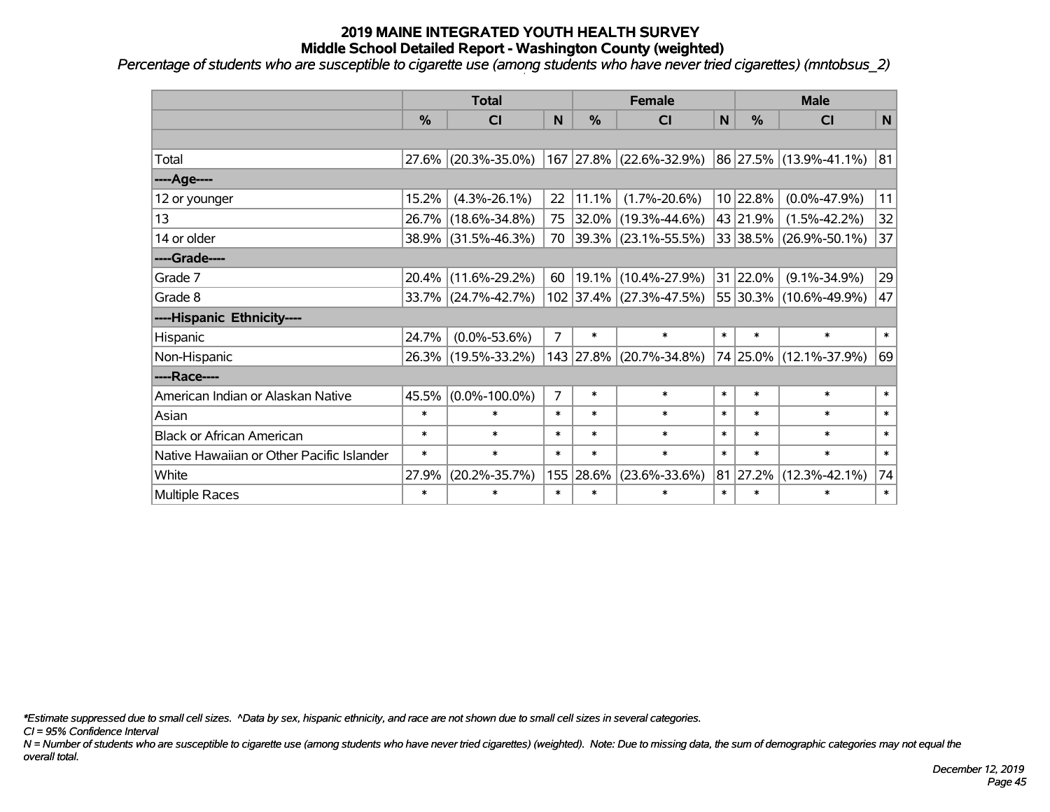# 2019 MAINE INTEGRATED YOUTH HEALTH SURVEY
## Middle School Detailed Report - Washington County (weighted)

*Percentage of students who are susceptible to cigarette use (among students who have never tried cigarettes) (mntobsus_2)*

| | Total | | | Female | | | Male | | |
|---|---|---|---|---|---|---|---|---|---|
| | % | CI | N | % | CI | N | % | CI | N |
| | | | | | | | | | |
| Total | 27.6% | (20.3%-35.0%) | 167 | 27.8% | (22.6%-32.9%) | 86 | 27.5% | (13.9%-41.1%) | 81 |
| ----Age---- | | | | | | | | | |
| 12 or younger | 15.2% | (4.3%-26.1%) | 22 | 11.1% | (1.7%-20.6%) | 10 | 22.8% | (0.0%-47.9%) | 11 |
| 13 | 26.7% | (18.6%-34.8%) | 75 | 32.0% | (19.3%-44.6%) | 43 | 21.9% | (1.5%-42.2%) | 32 |
| 14 or older | 38.9% | (31.5%-46.3%) | 70 | 39.3% | (23.1%-55.5%) | 33 | 38.5% | (26.9%-50.1%) | 37 |
| ----Grade---- | | | | | | | | | |
| Grade 7 | 20.4% | (11.6%-29.2%) | 60 | 19.1% | (10.4%-27.9%) | 31 | 22.0% | (9.1%-34.9%) | 29 |
| Grade 8 | 33.7% | (24.7%-42.7%) | 102 | 37.4% | (27.3%-47.5%) | 55 | 30.3% | (10.6%-49.9%) | 47 |
| ----Hispanic Ethnicity---- | | | | | | | | | |
| Hispanic | 24.7% | (0.0%-53.6%) | 7 | * | * | * | * | * | * |
| Non-Hispanic | 26.3% | (19.5%-33.2%) | 143 | 27.8% | (20.7%-34.8%) | 74 | 25.0% | (12.1%-37.9%) | 69 |
| ----Race---- | | | | | | | | | |
| American Indian or Alaskan Native | 45.5% | (0.0%-100.0%) | 7 | * | * | * | * | * | * |
| Asian | * | * | * | * | * | * | * | * | * |
| Black or African American | * | * | * | * | * | * | * | * | * |
| Native Hawaiian or Other Pacific Islander | * | * | * | * | * | * | * | * | * |
| White | 27.9% | (20.2%-35.7%) | 155 | 28.6% | (23.6%-33.6%) | 81 | 27.2% | (12.3%-42.1%) | 74 |
| Multiple Races | * | * | * | * | * | * | * | * | * |

*\*Estimate suppressed due to small cell sizes. ^Data by sex, hispanic ethnicity, and race are not shown due to small cell sizes in several categories.*

*CI = 95% Confidence Interval*

*N = Number of students who are susceptible to cigarette use (among students who have never tried cigarettes) (weighted). Note: Due to missing data, the sum of demographic categories may not equal the overall total.*

*December 12, 2019*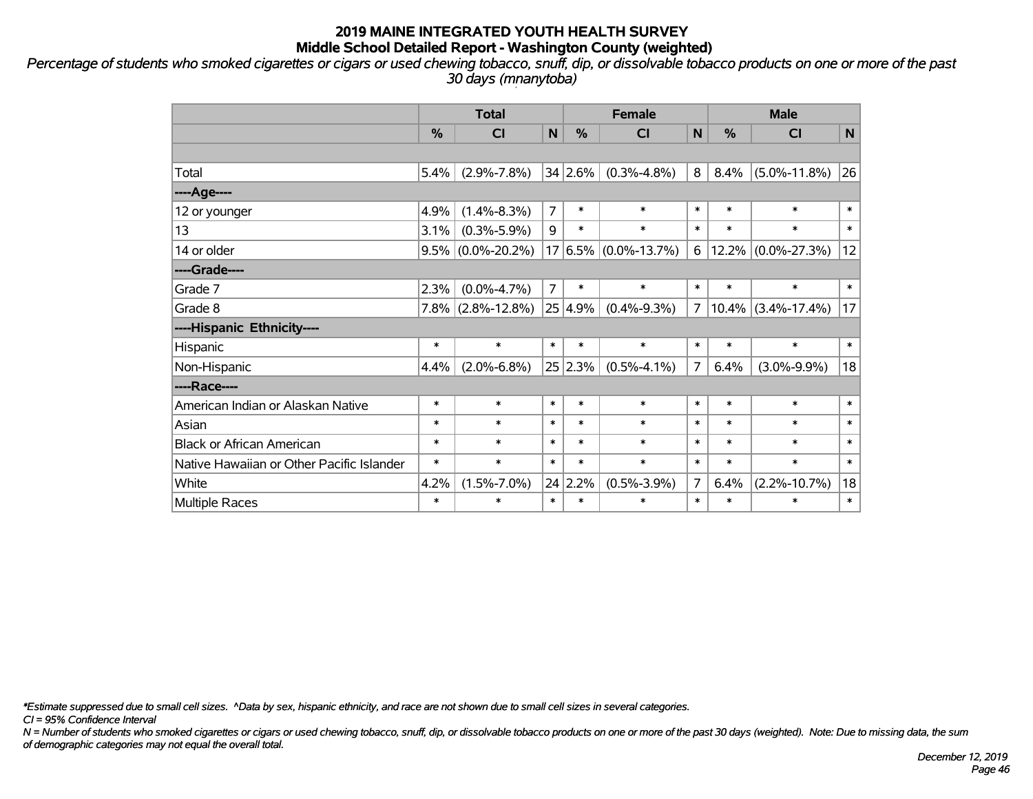# 2019 MAINE INTEGRATED YOUTH HEALTH SURVEY
## Middle School Detailed Report - Washington County (weighted)

*Percentage of students who smoked cigarettes or cigars or used chewing tobacco, snuff, dip, or dissolvable tobacco products on one or more of the past 30 days (mnanytoba)*

| | Total | | | Female | | | Male | | |
|---|---|---|---|---|---|---|---|---|---|
| | % | CI | N | % | CI | N | % | CI | N |
| | | | | | | | | | |
| Total | 5.4% | (2.9%-7.8%) | 34 | 2.6% | (0.3%-4.8%) | 8 | 8.4% | (5.0%-11.8%) | 26 |
| ----Age---- | | | | | | | | | |
| 12 or younger | 4.9% | (1.4%-8.3%) | 7 | * | * | * | * | * | * |
| 13 | 3.1% | (0.3%-5.9%) | 9 | * | * | * | * | * | * |
| 14 or older | 9.5% | (0.0%-20.2%) | 17 | 6.5% | (0.0%-13.7%) | 6 | 12.2% | (0.0%-27.3%) | 12 |
| ----Grade---- | | | | | | | | | |
| Grade 7 | 2.3% | (0.0%-4.7%) | 7 | * | * | * | * | * | * |
| Grade 8 | 7.8% | (2.8%-12.8%) | 25 | 4.9% | (0.4%-9.3%) | 7 | 10.4% | (3.4%-17.4%) | 17 |
| ----Hispanic Ethnicity---- | | | | | | | | | |
| Hispanic | * | * | * | * | * | * | * | * | * |
| Non-Hispanic | 4.4% | (2.0%-6.8%) | 25 | 2.3% | (0.5%-4.1%) | 7 | 6.4% | (3.0%-9.9%) | 18 |
| ----Race---- | | | | | | | | | |
| American Indian or Alaskan Native | * | * | * | * | * | * | * | * | * |
| Asian | * | * | * | * | * | * | * | * | * |
| Black or African American | * | * | * | * | * | * | * | * | * |
| Native Hawaiian or Other Pacific Islander | * | * | * | * | * | * | * | * | * |
| White | 4.2% | (1.5%-7.0%) | 24 | 2.2% | (0.5%-3.9%) | 7 | 6.4% | (2.2%-10.7%) | 18 |
| Multiple Races | * | * | * | * | * | * | * | * | * |

*\*Estimate suppressed due to small cell sizes. ^Data by sex, hispanic ethnicity, and race are not shown due to small cell sizes in several categories.*

*CI = 95% Confidence Interval*

*N = Number of students who smoked cigarettes or cigars or used chewing tobacco, snuff, dip, or dissolvable tobacco products on one or more of the past 30 days (weighted). Note: Due to missing data, the sum of demographic categories may not equal the overall total.*

*December 12, 2019*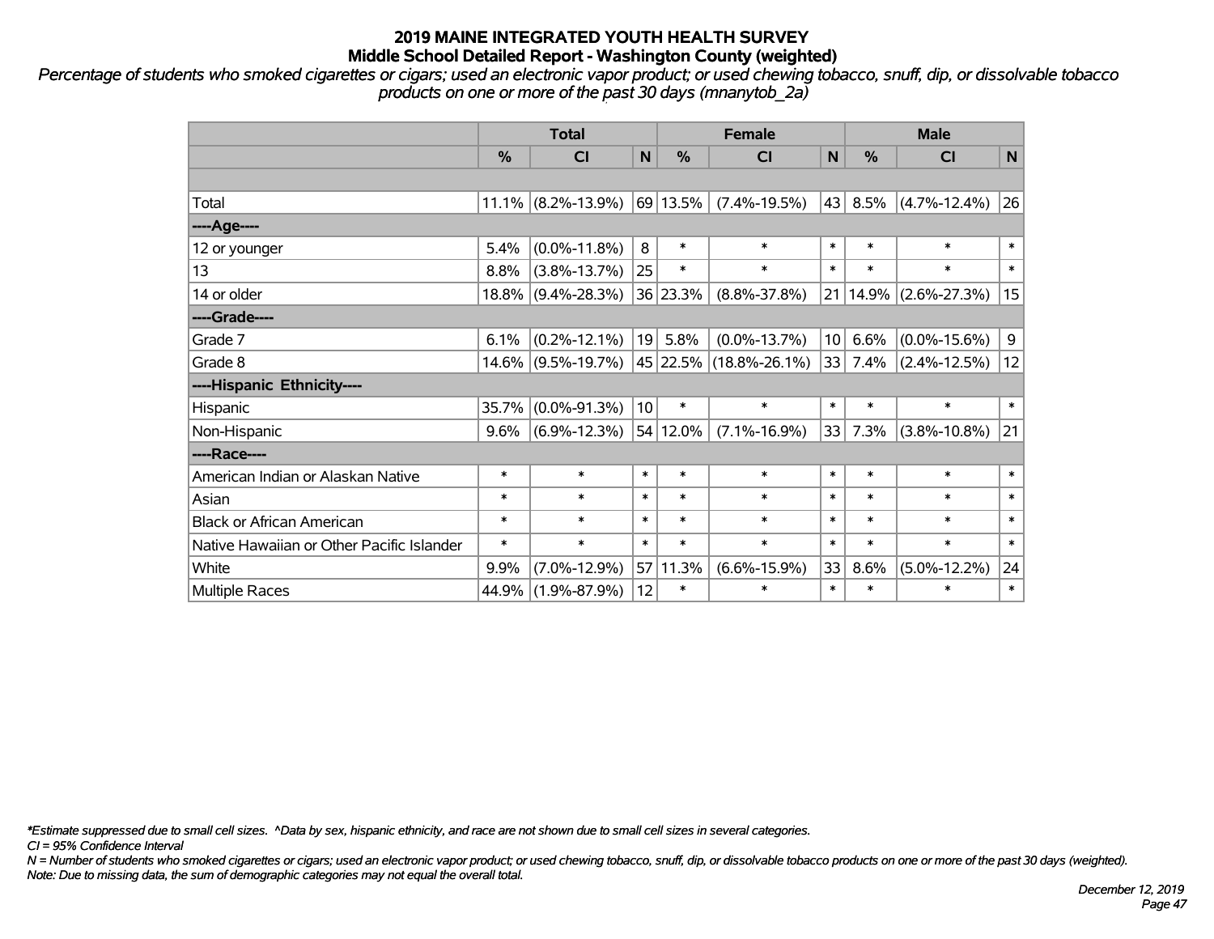# 2019 MAINE INTEGRATED YOUTH HEALTH SURVEY
## Middle School Detailed Report - Washington County (weighted)

*Percentage of students who smoked cigarettes or cigars; used an electronic vapor product; or used chewing tobacco, snuff, dip, or dissolvable tobacco products on one or more of the past 30 days (mnanytob_2a)*

| | Total | | | Female | | | Male | | |
|---|---|---|---|---|---|---|---|---|---|
| | % | CI | N | % | CI | N | % | CI | N |
| Total | 11.1% | (8.2%-13.9%) | 69 | 13.5% | (7.4%-19.5%) | 43 | 8.5% | (4.7%-12.4%) | 26 |
| ----Age---- | | | | | | | | | |
| 12 or younger | 5.4% | (0.0%-11.8%) | 8 | * | * | * | * | * | * |
| 13 | 8.8% | (3.8%-13.7%) | 25 | * | * | * | * | * | * |
| 14 or older | 18.8% | (9.4%-28.3%) | 36 | 23.3% | (8.8%-37.8%) | 21 | 14.9% | (2.6%-27.3%) | 15 |
| ----Grade---- | | | | | | | | | |
| Grade 7 | 6.1% | (0.2%-12.1%) | 19 | 5.8% | (0.0%-13.7%) | 10 | 6.6% | (0.0%-15.6%) | 9 |
| Grade 8 | 14.6% | (9.5%-19.7%) | 45 | 22.5% | (18.8%-26.1%) | 33 | 7.4% | (2.4%-12.5%) | 12 |
| ----Hispanic Ethnicity---- | | | | | | | | | |
| Hispanic | 35.7% | (0.0%-91.3%) | 10 | * | * | * | * | * | * |
| Non-Hispanic | 9.6% | (6.9%-12.3%) | 54 | 12.0% | (7.1%-16.9%) | 33 | 7.3% | (3.8%-10.8%) | 21 |
| ----Race---- | | | | | | | | | |
| American Indian or Alaskan Native | * | * | * | * | * | * | * | * | * |
| Asian | * | * | * | * | * | * | * | * | * |
| Black or African American | * | * | * | * | * | * | * | * | * |
| Native Hawaiian or Other Pacific Islander | * | * | * | * | * | * | * | * | * |
| White | 9.9% | (7.0%-12.9%) | 57 | 11.3% | (6.6%-15.9%) | 33 | 8.6% | (5.0%-12.2%) | 24 |
| Multiple Races | 44.9% | (1.9%-87.9%) | 12 | * | * | * | * | * | * |

*\*Estimate suppressed due to small cell sizes. ^Data by sex, hispanic ethnicity, and race are not shown due to small cell sizes in several categories.*

*CI = 95% Confidence Interval*

*N = Number of students who smoked cigarettes or cigars; used an electronic vapor product; or used chewing tobacco, snuff, dip, or dissolvable tobacco products on one or more of the past 30 days (weighted).*

*Note: Due to missing data, the sum of demographic categories may not equal the overall total.*

*December 12, 2019*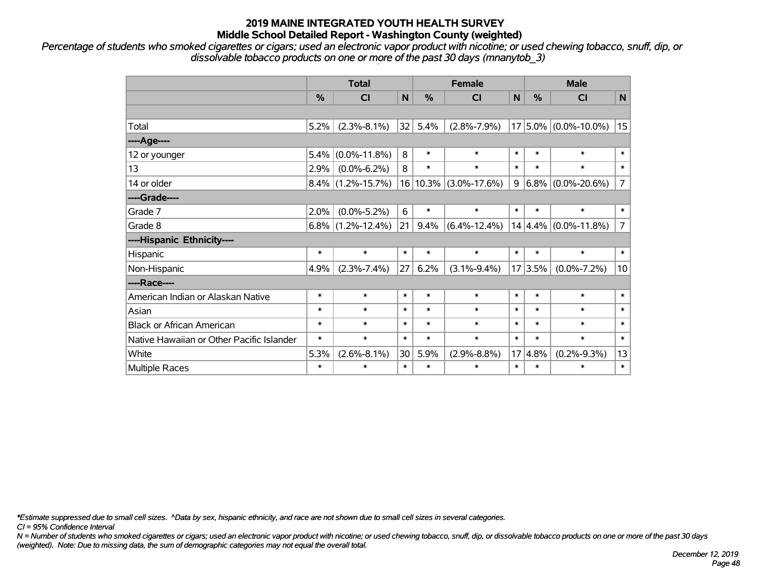# 2019 MAINE INTEGRATED YOUTH HEALTH SURVEY
## Middle School Detailed Report - Washington County (weighted)

*Percentage of students who smoked cigarettes or cigars; used an electronic vapor product with nicotine; or used chewing tobacco, snuff, dip, or dissolvable tobacco products on one or more of the past 30 days (mnanytob_3)*

| | Total | | | Female | | | Male | | |
|---|---|---|---|---|---|---|---|---|---|
| | % | CI | N | % | CI | N | % | CI | N |
| Total | 5.2% | (2.3%-8.1%) | 32 | 5.4% | (2.8%-7.9%) | 17 | 5.0% | (0.0%-10.0%) | 15 |
| ----Age---- | | | | | | | | | |
| 12 or younger | 5.4% | (0.0%-11.8%) | 8 | * | * | * | * | * | * |
| 13 | 2.9% | (0.0%-6.2%) | 8 | * | * | * | * | * | * |
| 14 or older | 8.4% | (1.2%-15.7%) | 16 | 10.3% | (3.0%-17.6%) | 9 | 6.8% | (0.0%-20.6%) | 7 |
| ----Grade---- | | | | | | | | | |
| Grade 7 | 2.0% | (0.0%-5.2%) | 6 | * | * | * | * | * | * |
| Grade 8 | 6.8% | (1.2%-12.4%) | 21 | 9.4% | (6.4%-12.4%) | 14 | 4.4% | (0.0%-11.8%) | 7 |
| ----Hispanic Ethnicity---- | | | | | | | | | |
| Hispanic | * | * | * | * | * | * | * | * | * |
| Non-Hispanic | 4.9% | (2.3%-7.4%) | 27 | 6.2% | (3.1%-9.4%) | 17 | 3.5% | (0.0%-7.2%) | 10 |
| ----Race---- | | | | | | | | | |
| American Indian or Alaskan Native | * | * | * | * | * | * | * | * | * |
| Asian | * | * | * | * | * | * | * | * | * |
| Black or African American | * | * | * | * | * | * | * | * | * |
| Native Hawaiian or Other Pacific Islander | * | * | * | * | * | * | * | * | * |
| White | 5.3% | (2.6%-8.1%) | 30 | 5.9% | (2.9%-8.8%) | 17 | 4.8% | (0.2%-9.3%) | 13 |
| Multiple Races | * | * | * | * | * | * | * | * | * |

*\*Estimate suppressed due to small cell sizes. ^Data by sex, hispanic ethnicity, and race are not shown due to small cell sizes in several categories.*

*CI = 95% Confidence Interval*

*N = Number of students who smoked cigarettes or cigars; used an electronic vapor product with nicotine; or used chewing tobacco, snuff, dip, or dissolvable tobacco products on one or more of the past 30 days (weighted). Note: Due to missing data, the sum of demographic categories may not equal the overall total.*

*December 12, 2019*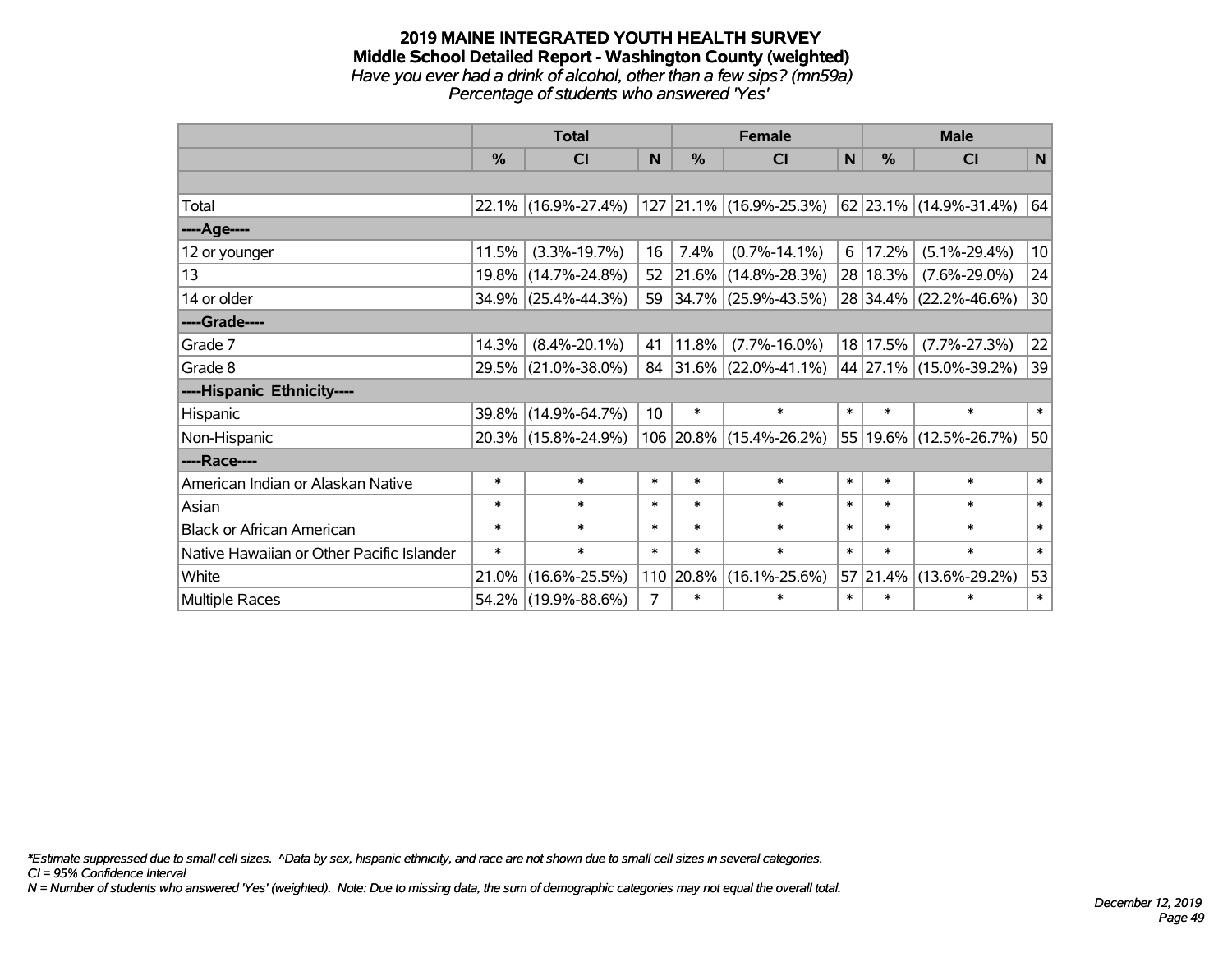# 2019 MAINE INTEGRATED YOUTH HEALTH SURVEY

## Middle School Detailed Report - Washington County (weighted)

*Have you ever had a drink of alcohol, other than a few sips? (mn59a)*

*Percentage of students who answered 'Yes'*

| | Total | | | Female | | | Male | | |
|---|---|---|---|---|---|---|---|---|---|
| | % | CI | N | % | CI | N | % | CI | N |
| | | | | | | | | | |
| Total | 22.1% | (16.9%-27.4%) | 127 | 21.1% | (16.9%-25.3%) | 62 | 23.1% | (14.9%-31.4%) | 64 |
| ----Age---- | | | | | | | | | |
| 12 or younger | 11.5% | (3.3%-19.7%) | 16 | 7.4% | (0.7%-14.1%) | 6 | 17.2% | (5.1%-29.4%) | 10 |
| 13 | 19.8% | (14.7%-24.8%) | 52 | 21.6% | (14.8%-28.3%) | 28 | 18.3% | (7.6%-29.0%) | 24 |
| 14 or older | 34.9% | (25.4%-44.3%) | 59 | 34.7% | (25.9%-43.5%) | 28 | 34.4% | (22.2%-46.6%) | 30 |
| ----Grade---- | | | | | | | | | |
| Grade 7 | 14.3% | (8.4%-20.1%) | 41 | 11.8% | (7.7%-16.0%) | 18 | 17.5% | (7.7%-27.3%) | 22 |
| Grade 8 | 29.5% | (21.0%-38.0%) | 84 | 31.6% | (22.0%-41.1%) | 44 | 27.1% | (15.0%-39.2%) | 39 |
| ----Hispanic Ethnicity---- | | | | | | | | | |
| Hispanic | 39.8% | (14.9%-64.7%) | 10 | * | * | * | * | * | * |
| Non-Hispanic | 20.3% | (15.8%-24.9%) | 106 | 20.8% | (15.4%-26.2%) | 55 | 19.6% | (12.5%-26.7%) | 50 |
| ----Race---- | | | | | | | | | |
| American Indian or Alaskan Native | * | * | * | * | * | * | * | * | * |
| Asian | * | * | * | * | * | * | * | * | * |
| Black or African American | * | * | * | * | * | * | * | * | * |
| Native Hawaiian or Other Pacific Islander | * | * | * | * | * | * | * | * | * |
| White | 21.0% | (16.6%-25.5%) | 110 | 20.8% | (16.1%-25.6%) | 57 | 21.4% | (13.6%-29.2%) | 53 |
| Multiple Races | 54.2% | (19.9%-88.6%) | 7 | * | * | * | * | * | * |

*\*Estimate suppressed due to small cell sizes. ^Data by sex, hispanic ethnicity, and race are not shown due to small cell sizes in several categories.*

*CI = 95% Confidence Interval*

*N = Number of students who answered 'Yes' (weighted). Note: Due to missing data, the sum of demographic categories may not equal the overall total.*

*December 12, 2019*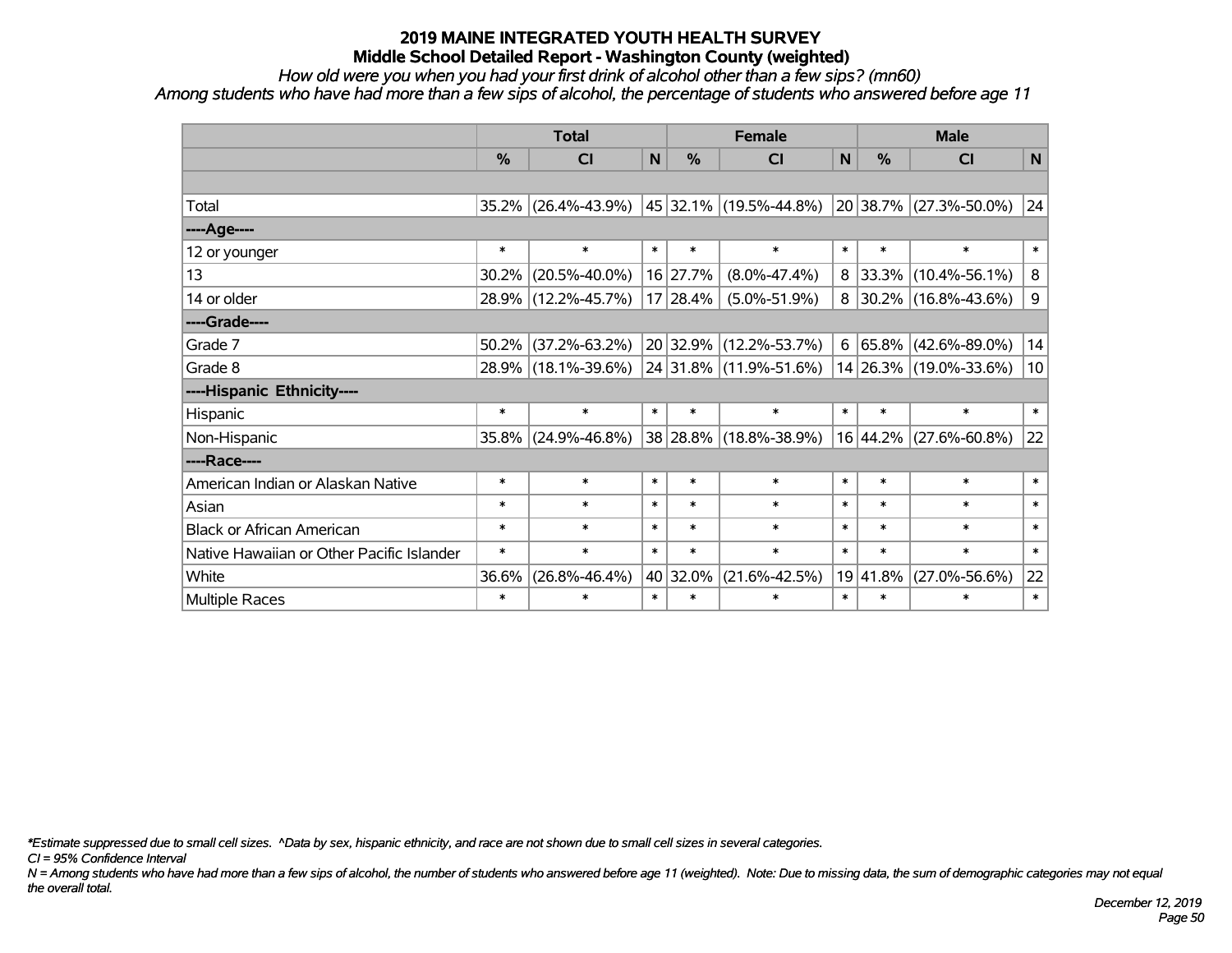# 2019 MAINE INTEGRATED YOUTH HEALTH SURVEY

## Middle School Detailed Report - Washington County (weighted)

*How old were you when you had your first drink of alcohol other than a few sips? (mn60)*

*Among students who have had more than a few sips of alcohol, the percentage of students who answered before age 11*

| | Total | | | Female | | | Male | | |
|---|---|---|---|---|---|---|---|---|---|
| | % | CI | N | % | CI | N | % | CI | N |
| | | | | | | | | | |
| Total | 35.2% | (26.4%-43.9%) | 45 | 32.1% | (19.5%-44.8%) | 20 | 38.7% | (27.3%-50.0%) | 24 |
| ----Age---- | | | | | | | | | |
| 12 or younger | * | * | * | * | * | * | * | * | * |
| 13 | 30.2% | (20.5%-40.0%) | 16 | 27.7% | (8.0%-47.4%) | 8 | 33.3% | (10.4%-56.1%) | 8 |
| 14 or older | 28.9% | (12.2%-45.7%) | 17 | 28.4% | (5.0%-51.9%) | 8 | 30.2% | (16.8%-43.6%) | 9 |
| ----Grade---- | | | | | | | | | |
| Grade 7 | 50.2% | (37.2%-63.2%) | 20 | 32.9% | (12.2%-53.7%) | 6 | 65.8% | (42.6%-89.0%) | 14 |
| Grade 8 | 28.9% | (18.1%-39.6%) | 24 | 31.8% | (11.9%-51.6%) | 14 | 26.3% | (19.0%-33.6%) | 10 |
| ----Hispanic Ethnicity---- | | | | | | | | | |
| Hispanic | * | * | * | * | * | * | * | * | * |
| Non-Hispanic | 35.8% | (24.9%-46.8%) | 38 | 28.8% | (18.8%-38.9%) | 16 | 44.2% | (27.6%-60.8%) | 22 |
| ----Race---- | | | | | | | | | |
| American Indian or Alaskan Native | * | * | * | * | * | * | * | * | * |
| Asian | * | * | * | * | * | * | * | * | * |
| Black or African American | * | * | * | * | * | * | * | * | * |
| Native Hawaiian or Other Pacific Islander | * | * | * | * | * | * | * | * | * |
| White | 36.6% | (26.8%-46.4%) | 40 | 32.0% | (21.6%-42.5%) | 19 | 41.8% | (27.0%-56.6%) | 22 |
| Multiple Races | * | * | * | * | * | * | * | * | * |

*\*Estimate suppressed due to small cell sizes. ^Data by sex, hispanic ethnicity, and race are not shown due to small cell sizes in several categories.*

*CI = 95% Confidence Interval*

*N = Among students who have had more than a few sips of alcohol, the number of students who answered before age 11 (weighted). Note: Due to missing data, the sum of demographic categories may not equal the overall total.*

*December 12, 2019*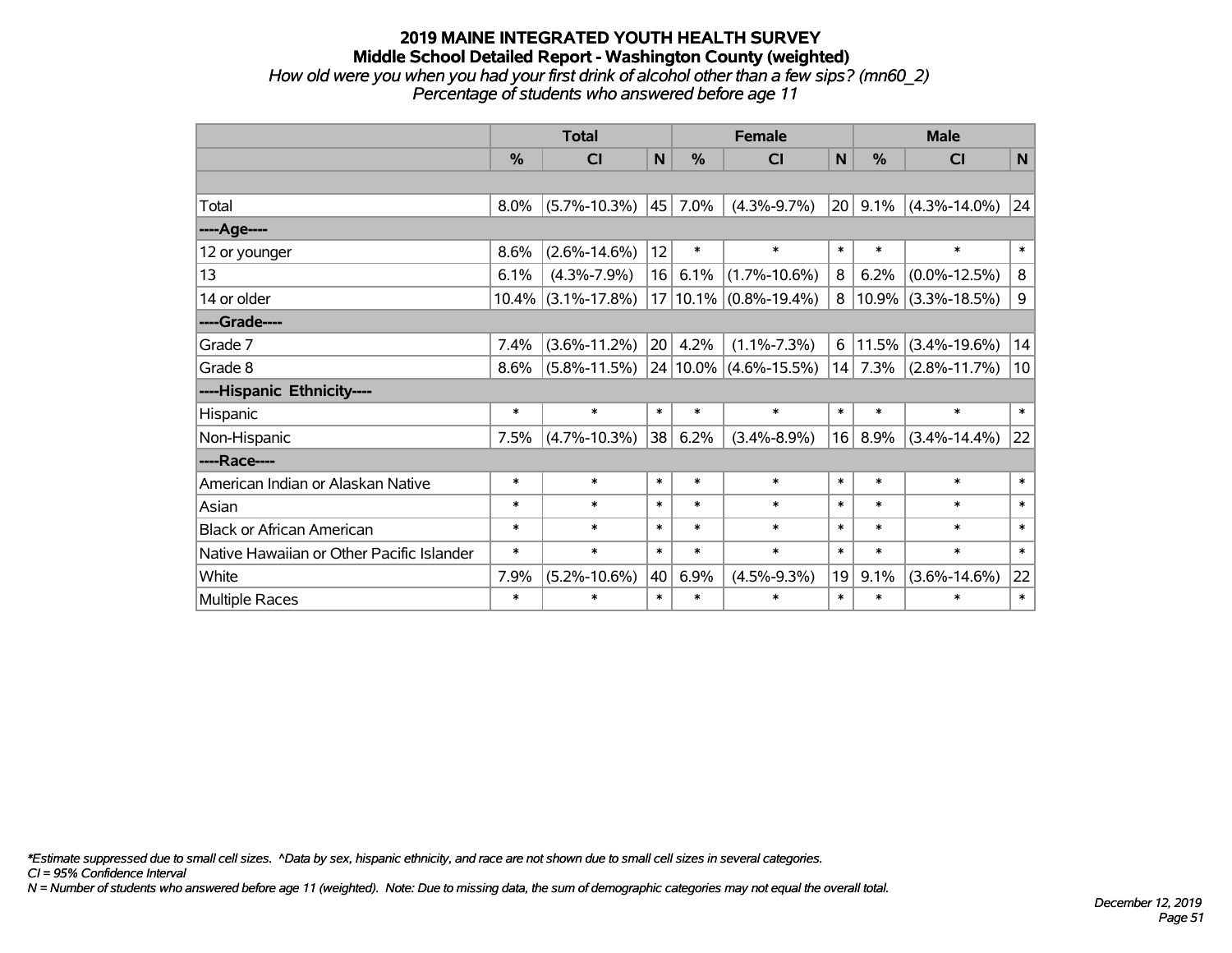# 2019 MAINE INTEGRATED YOUTH HEALTH SURVEY
## Middle School Detailed Report - Washington County (weighted)
*How old were you when you had your first drink of alcohol other than a few sips? (mn60_2)*
*Percentage of students who answered before age 11*

| | Total | | | Female | | | Male | | |
|---|---|---|---|---|---|---|---|---|---|
| | % | CI | N | % | CI | N | % | CI | N |
| | | | | | | | | | |
| Total | 8.0% | (5.7%-10.3%) | 45 | 7.0% | (4.3%-9.7%) | 20 | 9.1% | (4.3%-14.0%) | 24 |
| ----Age---- | | | | | | | | | |
| 12 or younger | 8.6% | (2.6%-14.6%) | 12 | * | * | * | * | * | * |
| 13 | 6.1% | (4.3%-7.9%) | 16 | 6.1% | (1.7%-10.6%) | 8 | 6.2% | (0.0%-12.5%) | 8 |
| 14 or older | 10.4% | (3.1%-17.8%) | 17 | 10.1% | (0.8%-19.4%) | 8 | 10.9% | (3.3%-18.5%) | 9 |
| ----Grade---- | | | | | | | | | |
| Grade 7 | 7.4% | (3.6%-11.2%) | 20 | 4.2% | (1.1%-7.3%) | 6 | 11.5% | (3.4%-19.6%) | 14 |
| Grade 8 | 8.6% | (5.8%-11.5%) | 24 | 10.0% | (4.6%-15.5%) | 14 | 7.3% | (2.8%-11.7%) | 10 |
| ----Hispanic Ethnicity---- | | | | | | | | | |
| Hispanic | * | * | * | * | * | * | * | * | * |
| Non-Hispanic | 7.5% | (4.7%-10.3%) | 38 | 6.2% | (3.4%-8.9%) | 16 | 8.9% | (3.4%-14.4%) | 22 |
| ----Race---- | | | | | | | | | |
| American Indian or Alaskan Native | * | * | * | * | * | * | * | * | * |
| Asian | * | * | * | * | * | * | * | * | * |
| Black or African American | * | * | * | * | * | * | * | * | * |
| Native Hawaiian or Other Pacific Islander | * | * | * | * | * | * | * | * | * |
| White | 7.9% | (5.2%-10.6%) | 40 | 6.9% | (4.5%-9.3%) | 19 | 9.1% | (3.6%-14.6%) | 22 |
| Multiple Races | * | * | * | * | * | * | * | * | * |

*\*Estimate suppressed due to small cell sizes. ^Data by sex, hispanic ethnicity, and race are not shown due to small cell sizes in several categories.*
*CI = 95% Confidence Interval*
*N = Number of students who answered before age 11 (weighted). Note: Due to missing data, the sum of demographic categories may not equal the overall total.*

*December 12, 2019*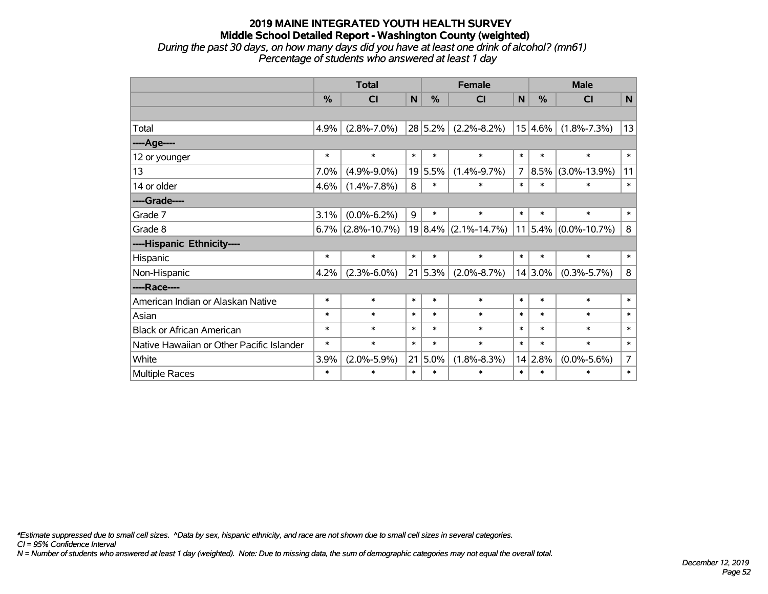# 2019 MAINE INTEGRATED YOUTH HEALTH SURVEY
## Middle School Detailed Report - Washington County (weighted)
*During the past 30 days, on how many days did you have at least one drink of alcohol? (mn61)*
*Percentage of students who answered at least 1 day*

| | Total | | | Female | | | Male | | |
|---|---|---|---|---|---|---|---|---|---|
| | % | CI | N | % | CI | N | % | CI | N |
| | | | | | | | | | |
| Total | 4.9% | (2.8%-7.0%) | 28 | 5.2% | (2.2%-8.2%) | 15 | 4.6% | (1.8%-7.3%) | 13 |
| ----Age---- | | | | | | | | | |
| 12 or younger | * | * | * | * | * | * | * | * | * |
| 13 | 7.0% | (4.9%-9.0%) | 19 | 5.5% | (1.4%-9.7%) | 7 | 8.5% | (3.0%-13.9%) | 11 |
| 14 or older | 4.6% | (1.4%-7.8%) | 8 | * | * | * | * | * | * |
| ----Grade---- | | | | | | | | | |
| Grade 7 | 3.1% | (0.0%-6.2%) | 9 | * | * | * | * | * | * |
| Grade 8 | 6.7% | (2.8%-10.7%) | 19 | 8.4% | (2.1%-14.7%) | 11 | 5.4% | (0.0%-10.7%) | 8 |
| ----Hispanic Ethnicity---- | | | | | | | | | |
| Hispanic | * | * | * | * | * | * | * | * | * |
| Non-Hispanic | 4.2% | (2.3%-6.0%) | 21 | 5.3% | (2.0%-8.7%) | 14 | 3.0% | (0.3%-5.7%) | 8 |
| ----Race---- | | | | | | | | | |
| American Indian or Alaskan Native | * | * | * | * | * | * | * | * | * |
| Asian | * | * | * | * | * | * | * | * | * |
| Black or African American | * | * | * | * | * | * | * | * | * |
| Native Hawaiian or Other Pacific Islander | * | * | * | * | * | * | * | * | * |
| White | 3.9% | (2.0%-5.9%) | 21 | 5.0% | (1.8%-8.3%) | 14 | 2.8% | (0.0%-5.6%) | 7 |
| Multiple Races | * | * | * | * | * | * | * | * | * |

*\*Estimate suppressed due to small cell sizes. ^Data by sex, hispanic ethnicity, and race are not shown due to small cell sizes in several categories.*
*CI = 95% Confidence Interval*
*N = Number of students who answered at least 1 day (weighted). Note: Due to missing data, the sum of demographic categories may not equal the overall total.*

*December 12, 2019*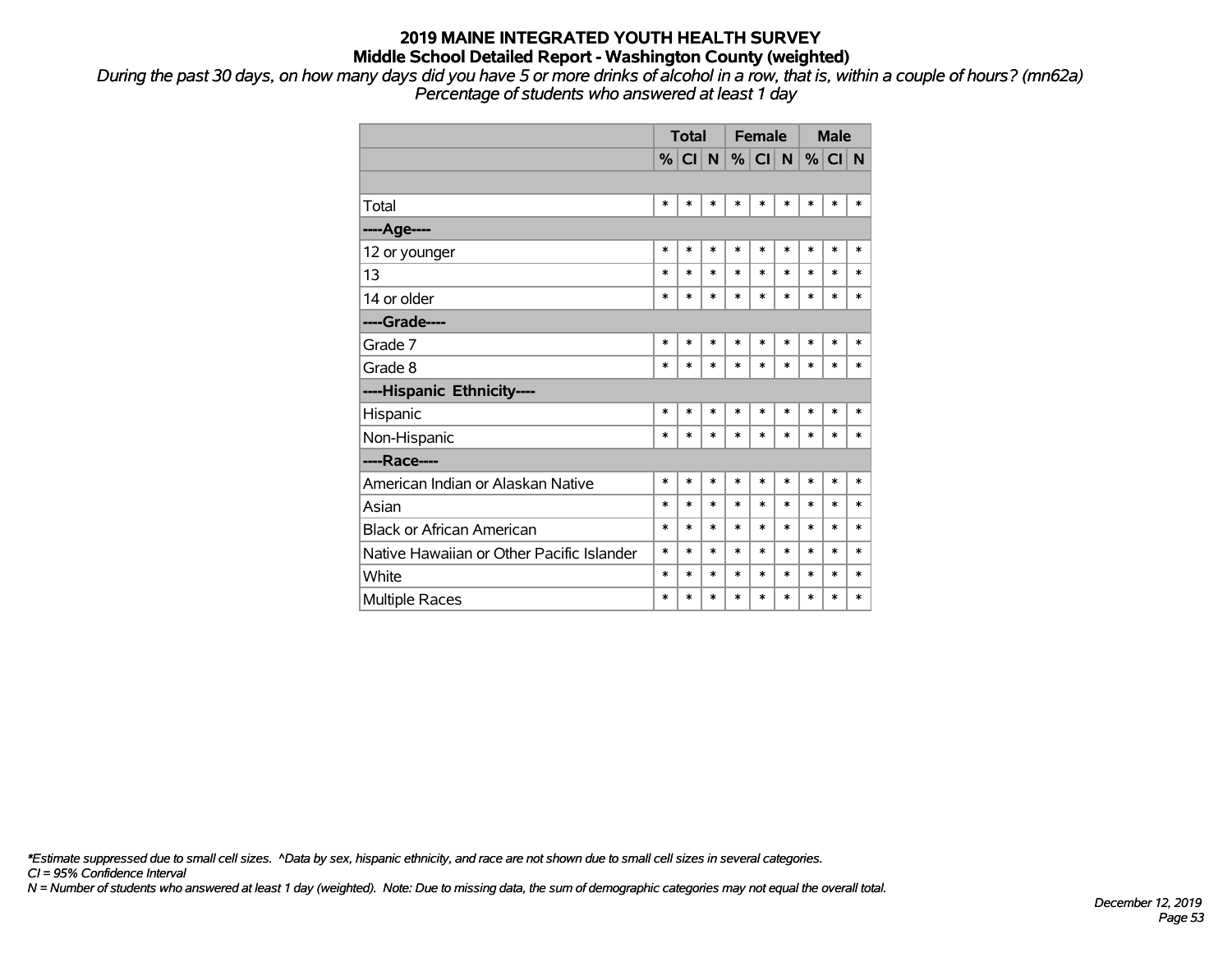# 2019 MAINE INTEGRATED YOUTH HEALTH SURVEY

## Middle School Detailed Report - Washington County (weighted)

*During the past 30 days, on how many days did you have 5 or more drinks of alcohol in a row, that is, within a couple of hours? (mn62a)*
*Percentage of students who answered at least 1 day*

| | Total | | | Female | | | Male | | |
|---|---|---|---|---|---|---|---|---|---|
| | % | CI | N | % | CI | N | % | CI | N |
| | | | | | | | | | |
| Total | * | * | * | * | * | * | * | * | * |
| **----Age----** | | | | | | | | | |
| 12 or younger | * | * | * | * | * | * | * | * | * |
| 13 | * | * | * | * | * | * | * | * | * |
| 14 or older | * | * | * | * | * | * | * | * | * |
| **----Grade----** | | | | | | | | | |
| Grade 7 | * | * | * | * | * | * | * | * | * |
| Grade 8 | * | * | * | * | * | * | * | * | * |
| **----Hispanic Ethnicity----** | | | | | | | | | |
| Hispanic | * | * | * | * | * | * | * | * | * |
| Non-Hispanic | * | * | * | * | * | * | * | * | * |
| **----Race----** | | | | | | | | | |
| American Indian or Alaskan Native | * | * | * | * | * | * | * | * | * |
| Asian | * | * | * | * | * | * | * | * | * |
| Black or African American | * | * | * | * | * | * | * | * | * |
| Native Hawaiian or Other Pacific Islander | * | * | * | * | * | * | * | * | * |
| White | * | * | * | * | * | * | * | * | * |
| Multiple Races | * | * | * | * | * | * | * | * | * |

*\*Estimate suppressed due to small cell sizes. ^Data by sex, hispanic ethnicity, and race are not shown due to small cell sizes in several categories.*
*CI = 95% Confidence Interval*
*N = Number of students who answered at least 1 day (weighted). Note: Due to missing data, the sum of demographic categories may not equal the overall total.*

*December 12, 2019*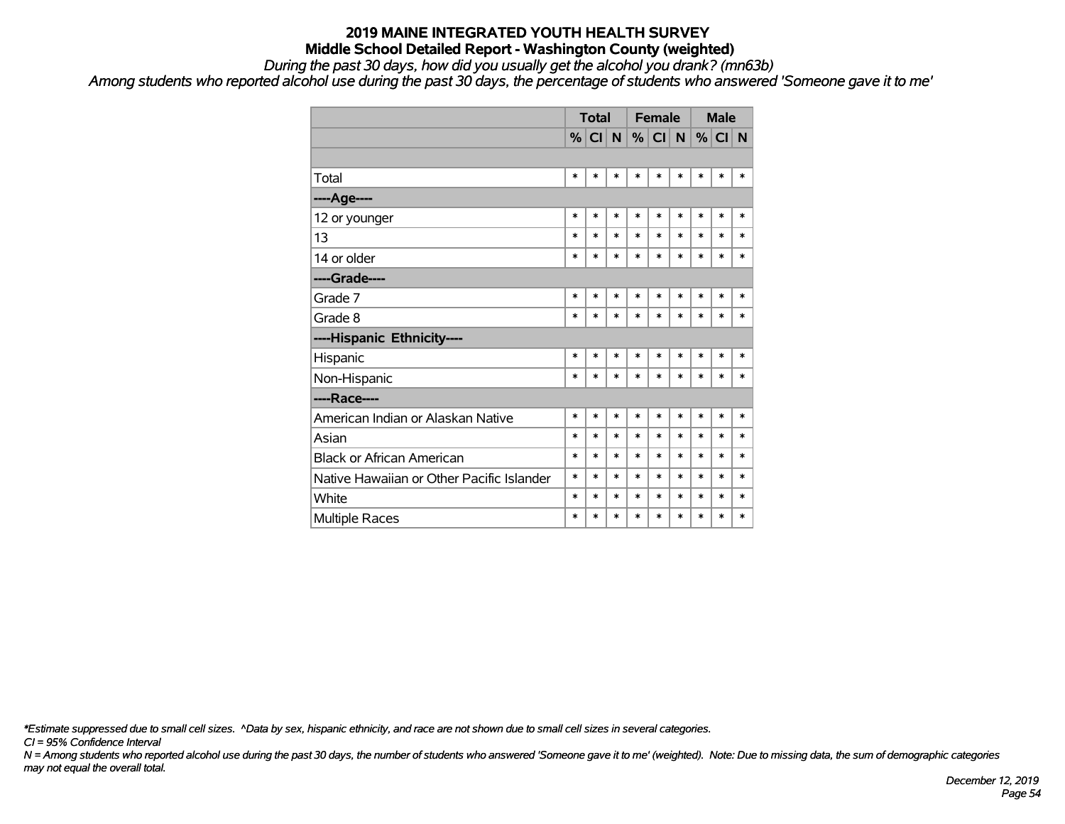# 2019 MAINE INTEGRATED YOUTH HEALTH SURVEY

## Middle School Detailed Report - Washington County (weighted)

*During the past 30 days, how did you usually get the alcohol you drank? (mn63b)*

*Among students who reported alcohol use during the past 30 days, the percentage of students who answered 'Someone gave it to me'*

| | Total | | | Female | | | Male | | |
|---|---|---|---|---|---|---|---|---|---|
| | % | CI | N | % | CI | N | % | CI | N |
| | | | | | | | | | |
| Total | * | * | * | * | * | * | * | * | * |
| **----Age----** | | | | | | | | | |
| 12 or younger | * | * | * | * | * | * | * | * | * |
| 13 | * | * | * | * | * | * | * | * | * |
| 14 or older | * | * | * | * | * | * | * | * | * |
| **----Grade----** | | | | | | | | | |
| Grade 7 | * | * | * | * | * | * | * | * | * |
| Grade 8 | * | * | * | * | * | * | * | * | * |
| **----Hispanic Ethnicity----** | | | | | | | | | |
| Hispanic | * | * | * | * | * | * | * | * | * |
| Non-Hispanic | * | * | * | * | * | * | * | * | * |
| **----Race----** | | | | | | | | | |
| American Indian or Alaskan Native | * | * | * | * | * | * | * | * | * |
| Asian | * | * | * | * | * | * | * | * | * |
| Black or African American | * | * | * | * | * | * | * | * | * |
| Native Hawaiian or Other Pacific Islander | * | * | * | * | * | * | * | * | * |
| White | * | * | * | * | * | * | * | * | * |
| Multiple Races | * | * | * | * | * | * | * | * | * |

*\*Estimate suppressed due to small cell sizes. ^Data by sex, hispanic ethnicity, and race are not shown due to small cell sizes in several categories.*

*CI = 95% Confidence Interval*

*N = Among students who reported alcohol use during the past 30 days, the number of students who answered 'Someone gave it to me' (weighted). Note: Due to missing data, the sum of demographic categories may not equal the overall total.*

*December 12, 2019*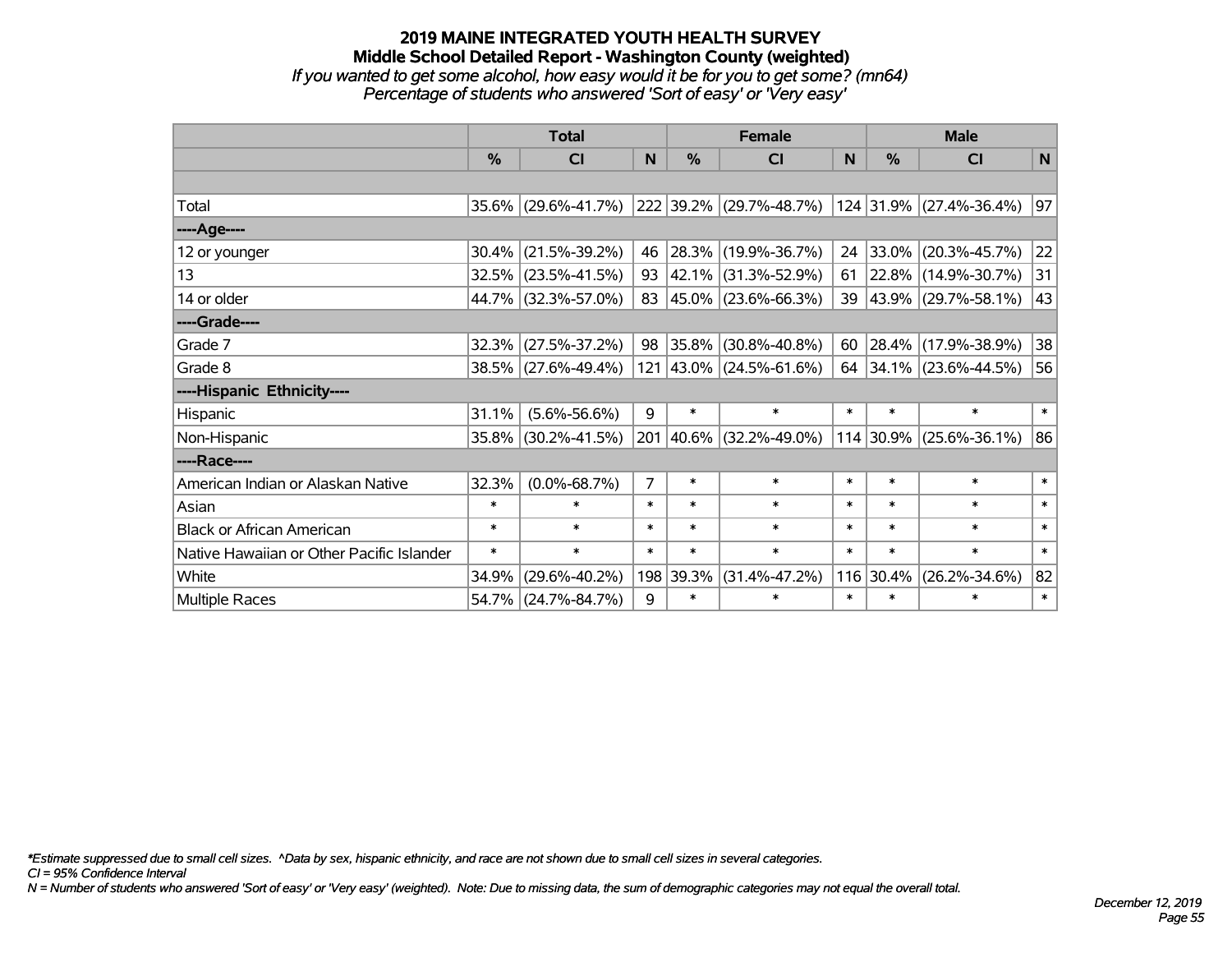# 2019 MAINE INTEGRATED YOUTH HEALTH SURVEY

## Middle School Detailed Report - Washington County (weighted)

*If you wanted to get some alcohol, how easy would it be for you to get some? (mn64)*

*Percentage of students who answered 'Sort of easy' or 'Very easy'*

| | Total | | | Female | | | Male | | |
|---|---|---|---|---|---|---|---|---|---|
| | % | CI | N | % | CI | N | % | CI | N |
| | | | | | | | | | |
| Total | 35.6% | (29.6%-41.7%) | 222 | 39.2% | (29.7%-48.7%) | 124 | 31.9% | (27.4%-36.4%) | 97 |
| ----Age---- | | | | | | | | | |
| 12 or younger | 30.4% | (21.5%-39.2%) | 46 | 28.3% | (19.9%-36.7%) | 24 | 33.0% | (20.3%-45.7%) | 22 |
| 13 | 32.5% | (23.5%-41.5%) | 93 | 42.1% | (31.3%-52.9%) | 61 | 22.8% | (14.9%-30.7%) | 31 |
| 14 or older | 44.7% | (32.3%-57.0%) | 83 | 45.0% | (23.6%-66.3%) | 39 | 43.9% | (29.7%-58.1%) | 43 |
| ----Grade---- | | | | | | | | | |
| Grade 7 | 32.3% | (27.5%-37.2%) | 98 | 35.8% | (30.8%-40.8%) | 60 | 28.4% | (17.9%-38.9%) | 38 |
| Grade 8 | 38.5% | (27.6%-49.4%) | 121 | 43.0% | (24.5%-61.6%) | 64 | 34.1% | (23.6%-44.5%) | 56 |
| ----Hispanic Ethnicity---- | | | | | | | | | |
| Hispanic | 31.1% | (5.6%-56.6%) | 9 | * | * | * | * | * | * |
| Non-Hispanic | 35.8% | (30.2%-41.5%) | 201 | 40.6% | (32.2%-49.0%) | 114 | 30.9% | (25.6%-36.1%) | 86 |
| ----Race---- | | | | | | | | | |
| American Indian or Alaskan Native | 32.3% | (0.0%-68.7%) | 7 | * | * | * | * | * | * |
| Asian | * | * | * | * | * | * | * | * | * |
| Black or African American | * | * | * | * | * | * | * | * | * |
| Native Hawaiian or Other Pacific Islander | * | * | * | * | * | * | * | * | * |
| White | 34.9% | (29.6%-40.2%) | 198 | 39.3% | (31.4%-47.2%) | 116 | 30.4% | (26.2%-34.6%) | 82 |
| Multiple Races | 54.7% | (24.7%-84.7%) | 9 | * | * | * | * | * | * |

*Estimate suppressed due to small cell sizes. ^Data by sex, hispanic ethnicity, and race are not shown due to small cell sizes in several categories.

*CI = 95% Confidence Interval*

*N = Number of students who answered 'Sort of easy' or 'Very easy' (weighted). Note: Due to missing data, the sum of demographic categories may not equal the overall total.*

*December 12, 2019*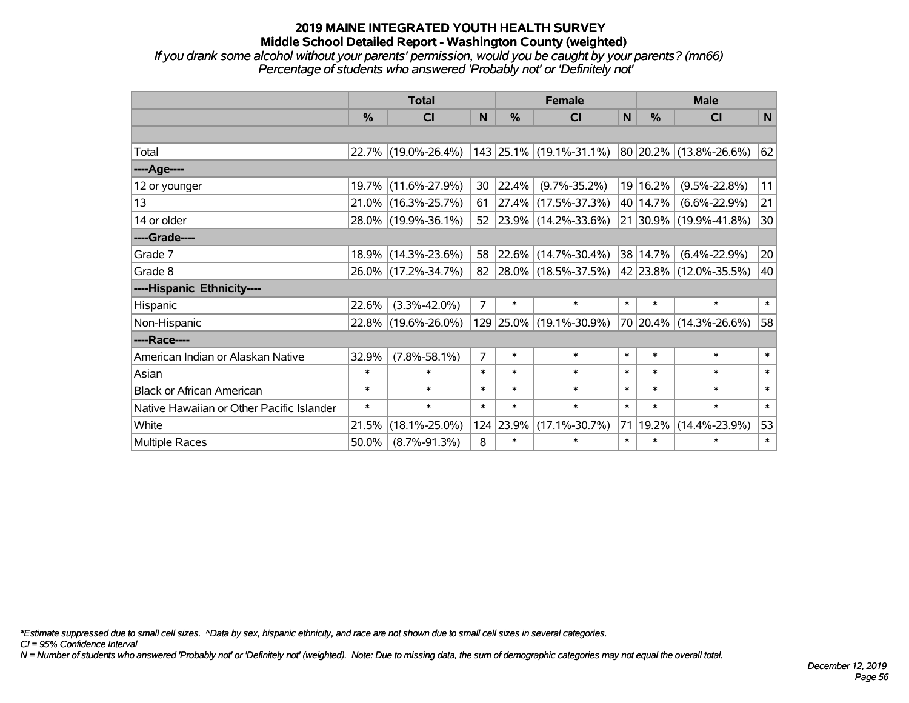# 2019 MAINE INTEGRATED YOUTH HEALTH SURVEY
## Middle School Detailed Report - Washington County (weighted)
*If you drank some alcohol without your parents' permission, would you be caught by your parents? (mn66)*
*Percentage of students who answered 'Probably not' or 'Definitely not'*

| | Total | | | Female | | | Male | | |
|---|---|---|---|---|---|---|---|---|---|
| | % | CI | N | % | CI | N | % | CI | N |
| | | | | | | | | | |
| Total | 22.7% | (19.0%-26.4%) | 143 | 25.1% | (19.1%-31.1%) | 80 | 20.2% | (13.8%-26.6%) | 62 |
| ----Age---- | | | | | | | | | |
| 12 or younger | 19.7% | (11.6%-27.9%) | 30 | 22.4% | (9.7%-35.2%) | 19 | 16.2% | (9.5%-22.8%) | 11 |
| 13 | 21.0% | (16.3%-25.7%) | 61 | 27.4% | (17.5%-37.3%) | 40 | 14.7% | (6.6%-22.9%) | 21 |
| 14 or older | 28.0% | (19.9%-36.1%) | 52 | 23.9% | (14.2%-33.6%) | 21 | 30.9% | (19.9%-41.8%) | 30 |
| ----Grade---- | | | | | | | | | |
| Grade 7 | 18.9% | (14.3%-23.6%) | 58 | 22.6% | (14.7%-30.4%) | 38 | 14.7% | (6.4%-22.9%) | 20 |
| Grade 8 | 26.0% | (17.2%-34.7%) | 82 | 28.0% | (18.5%-37.5%) | 42 | 23.8% | (12.0%-35.5%) | 40 |
| ----Hispanic Ethnicity---- | | | | | | | | | |
| Hispanic | 22.6% | (3.3%-42.0%) | 7 | * | * | * | * | * | * |
| Non-Hispanic | 22.8% | (19.6%-26.0%) | 129 | 25.0% | (19.1%-30.9%) | 70 | 20.4% | (14.3%-26.6%) | 58 |
| ----Race---- | | | | | | | | | |
| American Indian or Alaskan Native | 32.9% | (7.8%-58.1%) | 7 | * | * | * | * | * | * |
| Asian | * | * | * | * | * | * | * | * | * |
| Black or African American | * | * | * | * | * | * | * | * | * |
| Native Hawaiian or Other Pacific Islander | * | * | * | * | * | * | * | * | * |
| White | 21.5% | (18.1%-25.0%) | 124 | 23.9% | (17.1%-30.7%) | 71 | 19.2% | (14.4%-23.9%) | 53 |
| Multiple Races | 50.0% | (8.7%-91.3%) | 8 | * | * | * | * | * | * |

*\*Estimate suppressed due to small cell sizes. ^Data by sex, hispanic ethnicity, and race are not shown due to small cell sizes in several categories.*
*CI = 95% Confidence Interval*
*N = Number of students who answered 'Probably not' or 'Definitely not' (weighted). Note: Due to missing data, the sum of demographic categories may not equal the overall total.*

*December 12, 2019*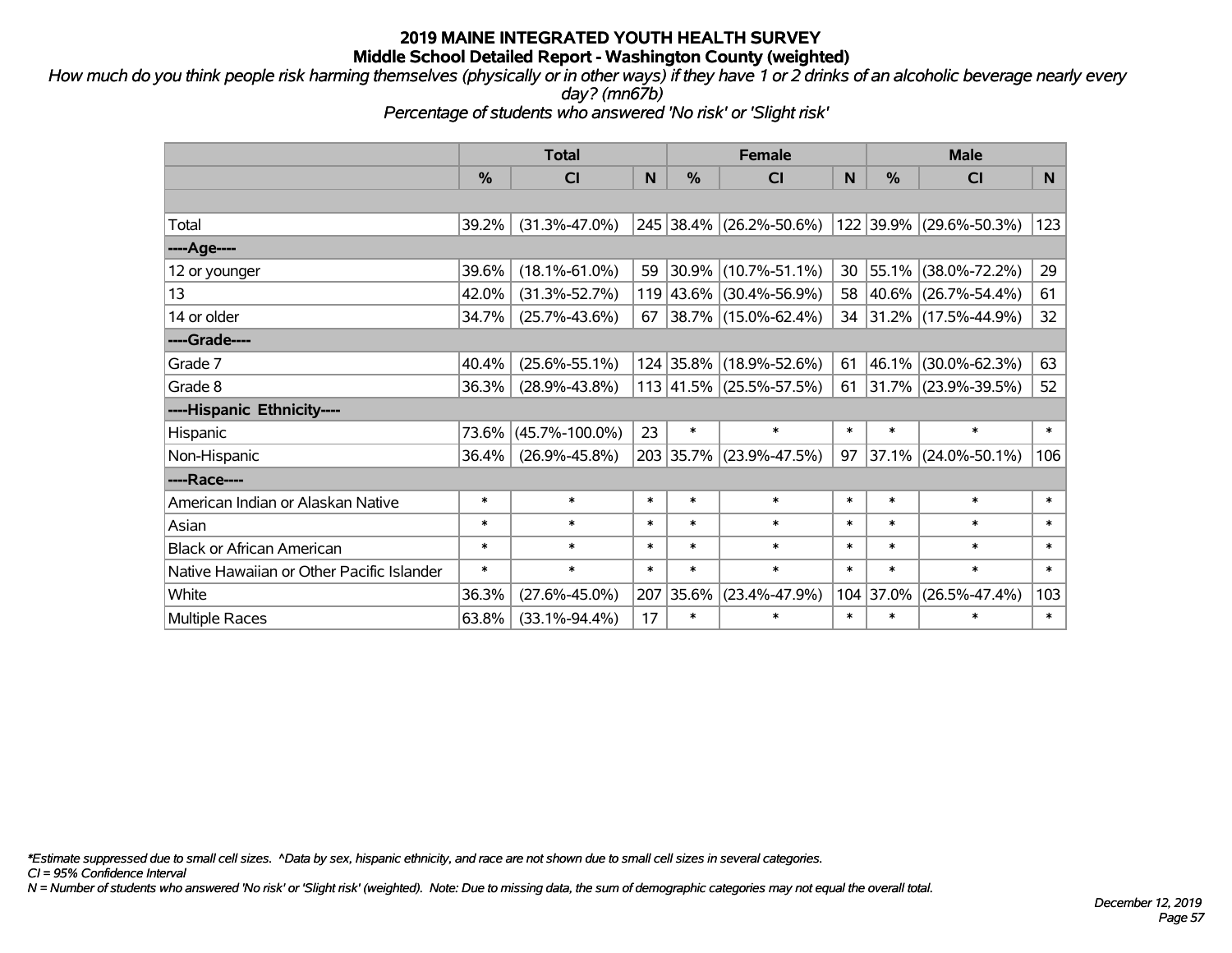# 2019 MAINE INTEGRATED YOUTH HEALTH SURVEY
## Middle School Detailed Report - Washington County (weighted)

*How much do you think people risk harming themselves (physically or in other ways) if they have 1 or 2 drinks of an alcoholic beverage nearly every day? (mn67b)*

*Percentage of students who answered 'No risk' or 'Slight risk'*

| | Total | | | Female | | | Male | | |
|---|---|---|---|---|---|---|---|---|---|
| | % | CI | N | % | CI | N | % | CI | N |
| Total | 39.2% | (31.3%-47.0%) | 245 | 38.4% | (26.2%-50.6%) | 122 | 39.9% | (29.6%-50.3%) | 123 |
| ----Age---- | | | | | | | | | |
| 12 or younger | 39.6% | (18.1%-61.0%) | 59 | 30.9% | (10.7%-51.1%) | 30 | 55.1% | (38.0%-72.2%) | 29 |
| 13 | 42.0% | (31.3%-52.7%) | 119 | 43.6% | (30.4%-56.9%) | 58 | 40.6% | (26.7%-54.4%) | 61 |
| 14 or older | 34.7% | (25.7%-43.6%) | 67 | 38.7% | (15.0%-62.4%) | 34 | 31.2% | (17.5%-44.9%) | 32 |
| ----Grade---- | | | | | | | | | |
| Grade 7 | 40.4% | (25.6%-55.1%) | 124 | 35.8% | (18.9%-52.6%) | 61 | 46.1% | (30.0%-62.3%) | 63 |
| Grade 8 | 36.3% | (28.9%-43.8%) | 113 | 41.5% | (25.5%-57.5%) | 61 | 31.7% | (23.9%-39.5%) | 52 |
| ----Hispanic Ethnicity---- | | | | | | | | | |
| Hispanic | 73.6% | (45.7%-100.0%) | 23 | * | * | * | * | * | * |
| Non-Hispanic | 36.4% | (26.9%-45.8%) | 203 | 35.7% | (23.9%-47.5%) | 97 | 37.1% | (24.0%-50.1%) | 106 |
| ----Race---- | | | | | | | | | |
| American Indian or Alaskan Native | * | * | * | * | * | * | * | * | * |
| Asian | * | * | * | * | * | * | * | * | * |
| Black or African American | * | * | * | * | * | * | * | * | * |
| Native Hawaiian or Other Pacific Islander | * | * | * | * | * | * | * | * | * |
| White | 36.3% | (27.6%-45.0%) | 207 | 35.6% | (23.4%-47.9%) | 104 | 37.0% | (26.5%-47.4%) | 103 |
| Multiple Races | 63.8% | (33.1%-94.4%) | 17 | * | * | * | * | * | * |

*\*Estimate suppressed due to small cell sizes. ^Data by sex, hispanic ethnicity, and race are not shown due to small cell sizes in several categories.*

*CI = 95% Confidence Interval*

*N = Number of students who answered 'No risk' or 'Slight risk' (weighted). Note: Due to missing data, the sum of demographic categories may not equal the overall total.*

*December 12, 2019*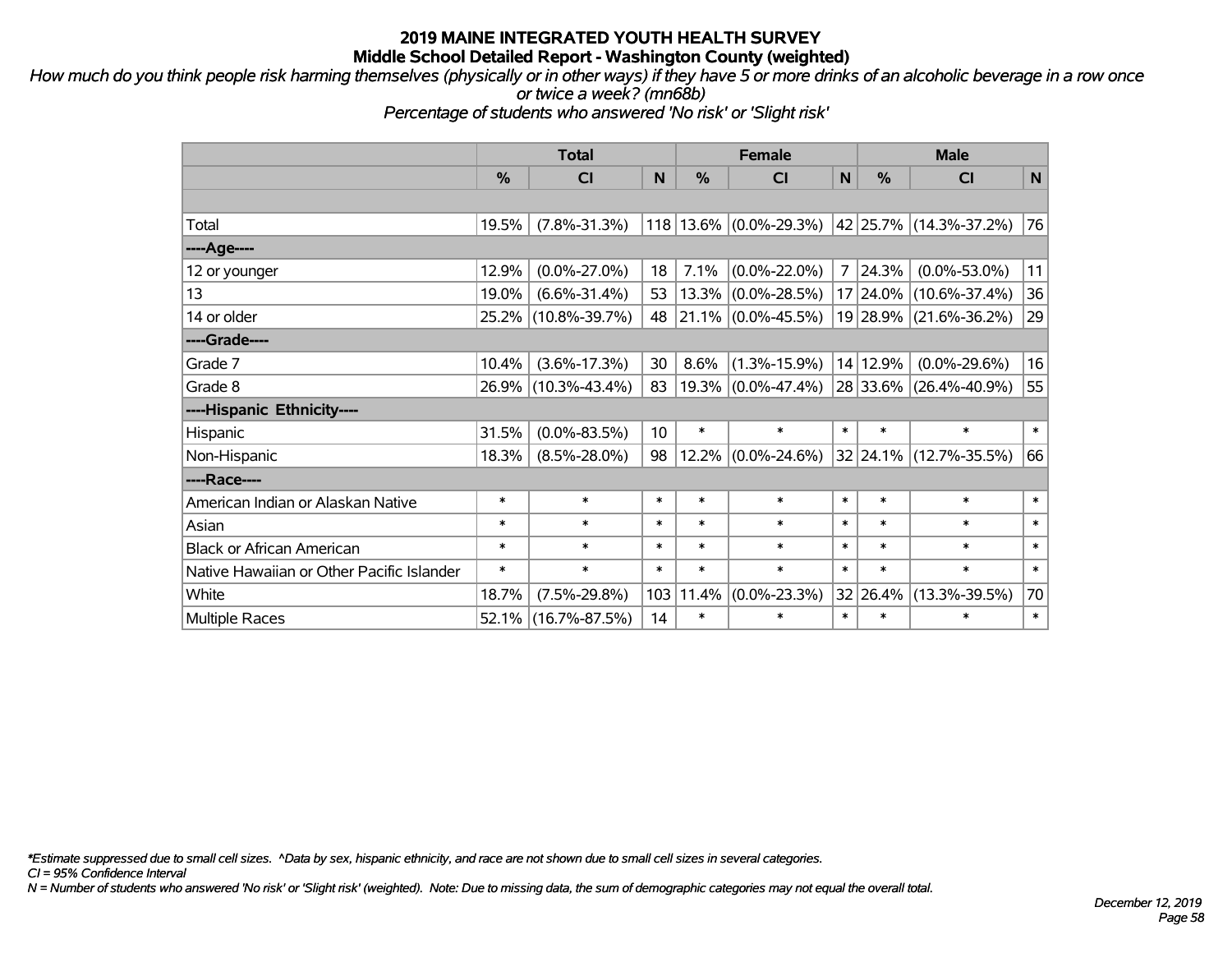# 2019 MAINE INTEGRATED YOUTH HEALTH SURVEY
## Middle School Detailed Report - Washington County (weighted)

*How much do you think people risk harming themselves (physically or in other ways) if they have 5 or more drinks of an alcoholic beverage in a row once or twice a week? (mn68b)*

*Percentage of students who answered 'No risk' or 'Slight risk'*

| | Total | | | Female | | | Male | | |
|---|---|---|---|---|---|---|---|---|---|
| | % | CI | N | % | CI | N | % | CI | N |
| | | | | | | | | | |
| Total | 19.5% | (7.8%-31.3%) | 118 | 13.6% | (0.0%-29.3%) | 42 | 25.7% | (14.3%-37.2%) | 76 |
| ----Age---- | | | | | | | | | |
| 12 or younger | 12.9% | (0.0%-27.0%) | 18 | 7.1% | (0.0%-22.0%) | 7 | 24.3% | (0.0%-53.0%) | 11 |
| 13 | 19.0% | (6.6%-31.4%) | 53 | 13.3% | (0.0%-28.5%) | 17 | 24.0% | (10.6%-37.4%) | 36 |
| 14 or older | 25.2% | (10.8%-39.7%) | 48 | 21.1% | (0.0%-45.5%) | 19 | 28.9% | (21.6%-36.2%) | 29 |
| ----Grade---- | | | | | | | | | |
| Grade 7 | 10.4% | (3.6%-17.3%) | 30 | 8.6% | (1.3%-15.9%) | 14 | 12.9% | (0.0%-29.6%) | 16 |
| Grade 8 | 26.9% | (10.3%-43.4%) | 83 | 19.3% | (0.0%-47.4%) | 28 | 33.6% | (26.4%-40.9%) | 55 |
| ----Hispanic Ethnicity---- | | | | | | | | | |
| Hispanic | 31.5% | (0.0%-83.5%) | 10 | * | * | * | * | * | * |
| Non-Hispanic | 18.3% | (8.5%-28.0%) | 98 | 12.2% | (0.0%-24.6%) | 32 | 24.1% | (12.7%-35.5%) | 66 |
| ----Race---- | | | | | | | | | |
| American Indian or Alaskan Native | * | * | * | * | * | * | * | * | * |
| Asian | * | * | * | * | * | * | * | * | * |
| Black or African American | * | * | * | * | * | * | * | * | * |
| Native Hawaiian or Other Pacific Islander | * | * | * | * | * | * | * | * | * |
| White | 18.7% | (7.5%-29.8%) | 103 | 11.4% | (0.0%-23.3%) | 32 | 26.4% | (13.3%-39.5%) | 70 |
| Multiple Races | 52.1% | (16.7%-87.5%) | 14 | * | * | * | * | * | * |

*\*Estimate suppressed due to small cell sizes. ^Data by sex, hispanic ethnicity, and race are not shown due to small cell sizes in several categories.*

*CI = 95% Confidence Interval*

*N = Number of students who answered 'No risk' or 'Slight risk' (weighted). Note: Due to missing data, the sum of demographic categories may not equal the overall total.*

*December 12, 2019*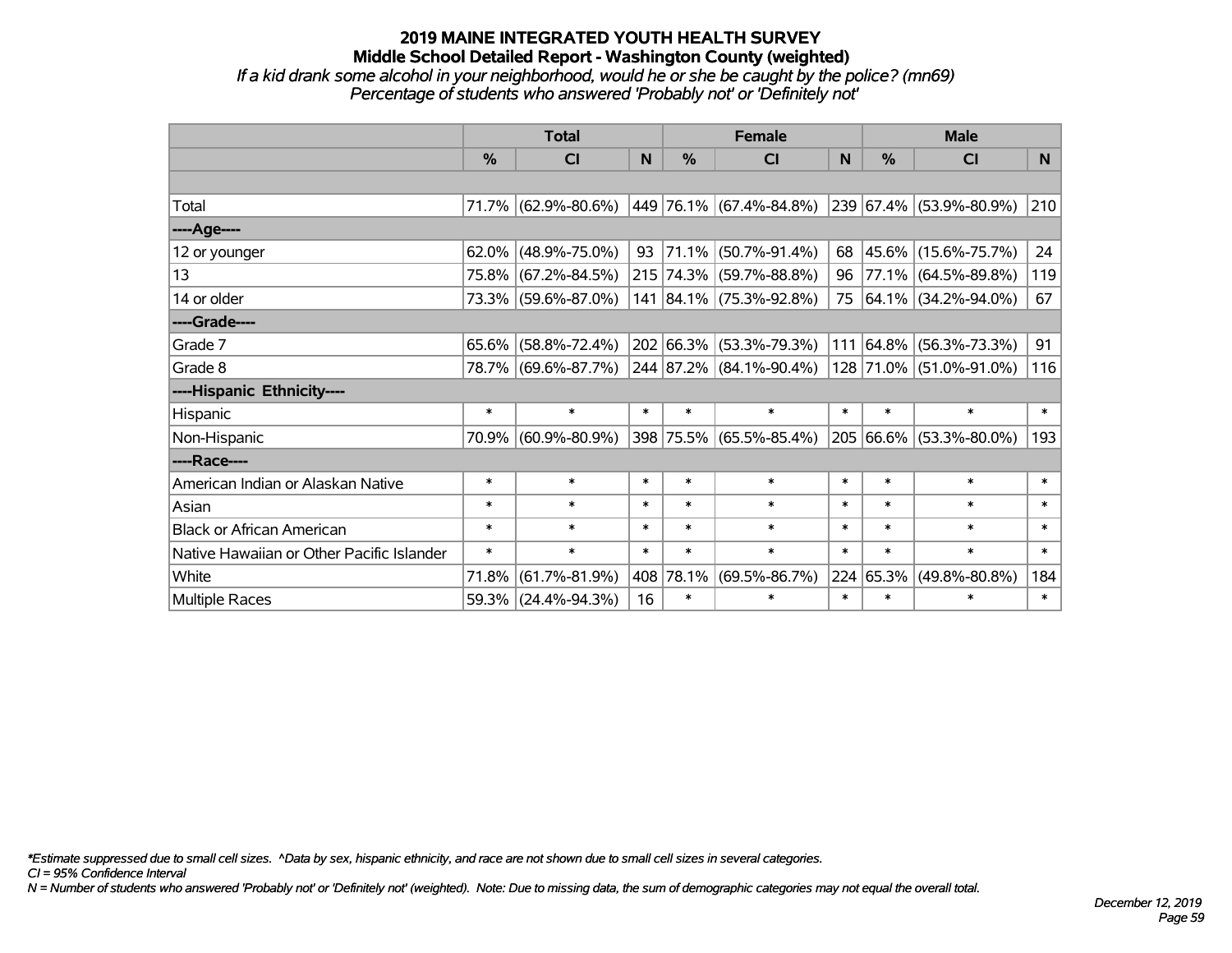# 2019 MAINE INTEGRATED YOUTH HEALTH SURVEY

## Middle School Detailed Report - Washington County (weighted)

*If a kid drank some alcohol in your neighborhood, would he or she be caught by the police? (mn69)*

*Percentage of students who answered 'Probably not' or 'Definitely not'*

| | Total | | | Female | | | Male | | |
|---|---|---|---|---|---|---|---|---|---|
| | % | CI | N | % | CI | N | % | CI | N |
| Total | 71.7% | (62.9%-80.6%) | 449 | 76.1% | (67.4%-84.8%) | 239 | 67.4% | (53.9%-80.9%) | 210 |
| ----Age---- | | | | | | | | | |
| 12 or younger | 62.0% | (48.9%-75.0%) | 93 | 71.1% | (50.7%-91.4%) | 68 | 45.6% | (15.6%-75.7%) | 24 |
| 13 | 75.8% | (67.2%-84.5%) | 215 | 74.3% | (59.7%-88.8%) | 96 | 77.1% | (64.5%-89.8%) | 119 |
| 14 or older | 73.3% | (59.6%-87.0%) | 141 | 84.1% | (75.3%-92.8%) | 75 | 64.1% | (34.2%-94.0%) | 67 |
| ----Grade---- | | | | | | | | | |
| Grade 7 | 65.6% | (58.8%-72.4%) | 202 | 66.3% | (53.3%-79.3%) | 111 | 64.8% | (56.3%-73.3%) | 91 |
| Grade 8 | 78.7% | (69.6%-87.7%) | 244 | 87.2% | (84.1%-90.4%) | 128 | 71.0% | (51.0%-91.0%) | 116 |
| ----Hispanic Ethnicity---- | | | | | | | | | |
| Hispanic | * | * | * | * | * | * | * | * | * |
| Non-Hispanic | 70.9% | (60.9%-80.9%) | 398 | 75.5% | (65.5%-85.4%) | 205 | 66.6% | (53.3%-80.0%) | 193 |
| ----Race---- | | | | | | | | | |
| American Indian or Alaskan Native | * | * | * | * | * | * | * | * | * |
| Asian | * | * | * | * | * | * | * | * | * |
| Black or African American | * | * | * | * | * | * | * | * | * |
| Native Hawaiian or Other Pacific Islander | * | * | * | * | * | * | * | * | * |
| White | 71.8% | (61.7%-81.9%) | 408 | 78.1% | (69.5%-86.7%) | 224 | 65.3% | (49.8%-80.8%) | 184 |
| Multiple Races | 59.3% | (24.4%-94.3%) | 16 | * | * | * | * | * | * |

*Estimate suppressed due to small cell sizes. ^Data by sex, hispanic ethnicity, and race are not shown due to small cell sizes in several categories.

CI = 95% Confidence Interval

N = Number of students who answered 'Probably not' or 'Definitely not' (weighted). Note: Due to missing data, the sum of demographic categories may not equal the overall total.

December 12, 2019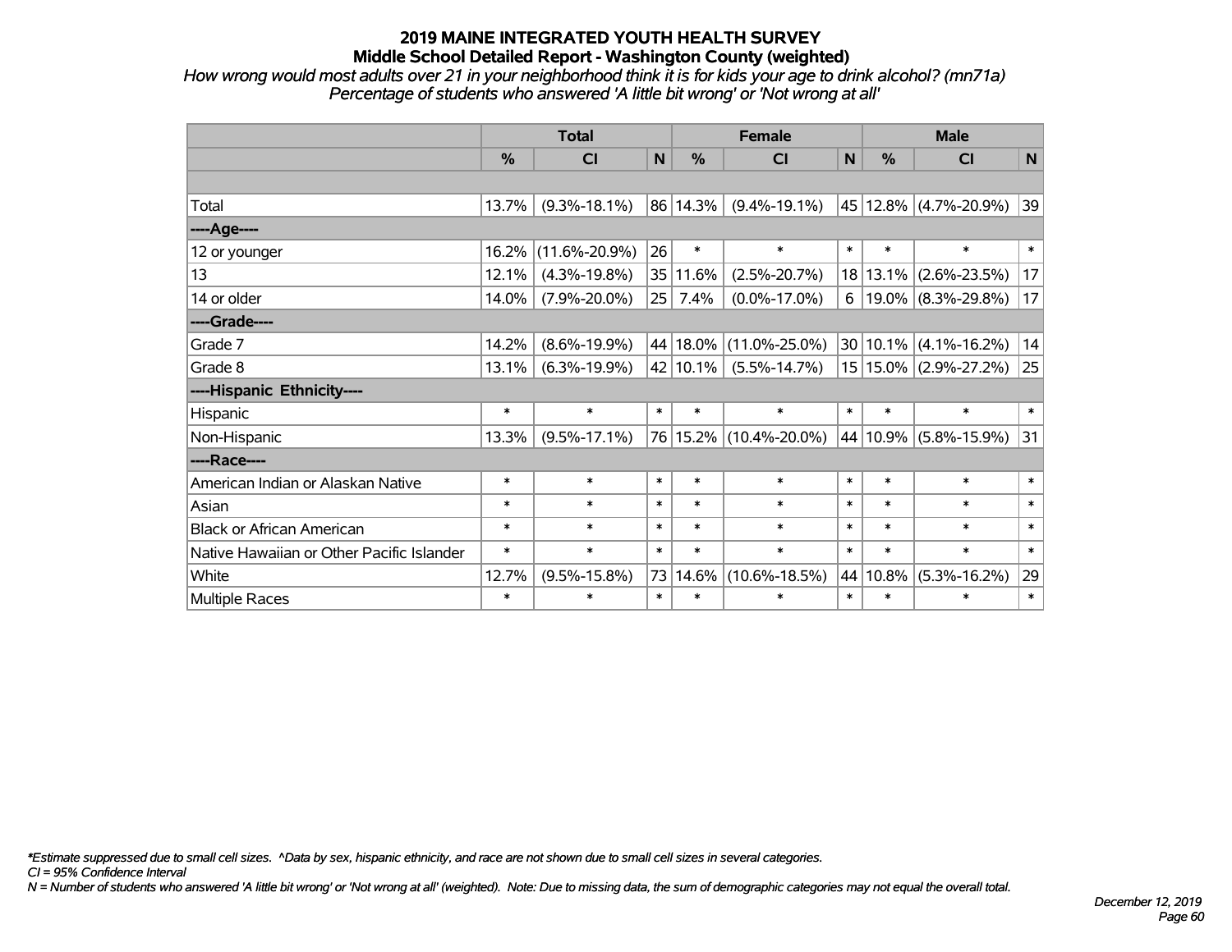# 2019 MAINE INTEGRATED YOUTH HEALTH SURVEY
## Middle School Detailed Report - Washington County (weighted)

*How wrong would most adults over 21 in your neighborhood think it is for kids your age to drink alcohol? (mn71a)*
*Percentage of students who answered 'A little bit wrong' or 'Not wrong at all'*

| | Total | | | Female | | | Male | | |
|---|---|---|---|---|---|---|---|---|---|
| | % | CI | N | % | CI | N | % | CI | N |
| | | | | | | | | | |
| Total | 13.7% | (9.3%-18.1%) | 86 | 14.3% | (9.4%-19.1%) | 45 | 12.8% | (4.7%-20.9%) | 39 |
| ----Age---- | | | | | | | | | |
| 12 or younger | 16.2% | (11.6%-20.9%) | 26 | * | * | * | * | * | * |
| 13 | 12.1% | (4.3%-19.8%) | 35 | 11.6% | (2.5%-20.7%) | 18 | 13.1% | (2.6%-23.5%) | 17 |
| 14 or older | 14.0% | (7.9%-20.0%) | 25 | 7.4% | (0.0%-17.0%) | 6 | 19.0% | (8.3%-29.8%) | 17 |
| ----Grade---- | | | | | | | | | |
| Grade 7 | 14.2% | (8.6%-19.9%) | 44 | 18.0% | (11.0%-25.0%) | 30 | 10.1% | (4.1%-16.2%) | 14 |
| Grade 8 | 13.1% | (6.3%-19.9%) | 42 | 10.1% | (5.5%-14.7%) | 15 | 15.0% | (2.9%-27.2%) | 25 |
| ----Hispanic Ethnicity---- | | | | | | | | | |
| Hispanic | * | * | * | * | * | * | * | * | * |
| Non-Hispanic | 13.3% | (9.5%-17.1%) | 76 | 15.2% | (10.4%-20.0%) | 44 | 10.9% | (5.8%-15.9%) | 31 |
| ----Race---- | | | | | | | | | |
| American Indian or Alaskan Native | * | * | * | * | * | * | * | * | * |
| Asian | * | * | * | * | * | * | * | * | * |
| Black or African American | * | * | * | * | * | * | * | * | * |
| Native Hawaiian or Other Pacific Islander | * | * | * | * | * | * | * | * | * |
| White | 12.7% | (9.5%-15.8%) | 73 | 14.6% | (10.6%-18.5%) | 44 | 10.8% | (5.3%-16.2%) | 29 |
| Multiple Races | * | * | * | * | * | * | * | * | * |

*\*Estimate suppressed due to small cell sizes. ^Data by sex, hispanic ethnicity, and race are not shown due to small cell sizes in several categories.*

*CI = 95% Confidence Interval*

*N = Number of students who answered 'A little bit wrong' or 'Not wrong at all' (weighted). Note: Due to missing data, the sum of demographic categories may not equal the overall total.*

*December 12, 2019*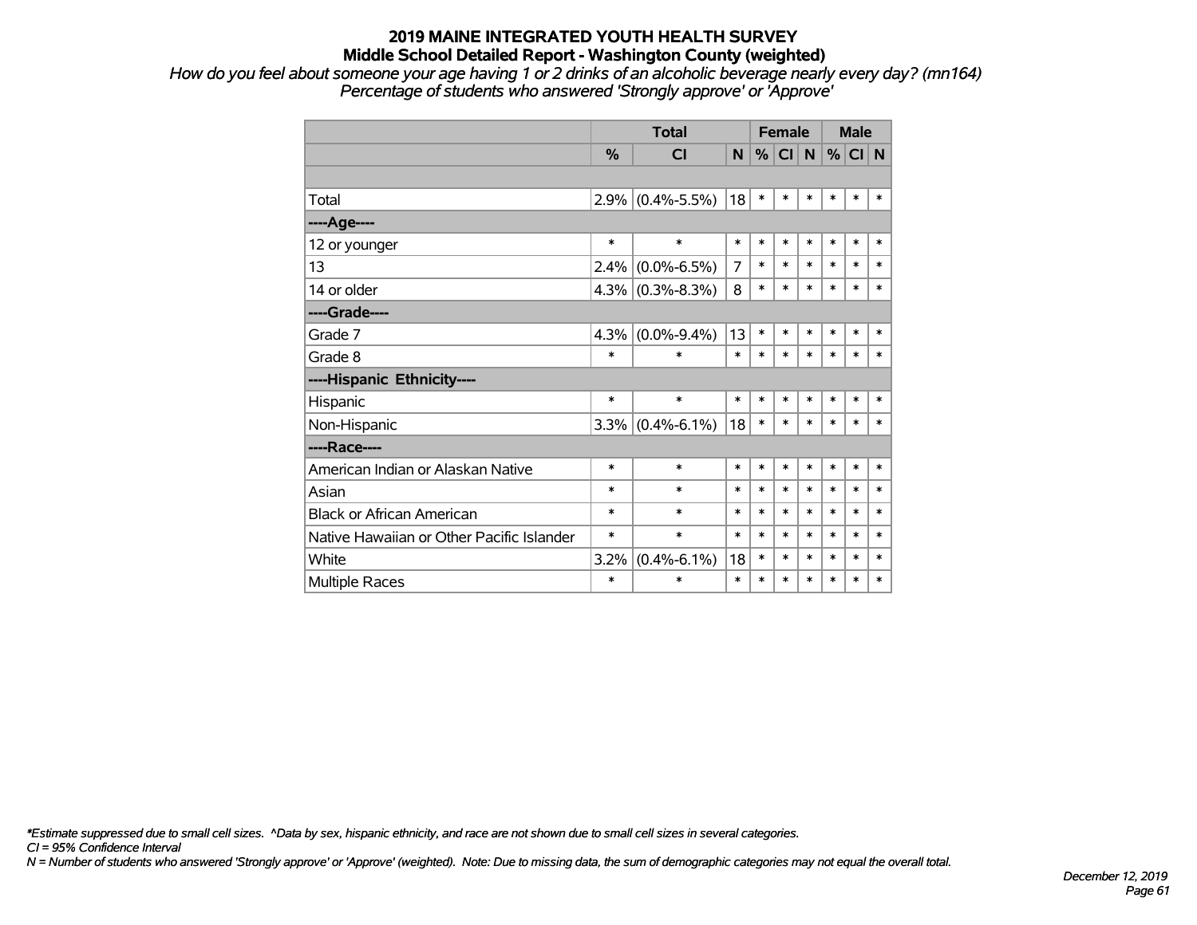# 2019 MAINE INTEGRATED YOUTH HEALTH SURVEY
## Middle School Detailed Report - Washington County (weighted)

*How do you feel about someone your age having 1 or 2 drinks of an alcoholic beverage nearly every day? (mn164)*
*Percentage of students who answered 'Strongly approve' or 'Approve'*

| | Total | | | Female | | | Male | | |
|---|---|---|---|---|---|---|---|---|---|
| | % | CI | N | % | CI | N | % | CI | N |
| | | | | | | | | | |
| Total | 2.9% | (0.4%-5.5%) | 18 | * | * | * | * | * | * |
| ----Age---- | | | | | | | | | |
| 12 or younger | * | * | * | * | * | * | * | * | * |
| 13 | 2.4% | (0.0%-6.5%) | 7 | * | * | * | * | * | * |
| 14 or older | 4.3% | (0.3%-8.3%) | 8 | * | * | * | * | * | * |
| ----Grade---- | | | | | | | | | |
| Grade 7 | 4.3% | (0.0%-9.4%) | 13 | * | * | * | * | * | * |
| Grade 8 | * | * | * | * | * | * | * | * | * |
| ----Hispanic Ethnicity---- | | | | | | | | | |
| Hispanic | * | * | * | * | * | * | * | * | * |
| Non-Hispanic | 3.3% | (0.4%-6.1%) | 18 | * | * | * | * | * | * |
| ----Race---- | | | | | | | | | |
| American Indian or Alaskan Native | * | * | * | * | * | * | * | * | * |
| Asian | * | * | * | * | * | * | * | * | * |
| Black or African American | * | * | * | * | * | * | * | * | * |
| Native Hawaiian or Other Pacific Islander | * | * | * | * | * | * | * | * | * |
| White | 3.2% | (0.4%-6.1%) | 18 | * | * | * | * | * | * |
| Multiple Races | * | * | * | * | * | * | * | * | * |

*\*Estimate suppressed due to small cell sizes. ^Data by sex, hispanic ethnicity, and race are not shown due to small cell sizes in several categories.*
*CI = 95% Confidence Interval*
*N = Number of students who answered 'Strongly approve' or 'Approve' (weighted). Note: Due to missing data, the sum of demographic categories may not equal the overall total.*

*December 12, 2019*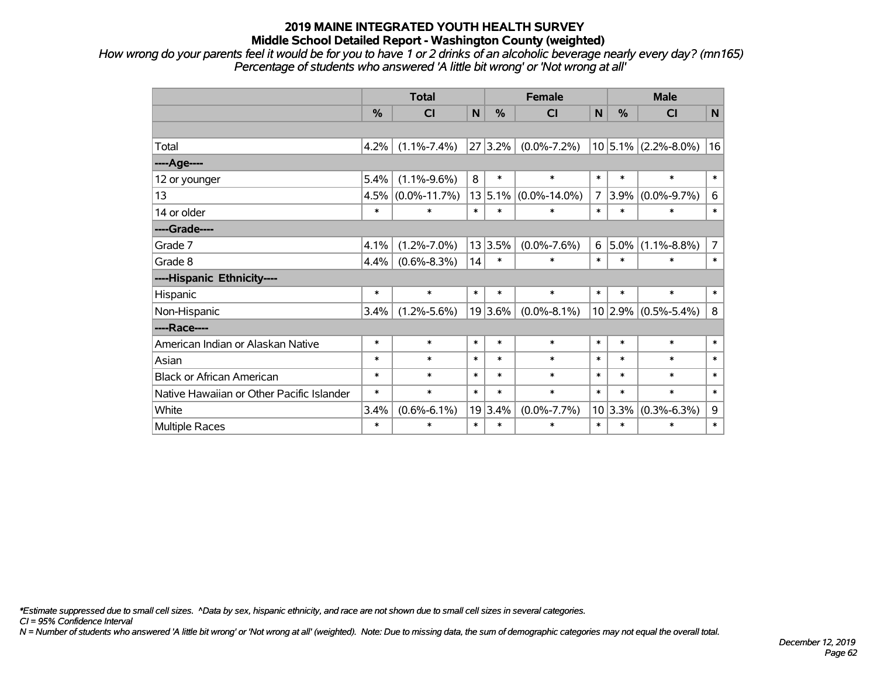# 2019 MAINE INTEGRATED YOUTH HEALTH SURVEY
## Middle School Detailed Report - Washington County (weighted)

*How wrong do your parents feel it would be for you to have 1 or 2 drinks of an alcoholic beverage nearly every day? (mn165)*
*Percentage of students who answered 'A little bit wrong' or 'Not wrong at all'*

| | Total | | | Female | | | Male | | |
|---|---|---|---|---|---|---|---|---|---|
| | % | CI | N | % | CI | N | % | CI | N |
| | | | | | | | | | |
| Total | 4.2% | (1.1%-7.4%) | 27 | 3.2% | (0.0%-7.2%) | 10 | 5.1% | (2.2%-8.0%) | 16 |
| ----Age---- | | | | | | | | | |
| 12 or younger | 5.4% | (1.1%-9.6%) | 8 | * | * | * | * | * | * |
| 13 | 4.5% | (0.0%-11.7%) | 13 | 5.1% | (0.0%-14.0%) | 7 | 3.9% | (0.0%-9.7%) | 6 |
| 14 or older | * | * | * | * | * | * | * | * | * |
| ----Grade---- | | | | | | | | | |
| Grade 7 | 4.1% | (1.2%-7.0%) | 13 | 3.5% | (0.0%-7.6%) | 6 | 5.0% | (1.1%-8.8%) | 7 |
| Grade 8 | 4.4% | (0.6%-8.3%) | 14 | * | * | * | * | * | * |
| ----Hispanic Ethnicity---- | | | | | | | | | |
| Hispanic | * | * | * | * | * | * | * | * | * |
| Non-Hispanic | 3.4% | (1.2%-5.6%) | 19 | 3.6% | (0.0%-8.1%) | 10 | 2.9% | (0.5%-5.4%) | 8 |
| ----Race---- | | | | | | | | | |
| American Indian or Alaskan Native | * | * | * | * | * | * | * | * | * |
| Asian | * | * | * | * | * | * | * | * | * |
| Black or African American | * | * | * | * | * | * | * | * | * |
| Native Hawaiian or Other Pacific Islander | * | * | * | * | * | * | * | * | * |
| White | 3.4% | (0.6%-6.1%) | 19 | 3.4% | (0.0%-7.7%) | 10 | 3.3% | (0.3%-6.3%) | 9 |
| Multiple Races | * | * | * | * | * | * | * | * | * |

*\*Estimate suppressed due to small cell sizes. ^Data by sex, hispanic ethnicity, and race are not shown due to small cell sizes in several categories.*
*CI = 95% Confidence Interval*
*N = Number of students who answered 'A little bit wrong' or 'Not wrong at all' (weighted). Note: Due to missing data, the sum of demographic categories may not equal the overall total.*

*December 12, 2019*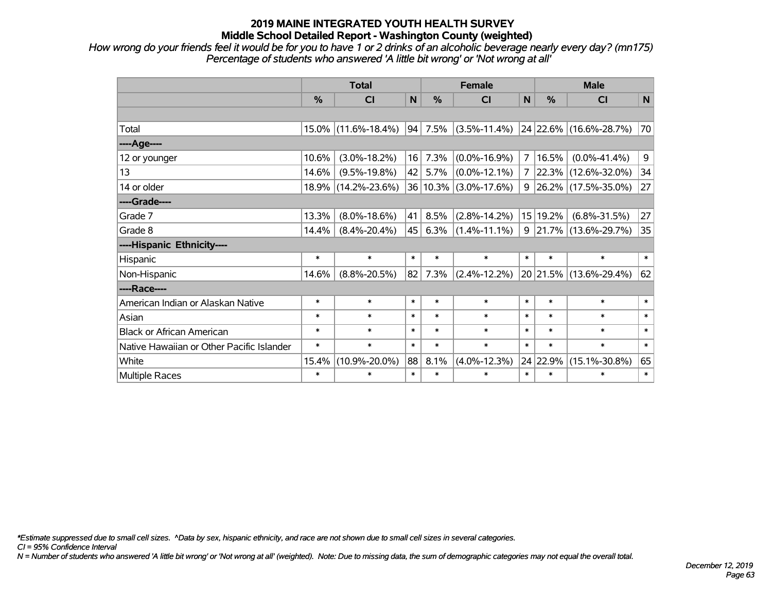# 2019 MAINE INTEGRATED YOUTH HEALTH SURVEY
## Middle School Detailed Report - Washington County (weighted)

*How wrong do your friends feel it would be for you to have 1 or 2 drinks of an alcoholic beverage nearly every day? (mn175)*
*Percentage of students who answered 'A little bit wrong' or 'Not wrong at all'*

| | Total | | | Female | | | Male | | |
|---|---|---|---|---|---|---|---|---|---|
| | % | CI | N | % | CI | N | % | CI | N |
| Total | 15.0% | (11.6%-18.4%) | 94 | 7.5% | (3.5%-11.4%) | 24 | 22.6% | (16.6%-28.7%) | 70 |
| ----Age---- | | | | | | | | | |
| 12 or younger | 10.6% | (3.0%-18.2%) | 16 | 7.3% | (0.0%-16.9%) | 7 | 16.5% | (0.0%-41.4%) | 9 |
| 13 | 14.6% | (9.5%-19.8%) | 42 | 5.7% | (0.0%-12.1%) | 7 | 22.3% | (12.6%-32.0%) | 34 |
| 14 or older | 18.9% | (14.2%-23.6%) | 36 | 10.3% | (3.0%-17.6%) | 9 | 26.2% | (17.5%-35.0%) | 27 |
| ----Grade---- | | | | | | | | | |
| Grade 7 | 13.3% | (8.0%-18.6%) | 41 | 8.5% | (2.8%-14.2%) | 15 | 19.2% | (6.8%-31.5%) | 27 |
| Grade 8 | 14.4% | (8.4%-20.4%) | 45 | 6.3% | (1.4%-11.1%) | 9 | 21.7% | (13.6%-29.7%) | 35 |
| ----Hispanic Ethnicity---- | | | | | | | | | |
| Hispanic | * | * | * | * | * | * | * | * | * |
| Non-Hispanic | 14.6% | (8.8%-20.5%) | 82 | 7.3% | (2.4%-12.2%) | 20 | 21.5% | (13.6%-29.4%) | 62 |
| ----Race---- | | | | | | | | | |
| American Indian or Alaskan Native | * | * | * | * | * | * | * | * | * |
| Asian | * | * | * | * | * | * | * | * | * |
| Black or African American | * | * | * | * | * | * | * | * | * |
| Native Hawaiian or Other Pacific Islander | * | * | * | * | * | * | * | * | * |
| White | 15.4% | (10.9%-20.0%) | 88 | 8.1% | (4.0%-12.3%) | 24 | 22.9% | (15.1%-30.8%) | 65 |
| Multiple Races | * | * | * | * | * | * | * | * | * |

*\*Estimate suppressed due to small cell sizes. ^Data by sex, hispanic ethnicity, and race are not shown due to small cell sizes in several categories.*
*CI = 95% Confidence Interval*
*N = Number of students who answered 'A little bit wrong' or 'Not wrong at all' (weighted). Note: Due to missing data, the sum of demographic categories may not equal the overall total.*

*December 12, 2019*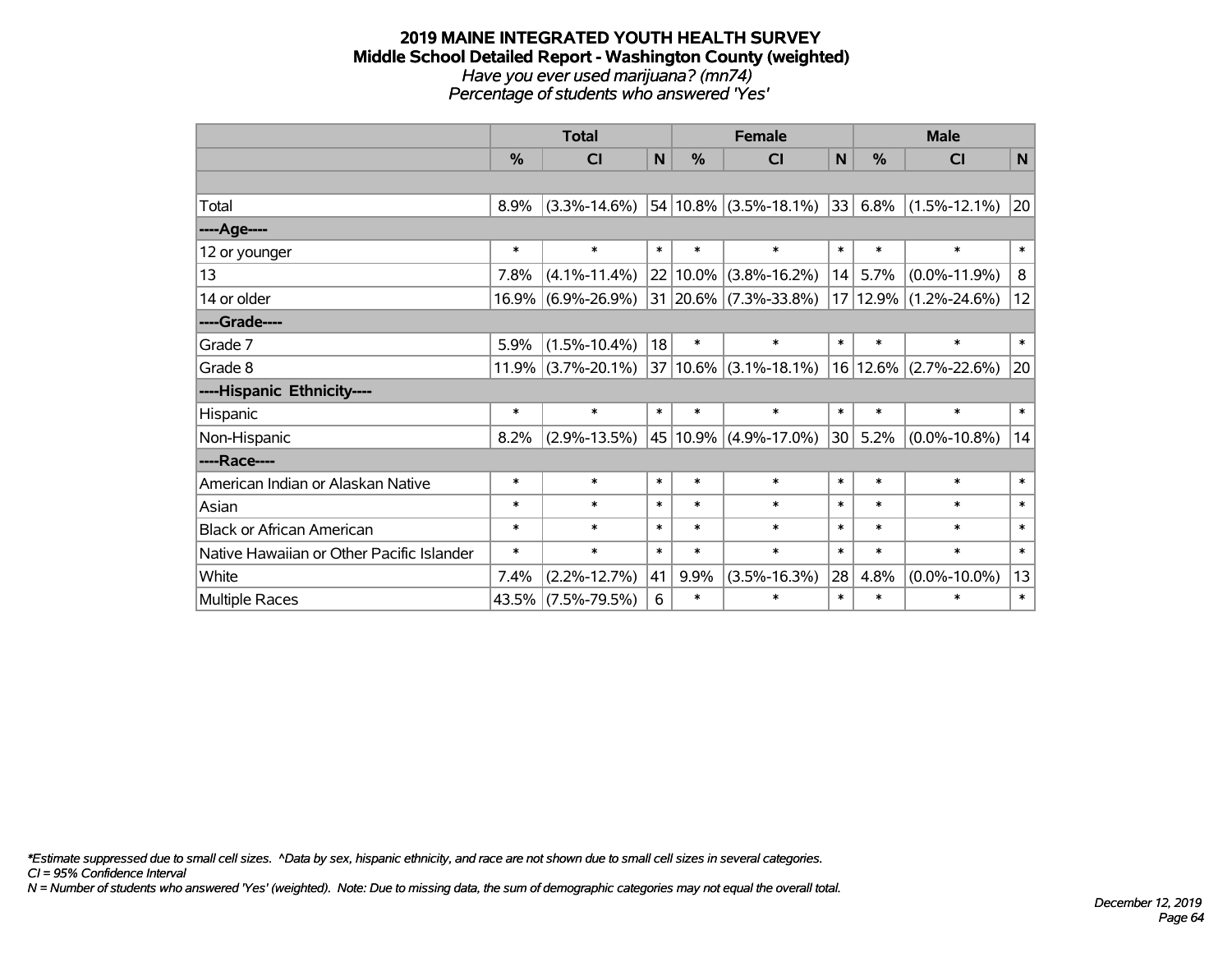# 2019 MAINE INTEGRATED YOUTH HEALTH SURVEY
## Middle School Detailed Report - Washington County (weighted)
*Have you ever used marijuana? (mn74)*
*Percentage of students who answered 'Yes'*

| | Total | | | Female | | | Male | | |
|---|---|---|---|---|---|---|---|---|---|
| | % | CI | N | % | CI | N | % | CI | N |
| Total | 8.9% | (3.3%-14.6%) | 54 | 10.8% | (3.5%-18.1%) | 33 | 6.8% | (1.5%-12.1%) | 20 |
| ----Age---- | | | | | | | | | |
| 12 or younger | * | * | * | * | * | * | * | * | * |
| 13 | 7.8% | (4.1%-11.4%) | 22 | 10.0% | (3.8%-16.2%) | 14 | 5.7% | (0.0%-11.9%) | 8 |
| 14 or older | 16.9% | (6.9%-26.9%) | 31 | 20.6% | (7.3%-33.8%) | 17 | 12.9% | (1.2%-24.6%) | 12 |
| ----Grade---- | | | | | | | | | |
| Grade 7 | 5.9% | (1.5%-10.4%) | 18 | * | * | * | * | * | * |
| Grade 8 | 11.9% | (3.7%-20.1%) | 37 | 10.6% | (3.1%-18.1%) | 16 | 12.6% | (2.7%-22.6%) | 20 |
| ----Hispanic Ethnicity---- | | | | | | | | | |
| Hispanic | * | * | * | * | * | * | * | * | * |
| Non-Hispanic | 8.2% | (2.9%-13.5%) | 45 | 10.9% | (4.9%-17.0%) | 30 | 5.2% | (0.0%-10.8%) | 14 |
| ----Race---- | | | | | | | | | |
| American Indian or Alaskan Native | * | * | * | * | * | * | * | * | * |
| Asian | * | * | * | * | * | * | * | * | * |
| Black or African American | * | * | * | * | * | * | * | * | * |
| Native Hawaiian or Other Pacific Islander | * | * | * | * | * | * | * | * | * |
| White | 7.4% | (2.2%-12.7%) | 41 | 9.9% | (3.5%-16.3%) | 28 | 4.8% | (0.0%-10.0%) | 13 |
| Multiple Races | 43.5% | (7.5%-79.5%) | 6 | * | * | * | * | * | * |

*Estimate suppressed due to small cell sizes. ^Data by sex, hispanic ethnicity, and race are not shown due to small cell sizes in several categories.
CI = 95% Confidence Interval
N = Number of students who answered 'Yes' (weighted). Note: Due to missing data, the sum of demographic categories may not equal the overall total.

December 12, 2019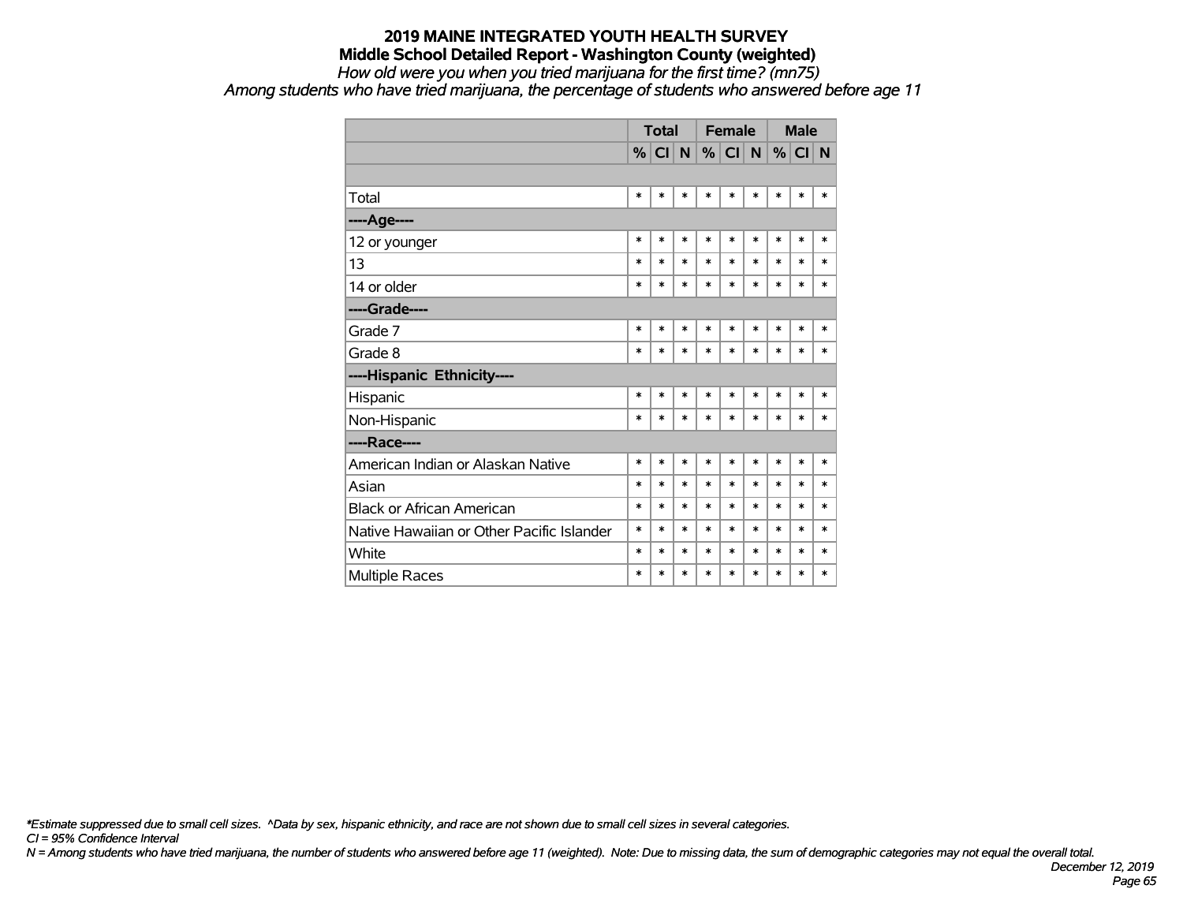# 2019 MAINE INTEGRATED YOUTH HEALTH SURVEY
## Middle School Detailed Report - Washington County (weighted)
*How old were you when you tried marijuana for the first time? (mn75)*
*Among students who have tried marijuana, the percentage of students who answered before age 11*

| | Total | | | Female | | | Male | | |
|---|---|---|---|---|---|---|---|---|---|
| | % | CI | N | % | CI | N | % | CI | N |
| | | | | | | | | | |
| Total | * | * | * | * | * | * | * | * | * |
| ----Age---- | | | | | | | | | |
| 12 or younger | * | * | * | * | * | * | * | * | * |
| 13 | * | * | * | * | * | * | * | * | * |
| 14 or older | * | * | * | * | * | * | * | * | * |
| ----Grade---- | | | | | | | | | |
| Grade 7 | * | * | * | * | * | * | * | * | * |
| Grade 8 | * | * | * | * | * | * | * | * | * |
| ----Hispanic Ethnicity---- | | | | | | | | | |
| Hispanic | * | * | * | * | * | * | * | * | * |
| Non-Hispanic | * | * | * | * | * | * | * | * | * |
| ----Race---- | | | | | | | | | |
| American Indian or Alaskan Native | * | * | * | * | * | * | * | * | * |
| Asian | * | * | * | * | * | * | * | * | * |
| Black or African American | * | * | * | * | * | * | * | * | * |
| Native Hawaiian or Other Pacific Islander | * | * | * | * | * | * | * | * | * |
| White | * | * | * | * | * | * | * | * | * |
| Multiple Races | * | * | * | * | * | * | * | * | * |

*\*Estimate suppressed due to small cell sizes. ^Data by sex, hispanic ethnicity, and race are not shown due to small cell sizes in several categories.*
*CI = 95% Confidence Interval*
*N = Among students who have tried marijuana, the number of students who answered before age 11 (weighted). Note: Due to missing data, the sum of demographic categories may not equal the overall total.*

*December 12, 2019*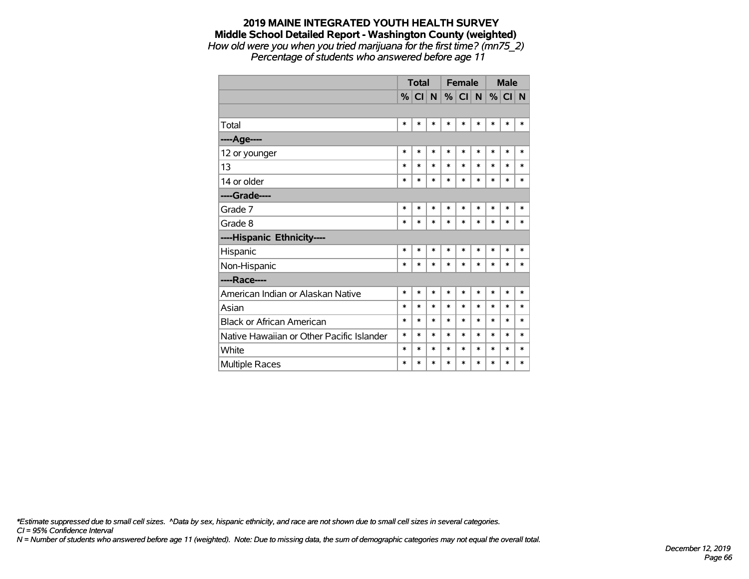# 2019 MAINE INTEGRATED YOUTH HEALTH SURVEY

## Middle School Detailed Report - Washington County (weighted)

*How old were you when you tried marijuana for the first time? (mn75_2)*

*Percentage of students who answered before age 11*

| | Total | | | Female | | | Male | | |
|---|---|---|---|---|---|---|---|---|---|
| | % | CI | N | % | CI | N | % | CI | N |
| | | | | | | | | | |
| Total | * | * | * | * | * | * | * | * | * |
| **----Age----** | | | | | | | | | |
| 12 or younger | * | * | * | * | * | * | * | * | * |
| 13 | * | * | * | * | * | * | * | * | * |
| 14 or older | * | * | * | * | * | * | * | * | * |
| **----Grade----** | | | | | | | | | |
| Grade 7 | * | * | * | * | * | * | * | * | * |
| Grade 8 | * | * | * | * | * | * | * | * | * |
| **----Hispanic Ethnicity----** | | | | | | | | | |
| Hispanic | * | * | * | * | * | * | * | * | * |
| Non-Hispanic | * | * | * | * | * | * | * | * | * |
| **----Race----** | | | | | | | | | |
| American Indian or Alaskan Native | * | * | * | * | * | * | * | * | * |
| Asian | * | * | * | * | * | * | * | * | * |
| Black or African American | * | * | * | * | * | * | * | * | * |
| Native Hawaiian or Other Pacific Islander | * | * | * | * | * | * | * | * | * |
| White | * | * | * | * | * | * | * | * | * |
| Multiple Races | * | * | * | * | * | * | * | * | * |

*\*Estimate suppressed due to small cell sizes. ^Data by sex, hispanic ethnicity, and race are not shown due to small cell sizes in several categories.*
*CI = 95% Confidence Interval*
*N = Number of students who answered before age 11 (weighted). Note: Due to missing data, the sum of demographic categories may not equal the overall total.*

*December 12, 2019*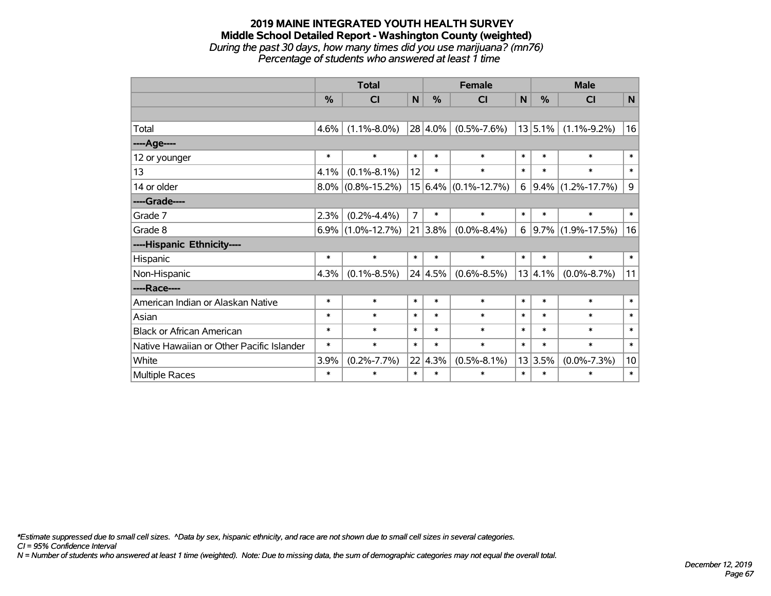# 2019 MAINE INTEGRATED YOUTH HEALTH SURVEY
## Middle School Detailed Report - Washington County (weighted)
*During the past 30 days, how many times did you use marijuana? (mn76)*
*Percentage of students who answered at least 1 time*

| | Total | | | Female | | | Male | | |
|---|---|---|---|---|---|---|---|---|---|
| | % | CI | N | % | CI | N | % | CI | N |
| | | | | | | | | | |
| Total | 4.6% | (1.1%-8.0%) | 28 | 4.0% | (0.5%-7.6%) | 13 | 5.1% | (1.1%-9.2%) | 16 |
| ----Age---- | | | | | | | | | |
| 12 or younger | * | * | * | * | * | * | * | * | * |
| 13 | 4.1% | (0.1%-8.1%) | 12 | * | * | * | * | * | * |
| 14 or older | 8.0% | (0.8%-15.2%) | 15 | 6.4% | (0.1%-12.7%) | 6 | 9.4% | (1.2%-17.7%) | 9 |
| ----Grade---- | | | | | | | | | |
| Grade 7 | 2.3% | (0.2%-4.4%) | 7 | * | * | * | * | * | * |
| Grade 8 | 6.9% | (1.0%-12.7%) | 21 | 3.8% | (0.0%-8.4%) | 6 | 9.7% | (1.9%-17.5%) | 16 |
| ----Hispanic Ethnicity---- | | | | | | | | | |
| Hispanic | * | * | * | * | * | * | * | * | * |
| Non-Hispanic | 4.3% | (0.1%-8.5%) | 24 | 4.5% | (0.6%-8.5%) | 13 | 4.1% | (0.0%-8.7%) | 11 |
| ----Race---- | | | | | | | | | |
| American Indian or Alaskan Native | * | * | * | * | * | * | * | * | * |
| Asian | * | * | * | * | * | * | * | * | * |
| Black or African American | * | * | * | * | * | * | * | * | * |
| Native Hawaiian or Other Pacific Islander | * | * | * | * | * | * | * | * | * |
| White | 3.9% | (0.2%-7.7%) | 22 | 4.3% | (0.5%-8.1%) | 13 | 3.5% | (0.0%-7.3%) | 10 |
| Multiple Races | * | * | * | * | * | * | * | * | * |

*\*Estimate suppressed due to small cell sizes. ^Data by sex, hispanic ethnicity, and race are not shown due to small cell sizes in several categories.*
*CI = 95% Confidence Interval*
*N = Number of students who answered at least 1 time (weighted). Note: Due to missing data, the sum of demographic categories may not equal the overall total.*

*December 12, 2019*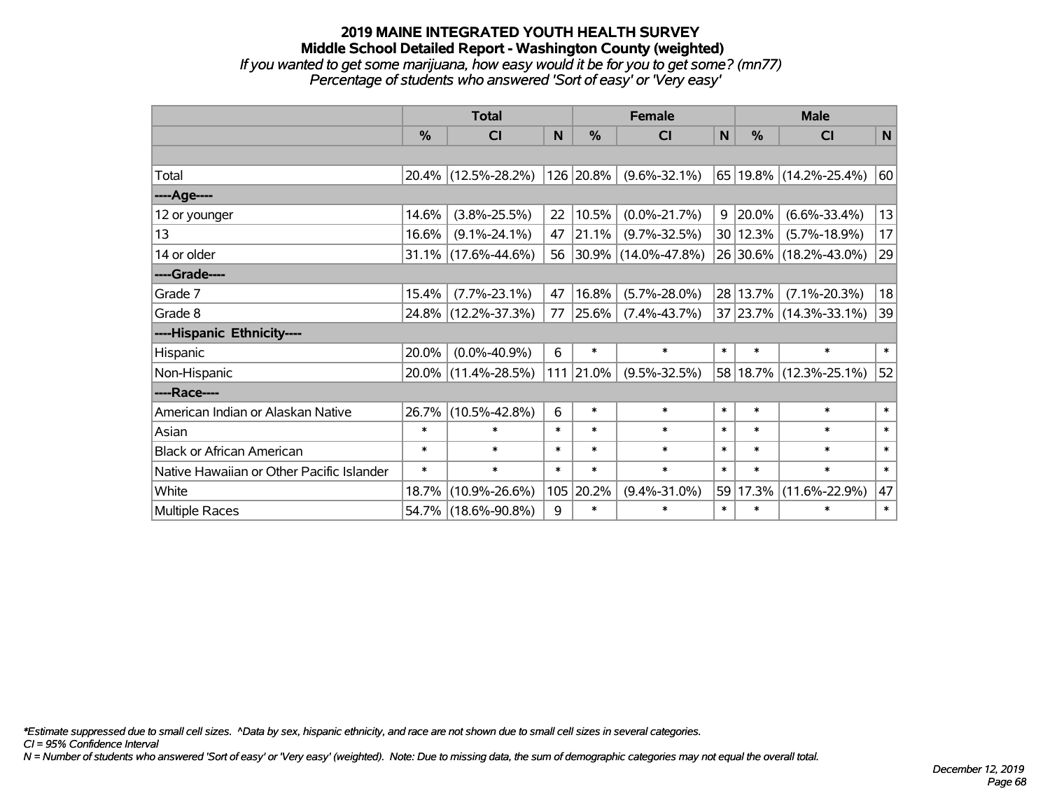# 2019 MAINE INTEGRATED YOUTH HEALTH SURVEY

## Middle School Detailed Report - Washington County (weighted)

*If you wanted to get some marijuana, how easy would it be for you to get some? (mn77)*

*Percentage of students who answered 'Sort of easy' or 'Very easy'*

| | Total | | | Female | | | Male | | |
|---|---|---|---|---|---|---|---|---|---|
| | % | CI | N | % | CI | N | % | CI | N |
| | | | | | | | | | |
| Total | 20.4% | (12.5%-28.2%) | 126 | 20.8% | (9.6%-32.1%) | 65 | 19.8% | (14.2%-25.4%) | 60 |
| ----Age---- | | | | | | | | | |
| 12 or younger | 14.6% | (3.8%-25.5%) | 22 | 10.5% | (0.0%-21.7%) | 9 | 20.0% | (6.6%-33.4%) | 13 |
| 13 | 16.6% | (9.1%-24.1%) | 47 | 21.1% | (9.7%-32.5%) | 30 | 12.3% | (5.7%-18.9%) | 17 |
| 14 or older | 31.1% | (17.6%-44.6%) | 56 | 30.9% | (14.0%-47.8%) | 26 | 30.6% | (18.2%-43.0%) | 29 |
| ----Grade---- | | | | | | | | | |
| Grade 7 | 15.4% | (7.7%-23.1%) | 47 | 16.8% | (5.7%-28.0%) | 28 | 13.7% | (7.1%-20.3%) | 18 |
| Grade 8 | 24.8% | (12.2%-37.3%) | 77 | 25.6% | (7.4%-43.7%) | 37 | 23.7% | (14.3%-33.1%) | 39 |
| ----Hispanic Ethnicity---- | | | | | | | | | |
| Hispanic | 20.0% | (0.0%-40.9%) | 6 | * | * | * | * | * | * |
| Non-Hispanic | 20.0% | (11.4%-28.5%) | 111 | 21.0% | (9.5%-32.5%) | 58 | 18.7% | (12.3%-25.1%) | 52 |
| ----Race---- | | | | | | | | | |
| American Indian or Alaskan Native | 26.7% | (10.5%-42.8%) | 6 | * | * | * | * | * | * |
| Asian | * | * | * | * | * | * | * | * | * |
| Black or African American | * | * | * | * | * | * | * | * | * |
| Native Hawaiian or Other Pacific Islander | * | * | * | * | * | * | * | * | * |
| White | 18.7% | (10.9%-26.6%) | 105 | 20.2% | (9.4%-31.0%) | 59 | 17.3% | (11.6%-22.9%) | 47 |
| Multiple Races | 54.7% | (18.6%-90.8%) | 9 | * | * | * | * | * | * |

*\*Estimate suppressed due to small cell sizes. ^Data by sex, hispanic ethnicity, and race are not shown due to small cell sizes in several categories.*

*CI = 95% Confidence Interval*

*N = Number of students who answered 'Sort of easy' or 'Very easy' (weighted). Note: Due to missing data, the sum of demographic categories may not equal the overall total.*

*December 12, 2019*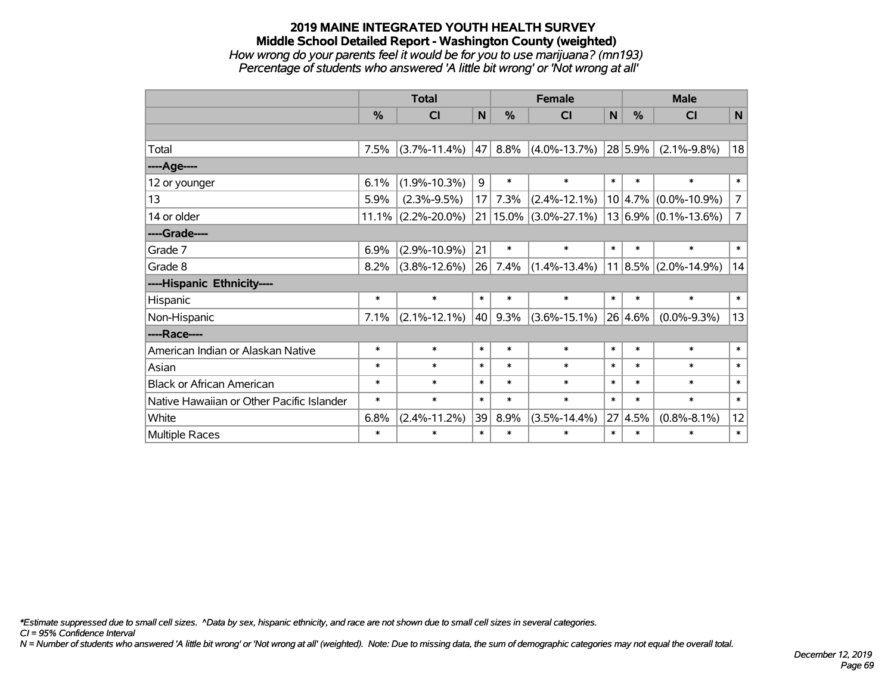## 2019 MAINE INTEGRATED YOUTH HEALTH SURVEY
### Middle School Detailed Report - Washington County (weighted)
*How wrong do your parents feel it would be for you to use marijuana? (mn193)*
*Percentage of students who answered 'A little bit wrong' or 'Not wrong at all'*

| | Total | | | Female | | | Male | | |
|---|---|---|---|---|---|---|---|---|---|
| | % | CI | N | % | CI | N | % | CI | N |
| | | | | | | | | | |
| Total | 7.5% | (3.7%-11.4%) | 47 | 8.8% | (4.0%-13.7%) | 28 | 5.9% | (2.1%-9.8%) | 18 |
| ----Age---- | | | | | | | | | |
| 12 or younger | 6.1% | (1.9%-10.3%) | 9 | * | * | * | * | * | * |
| 13 | 5.9% | (2.3%-9.5%) | 17 | 7.3% | (2.4%-12.1%) | 10 | 4.7% | (0.0%-10.9%) | 7 |
| 14 or older | 11.1% | (2.2%-20.0%) | 21 | 15.0% | (3.0%-27.1%) | 13 | 6.9% | (0.1%-13.6%) | 7 |
| ----Grade---- | | | | | | | | | |
| Grade 7 | 6.9% | (2.9%-10.9%) | 21 | * | * | * | * | * | * |
| Grade 8 | 8.2% | (3.8%-12.6%) | 26 | 7.4% | (1.4%-13.4%) | 11 | 8.5% | (2.0%-14.9%) | 14 |
| ----Hispanic Ethnicity---- | | | | | | | | | |
| Hispanic | * | * | * | * | * | * | * | * | * |
| Non-Hispanic | 7.1% | (2.1%-12.1%) | 40 | 9.3% | (3.6%-15.1%) | 26 | 4.6% | (0.0%-9.3%) | 13 |
| ----Race---- | | | | | | | | | |
| American Indian or Alaskan Native | * | * | * | * | * | * | * | * | * |
| Asian | * | * | * | * | * | * | * | * | * |
| Black or African American | * | * | * | * | * | * | * | * | * |
| Native Hawaiian or Other Pacific Islander | * | * | * | * | * | * | * | * | * |
| White | 6.8% | (2.4%-11.2%) | 39 | 8.9% | (3.5%-14.4%) | 27 | 4.5% | (0.8%-8.1%) | 12 |
| Multiple Races | * | * | * | * | * | * | * | * | * |

*\*Estimate suppressed due to small cell sizes. ^Data by sex, hispanic ethnicity, and race are not shown due to small cell sizes in several categories.*
*CI = 95% Confidence Interval*
*N = Number of students who answered 'A little bit wrong' or 'Not wrong at all' (weighted). Note: Due to missing data, the sum of demographic categories may not equal the overall total.*

*December 12, 2019*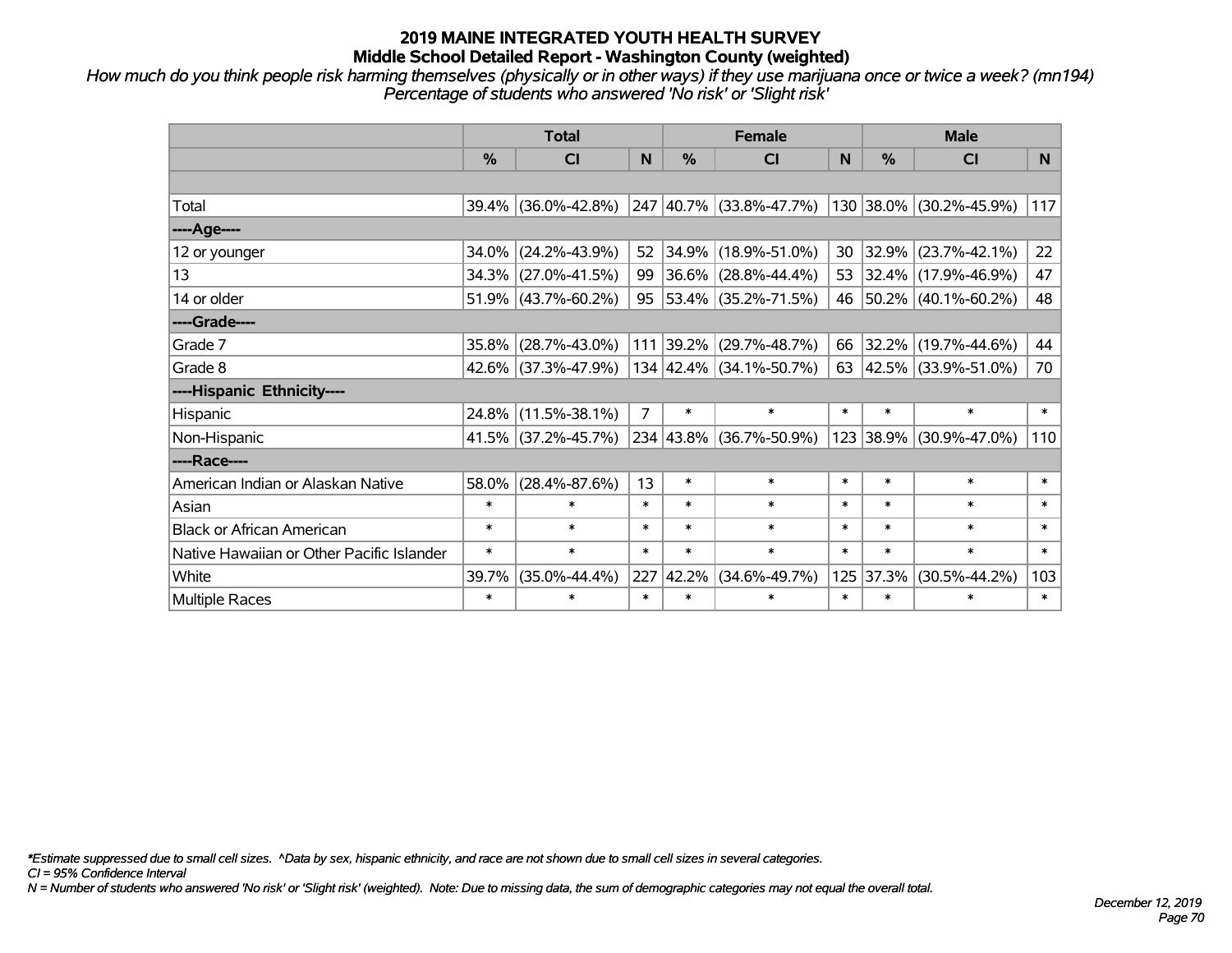# 2019 MAINE INTEGRATED YOUTH HEALTH SURVEY
## Middle School Detailed Report - Washington County (weighted)

*How much do you think people risk harming themselves (physically or in other ways) if they use marijuana once or twice a week? (mn194)*
*Percentage of students who answered 'No risk' or 'Slight risk'*

| | Total | | | Female | | | Male | | |
|---|---|---|---|---|---|---|---|---|---|
| | % | CI | N | % | CI | N | % | CI | N |
| | | | | | | | | | |
| Total | 39.4% | (36.0%-42.8%) | 247 | 40.7% | (33.8%-47.7%) | 130 | 38.0% | (30.2%-45.9%) | 117 |
| ----Age---- | | | | | | | | | |
| 12 or younger | 34.0% | (24.2%-43.9%) | 52 | 34.9% | (18.9%-51.0%) | 30 | 32.9% | (23.7%-42.1%) | 22 |
| 13 | 34.3% | (27.0%-41.5%) | 99 | 36.6% | (28.8%-44.4%) | 53 | 32.4% | (17.9%-46.9%) | 47 |
| 14 or older | 51.9% | (43.7%-60.2%) | 95 | 53.4% | (35.2%-71.5%) | 46 | 50.2% | (40.1%-60.2%) | 48 |
| ----Grade---- | | | | | | | | | |
| Grade 7 | 35.8% | (28.7%-43.0%) | 111 | 39.2% | (29.7%-48.7%) | 66 | 32.2% | (19.7%-44.6%) | 44 |
| Grade 8 | 42.6% | (37.3%-47.9%) | 134 | 42.4% | (34.1%-50.7%) | 63 | 42.5% | (33.9%-51.0%) | 70 |
| ----Hispanic Ethnicity---- | | | | | | | | | |
| Hispanic | 24.8% | (11.5%-38.1%) | 7 | * | * | * | * | * | * |
| Non-Hispanic | 41.5% | (37.2%-45.7%) | 234 | 43.8% | (36.7%-50.9%) | 123 | 38.9% | (30.9%-47.0%) | 110 |
| ----Race---- | | | | | | | | | |
| American Indian or Alaskan Native | 58.0% | (28.4%-87.6%) | 13 | * | * | * | * | * | * |
| Asian | * | * | * | * | * | * | * | * | * |
| Black or African American | * | * | * | * | * | * | * | * | * |
| Native Hawaiian or Other Pacific Islander | * | * | * | * | * | * | * | * | * |
| White | 39.7% | (35.0%-44.4%) | 227 | 42.2% | (34.6%-49.7%) | 125 | 37.3% | (30.5%-44.2%) | 103 |
| Multiple Races | * | * | * | * | * | * | * | * | * |

*Estimate suppressed due to small cell sizes. ^Data by sex, hispanic ethnicity, and race are not shown due to small cell sizes in several categories.
CI = 95% Confidence Interval
N = Number of students who answered 'No risk' or 'Slight risk' (weighted). Note: Due to missing data, the sum of demographic categories may not equal the overall total.

December 12, 2019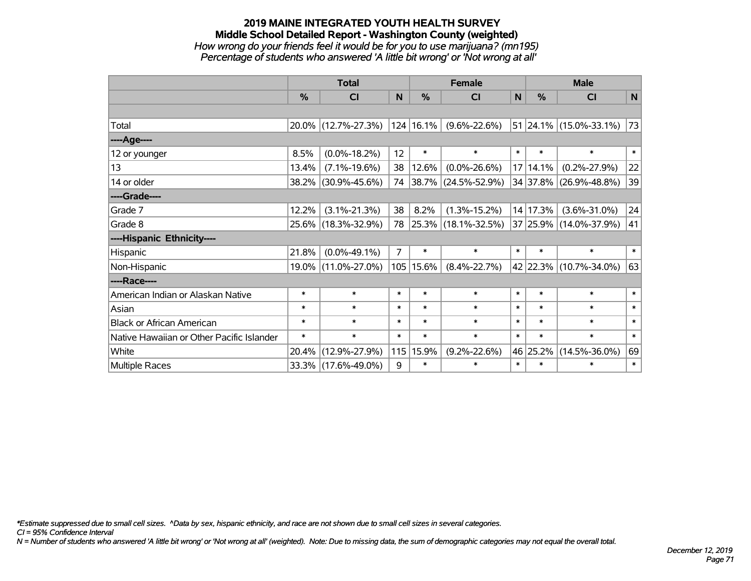# 2019 MAINE INTEGRATED YOUTH HEALTH SURVEY

## Middle School Detailed Report - Washington County (weighted)

*How wrong do your friends feel it would be for you to use marijuana? (mn195)*

*Percentage of students who answered 'A little bit wrong' or 'Not wrong at all'*

| | Total | | | Female | | | Male | | |
|---|---|---|---|---|---|---|---|---|---|
| | % | CI | N | % | CI | N | % | CI | N |
| | | | | | | | | | |
| Total | 20.0% | (12.7%-27.3%) | 124 | 16.1% | (9.6%-22.6%) | 51 | 24.1% | (15.0%-33.1%) | 73 |
| ----Age---- | | | | | | | | | |
| 12 or younger | 8.5% | (0.0%-18.2%) | 12 | * | * | * | * | * | * |
| 13 | 13.4% | (7.1%-19.6%) | 38 | 12.6% | (0.0%-26.6%) | 17 | 14.1% | (0.2%-27.9%) | 22 |
| 14 or older | 38.2% | (30.9%-45.6%) | 74 | 38.7% | (24.5%-52.9%) | 34 | 37.8% | (26.9%-48.8%) | 39 |
| ----Grade---- | | | | | | | | | |
| Grade 7 | 12.2% | (3.1%-21.3%) | 38 | 8.2% | (1.3%-15.2%) | 14 | 17.3% | (3.6%-31.0%) | 24 |
| Grade 8 | 25.6% | (18.3%-32.9%) | 78 | 25.3% | (18.1%-32.5%) | 37 | 25.9% | (14.0%-37.9%) | 41 |
| ----Hispanic Ethnicity---- | | | | | | | | | |
| Hispanic | 21.8% | (0.0%-49.1%) | 7 | * | * | * | * | * | * |
| Non-Hispanic | 19.0% | (11.0%-27.0%) | 105 | 15.6% | (8.4%-22.7%) | 42 | 22.3% | (10.7%-34.0%) | 63 |
| ----Race---- | | | | | | | | | |
| American Indian or Alaskan Native | * | * | * | * | * | * | * | * | * |
| Asian | * | * | * | * | * | * | * | * | * |
| Black or African American | * | * | * | * | * | * | * | * | * |
| Native Hawaiian or Other Pacific Islander | * | * | * | * | * | * | * | * | * |
| White | 20.4% | (12.9%-27.9%) | 115 | 15.9% | (9.2%-22.6%) | 46 | 25.2% | (14.5%-36.0%) | 69 |
| Multiple Races | 33.3% | (17.6%-49.0%) | 9 | * | * | * | * | * | * |

*\*Estimate suppressed due to small cell sizes. ^Data by sex, hispanic ethnicity, and race are not shown due to small cell sizes in several categories.*

*CI = 95% Confidence Interval*

*N = Number of students who answered 'A little bit wrong' or 'Not wrong at all' (weighted). Note: Due to missing data, the sum of demographic categories may not equal the overall total.*

*December 12, 2019*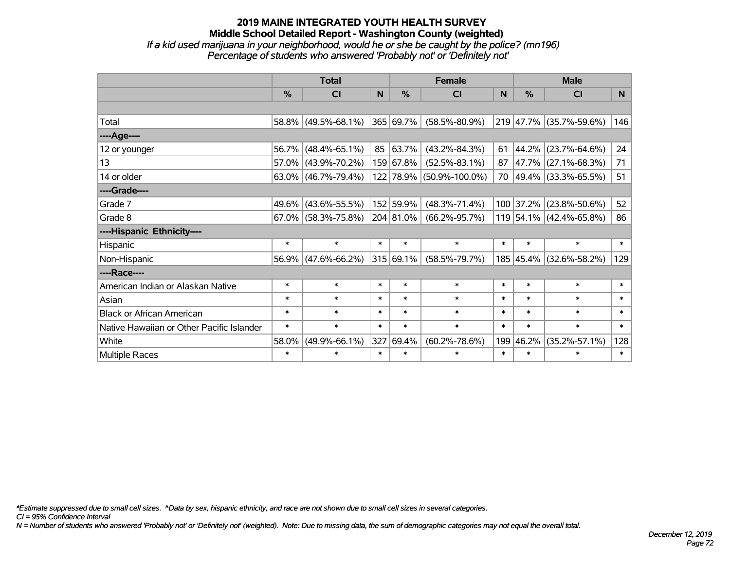# 2019 MAINE INTEGRATED YOUTH HEALTH SURVEY

## Middle School Detailed Report - Washington County (weighted)

*If a kid used marijuana in your neighborhood, would he or she be caught by the police? (mn196)*
*Percentage of students who answered 'Probably not' or 'Definitely not'*

| | Total | | | Female | | | Male | | |
|---|---|---|---|---|---|---|---|---|---|
| | % | CI | N | % | CI | N | % | CI | N |
| Total | 58.8% | (49.5%-68.1%) | 365 | 69.7% | (58.5%-80.9%) | 219 | 47.7% | (35.7%-59.6%) | 146 |
| ----Age---- | | | | | | | | | |
| 12 or younger | 56.7% | (48.4%-65.1%) | 85 | 63.7% | (43.2%-84.3%) | 61 | 44.2% | (23.7%-64.6%) | 24 |
| 13 | 57.0% | (43.9%-70.2%) | 159 | 67.8% | (52.5%-83.1%) | 87 | 47.7% | (27.1%-68.3%) | 71 |
| 14 or older | 63.0% | (46.7%-79.4%) | 122 | 78.9% | (50.9%-100.0%) | 70 | 49.4% | (33.3%-65.5%) | 51 |
| ----Grade---- | | | | | | | | | |
| Grade 7 | 49.6% | (43.6%-55.5%) | 152 | 59.9% | (48.3%-71.4%) | 100 | 37.2% | (23.8%-50.6%) | 52 |
| Grade 8 | 67.0% | (58.3%-75.8%) | 204 | 81.0% | (66.2%-95.7%) | 119 | 54.1% | (42.4%-65.8%) | 86 |
| ----Hispanic Ethnicity---- | | | | | | | | | |
| Hispanic | * | * | * | * | * | * | * | * | * |
| Non-Hispanic | 56.9% | (47.6%-66.2%) | 315 | 69.1% | (58.5%-79.7%) | 185 | 45.4% | (32.6%-58.2%) | 129 |
| ----Race---- | | | | | | | | | |
| American Indian or Alaskan Native | * | * | * | * | * | * | * | * | * |
| Asian | * | * | * | * | * | * | * | * | * |
| Black or African American | * | * | * | * | * | * | * | * | * |
| Native Hawaiian or Other Pacific Islander | * | * | * | * | * | * | * | * | * |
| White | 58.0% | (49.9%-66.1%) | 327 | 69.4% | (60.2%-78.6%) | 199 | 46.2% | (35.2%-57.1%) | 128 |
| Multiple Races | * | * | * | * | * | * | * | * | * |

*\*Estimate suppressed due to small cell sizes. ^Data by sex, hispanic ethnicity, and race are not shown due to small cell sizes in several categories.*
*CI = 95% Confidence Interval*
*N = Number of students who answered 'Probably not' or 'Definitely not' (weighted). Note: Due to missing data, the sum of demographic categories may not equal the overall total.*

*December 12, 2019*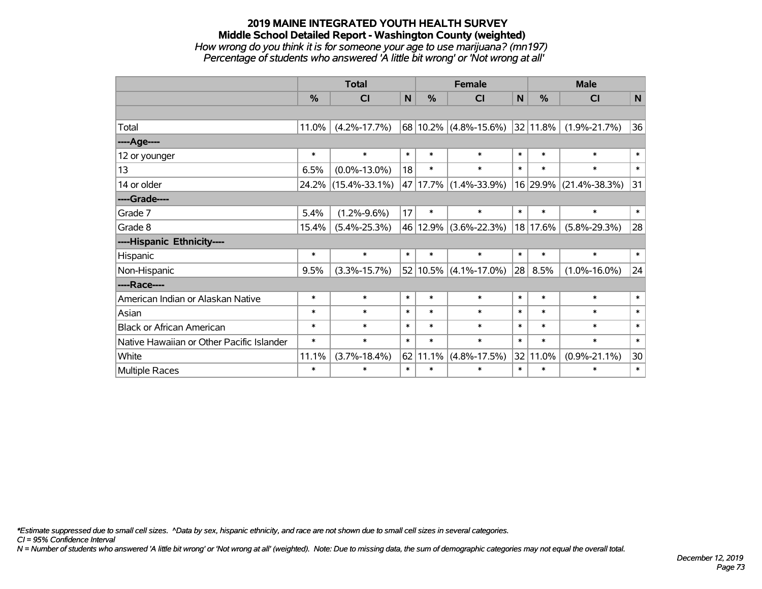# 2019 MAINE INTEGRATED YOUTH HEALTH SURVEY

## Middle School Detailed Report - Washington County (weighted)

*How wrong do you think it is for someone your age to use marijuana? (mn197)*

*Percentage of students who answered 'A little bit wrong' or 'Not wrong at all'*

| | Total | | | Female | | | Male | | |
|---|---|---|---|---|---|---|---|---|---|
| | % | CI | N | % | CI | N | % | CI | N |
| | | | | | | | | | |
| Total | 11.0% | (4.2%-17.7%) | 68 | 10.2% | (4.8%-15.6%) | 32 | 11.8% | (1.9%-21.7%) | 36 |
| **----Age----** | | | | | | | | | |
| 12 or younger | * | * | * | * | * | * | * | * | * |
| 13 | 6.5% | (0.0%-13.0%) | 18 | * | * | * | * | * | * |
| 14 or older | 24.2% | (15.4%-33.1%) | 47 | 17.7% | (1.4%-33.9%) | 16 | 29.9% | (21.4%-38.3%) | 31 |
| **----Grade----** | | | | | | | | | |
| Grade 7 | 5.4% | (1.2%-9.6%) | 17 | * | * | * | * | * | * |
| Grade 8 | 15.4% | (5.4%-25.3%) | 46 | 12.9% | (3.6%-22.3%) | 18 | 17.6% | (5.8%-29.3%) | 28 |
| **----Hispanic Ethnicity----** | | | | | | | | | |
| Hispanic | * | * | * | * | * | * | * | * | * |
| Non-Hispanic | 9.5% | (3.3%-15.7%) | 52 | 10.5% | (4.1%-17.0%) | 28 | 8.5% | (1.0%-16.0%) | 24 |
| **----Race----** | | | | | | | | | |
| American Indian or Alaskan Native | * | * | * | * | * | * | * | * | * |
| Asian | * | * | * | * | * | * | * | * | * |
| Black or African American | * | * | * | * | * | * | * | * | * |
| Native Hawaiian or Other Pacific Islander | * | * | * | * | * | * | * | * | * |
| White | 11.1% | (3.7%-18.4%) | 62 | 11.1% | (4.8%-17.5%) | 32 | 11.0% | (0.9%-21.1%) | 30 |
| Multiple Races | * | * | * | * | * | * | * | * | * |

*\*Estimate suppressed due to small cell sizes. ^Data by sex, hispanic ethnicity, and race are not shown due to small cell sizes in several categories.*

*CI = 95% Confidence Interval*

*N = Number of students who answered 'A little bit wrong' or 'Not wrong at all' (weighted). Note: Due to missing data, the sum of demographic categories may not equal the overall total.*

*December 12, 2019*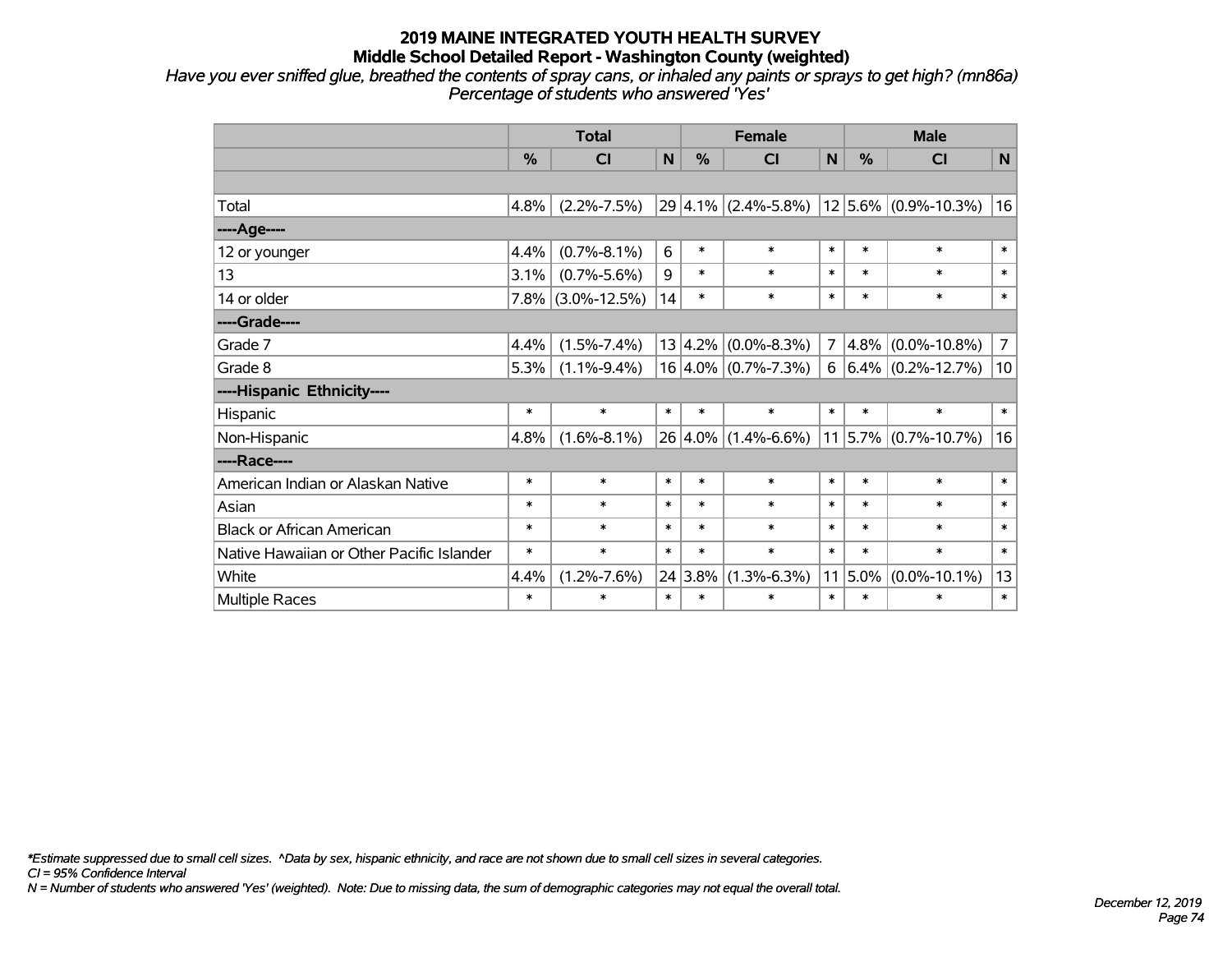# 2019 MAINE INTEGRATED YOUTH HEALTH SURVEY

## Middle School Detailed Report - Washington County (weighted)

*Have you ever sniffed glue, breathed the contents of spray cans, or inhaled any paints or sprays to get high? (mn86a)*
*Percentage of students who answered 'Yes'*

| | Total | | | Female | | | Male | | |
|---|---|---|---|---|---|---|---|---|---|
| | % | CI | N | % | CI | N | % | CI | N |
| | | | | | | | | | |
| Total | 4.8% | (2.2%-7.5%) | 29 | 4.1% | (2.4%-5.8%) | 12 | 5.6% | (0.9%-10.3%) | 16 |
| ----Age---- | | | | | | | | | |
| 12 or younger | 4.4% | (0.7%-8.1%) | 6 | * | * | * | * | * | * |
| 13 | 3.1% | (0.7%-5.6%) | 9 | * | * | * | * | * | * |
| 14 or older | 7.8% | (3.0%-12.5%) | 14 | * | * | * | * | * | * |
| ----Grade---- | | | | | | | | | |
| Grade 7 | 4.4% | (1.5%-7.4%) | 13 | 4.2% | (0.0%-8.3%) | 7 | 4.8% | (0.0%-10.8%) | 7 |
| Grade 8 | 5.3% | (1.1%-9.4%) | 16 | 4.0% | (0.7%-7.3%) | 6 | 6.4% | (0.2%-12.7%) | 10 |
| ----Hispanic Ethnicity---- | | | | | | | | | |
| Hispanic | * | * | * | * | * | * | * | * | * |
| Non-Hispanic | 4.8% | (1.6%-8.1%) | 26 | 4.0% | (1.4%-6.6%) | 11 | 5.7% | (0.7%-10.7%) | 16 |
| ----Race---- | | | | | | | | | |
| American Indian or Alaskan Native | * | * | * | * | * | * | * | * | * |
| Asian | * | * | * | * | * | * | * | * | * |
| Black or African American | * | * | * | * | * | * | * | * | * |
| Native Hawaiian or Other Pacific Islander | * | * | * | * | * | * | * | * | * |
| White | 4.4% | (1.2%-7.6%) | 24 | 3.8% | (1.3%-6.3%) | 11 | 5.0% | (0.0%-10.1%) | 13 |
| Multiple Races | * | * | * | * | * | * | * | * | * |

*\*Estimate suppressed due to small cell sizes. ^Data by sex, hispanic ethnicity, and race are not shown due to small cell sizes in several categories.*
*CI = 95% Confidence Interval*
*N = Number of students who answered 'Yes' (weighted). Note: Due to missing data, the sum of demographic categories may not equal the overall total.*

*December 12, 2019*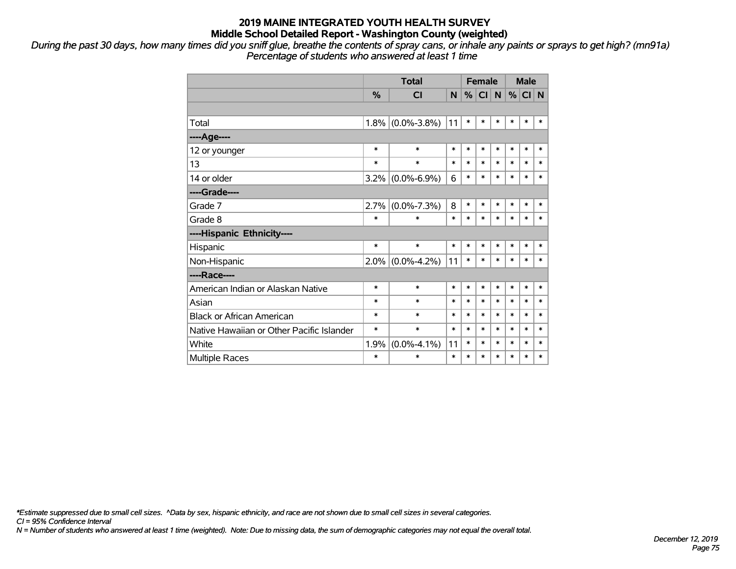# 2019 MAINE INTEGRATED YOUTH HEALTH SURVEY

## Middle School Detailed Report - Washington County (weighted)

*During the past 30 days, how many times did you sniff glue, breathe the contents of spray cans, or inhale any paints or sprays to get high? (mn91a)*
*Percentage of students who answered at least 1 time*

| | Total | | | Female | | | Male | | |
|---|---|---|---|---|---|---|---|---|---|
| | % | CI | N | % | CI | N | % | CI | N |
| | | | | | | | | | |
| Total | 1.8% | (0.0%-3.8%) | 11 | * | * | * | * | * | * |
| ----Age---- | | | | | | | | | |
| 12 or younger | * | * | * | * | * | * | * | * | * |
| 13 | * | * | * | * | * | * | * | * | * |
| 14 or older | 3.2% | (0.0%-6.9%) | 6 | * | * | * | * | * | * |
| ----Grade---- | | | | | | | | | |
| Grade 7 | 2.7% | (0.0%-7.3%) | 8 | * | * | * | * | * | * |
| Grade 8 | * | * | * | * | * | * | * | * | * |
| ----Hispanic Ethnicity---- | | | | | | | | | |
| Hispanic | * | * | * | * | * | * | * | * | * |
| Non-Hispanic | 2.0% | (0.0%-4.2%) | 11 | * | * | * | * | * | * |
| ----Race---- | | | | | | | | | |
| American Indian or Alaskan Native | * | * | * | * | * | * | * | * | * |
| Asian | * | * | * | * | * | * | * | * | * |
| Black or African American | * | * | * | * | * | * | * | * | * |
| Native Hawaiian or Other Pacific Islander | * | * | * | * | * | * | * | * | * |
| White | 1.9% | (0.0%-4.1%) | 11 | * | * | * | * | * | * |
| Multiple Races | * | * | * | * | * | * | * | * | * |

*\*Estimate suppressed due to small cell sizes. ^Data by sex, hispanic ethnicity, and race are not shown due to small cell sizes in several categories.*
*CI = 95% Confidence Interval*
*N = Number of students who answered at least 1 time (weighted). Note: Due to missing data, the sum of demographic categories may not equal the overall total.*

*December 12, 2019*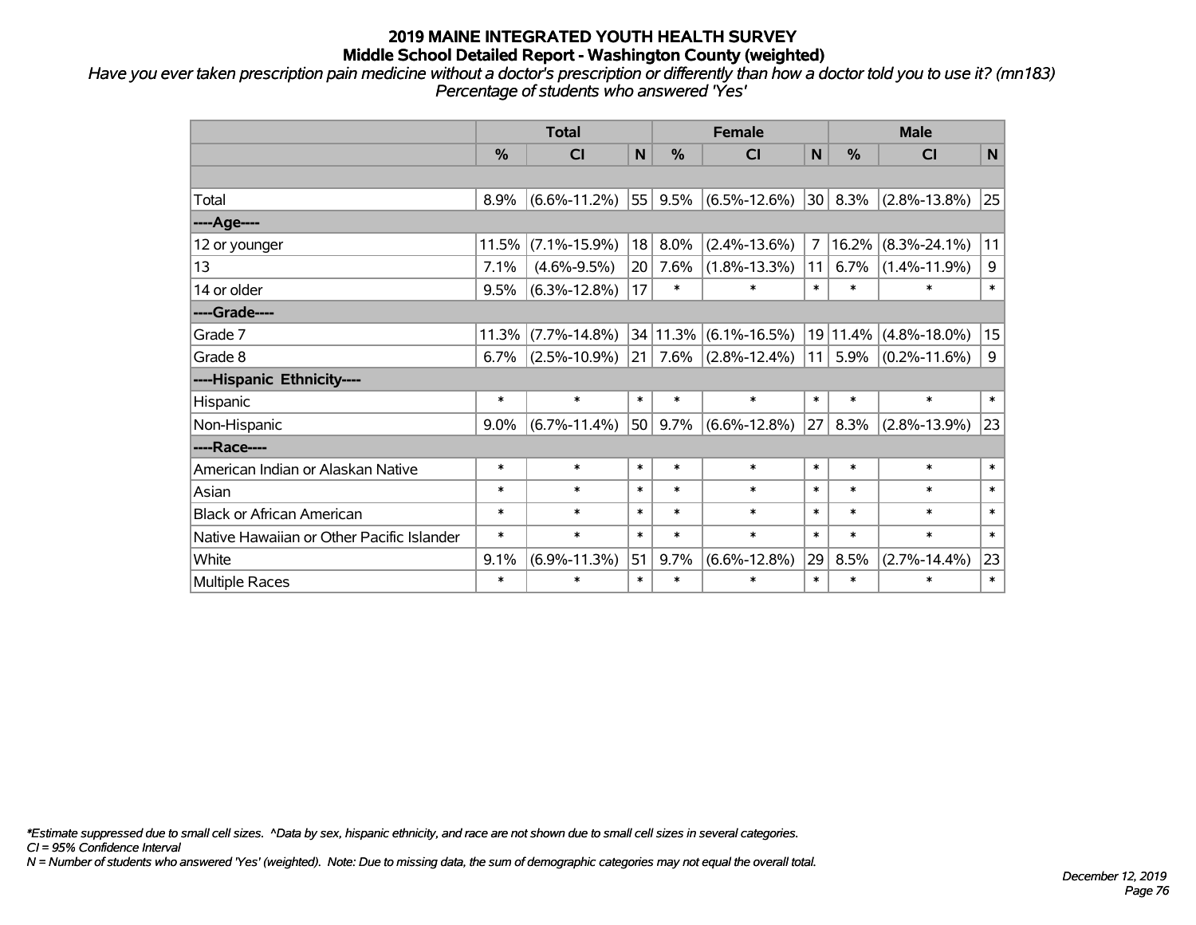# 2019 MAINE INTEGRATED YOUTH HEALTH SURVEY
## Middle School Detailed Report - Washington County (weighted)

*Have you ever taken prescription pain medicine without a doctor's prescription or differently than how a doctor told you to use it? (mn183)*
*Percentage of students who answered 'Yes'*

| | Total | | | Female | | | Male | | |
|---|---|---|---|---|---|---|---|---|---|
| | % | CI | N | % | CI | N | % | CI | N |
| | | | | | | | | | |
| Total | 8.9% | (6.6%-11.2%) | 55 | 9.5% | (6.5%-12.6%) | 30 | 8.3% | (2.8%-13.8%) | 25 |
| ----Age---- | | | | | | | | | |
| 12 or younger | 11.5% | (7.1%-15.9%) | 18 | 8.0% | (2.4%-13.6%) | 7 | 16.2% | (8.3%-24.1%) | 11 |
| 13 | 7.1% | (4.6%-9.5%) | 20 | 7.6% | (1.8%-13.3%) | 11 | 6.7% | (1.4%-11.9%) | 9 |
| 14 or older | 9.5% | (6.3%-12.8%) | 17 | * | * | * | * | * | * |
| ----Grade---- | | | | | | | | | |
| Grade 7 | 11.3% | (7.7%-14.8%) | 34 | 11.3% | (6.1%-16.5%) | 19 | 11.4% | (4.8%-18.0%) | 15 |
| Grade 8 | 6.7% | (2.5%-10.9%) | 21 | 7.6% | (2.8%-12.4%) | 11 | 5.9% | (0.2%-11.6%) | 9 |
| ----Hispanic Ethnicity---- | | | | | | | | | |
| Hispanic | * | * | * | * | * | * | * | * | * |
| Non-Hispanic | 9.0% | (6.7%-11.4%) | 50 | 9.7% | (6.6%-12.8%) | 27 | 8.3% | (2.8%-13.9%) | 23 |
| ----Race---- | | | | | | | | | |
| American Indian or Alaskan Native | * | * | * | * | * | * | * | * | * |
| Asian | * | * | * | * | * | * | * | * | * |
| Black or African American | * | * | * | * | * | * | * | * | * |
| Native Hawaiian or Other Pacific Islander | * | * | * | * | * | * | * | * | * |
| White | 9.1% | (6.9%-11.3%) | 51 | 9.7% | (6.6%-12.8%) | 29 | 8.5% | (2.7%-14.4%) | 23 |
| Multiple Races | * | * | * | * | * | * | * | * | * |

*\*Estimate suppressed due to small cell sizes. ^Data by sex, hispanic ethnicity, and race are not shown due to small cell sizes in several categories.*
*CI = 95% Confidence Interval*
*N = Number of students who answered 'Yes' (weighted). Note: Due to missing data, the sum of demographic categories may not equal the overall total.*

*December 12, 2019*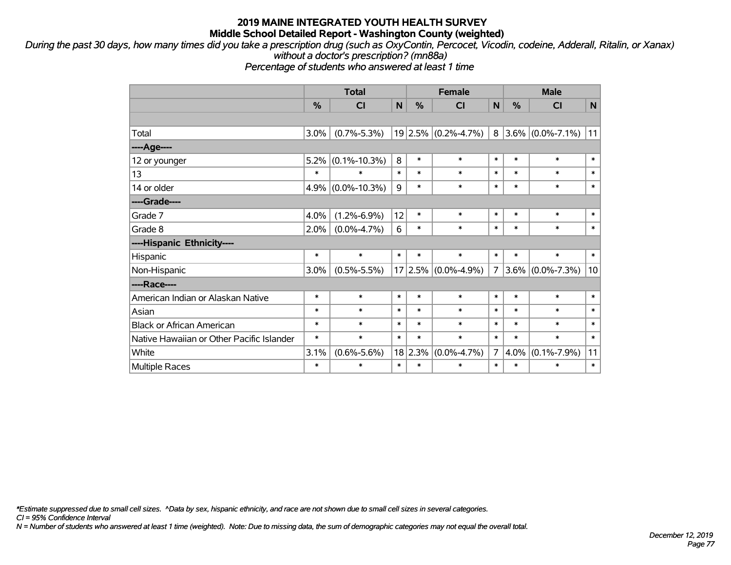# 2019 MAINE INTEGRATED YOUTH HEALTH SURVEY

## Middle School Detailed Report - Washington County (weighted)

*During the past 30 days, how many times did you take a prescription drug (such as OxyContin, Percocet, Vicodin, codeine, Adderall, Ritalin, or Xanax) without a doctor's prescription? (mn88a)*

*Percentage of students who answered at least 1 time*

| | Total | | | Female | | | Male | | |
|---|---|---|---|---|---|---|---|---|---|
| | % | CI | N | % | CI | N | % | CI | N |
| Total | 3.0% | (0.7%-5.3%) | 19 | 2.5% | (0.2%-4.7%) | 8 | 3.6% | (0.0%-7.1%) | 11 |
| ----Age---- | | | | | | | | | |
| 12 or younger | 5.2% | (0.1%-10.3%) | 8 | * | * | * | * | * | * |
| 13 | * | * | * | * | * | * | * | * | * |
| 14 or older | 4.9% | (0.0%-10.3%) | 9 | * | * | * | * | * | * |
| ----Grade---- | | | | | | | | | |
| Grade 7 | 4.0% | (1.2%-6.9%) | 12 | * | * | * | * | * | * |
| Grade 8 | 2.0% | (0.0%-4.7%) | 6 | * | * | * | * | * | * |
| ----Hispanic Ethnicity---- | | | | | | | | | |
| Hispanic | * | * | * | * | * | * | * | * | * |
| Non-Hispanic | 3.0% | (0.5%-5.5%) | 17 | 2.5% | (0.0%-4.9%) | 7 | 3.6% | (0.0%-7.3%) | 10 |
| ----Race---- | | | | | | | | | |
| American Indian or Alaskan Native | * | * | * | * | * | * | * | * | * |
| Asian | * | * | * | * | * | * | * | * | * |
| Black or African American | * | * | * | * | * | * | * | * | * |
| Native Hawaiian or Other Pacific Islander | * | * | * | * | * | * | * | * | * |
| White | 3.1% | (0.6%-5.6%) | 18 | 2.3% | (0.0%-4.7%) | 7 | 4.0% | (0.1%-7.9%) | 11 |
| Multiple Races | * | * | * | * | * | * | * | * | * |

*\*Estimate suppressed due to small cell sizes. ^Data by sex, hispanic ethnicity, and race are not shown due to small cell sizes in several categories.*

*CI = 95% Confidence Interval*

*N = Number of students who answered at least 1 time (weighted). Note: Due to missing data, the sum of demographic categories may not equal the overall total.*

*December 12, 2019*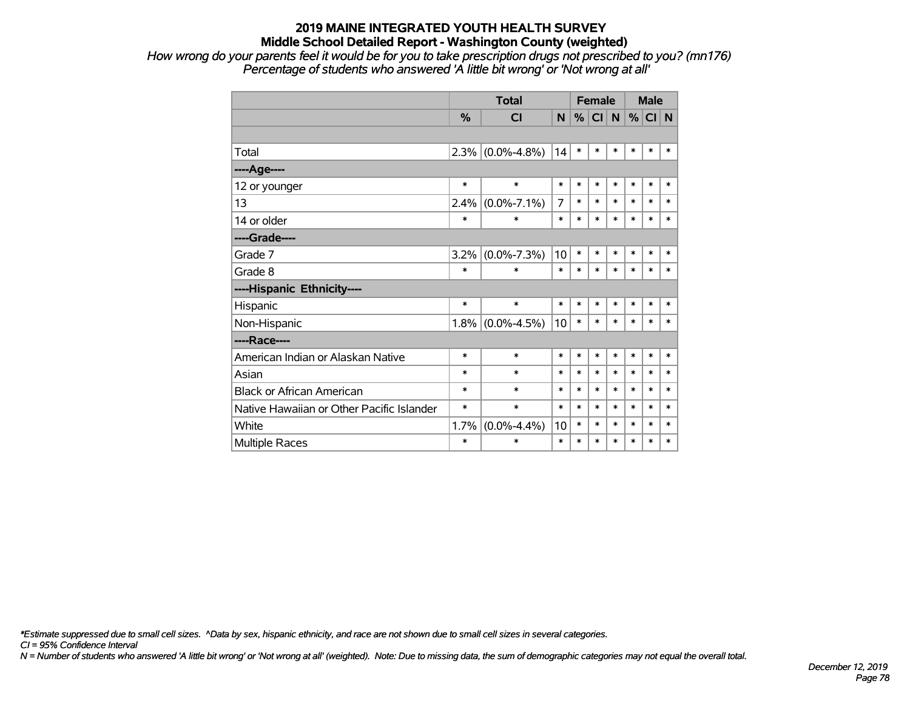# 2019 MAINE INTEGRATED YOUTH HEALTH SURVEY
## Middle School Detailed Report - Washington County (weighted)

*How wrong do your parents feel it would be for you to take prescription drugs not prescribed to you? (mn176)*
*Percentage of students who answered 'A little bit wrong' or 'Not wrong at all'*

| | Total | | | Female | | | Male | | |
|---|---|---|---|---|---|---|---|---|---|
| | % | CI | N | % | CI | N | % | CI | N |
| Total | 2.3% | (0.0%-4.8%) | 14 | * | * | * | * | * | * |
| ----Age---- | | | | | | | | | |
| 12 or younger | * | * | * | * | * | * | * | * | * |
| 13 | 2.4% | (0.0%-7.1%) | 7 | * | * | * | * | * | * |
| 14 or older | * | * | * | * | * | * | * | * | * |
| ----Grade---- | | | | | | | | | |
| Grade 7 | 3.2% | (0.0%-7.3%) | 10 | * | * | * | * | * | * |
| Grade 8 | * | * | * | * | * | * | * | * | * |
| ----Hispanic Ethnicity---- | | | | | | | | | |
| Hispanic | * | * | * | * | * | * | * | * | * |
| Non-Hispanic | 1.8% | (0.0%-4.5%) | 10 | * | * | * | * | * | * |
| ----Race---- | | | | | | | | | |
| American Indian or Alaskan Native | * | * | * | * | * | * | * | * | * |
| Asian | * | * | * | * | * | * | * | * | * |
| Black or African American | * | * | * | * | * | * | * | * | * |
| Native Hawaiian or Other Pacific Islander | * | * | * | * | * | * | * | * | * |
| White | 1.7% | (0.0%-4.4%) | 10 | * | * | * | * | * | * |
| Multiple Races | * | * | * | * | * | * | * | * | * |

*\*Estimate suppressed due to small cell sizes. ^Data by sex, hispanic ethnicity, and race are not shown due to small cell sizes in several categories.*
*CI = 95% Confidence Interval*
*N = Number of students who answered 'A little bit wrong' or 'Not wrong at all' (weighted). Note: Due to missing data, the sum of demographic categories may not equal the overall total.*

*December 12, 2019*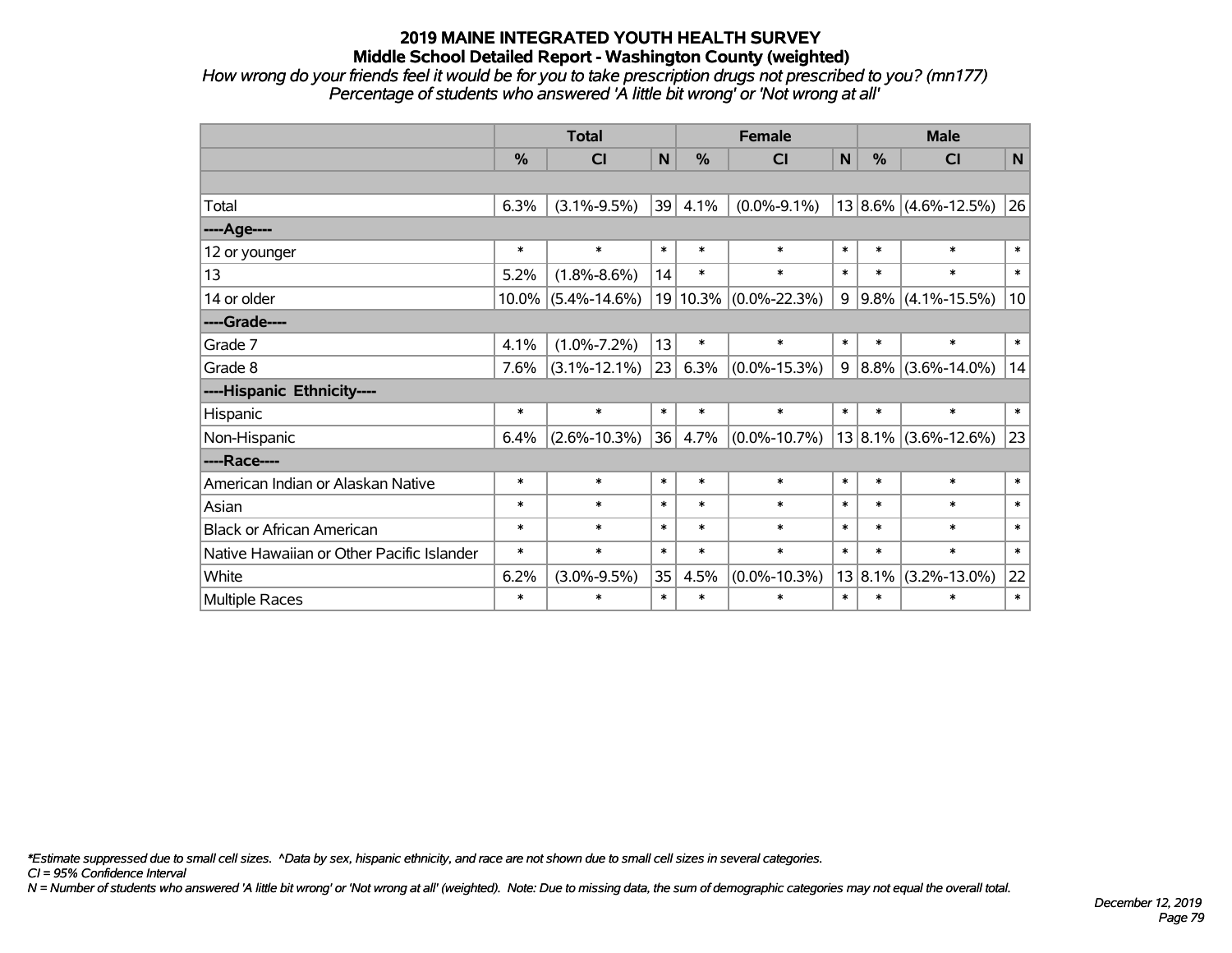# 2019 MAINE INTEGRATED YOUTH HEALTH SURVEY

## Middle School Detailed Report - Washington County (weighted)

*How wrong do your friends feel it would be for you to take prescription drugs not prescribed to you? (mn177)*
*Percentage of students who answered 'A little bit wrong' or 'Not wrong at all'*

| | Total | | | Female | | | Male | | |
|---|---|---|---|---|---|---|---|---|---|
| | % | CI | N | % | CI | N | % | CI | N |
| | | | | | | | | | |
| Total | 6.3% | (3.1%-9.5%) | 39 | 4.1% | (0.0%-9.1%) | 13 | 8.6% | (4.6%-12.5%) | 26 |
| ----Age---- | | | | | | | | | |
| 12 or younger | * | * | * | * | * | * | * | * | * |
| 13 | 5.2% | (1.8%-8.6%) | 14 | * | * | * | * | * | * |
| 14 or older | 10.0% | (5.4%-14.6%) | 19 | 10.3% | (0.0%-22.3%) | 9 | 9.8% | (4.1%-15.5%) | 10 |
| ----Grade---- | | | | | | | | | |
| Grade 7 | 4.1% | (1.0%-7.2%) | 13 | * | * | * | * | * | * |
| Grade 8 | 7.6% | (3.1%-12.1%) | 23 | 6.3% | (0.0%-15.3%) | 9 | 8.8% | (3.6%-14.0%) | 14 |
| ----Hispanic Ethnicity---- | | | | | | | | | |
| Hispanic | * | * | * | * | * | * | * | * | * |
| Non-Hispanic | 6.4% | (2.6%-10.3%) | 36 | 4.7% | (0.0%-10.7%) | 13 | 8.1% | (3.6%-12.6%) | 23 |
| ----Race---- | | | | | | | | | |
| American Indian or Alaskan Native | * | * | * | * | * | * | * | * | * |
| Asian | * | * | * | * | * | * | * | * | * |
| Black or African American | * | * | * | * | * | * | * | * | * |
| Native Hawaiian or Other Pacific Islander | * | * | * | * | * | * | * | * | * |
| White | 6.2% | (3.0%-9.5%) | 35 | 4.5% | (0.0%-10.3%) | 13 | 8.1% | (3.2%-13.0%) | 22 |
| Multiple Races | * | * | * | * | * | * | * | * | * |

*\*Estimate suppressed due to small cell sizes. ^Data by sex, hispanic ethnicity, and race are not shown due to small cell sizes in several categories.*
*CI = 95% Confidence Interval*
*N = Number of students who answered 'A little bit wrong' or 'Not wrong at all' (weighted). Note: Due to missing data, the sum of demographic categories may not equal the overall total.*

*December 12, 2019*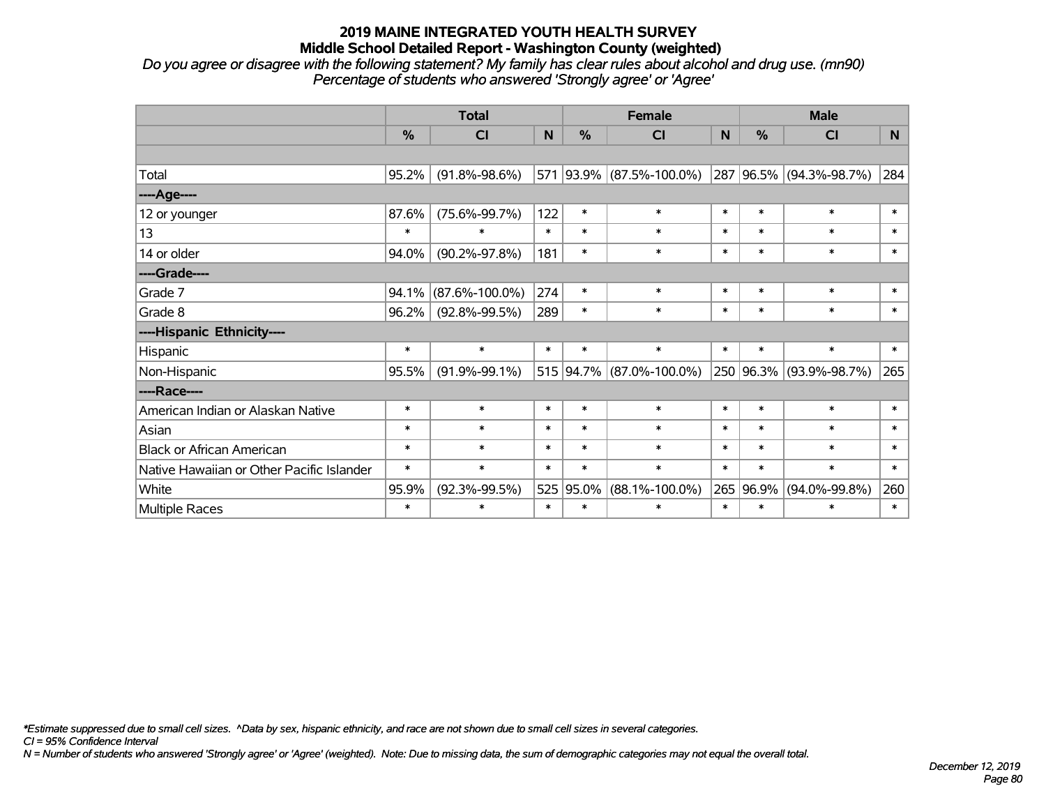# 2019 MAINE INTEGRATED YOUTH HEALTH SURVEY

## Middle School Detailed Report - Washington County (weighted)

*Do you agree or disagree with the following statement? My family has clear rules about alcohol and drug use. (mn90)*
*Percentage of students who answered 'Strongly agree' or 'Agree'*

| | Total | | | Female | | | Male | | |
|---|---|---|---|---|---|---|---|---|---|
| | % | CI | N | % | CI | N | % | CI | N |
| | | | | | | | | | |
| Total | 95.2% | (91.8%-98.6%) | 571 | 93.9% | (87.5%-100.0%) | 287 | 96.5% | (94.3%-98.7%) | 284 |
| ----Age---- | | | | | | | | | |
| 12 or younger | 87.6% | (75.6%-99.7%) | 122 | * | * | * | * | * | * |
| 13 | * | * | * | * | * | * | * | * | * |
| 14 or older | 94.0% | (90.2%-97.8%) | 181 | * | * | * | * | * | * |
| ----Grade---- | | | | | | | | | |
| Grade 7 | 94.1% | (87.6%-100.0%) | 274 | * | * | * | * | * | * |
| Grade 8 | 96.2% | (92.8%-99.5%) | 289 | * | * | * | * | * | * |
| ----Hispanic Ethnicity---- | | | | | | | | | |
| Hispanic | * | * | * | * | * | * | * | * | * |
| Non-Hispanic | 95.5% | (91.9%-99.1%) | 515 | 94.7% | (87.0%-100.0%) | 250 | 96.3% | (93.9%-98.7%) | 265 |
| ----Race---- | | | | | | | | | |
| American Indian or Alaskan Native | * | * | * | * | * | * | * | * | * |
| Asian | * | * | * | * | * | * | * | * | * |
| Black or African American | * | * | * | * | * | * | * | * | * |
| Native Hawaiian or Other Pacific Islander | * | * | * | * | * | * | * | * | * |
| White | 95.9% | (92.3%-99.5%) | 525 | 95.0% | (88.1%-100.0%) | 265 | 96.9% | (94.0%-99.8%) | 260 |
| Multiple Races | * | * | * | * | * | * | * | * | * |

*\*Estimate suppressed due to small cell sizes. ^Data by sex, hispanic ethnicity, and race are not shown due to small cell sizes in several categories.*
*CI = 95% Confidence Interval*
*N = Number of students who answered 'Strongly agree' or 'Agree' (weighted). Note: Due to missing data, the sum of demographic categories may not equal the overall total.*

*December 12, 2019*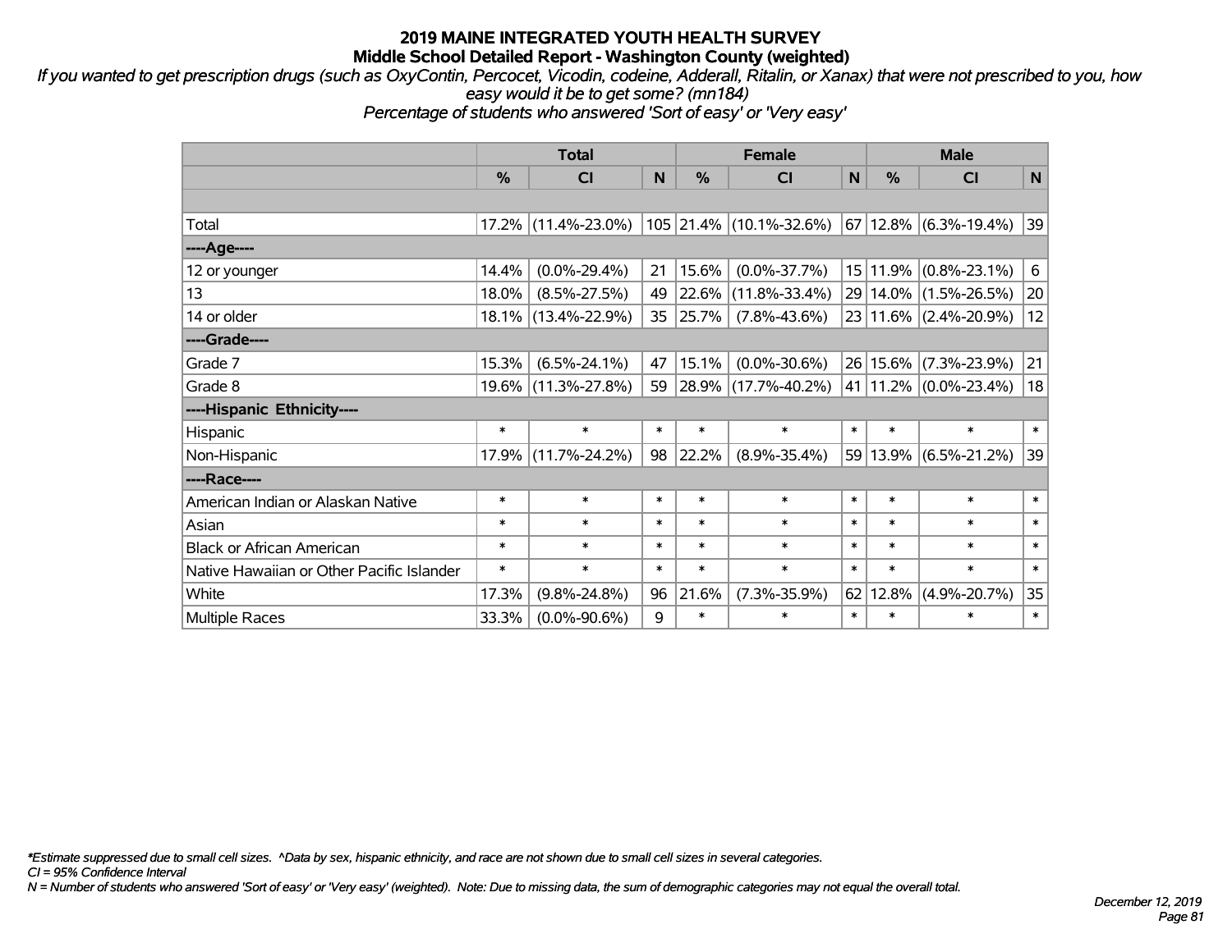# 2019 MAINE INTEGRATED YOUTH HEALTH SURVEY
## Middle School Detailed Report - Washington County (weighted)

*If you wanted to get prescription drugs (such as OxyContin, Percocet, Vicodin, codeine, Adderall, Ritalin, or Xanax) that were not prescribed to you, how easy would it be to get some? (mn184)*
*Percentage of students who answered 'Sort of easy' or 'Very easy'*

| | Total | | | Female | | | Male | | |
|---|---|---|---|---|---|---|---|---|---|
| | % | CI | N | % | CI | N | % | CI | N |
| | | | | | | | | | |
| Total | 17.2% | (11.4%-23.0%) | 105 | 21.4% | (10.1%-32.6%) | 67 | 12.8% | (6.3%-19.4%) | 39 |
| ----Age---- | | | | | | | | | |
| 12 or younger | 14.4% | (0.0%-29.4%) | 21 | 15.6% | (0.0%-37.7%) | 15 | 11.9% | (0.8%-23.1%) | 6 |
| 13 | 18.0% | (8.5%-27.5%) | 49 | 22.6% | (11.8%-33.4%) | 29 | 14.0% | (1.5%-26.5%) | 20 |
| 14 or older | 18.1% | (13.4%-22.9%) | 35 | 25.7% | (7.8%-43.6%) | 23 | 11.6% | (2.4%-20.9%) | 12 |
| ----Grade---- | | | | | | | | | |
| Grade 7 | 15.3% | (6.5%-24.1%) | 47 | 15.1% | (0.0%-30.6%) | 26 | 15.6% | (7.3%-23.9%) | 21 |
| Grade 8 | 19.6% | (11.3%-27.8%) | 59 | 28.9% | (17.7%-40.2%) | 41 | 11.2% | (0.0%-23.4%) | 18 |
| ----Hispanic Ethnicity---- | | | | | | | | | |
| Hispanic | * | * | * | * | * | * | * | * | * |
| Non-Hispanic | 17.9% | (11.7%-24.2%) | 98 | 22.2% | (8.9%-35.4%) | 59 | 13.9% | (6.5%-21.2%) | 39 |
| ----Race---- | | | | | | | | | |
| American Indian or Alaskan Native | * | * | * | * | * | * | * | * | * |
| Asian | * | * | * | * | * | * | * | * | * |
| Black or African American | * | * | * | * | * | * | * | * | * |
| Native Hawaiian or Other Pacific Islander | * | * | * | * | * | * | * | * | * |
| White | 17.3% | (9.8%-24.8%) | 96 | 21.6% | (7.3%-35.9%) | 62 | 12.8% | (4.9%-20.7%) | 35 |
| Multiple Races | 33.3% | (0.0%-90.6%) | 9 | * | * | * | * | * | * |

*\*Estimate suppressed due to small cell sizes. ^Data by sex, hispanic ethnicity, and race are not shown due to small cell sizes in several categories.*
*CI = 95% Confidence Interval*
*N = Number of students who answered 'Sort of easy' or 'Very easy' (weighted). Note: Due to missing data, the sum of demographic categories may not equal the overall total.*

*December 12, 2019*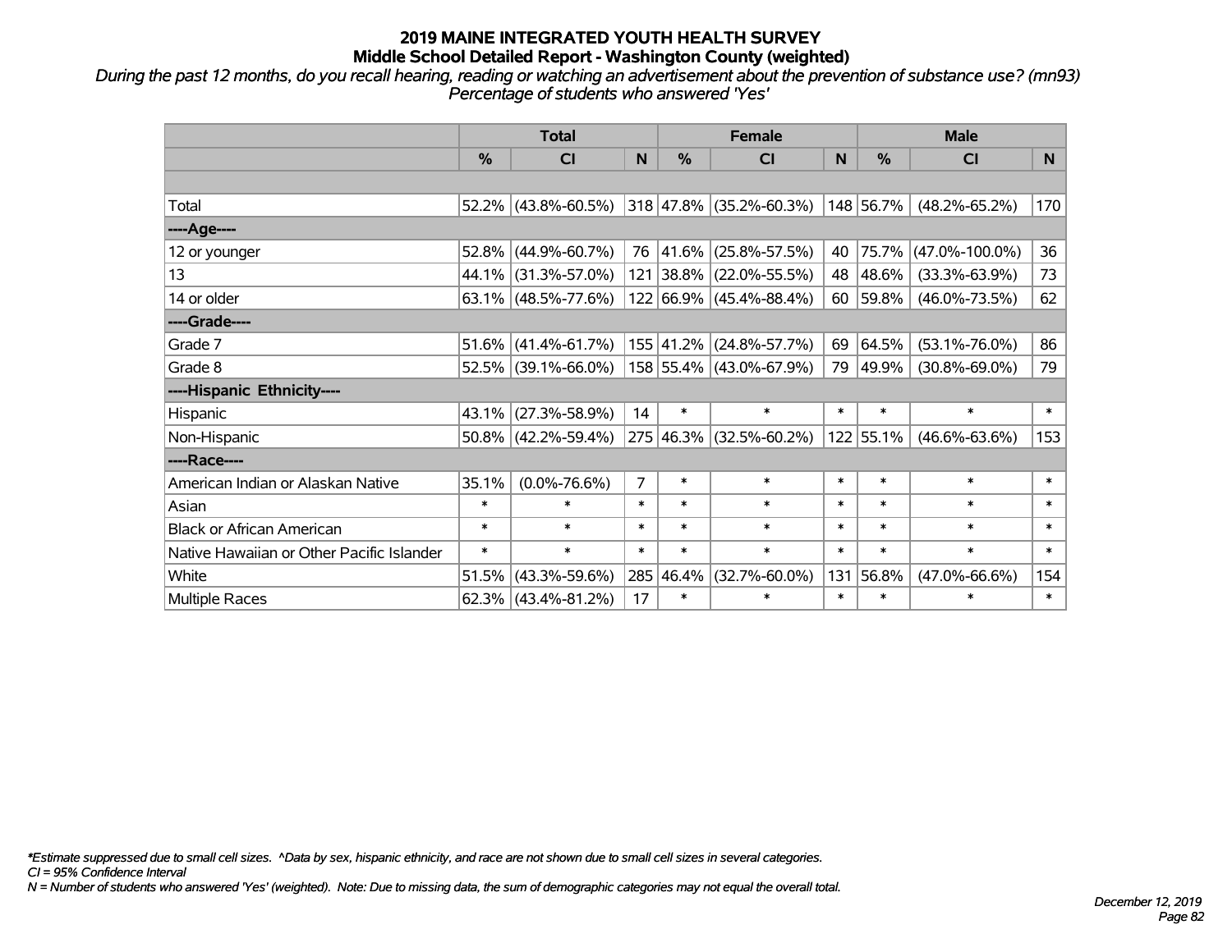# 2019 MAINE INTEGRATED YOUTH HEALTH SURVEY
## Middle School Detailed Report - Washington County (weighted)

*During the past 12 months, do you recall hearing, reading or watching an advertisement about the prevention of substance use? (mn93)*
*Percentage of students who answered 'Yes'*

| | Total | | | Female | | | Male | | |
|---|---|---|---|---|---|---|---|---|---|
| | % | CI | N | % | CI | N | % | CI | N |
| | | | | | | | | | |
| Total | 52.2% | (43.8%-60.5%) | 318 | 47.8% | (35.2%-60.3%) | 148 | 56.7% | (48.2%-65.2%) | 170 |
| ----Age---- | | | | | | | | | |
| 12 or younger | 52.8% | (44.9%-60.7%) | 76 | 41.6% | (25.8%-57.5%) | 40 | 75.7% | (47.0%-100.0%) | 36 |
| 13 | 44.1% | (31.3%-57.0%) | 121 | 38.8% | (22.0%-55.5%) | 48 | 48.6% | (33.3%-63.9%) | 73 |
| 14 or older | 63.1% | (48.5%-77.6%) | 122 | 66.9% | (45.4%-88.4%) | 60 | 59.8% | (46.0%-73.5%) | 62 |
| ----Grade---- | | | | | | | | | |
| Grade 7 | 51.6% | (41.4%-61.7%) | 155 | 41.2% | (24.8%-57.7%) | 69 | 64.5% | (53.1%-76.0%) | 86 |
| Grade 8 | 52.5% | (39.1%-66.0%) | 158 | 55.4% | (43.0%-67.9%) | 79 | 49.9% | (30.8%-69.0%) | 79 |
| ----Hispanic Ethnicity---- | | | | | | | | | |
| Hispanic | 43.1% | (27.3%-58.9%) | 14 | * | * | * | * | * | * |
| Non-Hispanic | 50.8% | (42.2%-59.4%) | 275 | 46.3% | (32.5%-60.2%) | 122 | 55.1% | (46.6%-63.6%) | 153 |
| ----Race---- | | | | | | | | | |
| American Indian or Alaskan Native | 35.1% | (0.0%-76.6%) | 7 | * | * | * | * | * | * |
| Asian | * | * | * | * | * | * | * | * | * |
| Black or African American | * | * | * | * | * | * | * | * | * |
| Native Hawaiian or Other Pacific Islander | * | * | * | * | * | * | * | * | * |
| White | 51.5% | (43.3%-59.6%) | 285 | 46.4% | (32.7%-60.0%) | 131 | 56.8% | (47.0%-66.6%) | 154 |
| Multiple Races | 62.3% | (43.4%-81.2%) | 17 | * | * | * | * | * | * |

*\*Estimate suppressed due to small cell sizes. ^Data by sex, hispanic ethnicity, and race are not shown due to small cell sizes in several categories.*
*CI = 95% Confidence Interval*
*N = Number of students who answered 'Yes' (weighted). Note: Due to missing data, the sum of demographic categories may not equal the overall total.*

*December 12, 2019*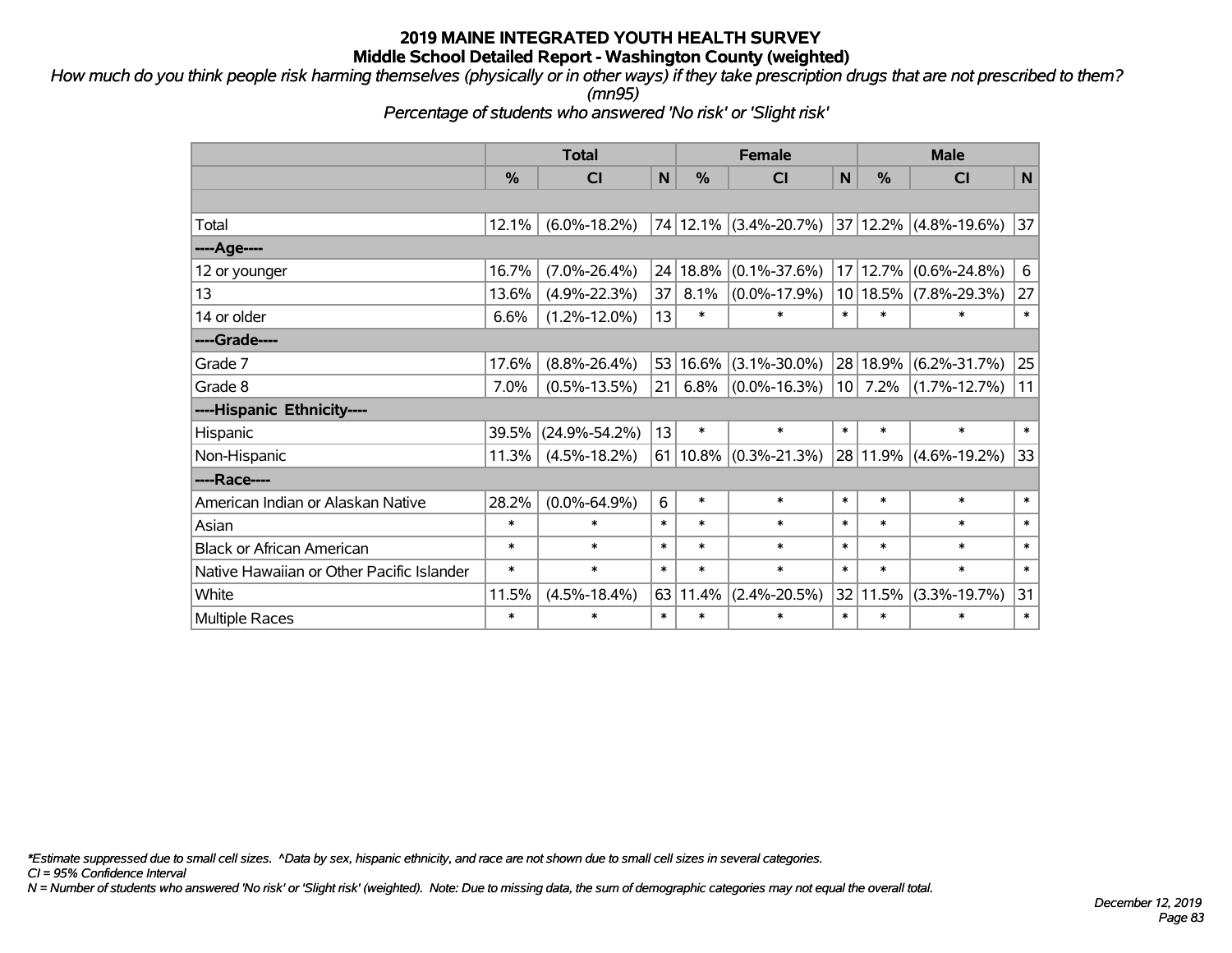# 2019 MAINE INTEGRATED YOUTH HEALTH SURVEY
## Middle School Detailed Report - Washington County (weighted)

*How much do you think people risk harming themselves (physically or in other ways) if they take prescription drugs that are not prescribed to them? (mn95)*

*Percentage of students who answered 'No risk' or 'Slight risk'*

| | Total | | | Female | | | Male | | |
|---|---|---|---|---|---|---|---|---|---|
| | % | CI | N | % | CI | N | % | CI | N |
| | | | | | | | | | |
| Total | 12.1% | (6.0%-18.2%) | 74 | 12.1% | (3.4%-20.7%) | 37 | 12.2% | (4.8%-19.6%) | 37 |
| ----Age---- | | | | | | | | | |
| 12 or younger | 16.7% | (7.0%-26.4%) | 24 | 18.8% | (0.1%-37.6%) | 17 | 12.7% | (0.6%-24.8%) | 6 |
| 13 | 13.6% | (4.9%-22.3%) | 37 | 8.1% | (0.0%-17.9%) | 10 | 18.5% | (7.8%-29.3%) | 27 |
| 14 or older | 6.6% | (1.2%-12.0%) | 13 | * | * | * | * | * | * |
| ----Grade---- | | | | | | | | | |
| Grade 7 | 17.6% | (8.8%-26.4%) | 53 | 16.6% | (3.1%-30.0%) | 28 | 18.9% | (6.2%-31.7%) | 25 |
| Grade 8 | 7.0% | (0.5%-13.5%) | 21 | 6.8% | (0.0%-16.3%) | 10 | 7.2% | (1.7%-12.7%) | 11 |
| ----Hispanic Ethnicity---- | | | | | | | | | |
| Hispanic | 39.5% | (24.9%-54.2%) | 13 | * | * | * | * | * | * |
| Non-Hispanic | 11.3% | (4.5%-18.2%) | 61 | 10.8% | (0.3%-21.3%) | 28 | 11.9% | (4.6%-19.2%) | 33 |
| ----Race---- | | | | | | | | | |
| American Indian or Alaskan Native | 28.2% | (0.0%-64.9%) | 6 | * | * | * | * | * | * |
| Asian | * | * | * | * | * | * | * | * | * |
| Black or African American | * | * | * | * | * | * | * | * | * |
| Native Hawaiian or Other Pacific Islander | * | * | * | * | * | * | * | * | * |
| White | 11.5% | (4.5%-18.4%) | 63 | 11.4% | (2.4%-20.5%) | 32 | 11.5% | (3.3%-19.7%) | 31 |
| Multiple Races | * | * | * | * | * | * | * | * | * |

*\*Estimate suppressed due to small cell sizes. ^Data by sex, hispanic ethnicity, and race are not shown due to small cell sizes in several categories.*

*CI = 95% Confidence Interval*

*N = Number of students who answered 'No risk' or 'Slight risk' (weighted). Note: Due to missing data, the sum of demographic categories may not equal the overall total.*

*December 12, 2019*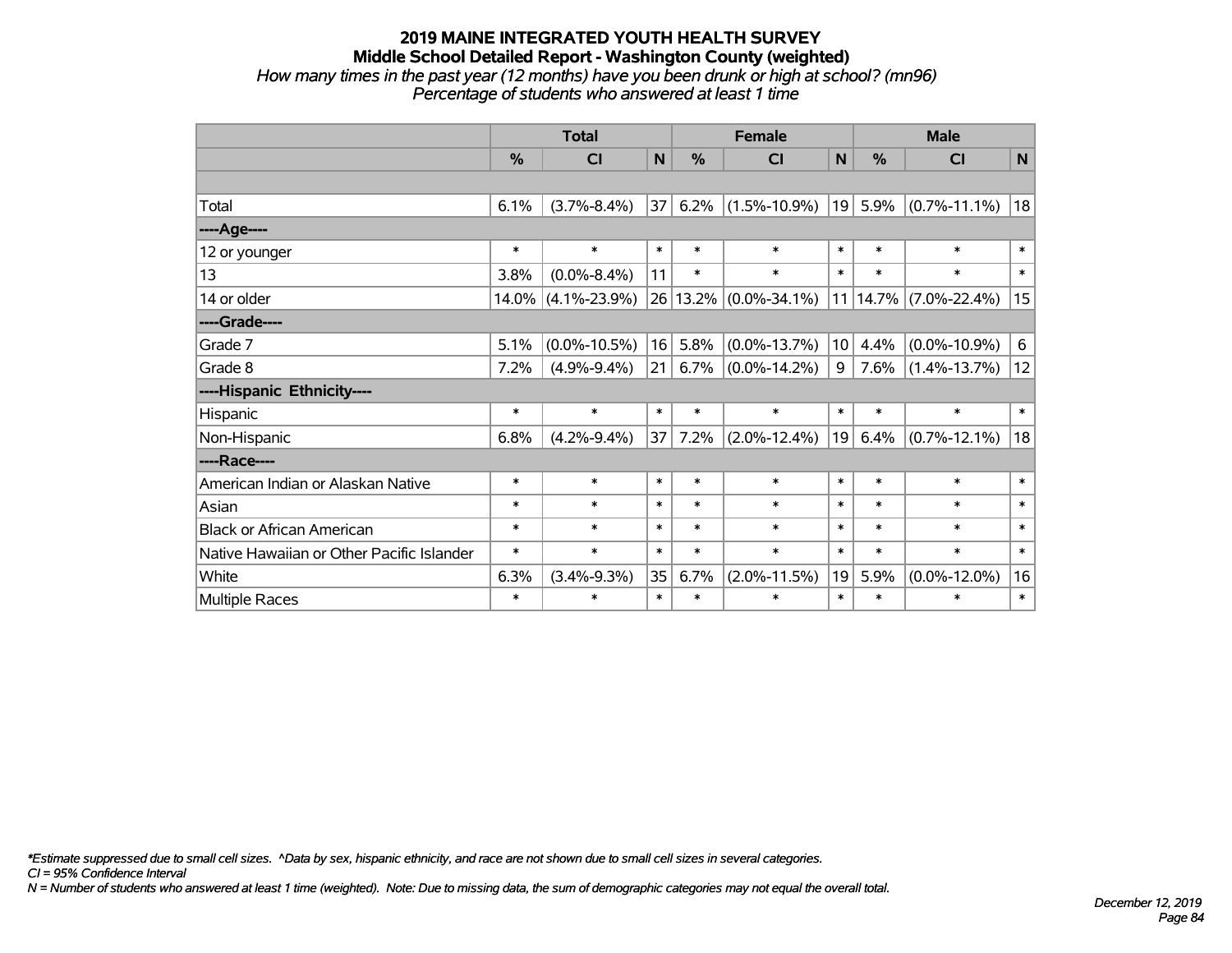# 2019 MAINE INTEGRATED YOUTH HEALTH SURVEY

## Middle School Detailed Report - Washington County (weighted)

*How many times in the past year (12 months) have you been drunk or high at school? (mn96)*
*Percentage of students who answered at least 1 time*

| | Total | | | Female | | | Male | | |
|---|---|---|---|---|---|---|---|---|---|
| | % | CI | N | % | CI | N | % | CI | N |
| | | | | | | | | | |
| Total | 6.1% | (3.7%-8.4%) | 37 | 6.2% | (1.5%-10.9%) | 19 | 5.9% | (0.7%-11.1%) | 18 |
| ----Age---- | | | | | | | | | |
| 12 or younger | * | * | * | * | * | * | * | * | * |
| 13 | 3.8% | (0.0%-8.4%) | 11 | * | * | * | * | * | * |
| 14 or older | 14.0% | (4.1%-23.9%) | 26 | 13.2% | (0.0%-34.1%) | 11 | 14.7% | (7.0%-22.4%) | 15 |
| ----Grade---- | | | | | | | | | |
| Grade 7 | 5.1% | (0.0%-10.5%) | 16 | 5.8% | (0.0%-13.7%) | 10 | 4.4% | (0.0%-10.9%) | 6 |
| Grade 8 | 7.2% | (4.9%-9.4%) | 21 | 6.7% | (0.0%-14.2%) | 9 | 7.6% | (1.4%-13.7%) | 12 |
| ----Hispanic Ethnicity---- | | | | | | | | | |
| Hispanic | * | * | * | * | * | * | * | * | * |
| Non-Hispanic | 6.8% | (4.2%-9.4%) | 37 | 7.2% | (2.0%-12.4%) | 19 | 6.4% | (0.7%-12.1%) | 18 |
| ----Race---- | | | | | | | | | |
| American Indian or Alaskan Native | * | * | * | * | * | * | * | * | * |
| Asian | * | * | * | * | * | * | * | * | * |
| Black or African American | * | * | * | * | * | * | * | * | * |
| Native Hawaiian or Other Pacific Islander | * | * | * | * | * | * | * | * | * |
| White | 6.3% | (3.4%-9.3%) | 35 | 6.7% | (2.0%-11.5%) | 19 | 5.9% | (0.0%-12.0%) | 16 |
| Multiple Races | * | * | * | * | * | * | * | * | * |

*\*Estimate suppressed due to small cell sizes. ^Data by sex, hispanic ethnicity, and race are not shown due to small cell sizes in several categories.*
*CI = 95% Confidence Interval*
*N = Number of students who answered at least 1 time (weighted). Note: Due to missing data, the sum of demographic categories may not equal the overall total.*

*December 12, 2019*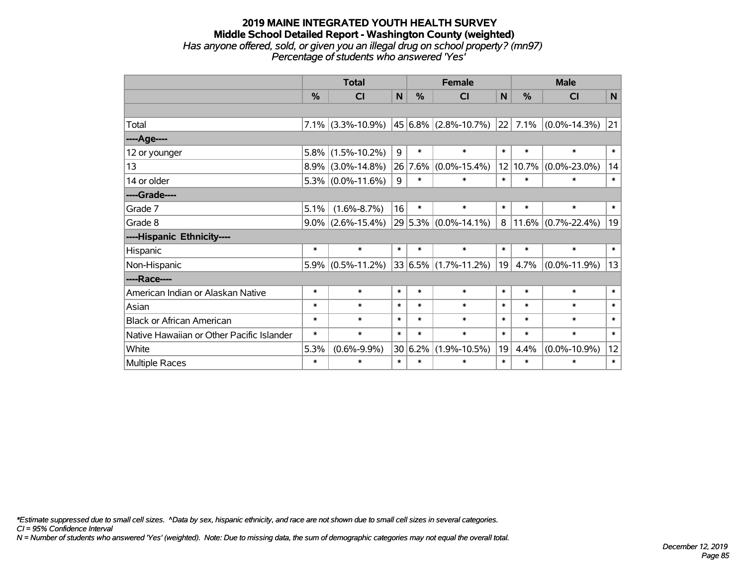# 2019 MAINE INTEGRATED YOUTH HEALTH SURVEY

## Middle School Detailed Report - Washington County (weighted)

*Has anyone offered, sold, or given you an illegal drug on school property? (mn97)*

*Percentage of students who answered 'Yes'*

| | Total | | | Female | | | Male | | |
|---|---|---|---|---|---|---|---|---|---|
| | % | CI | N | % | CI | N | % | CI | N |
| | | | | | | | | | |
| Total | 7.1% | (3.3%-10.9%) | 45 | 6.8% | (2.8%-10.7%) | 22 | 7.1% | (0.0%-14.3%) | 21 |
| ----Age---- | | | | | | | | | |
| 12 or younger | 5.8% | (1.5%-10.2%) | 9 | * | * | * | * | * | * |
| 13 | 8.9% | (3.0%-14.8%) | 26 | 7.6% | (0.0%-15.4%) | 12 | 10.7% | (0.0%-23.0%) | 14 |
| 14 or older | 5.3% | (0.0%-11.6%) | 9 | * | * | * | * | * | * |
| ----Grade---- | | | | | | | | | |
| Grade 7 | 5.1% | (1.6%-8.7%) | 16 | * | * | * | * | * | * |
| Grade 8 | 9.0% | (2.6%-15.4%) | 29 | 5.3% | (0.0%-14.1%) | 8 | 11.6% | (0.7%-22.4%) | 19 |
| ----Hispanic Ethnicity---- | | | | | | | | | |
| Hispanic | * | * | * | * | * | * | * | * | * |
| Non-Hispanic | 5.9% | (0.5%-11.2%) | 33 | 6.5% | (1.7%-11.2%) | 19 | 4.7% | (0.0%-11.9%) | 13 |
| ----Race---- | | | | | | | | | |
| American Indian or Alaskan Native | * | * | * | * | * | * | * | * | * |
| Asian | * | * | * | * | * | * | * | * | * |
| Black or African American | * | * | * | * | * | * | * | * | * |
| Native Hawaiian or Other Pacific Islander | * | * | * | * | * | * | * | * | * |
| White | 5.3% | (0.6%-9.9%) | 30 | 6.2% | (1.9%-10.5%) | 19 | 4.4% | (0.0%-10.9%) | 12 |
| Multiple Races | * | * | * | * | * | * | * | * | * |

*\*Estimate suppressed due to small cell sizes. ^Data by sex, hispanic ethnicity, and race are not shown due to small cell sizes in several categories.*

*CI = 95% Confidence Interval*

*N = Number of students who answered 'Yes' (weighted). Note: Due to missing data, the sum of demographic categories may not equal the overall total.*

*December 12, 2019*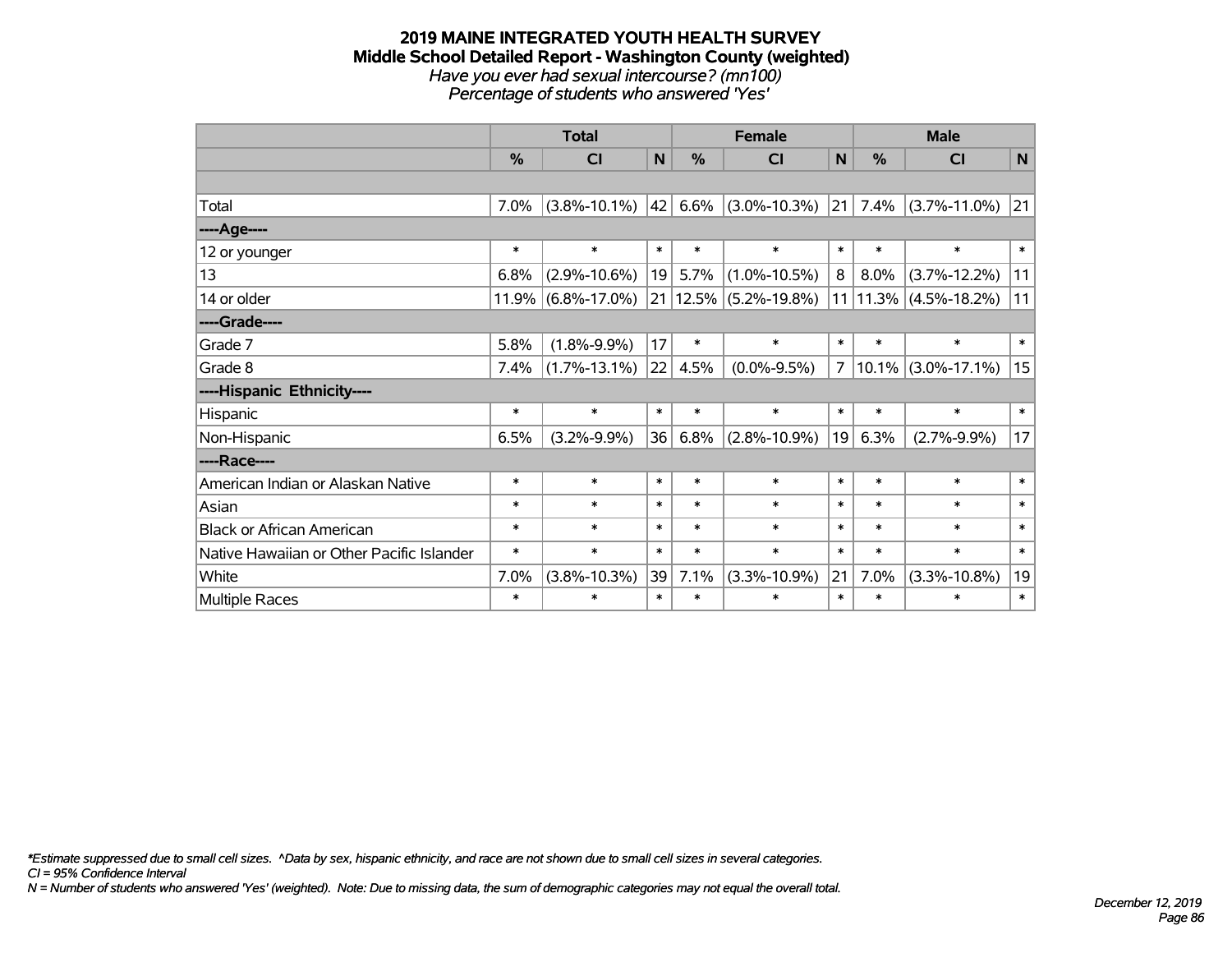# 2019 MAINE INTEGRATED YOUTH HEALTH SURVEY
## Middle School Detailed Report - Washington County (weighted)
*Have you ever had sexual intercourse? (mn100)*
*Percentage of students who answered 'Yes'*

| | Total | | | Female | | | Male | | |
|---|---|---|---|---|---|---|---|---|---|
| | % | CI | N | % | CI | N | % | CI | N |
| Total | 7.0% | (3.8%-10.1%) | 42 | 6.6% | (3.0%-10.3%) | 21 | 7.4% | (3.7%-11.0%) | 21 |
| ----Age---- | | | | | | | | | |
| 12 or younger | * | * | * | * | * | * | * | * | * |
| 13 | 6.8% | (2.9%-10.6%) | 19 | 5.7% | (1.0%-10.5%) | 8 | 8.0% | (3.7%-12.2%) | 11 |
| 14 or older | 11.9% | (6.8%-17.0%) | 21 | 12.5% | (5.2%-19.8%) | 11 | 11.3% | (4.5%-18.2%) | 11 |
| ----Grade---- | | | | | | | | | |
| Grade 7 | 5.8% | (1.8%-9.9%) | 17 | * | * | * | * | * | * |
| Grade 8 | 7.4% | (1.7%-13.1%) | 22 | 4.5% | (0.0%-9.5%) | 7 | 10.1% | (3.0%-17.1%) | 15 |
| ----Hispanic Ethnicity---- | | | | | | | | | |
| Hispanic | * | * | * | * | * | * | * | * | * |
| Non-Hispanic | 6.5% | (3.2%-9.9%) | 36 | 6.8% | (2.8%-10.9%) | 19 | 6.3% | (2.7%-9.9%) | 17 |
| ----Race---- | | | | | | | | | |
| American Indian or Alaskan Native | * | * | * | * | * | * | * | * | * |
| Asian | * | * | * | * | * | * | * | * | * |
| Black or African American | * | * | * | * | * | * | * | * | * |
| Native Hawaiian or Other Pacific Islander | * | * | * | * | * | * | * | * | * |
| White | 7.0% | (3.8%-10.3%) | 39 | 7.1% | (3.3%-10.9%) | 21 | 7.0% | (3.3%-10.8%) | 19 |
| Multiple Races | * | * | * | * | * | * | * | * | * |

*\*Estimate suppressed due to small cell sizes. ^Data by sex, hispanic ethnicity, and race are not shown due to small cell sizes in several categories.*
*CI = 95% Confidence Interval*
*N = Number of students who answered 'Yes' (weighted). Note: Due to missing data, the sum of demographic categories may not equal the overall total.*

*December 12, 2019*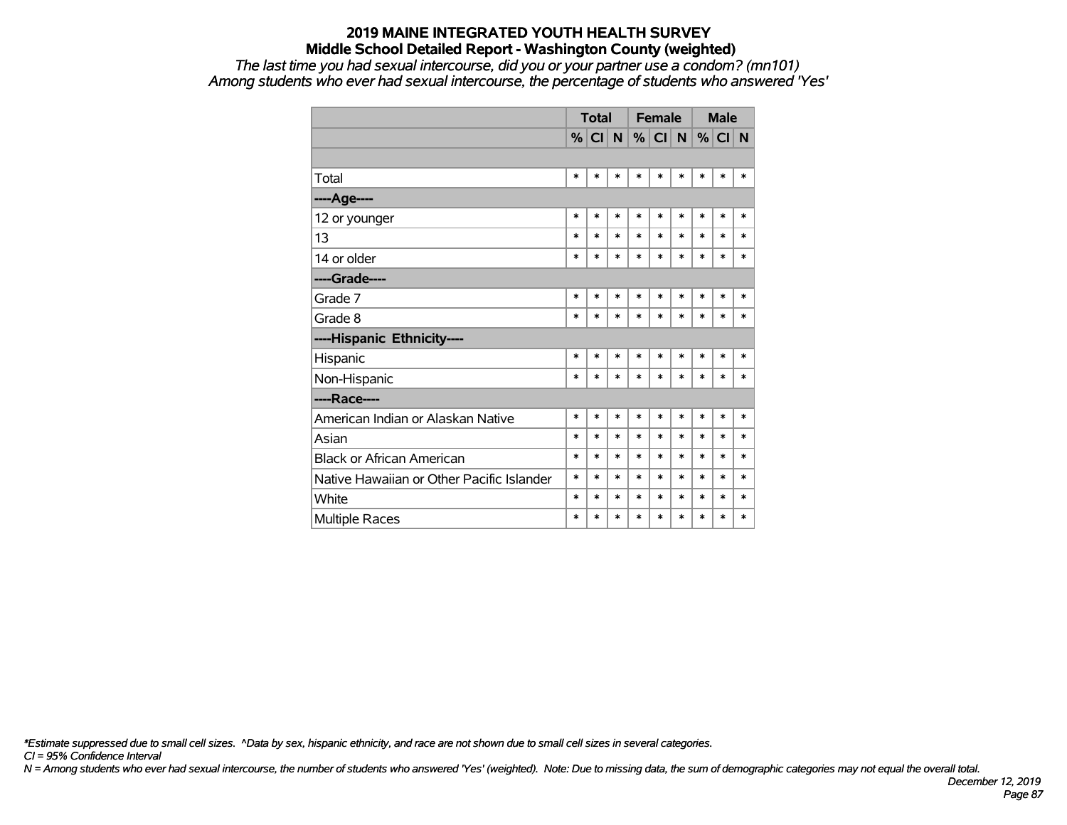# 2019 MAINE INTEGRATED YOUTH HEALTH SURVEY

## Middle School Detailed Report - Washington County (weighted)

*The last time you had sexual intercourse, did you or your partner use a condom? (mn101)*

*Among students who ever had sexual intercourse, the percentage of students who answered 'Yes'*

| | Total | | | Female | | | Male | | |
|---|---|---|---|---|---|---|---|---|---|
| | % | CI | N | % | CI | N | % | CI | N |
| | | | | | | | | | |
| Total | * | * | * | * | * | * | * | * | * |
| **----Age----** | | | | | | | | | |
| 12 or younger | * | * | * | * | * | * | * | * | * |
| 13 | * | * | * | * | * | * | * | * | * |
| 14 or older | * | * | * | * | * | * | * | * | * |
| **----Grade----** | | | | | | | | | |
| Grade 7 | * | * | * | * | * | * | * | * | * |
| Grade 8 | * | * | * | * | * | * | * | * | * |
| **----Hispanic Ethnicity----** | | | | | | | | | |
| Hispanic | * | * | * | * | * | * | * | * | * |
| Non-Hispanic | * | * | * | * | * | * | * | * | * |
| **----Race----** | | | | | | | | | |
| American Indian or Alaskan Native | * | * | * | * | * | * | * | * | * |
| Asian | * | * | * | * | * | * | * | * | * |
| Black or African American | * | * | * | * | * | * | * | * | * |
| Native Hawaiian or Other Pacific Islander | * | * | * | * | * | * | * | * | * |
| White | * | * | * | * | * | * | * | * | * |
| Multiple Races | * | * | * | * | * | * | * | * | * |

*\*Estimate suppressed due to small cell sizes. ^Data by sex, hispanic ethnicity, and race are not shown due to small cell sizes in several categories.*

*CI = 95% Confidence Interval*

*N = Among students who ever had sexual intercourse, the number of students who answered 'Yes' (weighted). Note: Due to missing data, the sum of demographic categories may not equal the overall total.*

*December 12, 2019*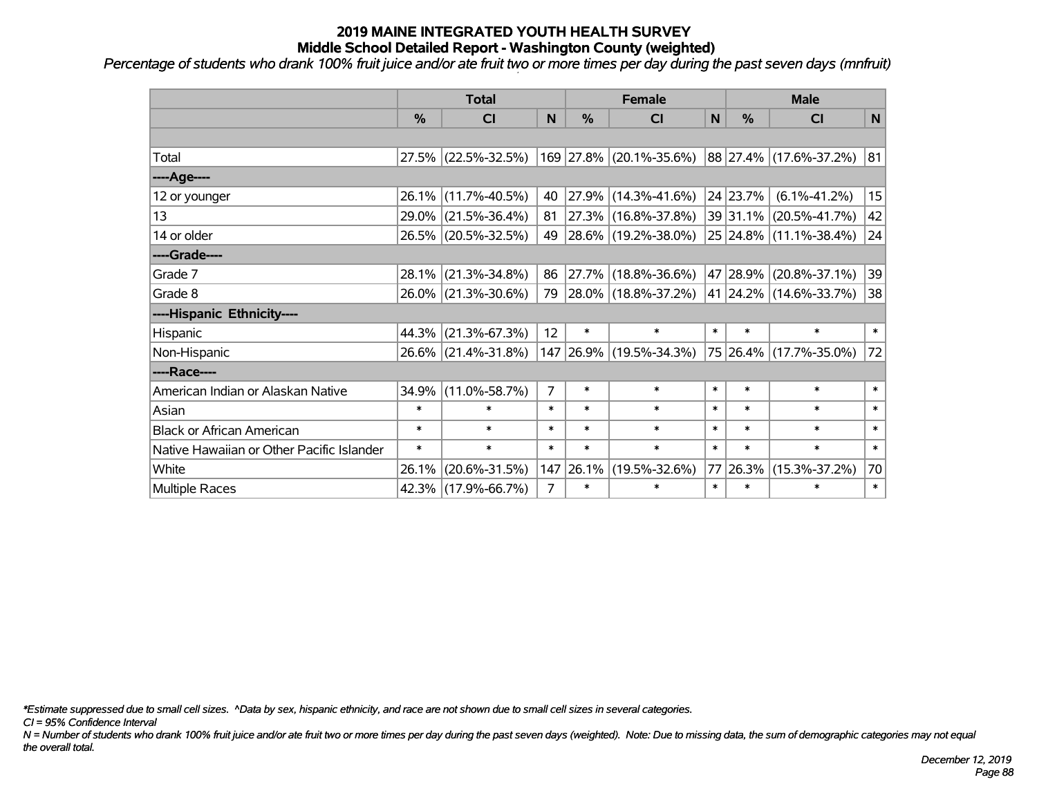# 2019 MAINE INTEGRATED YOUTH HEALTH SURVEY
## Middle School Detailed Report - Washington County (weighted)

*Percentage of students who drank 100% fruit juice and/or ate fruit two or more times per day during the past seven days (mnfruit)*

| | Total | | | Female | | | Male | | |
|---|---|---|---|---|---|---|---|---|---|
| | % | CI | N | % | CI | N | % | CI | N |
| | | | | | | | | | |
| Total | 27.5% | (22.5%-32.5%) | 169 | 27.8% | (20.1%-35.6%) | 88 | 27.4% | (17.6%-37.2%) | 81 |
| ----Age---- | | | | | | | | | |
| 12 or younger | 26.1% | (11.7%-40.5%) | 40 | 27.9% | (14.3%-41.6%) | 24 | 23.7% | (6.1%-41.2%) | 15 |
| 13 | 29.0% | (21.5%-36.4%) | 81 | 27.3% | (16.8%-37.8%) | 39 | 31.1% | (20.5%-41.7%) | 42 |
| 14 or older | 26.5% | (20.5%-32.5%) | 49 | 28.6% | (19.2%-38.0%) | 25 | 24.8% | (11.1%-38.4%) | 24 |
| ----Grade---- | | | | | | | | | |
| Grade 7 | 28.1% | (21.3%-34.8%) | 86 | 27.7% | (18.8%-36.6%) | 47 | 28.9% | (20.8%-37.1%) | 39 |
| Grade 8 | 26.0% | (21.3%-30.6%) | 79 | 28.0% | (18.8%-37.2%) | 41 | 24.2% | (14.6%-33.7%) | 38 |
| ----Hispanic Ethnicity---- | | | | | | | | | |
| Hispanic | 44.3% | (21.3%-67.3%) | 12 | * | * | * | * | * | * |
| Non-Hispanic | 26.6% | (21.4%-31.8%) | 147 | 26.9% | (19.5%-34.3%) | 75 | 26.4% | (17.7%-35.0%) | 72 |
| ----Race---- | | | | | | | | | |
| American Indian or Alaskan Native | 34.9% | (11.0%-58.7%) | 7 | * | * | * | * | * | * |
| Asian | * | * | * | * | * | * | * | * | * |
| Black or African American | * | * | * | * | * | * | * | * | * |
| Native Hawaiian or Other Pacific Islander | * | * | * | * | * | * | * | * | * |
| White | 26.1% | (20.6%-31.5%) | 147 | 26.1% | (19.5%-32.6%) | 77 | 26.3% | (15.3%-37.2%) | 70 |
| Multiple Races | 42.3% | (17.9%-66.7%) | 7 | * | * | * | * | * | * |

*\*Estimate suppressed due to small cell sizes. ^Data by sex, hispanic ethnicity, and race are not shown due to small cell sizes in several categories.*

*CI = 95% Confidence Interval*

*N = Number of students who drank 100% fruit juice and/or ate fruit two or more times per day during the past seven days (weighted). Note: Due to missing data, the sum of demographic categories may not equal the overall total.*

*December 12, 2019*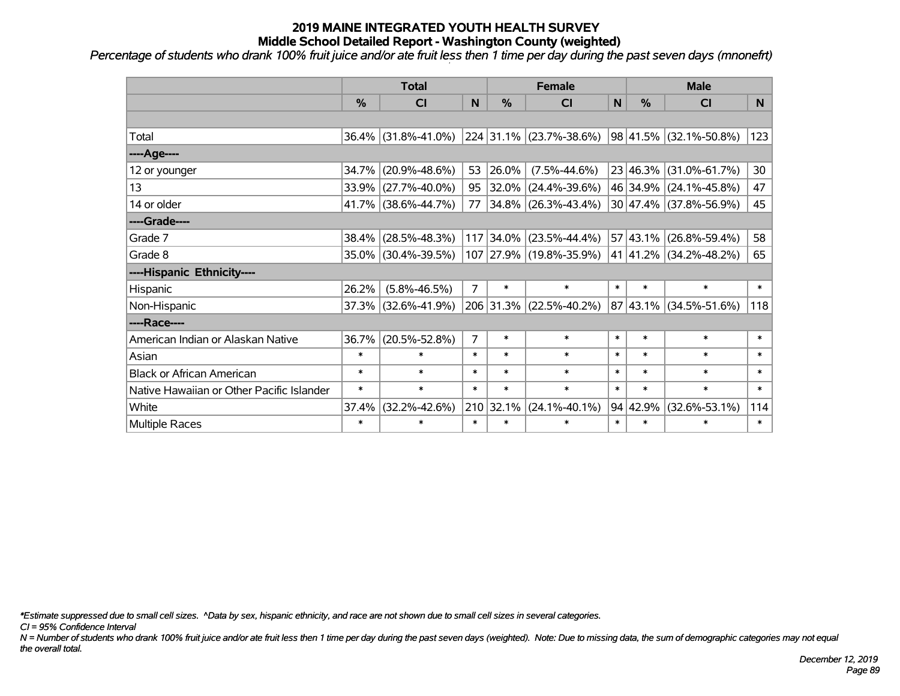# 2019 MAINE INTEGRATED YOUTH HEALTH SURVEY
## Middle School Detailed Report - Washington County (weighted)
*Percentage of students who drank 100% fruit juice and/or ate fruit less then 1 time per day during the past seven days (mnonefrt)*

| | Total | | | Female | | | Male | | |
|---|---|---|---|---|---|---|---|---|---|
| | % | CI | N | % | CI | N | % | CI | N |
| | | | | | | | | | |
| Total | 36.4% | (31.8%-41.0%) | 224 | 31.1% | (23.7%-38.6%) | 98 | 41.5% | (32.1%-50.8%) | 123 |
| ----Age---- | | | | | | | | | |
| 12 or younger | 34.7% | (20.9%-48.6%) | 53 | 26.0% | (7.5%-44.6%) | 23 | 46.3% | (31.0%-61.7%) | 30 |
| 13 | 33.9% | (27.7%-40.0%) | 95 | 32.0% | (24.4%-39.6%) | 46 | 34.9% | (24.1%-45.8%) | 47 |
| 14 or older | 41.7% | (38.6%-44.7%) | 77 | 34.8% | (26.3%-43.4%) | 30 | 47.4% | (37.8%-56.9%) | 45 |
| ----Grade---- | | | | | | | | | |
| Grade 7 | 38.4% | (28.5%-48.3%) | 117 | 34.0% | (23.5%-44.4%) | 57 | 43.1% | (26.8%-59.4%) | 58 |
| Grade 8 | 35.0% | (30.4%-39.5%) | 107 | 27.9% | (19.8%-35.9%) | 41 | 41.2% | (34.2%-48.2%) | 65 |
| ----Hispanic Ethnicity---- | | | | | | | | | |
| Hispanic | 26.2% | (5.8%-46.5%) | 7 | * | * | * | * | * | * |
| Non-Hispanic | 37.3% | (32.6%-41.9%) | 206 | 31.3% | (22.5%-40.2%) | 87 | 43.1% | (34.5%-51.6%) | 118 |
| ----Race---- | | | | | | | | | |
| American Indian or Alaskan Native | 36.7% | (20.5%-52.8%) | 7 | * | * | * | * | * | * |
| Asian | * | * | * | * | * | * | * | * | * |
| Black or African American | * | * | * | * | * | * | * | * | * |
| Native Hawaiian or Other Pacific Islander | * | * | * | * | * | * | * | * | * |
| White | 37.4% | (32.2%-42.6%) | 210 | 32.1% | (24.1%-40.1%) | 94 | 42.9% | (32.6%-53.1%) | 114 |
| Multiple Races | * | * | * | * | * | * | * | * | * |

*\*Estimate suppressed due to small cell sizes. ^Data by sex, hispanic ethnicity, and race are not shown due to small cell sizes in several categories.*

*CI = 95% Confidence Interval*

*N = Number of students who drank 100% fruit juice and/or ate fruit less then 1 time per day during the past seven days (weighted). Note: Due to missing data, the sum of demographic categories may not equal the overall total.*

*December 12, 2019*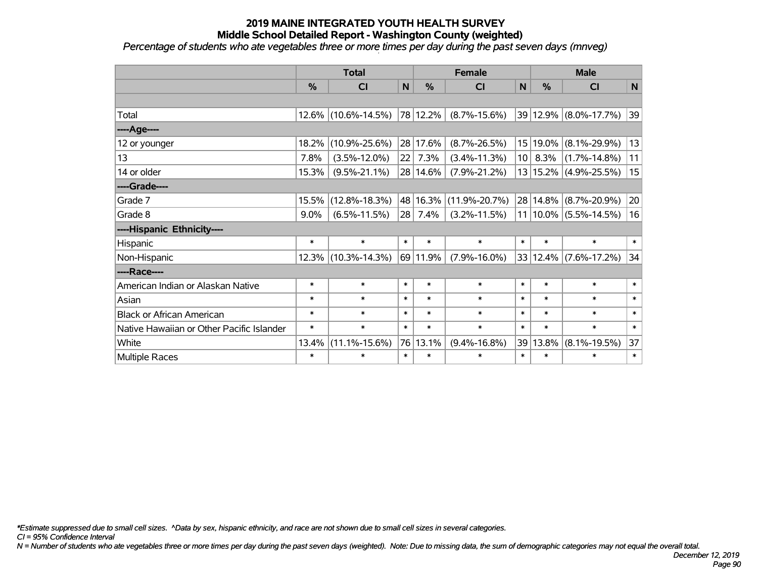# 2019 MAINE INTEGRATED YOUTH HEALTH SURVEY
## Middle School Detailed Report - Washington County (weighted)
*Percentage of students who ate vegetables three or more times per day during the past seven days (mnveg)*

| | Total | | | Female | | | Male | | |
|---|---|---|---|---|---|---|---|---|---|
| | % | CI | N | % | CI | N | % | CI | N |
| | | | | | | | | | |
| Total | 12.6% | (10.6%-14.5%) | 78 | 12.2% | (8.7%-15.6%) | 39 | 12.9% | (8.0%-17.7%) | 39 |
| ----Age---- | | | | | | | | | |
| 12 or younger | 18.2% | (10.9%-25.6%) | 28 | 17.6% | (8.7%-26.5%) | 15 | 19.0% | (8.1%-29.9%) | 13 |
| 13 | 7.8% | (3.5%-12.0%) | 22 | 7.3% | (3.4%-11.3%) | 10 | 8.3% | (1.7%-14.8%) | 11 |
| 14 or older | 15.3% | (9.5%-21.1%) | 28 | 14.6% | (7.9%-21.2%) | 13 | 15.2% | (4.9%-25.5%) | 15 |
| ----Grade---- | | | | | | | | | |
| Grade 7 | 15.5% | (12.8%-18.3%) | 48 | 16.3% | (11.9%-20.7%) | 28 | 14.8% | (8.7%-20.9%) | 20 |
| Grade 8 | 9.0% | (6.5%-11.5%) | 28 | 7.4% | (3.2%-11.5%) | 11 | 10.0% | (5.5%-14.5%) | 16 |
| ----Hispanic Ethnicity---- | | | | | | | | | |
| Hispanic | * | * | * | * | * | * | * | * | * |
| Non-Hispanic | 12.3% | (10.3%-14.3%) | 69 | 11.9% | (7.9%-16.0%) | 33 | 12.4% | (7.6%-17.2%) | 34 |
| ----Race---- | | | | | | | | | |
| American Indian or Alaskan Native | * | * | * | * | * | * | * | * | * |
| Asian | * | * | * | * | * | * | * | * | * |
| Black or African American | * | * | * | * | * | * | * | * | * |
| Native Hawaiian or Other Pacific Islander | * | * | * | * | * | * | * | * | * |
| White | 13.4% | (11.1%-15.6%) | 76 | 13.1% | (9.4%-16.8%) | 39 | 13.8% | (8.1%-19.5%) | 37 |
| Multiple Races | * | * | * | * | * | * | * | * | * |

*\*Estimate suppressed due to small cell sizes. ^Data by sex, hispanic ethnicity, and race are not shown due to small cell sizes in several categories.*

*CI = 95% Confidence Interval*

*N = Number of students who ate vegetables three or more times per day during the past seven days (weighted). Note: Due to missing data, the sum of demographic categories may not equal the overall total.*

*December 12, 2019*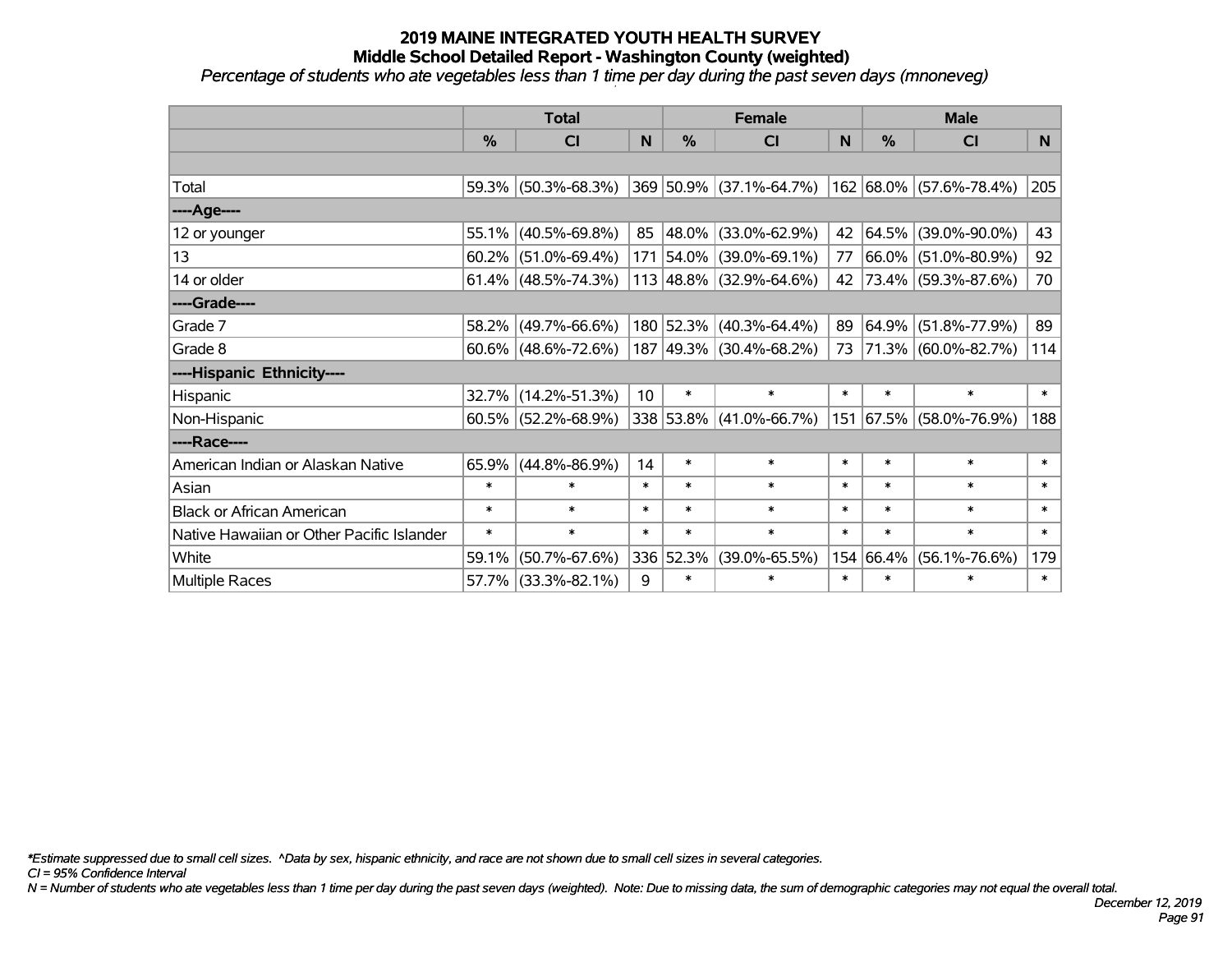# 2019 MAINE INTEGRATED YOUTH HEALTH SURVEY
## Middle School Detailed Report - Washington County (weighted)
*Percentage of students who ate vegetables less than 1 time per day during the past seven days (mnoneveg)*

| | Total | | | Female | | | Male | | |
|---|---|---|---|---|---|---|---|---|---|
| | % | CI | N | % | CI | N | % | CI | N |
| | | | | | | | | | |
| Total | 59.3% | (50.3%-68.3%) | 369 | 50.9% | (37.1%-64.7%) | 162 | 68.0% | (57.6%-78.4%) | 205 |
| ----Age---- | | | | | | | | | |
| 12 or younger | 55.1% | (40.5%-69.8%) | 85 | 48.0% | (33.0%-62.9%) | 42 | 64.5% | (39.0%-90.0%) | 43 |
| 13 | 60.2% | (51.0%-69.4%) | 171 | 54.0% | (39.0%-69.1%) | 77 | 66.0% | (51.0%-80.9%) | 92 |
| 14 or older | 61.4% | (48.5%-74.3%) | 113 | 48.8% | (32.9%-64.6%) | 42 | 73.4% | (59.3%-87.6%) | 70 |
| ----Grade---- | | | | | | | | | |
| Grade 7 | 58.2% | (49.7%-66.6%) | 180 | 52.3% | (40.3%-64.4%) | 89 | 64.9% | (51.8%-77.9%) | 89 |
| Grade 8 | 60.6% | (48.6%-72.6%) | 187 | 49.3% | (30.4%-68.2%) | 73 | 71.3% | (60.0%-82.7%) | 114 |
| ----Hispanic Ethnicity---- | | | | | | | | | |
| Hispanic | 32.7% | (14.2%-51.3%) | 10 | * | * | * | * | * | * |
| Non-Hispanic | 60.5% | (52.2%-68.9%) | 338 | 53.8% | (41.0%-66.7%) | 151 | 67.5% | (58.0%-76.9%) | 188 |
| ----Race---- | | | | | | | | | |
| American Indian or Alaskan Native | 65.9% | (44.8%-86.9%) | 14 | * | * | * | * | * | * |
| Asian | * | * | * | * | * | * | * | * | * |
| Black or African American | * | * | * | * | * | * | * | * | * |
| Native Hawaiian or Other Pacific Islander | * | * | * | * | * | * | * | * | * |
| White | 59.1% | (50.7%-67.6%) | 336 | 52.3% | (39.0%-65.5%) | 154 | 66.4% | (56.1%-76.6%) | 179 |
| Multiple Races | 57.7% | (33.3%-82.1%) | 9 | * | * | * | * | * | * |

*Estimate suppressed due to small cell sizes. ^Data by sex, hispanic ethnicity, and race are not shown due to small cell sizes in several categories.

CI = 95% Confidence Interval

N = Number of students who ate vegetables less than 1 time per day during the past seven days (weighted). Note: Due to missing data, the sum of demographic categories may not equal the overall total.

December 12, 2019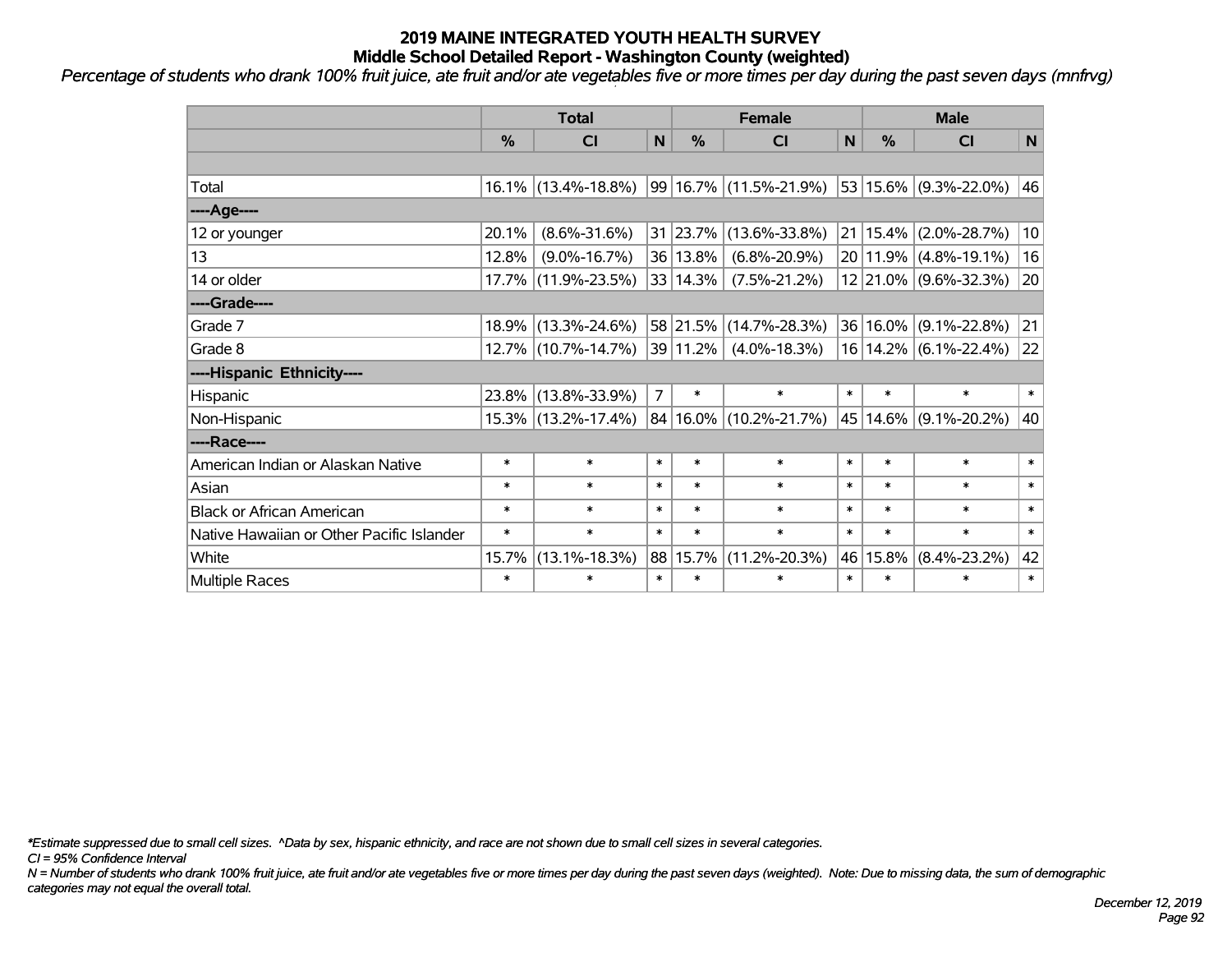# 2019 MAINE INTEGRATED YOUTH HEALTH SURVEY
## Middle School Detailed Report - Washington County (weighted)

*Percentage of students who drank 100% fruit juice, ate fruit and/or ate vegetables five or more times per day during the past seven days (mnfrvg)*

| | Total | | | Female | | | Male | | |
|---|---|---|---|---|---|---|---|---|---|
| | % | CI | N | % | CI | N | % | CI | N |
| | | | | | | | | | |
| Total | 16.1% | (13.4%-18.8%) | 99 | 16.7% | (11.5%-21.9%) | 53 | 15.6% | (9.3%-22.0%) | 46 |
| ----Age---- | | | | | | | | | |
| 12 or younger | 20.1% | (8.6%-31.6%) | 31 | 23.7% | (13.6%-33.8%) | 21 | 15.4% | (2.0%-28.7%) | 10 |
| 13 | 12.8% | (9.0%-16.7%) | 36 | 13.8% | (6.8%-20.9%) | 20 | 11.9% | (4.8%-19.1%) | 16 |
| 14 or older | 17.7% | (11.9%-23.5%) | 33 | 14.3% | (7.5%-21.2%) | 12 | 21.0% | (9.6%-32.3%) | 20 |
| ----Grade---- | | | | | | | | | |
| Grade 7 | 18.9% | (13.3%-24.6%) | 58 | 21.5% | (14.7%-28.3%) | 36 | 16.0% | (9.1%-22.8%) | 21 |
| Grade 8 | 12.7% | (10.7%-14.7%) | 39 | 11.2% | (4.0%-18.3%) | 16 | 14.2% | (6.1%-22.4%) | 22 |
| ----Hispanic Ethnicity---- | | | | | | | | | |
| Hispanic | 23.8% | (13.8%-33.9%) | 7 | * | * | * | * | * | * |
| Non-Hispanic | 15.3% | (13.2%-17.4%) | 84 | 16.0% | (10.2%-21.7%) | 45 | 14.6% | (9.1%-20.2%) | 40 |
| ----Race---- | | | | | | | | | |
| American Indian or Alaskan Native | * | * | * | * | * | * | * | * | * |
| Asian | * | * | * | * | * | * | * | * | * |
| Black or African American | * | * | * | * | * | * | * | * | * |
| Native Hawaiian or Other Pacific Islander | * | * | * | * | * | * | * | * | * |
| White | 15.7% | (13.1%-18.3%) | 88 | 15.7% | (11.2%-20.3%) | 46 | 15.8% | (8.4%-23.2%) | 42 |
| Multiple Races | * | * | * | * | * | * | * | * | * |

*\*Estimate suppressed due to small cell sizes. ^Data by sex, hispanic ethnicity, and race are not shown due to small cell sizes in several categories.*

*CI = 95% Confidence Interval*

*N = Number of students who drank 100% fruit juice, ate fruit and/or ate vegetables five or more times per day during the past seven days (weighted). Note: Due to missing data, the sum of demographic categories may not equal the overall total.*

*December 12, 2019*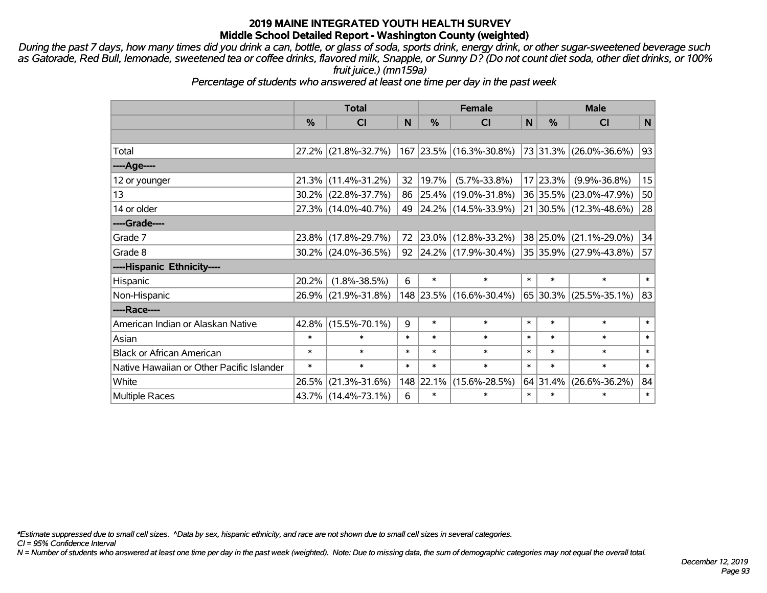# 2019 MAINE INTEGRATED YOUTH HEALTH SURVEY
## Middle School Detailed Report - Washington County (weighted)

*During the past 7 days, how many times did you drink a can, bottle, or glass of soda, sports drink, energy drink, or other sugar-sweetened beverage such as Gatorade, Red Bull, lemonade, sweetened tea or coffee drinks, flavored milk, Snapple, or Sunny D? (Do not count diet soda, other diet drinks, or 100% fruit juice.) (mn159a)*

*Percentage of students who answered at least one time per day in the past week*

| | Total | | | Female | | | Male | | |
|---|---|---|---|---|---|---|---|---|---|
| | % | CI | N | % | CI | N | % | CI | N |
| Total | 27.2% | (21.8%-32.7%) | 167 | 23.5% | (16.3%-30.8%) | 73 | 31.3% | (26.0%-36.6%) | 93 |
| ----Age---- | | | | | | | | | |
| 12 or younger | 21.3% | (11.4%-31.2%) | 32 | 19.7% | (5.7%-33.8%) | 17 | 23.3% | (9.9%-36.8%) | 15 |
| 13 | 30.2% | (22.8%-37.7%) | 86 | 25.4% | (19.0%-31.8%) | 36 | 35.5% | (23.0%-47.9%) | 50 |
| 14 or older | 27.3% | (14.0%-40.7%) | 49 | 24.2% | (14.5%-33.9%) | 21 | 30.5% | (12.3%-48.6%) | 28 |
| ----Grade---- | | | | | | | | | |
| Grade 7 | 23.8% | (17.8%-29.7%) | 72 | 23.0% | (12.8%-33.2%) | 38 | 25.0% | (21.1%-29.0%) | 34 |
| Grade 8 | 30.2% | (24.0%-36.5%) | 92 | 24.2% | (17.9%-30.4%) | 35 | 35.9% | (27.9%-43.8%) | 57 |
| ----Hispanic Ethnicity---- | | | | | | | | | |
| Hispanic | 20.2% | (1.8%-38.5%) | 6 | * | * | * | * | * | * |
| Non-Hispanic | 26.9% | (21.9%-31.8%) | 148 | 23.5% | (16.6%-30.4%) | 65 | 30.3% | (25.5%-35.1%) | 83 |
| ----Race---- | | | | | | | | | |
| American Indian or Alaskan Native | 42.8% | (15.5%-70.1%) | 9 | * | * | * | * | * | * |
| Asian | * | * | * | * | * | * | * | * | * |
| Black or African American | * | * | * | * | * | * | * | * | * |
| Native Hawaiian or Other Pacific Islander | * | * | * | * | * | * | * | * | * |
| White | 26.5% | (21.3%-31.6%) | 148 | 22.1% | (15.6%-28.5%) | 64 | 31.4% | (26.6%-36.2%) | 84 |
| Multiple Races | 43.7% | (14.4%-73.1%) | 6 | * | * | * | * | * | * |

*\*Estimate suppressed due to small cell sizes. ^Data by sex, hispanic ethnicity, and race are not shown due to small cell sizes in several categories.*

*CI = 95% Confidence Interval*

*N = Number of students who answered at least one time per day in the past week (weighted). Note: Due to missing data, the sum of demographic categories may not equal the overall total.*

*December 12, 2019*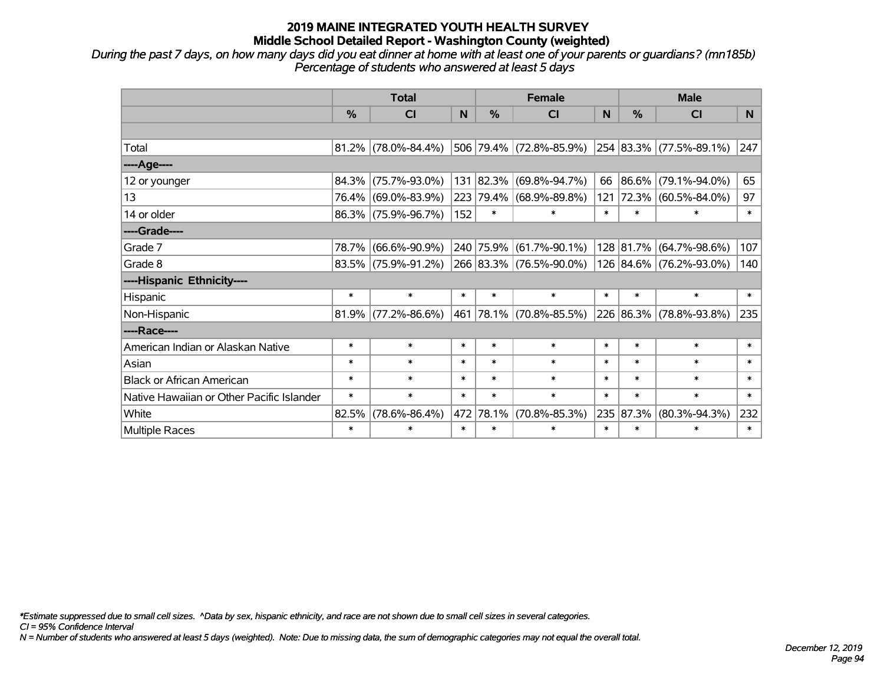# 2019 MAINE INTEGRATED YOUTH HEALTH SURVEY
## Middle School Detailed Report - Washington County (weighted)

*During the past 7 days, on how many days did you eat dinner at home with at least one of your parents or guardians? (mn185b)*
*Percentage of students who answered at least 5 days*

| | Total | | | Female | | | Male | | |
|---|---|---|---|---|---|---|---|---|---|
| | % | CI | N | % | CI | N | % | CI | N |
| | | | | | | | | | |
| Total | 81.2% | (78.0%-84.4%) | 506 | 79.4% | (72.8%-85.9%) | 254 | 83.3% | (77.5%-89.1%) | 247 |
| ----Age---- | | | | | | | | | |
| 12 or younger | 84.3% | (75.7%-93.0%) | 131 | 82.3% | (69.8%-94.7%) | 66 | 86.6% | (79.1%-94.0%) | 65 |
| 13 | 76.4% | (69.0%-83.9%) | 223 | 79.4% | (68.9%-89.8%) | 121 | 72.3% | (60.5%-84.0%) | 97 |
| 14 or older | 86.3% | (75.9%-96.7%) | 152 | * | * | * | * | * | * |
| ----Grade---- | | | | | | | | | |
| Grade 7 | 78.7% | (66.6%-90.9%) | 240 | 75.9% | (61.7%-90.1%) | 128 | 81.7% | (64.7%-98.6%) | 107 |
| Grade 8 | 83.5% | (75.9%-91.2%) | 266 | 83.3% | (76.5%-90.0%) | 126 | 84.6% | (76.2%-93.0%) | 140 |
| ----Hispanic Ethnicity---- | | | | | | | | | |
| Hispanic | * | * | * | * | * | * | * | * | * |
| Non-Hispanic | 81.9% | (77.2%-86.6%) | 461 | 78.1% | (70.8%-85.5%) | 226 | 86.3% | (78.8%-93.8%) | 235 |
| ----Race---- | | | | | | | | | |
| American Indian or Alaskan Native | * | * | * | * | * | * | * | * | * |
| Asian | * | * | * | * | * | * | * | * | * |
| Black or African American | * | * | * | * | * | * | * | * | * |
| Native Hawaiian or Other Pacific Islander | * | * | * | * | * | * | * | * | * |
| White | 82.5% | (78.6%-86.4%) | 472 | 78.1% | (70.8%-85.3%) | 235 | 87.3% | (80.3%-94.3%) | 232 |
| Multiple Races | * | * | * | * | * | * | * | * | * |

*Estimate suppressed due to small cell sizes. ^Data by sex, hispanic ethnicity, and race are not shown due to small cell sizes in several categories.
CI = 95% Confidence Interval
N = Number of students who answered at least 5 days (weighted). Note: Due to missing data, the sum of demographic categories may not equal the overall total.

December 12, 2019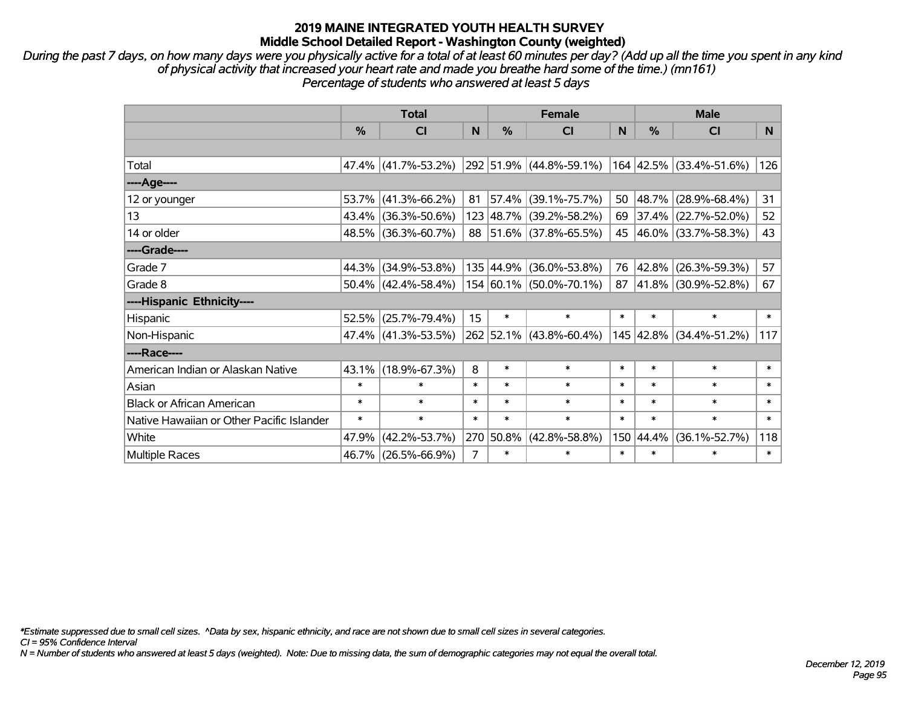## 2019 MAINE INTEGRATED YOUTH HEALTH SURVEY
### Middle School Detailed Report - Washington County (weighted)

*During the past 7 days, on how many days were you physically active for a total of at least 60 minutes per day? (Add up all the time you spent in any kind of physical activity that increased your heart rate and made you breathe hard some of the time.) (mn161)*
*Percentage of students who answered at least 5 days*

| | Total | | | Female | | | Male | | |
|---|---|---|---|---|---|---|---|---|---|
| | % | CI | N | % | CI | N | % | CI | N |
| Total | 47.4% | (41.7%-53.2%) | 292 | 51.9% | (44.8%-59.1%) | 164 | 42.5% | (33.4%-51.6%) | 126 |
| ----Age---- | | | | | | | | | |
| 12 or younger | 53.7% | (41.3%-66.2%) | 81 | 57.4% | (39.1%-75.7%) | 50 | 48.7% | (28.9%-68.4%) | 31 |
| 13 | 43.4% | (36.3%-50.6%) | 123 | 48.7% | (39.2%-58.2%) | 69 | 37.4% | (22.7%-52.0%) | 52 |
| 14 or older | 48.5% | (36.3%-60.7%) | 88 | 51.6% | (37.8%-65.5%) | 45 | 46.0% | (33.7%-58.3%) | 43 |
| ----Grade---- | | | | | | | | | |
| Grade 7 | 44.3% | (34.9%-53.8%) | 135 | 44.9% | (36.0%-53.8%) | 76 | 42.8% | (26.3%-59.3%) | 57 |
| Grade 8 | 50.4% | (42.4%-58.4%) | 154 | 60.1% | (50.0%-70.1%) | 87 | 41.8% | (30.9%-52.8%) | 67 |
| ----Hispanic Ethnicity---- | | | | | | | | | |
| Hispanic | 52.5% | (25.7%-79.4%) | 15 | * | * | * | * | * | * |
| Non-Hispanic | 47.4% | (41.3%-53.5%) | 262 | 52.1% | (43.8%-60.4%) | 145 | 42.8% | (34.4%-51.2%) | 117 |
| ----Race---- | | | | | | | | | |
| American Indian or Alaskan Native | 43.1% | (18.9%-67.3%) | 8 | * | * | * | * | * | * |
| Asian | * | * | * | * | * | * | * | * | * |
| Black or African American | * | * | * | * | * | * | * | * | * |
| Native Hawaiian or Other Pacific Islander | * | * | * | * | * | * | * | * | * |
| White | 47.9% | (42.2%-53.7%) | 270 | 50.8% | (42.8%-58.8%) | 150 | 44.4% | (36.1%-52.7%) | 118 |
| Multiple Races | 46.7% | (26.5%-66.9%) | 7 | * | * | * | * | * | * |

*\*Estimate suppressed due to small cell sizes. ^Data by sex, hispanic ethnicity, and race are not shown due to small cell sizes in several categories.*
*CI = 95% Confidence Interval*
*N = Number of students who answered at least 5 days (weighted). Note: Due to missing data, the sum of demographic categories may not equal the overall total.*

*December 12, 2019*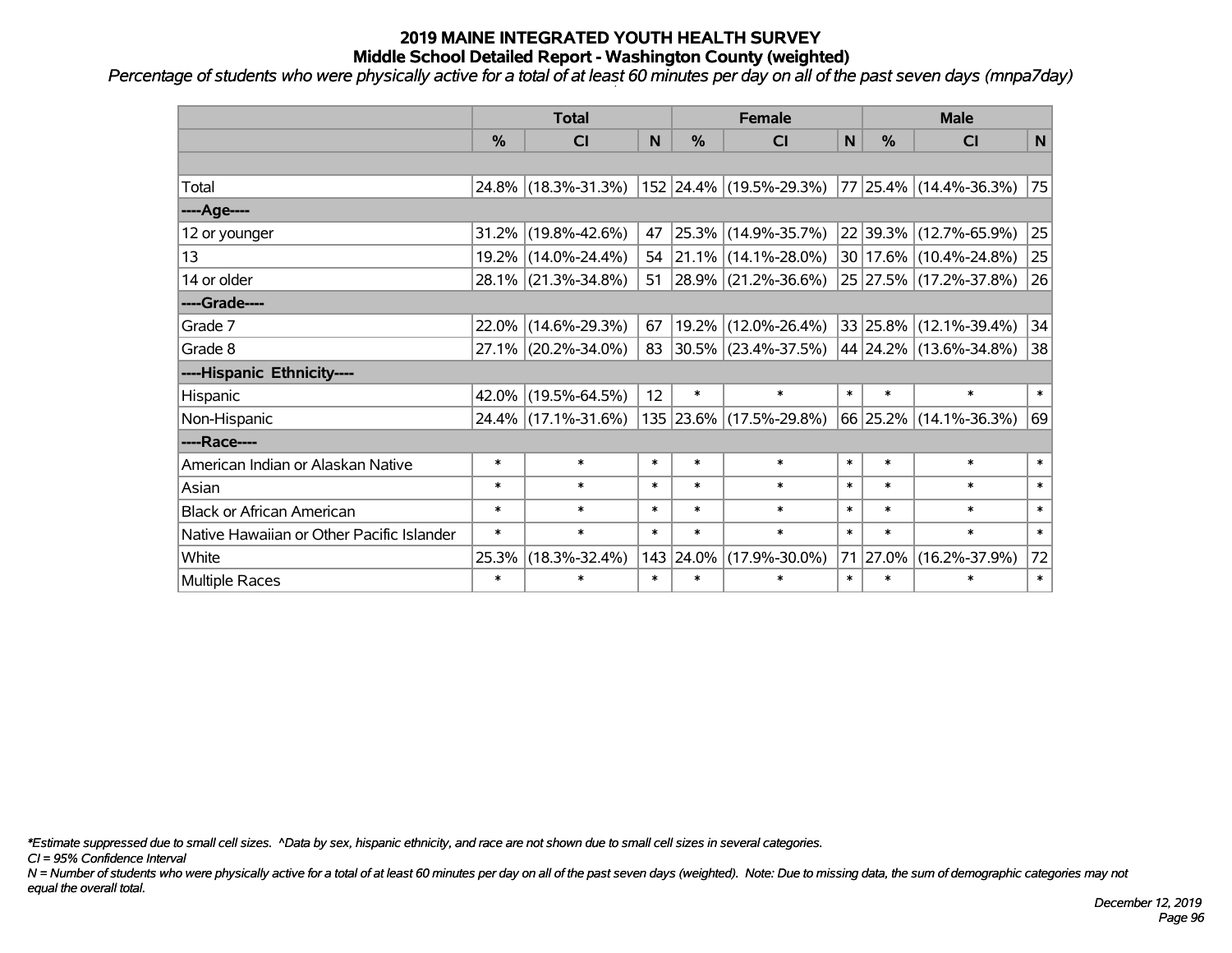# 2019 MAINE INTEGRATED YOUTH HEALTH SURVEY
## Middle School Detailed Report - Washington County (weighted)

*Percentage of students who were physically active for a total of at least 60 minutes per day on all of the past seven days (mnpa7day)*

| | Total | | | Female | | | Male | | |
|---|---|---|---|---|---|---|---|---|---|
| | % | CI | N | % | CI | N | % | CI | N |
| | | | | | | | | | |
| Total | 24.8% | (18.3%-31.3%) | 152 | 24.4% | (19.5%-29.3%) | 77 | 25.4% | (14.4%-36.3%) | 75 |
| ----Age---- | | | | | | | | | |
| 12 or younger | 31.2% | (19.8%-42.6%) | 47 | 25.3% | (14.9%-35.7%) | 22 | 39.3% | (12.7%-65.9%) | 25 |
| 13 | 19.2% | (14.0%-24.4%) | 54 | 21.1% | (14.1%-28.0%) | 30 | 17.6% | (10.4%-24.8%) | 25 |
| 14 or older | 28.1% | (21.3%-34.8%) | 51 | 28.9% | (21.2%-36.6%) | 25 | 27.5% | (17.2%-37.8%) | 26 |
| ----Grade---- | | | | | | | | | |
| Grade 7 | 22.0% | (14.6%-29.3%) | 67 | 19.2% | (12.0%-26.4%) | 33 | 25.8% | (12.1%-39.4%) | 34 |
| Grade 8 | 27.1% | (20.2%-34.0%) | 83 | 30.5% | (23.4%-37.5%) | 44 | 24.2% | (13.6%-34.8%) | 38 |
| ----Hispanic Ethnicity---- | | | | | | | | | |
| Hispanic | 42.0% | (19.5%-64.5%) | 12 | * | * | * | * | * | * |
| Non-Hispanic | 24.4% | (17.1%-31.6%) | 135 | 23.6% | (17.5%-29.8%) | 66 | 25.2% | (14.1%-36.3%) | 69 |
| ----Race---- | | | | | | | | | |
| American Indian or Alaskan Native | * | * | * | * | * | * | * | * | * |
| Asian | * | * | * | * | * | * | * | * | * |
| Black or African American | * | * | * | * | * | * | * | * | * |
| Native Hawaiian or Other Pacific Islander | * | * | * | * | * | * | * | * | * |
| White | 25.3% | (18.3%-32.4%) | 143 | 24.0% | (17.9%-30.0%) | 71 | 27.0% | (16.2%-37.9%) | 72 |
| Multiple Races | * | * | * | * | * | * | * | * | * |

*\*Estimate suppressed due to small cell sizes. ^Data by sex, hispanic ethnicity, and race are not shown due to small cell sizes in several categories.*

*CI = 95% Confidence Interval*

*N = Number of students who were physically active for a total of at least 60 minutes per day on all of the past seven days (weighted). Note: Due to missing data, the sum of demographic categories may not equal the overall total.*

*December 12, 2019*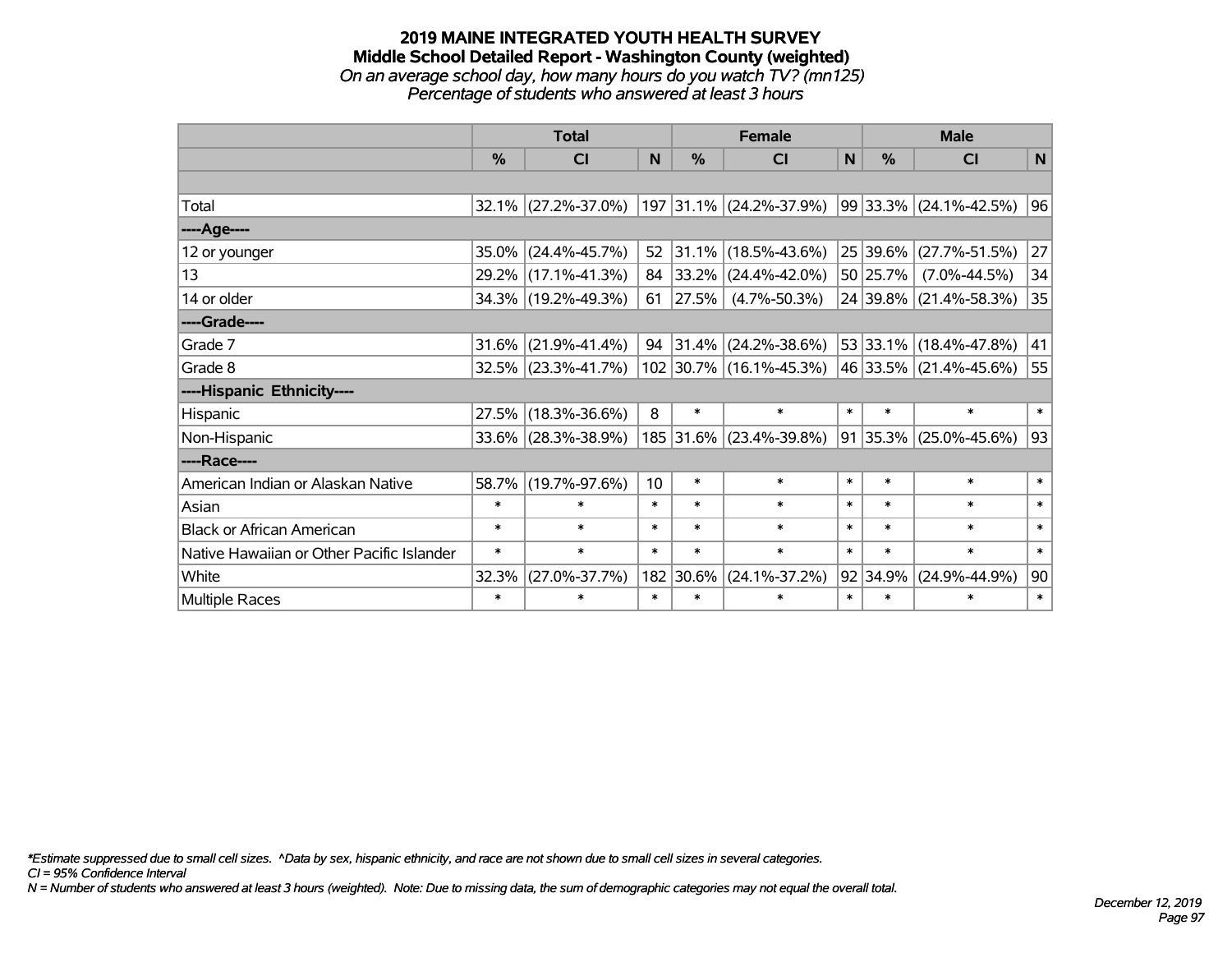# 2019 MAINE INTEGRATED YOUTH HEALTH SURVEY

## Middle School Detailed Report - Washington County (weighted)

*On an average school day, how many hours do you watch TV? (mn125)*

*Percentage of students who answered at least 3 hours*

| | Total | | | Female | | | Male | | |
|---|---|---|---|---|---|---|---|---|---|
| | % | CI | N | % | CI | N | % | CI | N |
| | | | | | | | | | |
| Total | 32.1% | (27.2%-37.0%) | 197 | 31.1% | (24.2%-37.9%) | 99 | 33.3% | (24.1%-42.5%) | 96 |
| ----Age---- | | | | | | | | | |
| 12 or younger | 35.0% | (24.4%-45.7%) | 52 | 31.1% | (18.5%-43.6%) | 25 | 39.6% | (27.7%-51.5%) | 27 |
| 13 | 29.2% | (17.1%-41.3%) | 84 | 33.2% | (24.4%-42.0%) | 50 | 25.7% | (7.0%-44.5%) | 34 |
| 14 or older | 34.3% | (19.2%-49.3%) | 61 | 27.5% | (4.7%-50.3%) | 24 | 39.8% | (21.4%-58.3%) | 35 |
| ----Grade---- | | | | | | | | | |
| Grade 7 | 31.6% | (21.9%-41.4%) | 94 | 31.4% | (24.2%-38.6%) | 53 | 33.1% | (18.4%-47.8%) | 41 |
| Grade 8 | 32.5% | (23.3%-41.7%) | 102 | 30.7% | (16.1%-45.3%) | 46 | 33.5% | (21.4%-45.6%) | 55 |
| ----Hispanic Ethnicity---- | | | | | | | | | |
| Hispanic | 27.5% | (18.3%-36.6%) | 8 | * | * | * | * | * | * |
| Non-Hispanic | 33.6% | (28.3%-38.9%) | 185 | 31.6% | (23.4%-39.8%) | 91 | 35.3% | (25.0%-45.6%) | 93 |
| ----Race---- | | | | | | | | | |
| American Indian or Alaskan Native | 58.7% | (19.7%-97.6%) | 10 | * | * | * | * | * | * |
| Asian | * | * | * | * | * | * | * | * | * |
| Black or African American | * | * | * | * | * | * | * | * | * |
| Native Hawaiian or Other Pacific Islander | * | * | * | * | * | * | * | * | * |
| White | 32.3% | (27.0%-37.7%) | 182 | 30.6% | (24.1%-37.2%) | 92 | 34.9% | (24.9%-44.9%) | 90 |
| Multiple Races | * | * | * | * | * | * | * | * | * |

*\*Estimate suppressed due to small cell sizes. ^Data by sex, hispanic ethnicity, and race are not shown due to small cell sizes in several categories.*

*CI = 95% Confidence Interval*

*N = Number of students who answered at least 3 hours (weighted). Note: Due to missing data, the sum of demographic categories may not equal the overall total.*

*December 12, 2019*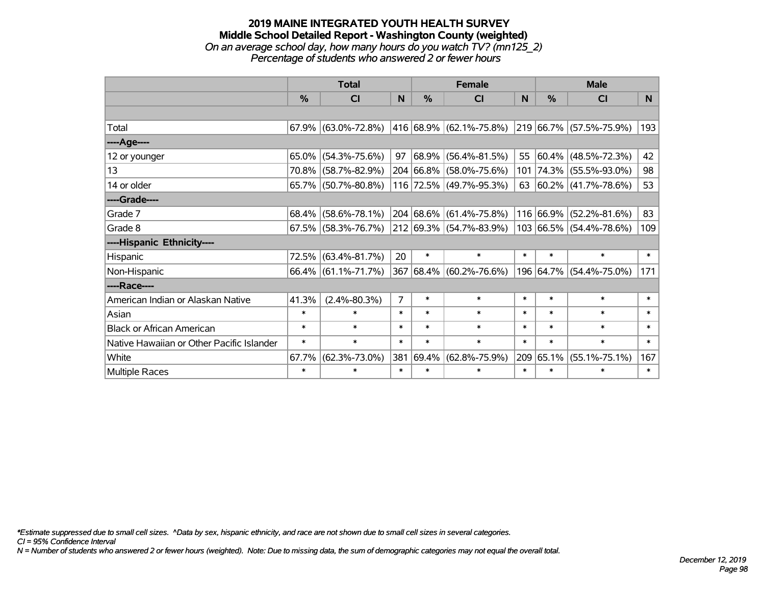# 2019 MAINE INTEGRATED YOUTH HEALTH SURVEY

## Middle School Detailed Report - Washington County (weighted)

*On an average school day, how many hours do you watch TV? (mn125_2)*

*Percentage of students who answered 2 or fewer hours*

| | Total | | | Female | | | Male | | |
|---|---|---|---|---|---|---|---|---|---|
| | % | CI | N | % | CI | N | % | CI | N |
| | | | | | | | | | |
| Total | 67.9% | (63.0%-72.8%) | 416 | 68.9% | (62.1%-75.8%) | 219 | 66.7% | (57.5%-75.9%) | 193 |
| ----Age---- | | | | | | | | | |
| 12 or younger | 65.0% | (54.3%-75.6%) | 97 | 68.9% | (56.4%-81.5%) | 55 | 60.4% | (48.5%-72.3%) | 42 |
| 13 | 70.8% | (58.7%-82.9%) | 204 | 66.8% | (58.0%-75.6%) | 101 | 74.3% | (55.5%-93.0%) | 98 |
| 14 or older | 65.7% | (50.7%-80.8%) | 116 | 72.5% | (49.7%-95.3%) | 63 | 60.2% | (41.7%-78.6%) | 53 |
| ----Grade---- | | | | | | | | | |
| Grade 7 | 68.4% | (58.6%-78.1%) | 204 | 68.6% | (61.4%-75.8%) | 116 | 66.9% | (52.2%-81.6%) | 83 |
| Grade 8 | 67.5% | (58.3%-76.7%) | 212 | 69.3% | (54.7%-83.9%) | 103 | 66.5% | (54.4%-78.6%) | 109 |
| ----Hispanic Ethnicity---- | | | | | | | | | |
| Hispanic | 72.5% | (63.4%-81.7%) | 20 | * | * | * | * | * | * |
| Non-Hispanic | 66.4% | (61.1%-71.7%) | 367 | 68.4% | (60.2%-76.6%) | 196 | 64.7% | (54.4%-75.0%) | 171 |
| ----Race---- | | | | | | | | | |
| American Indian or Alaskan Native | 41.3% | (2.4%-80.3%) | 7 | * | * | * | * | * | * |
| Asian | * | * | * | * | * | * | * | * | * |
| Black or African American | * | * | * | * | * | * | * | * | * |
| Native Hawaiian or Other Pacific Islander | * | * | * | * | * | * | * | * | * |
| White | 67.7% | (62.3%-73.0%) | 381 | 69.4% | (62.8%-75.9%) | 209 | 65.1% | (55.1%-75.1%) | 167 |
| Multiple Races | * | * | * | * | * | * | * | * | * |

*\*Estimate suppressed due to small cell sizes. ^Data by sex, hispanic ethnicity, and race are not shown due to small cell sizes in several categories.*

*CI = 95% Confidence Interval*

*N = Number of students who answered 2 or fewer hours (weighted). Note: Due to missing data, the sum of demographic categories may not equal the overall total.*

*December 12, 2019*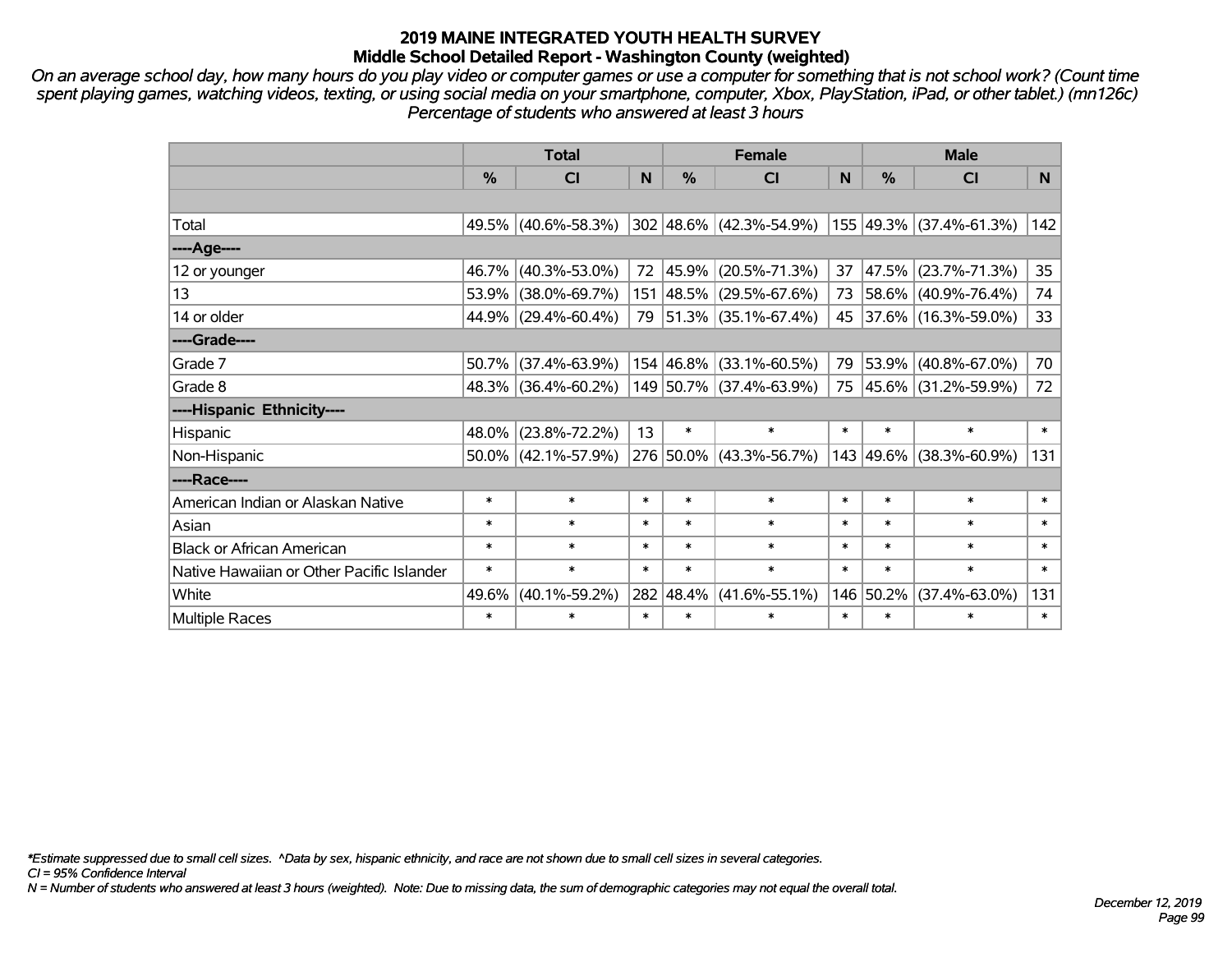# 2019 MAINE INTEGRATED YOUTH HEALTH SURVEY
## Middle School Detailed Report - Washington County (weighted)

*On an average school day, how many hours do you play video or computer games or use a computer for something that is not school work? (Count time spent playing games, watching videos, texting, or using social media on your smartphone, computer, Xbox, PlayStation, iPad, or other tablet.) (mn126c) Percentage of students who answered at least 3 hours*

| | Total | | | Female | | | Male | | |
|---|---|---|---|---|---|---|---|---|---|
| | % | CI | N | % | CI | N | % | CI | N |
| Total | 49.5% | (40.6%-58.3%) | 302 | 48.6% | (42.3%-54.9%) | 155 | 49.3% | (37.4%-61.3%) | 142 |
| ----Age---- | | | | | | | | | |
| 12 or younger | 46.7% | (40.3%-53.0%) | 72 | 45.9% | (20.5%-71.3%) | 37 | 47.5% | (23.7%-71.3%) | 35 |
| 13 | 53.9% | (38.0%-69.7%) | 151 | 48.5% | (29.5%-67.6%) | 73 | 58.6% | (40.9%-76.4%) | 74 |
| 14 or older | 44.9% | (29.4%-60.4%) | 79 | 51.3% | (35.1%-67.4%) | 45 | 37.6% | (16.3%-59.0%) | 33 |
| ----Grade---- | | | | | | | | | |
| Grade 7 | 50.7% | (37.4%-63.9%) | 154 | 46.8% | (33.1%-60.5%) | 79 | 53.9% | (40.8%-67.0%) | 70 |
| Grade 8 | 48.3% | (36.4%-60.2%) | 149 | 50.7% | (37.4%-63.9%) | 75 | 45.6% | (31.2%-59.9%) | 72 |
| ----Hispanic Ethnicity---- | | | | | | | | | |
| Hispanic | 48.0% | (23.8%-72.2%) | 13 | * | * | * | * | * | * |
| Non-Hispanic | 50.0% | (42.1%-57.9%) | 276 | 50.0% | (43.3%-56.7%) | 143 | 49.6% | (38.3%-60.9%) | 131 |
| ----Race---- | | | | | | | | | |
| American Indian or Alaskan Native | * | * | * | * | * | * | * | * | * |
| Asian | * | * | * | * | * | * | * | * | * |
| Black or African American | * | * | * | * | * | * | * | * | * |
| Native Hawaiian or Other Pacific Islander | * | * | * | * | * | * | * | * | * |
| White | 49.6% | (40.1%-59.2%) | 282 | 48.4% | (41.6%-55.1%) | 146 | 50.2% | (37.4%-63.0%) | 131 |
| Multiple Races | * | * | * | * | * | * | * | * | * |

*\*Estimate suppressed due to small cell sizes. ^Data by sex, hispanic ethnicity, and race are not shown due to small cell sizes in several categories.*
*CI = 95% Confidence Interval*
*N = Number of students who answered at least 3 hours (weighted). Note: Due to missing data, the sum of demographic categories may not equal the overall total.*

*December 12, 2019*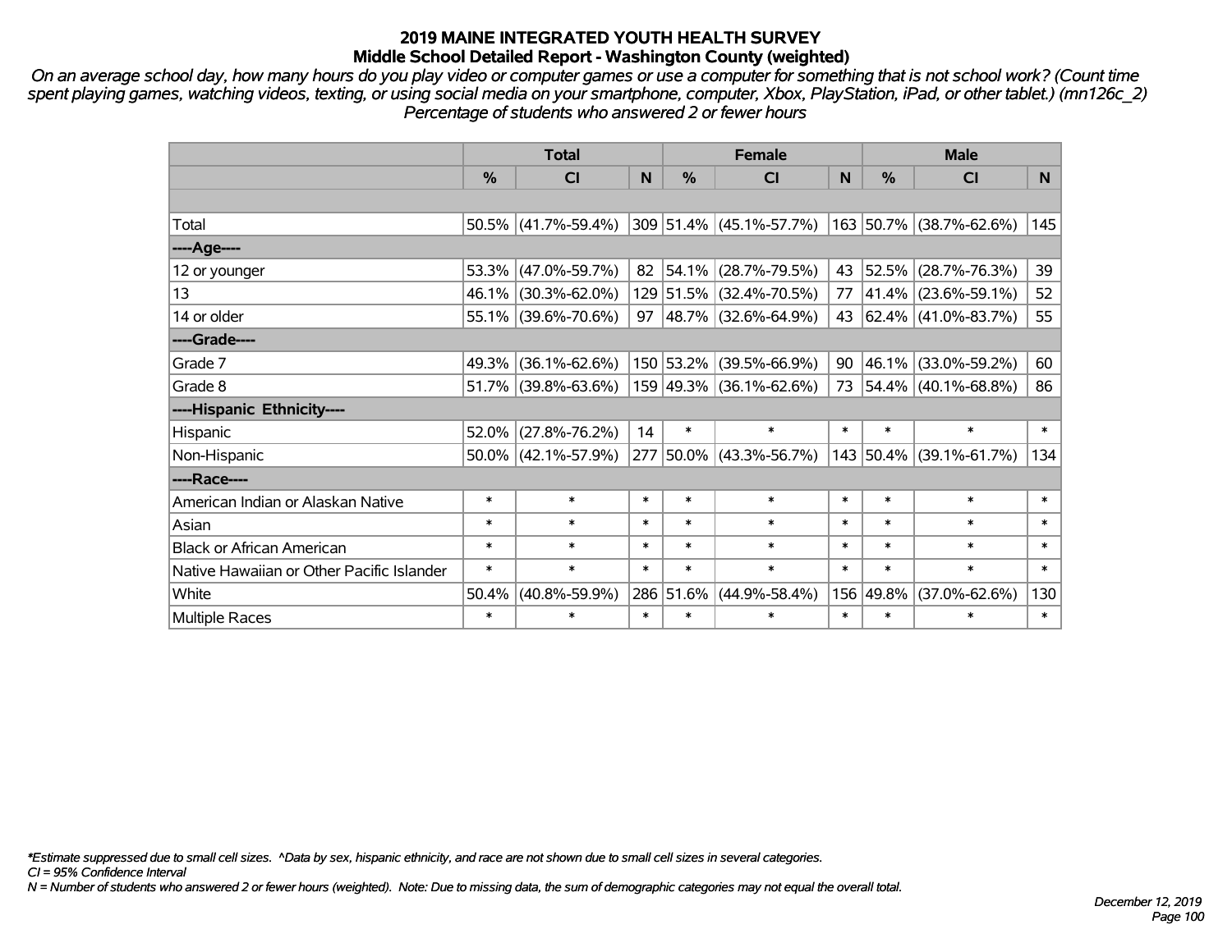# 2019 MAINE INTEGRATED YOUTH HEALTH SURVEY
## Middle School Detailed Report - Washington County (weighted)

*On an average school day, how many hours do you play video or computer games or use a computer for something that is not school work? (Count time spent playing games, watching videos, texting, or using social media on your smartphone, computer, Xbox, PlayStation, iPad, or other tablet.) (mn126c_2)*
*Percentage of students who answered 2 or fewer hours*

| | Total | | | Female | | | Male | | |
|---|---|---|---|---|---|---|---|---|---|
| | % | CI | N | % | CI | N | % | CI | N |
| Total | 50.5% | (41.7%-59.4%) | 309 | 51.4% | (45.1%-57.7%) | 163 | 50.7% | (38.7%-62.6%) | 145 |
| ----Age---- | | | | | | | | | |
| 12 or younger | 53.3% | (47.0%-59.7%) | 82 | 54.1% | (28.7%-79.5%) | 43 | 52.5% | (28.7%-76.3%) | 39 |
| 13 | 46.1% | (30.3%-62.0%) | 129 | 51.5% | (32.4%-70.5%) | 77 | 41.4% | (23.6%-59.1%) | 52 |
| 14 or older | 55.1% | (39.6%-70.6%) | 97 | 48.7% | (32.6%-64.9%) | 43 | 62.4% | (41.0%-83.7%) | 55 |
| ----Grade---- | | | | | | | | | |
| Grade 7 | 49.3% | (36.1%-62.6%) | 150 | 53.2% | (39.5%-66.9%) | 90 | 46.1% | (33.0%-59.2%) | 60 |
| Grade 8 | 51.7% | (39.8%-63.6%) | 159 | 49.3% | (36.1%-62.6%) | 73 | 54.4% | (40.1%-68.8%) | 86 |
| ----Hispanic Ethnicity---- | | | | | | | | | |
| Hispanic | 52.0% | (27.8%-76.2%) | 14 | * | * | * | * | * | * |
| Non-Hispanic | 50.0% | (42.1%-57.9%) | 277 | 50.0% | (43.3%-56.7%) | 143 | 50.4% | (39.1%-61.7%) | 134 |
| ----Race---- | | | | | | | | | |
| American Indian or Alaskan Native | * | * | * | * | * | * | * | * | * |
| Asian | * | * | * | * | * | * | * | * | * |
| Black or African American | * | * | * | * | * | * | * | * | * |
| Native Hawaiian or Other Pacific Islander | * | * | * | * | * | * | * | * | * |
| White | 50.4% | (40.8%-59.9%) | 286 | 51.6% | (44.9%-58.4%) | 156 | 49.8% | (37.0%-62.6%) | 130 |
| Multiple Races | * | * | * | * | * | * | * | * | * |

*\*Estimate suppressed due to small cell sizes. ^Data by sex, hispanic ethnicity, and race are not shown due to small cell sizes in several categories.*
*CI = 95% Confidence Interval*
*N = Number of students who answered 2 or fewer hours (weighted). Note: Due to missing data, the sum of demographic categories may not equal the overall total.*

*December 12, 2019*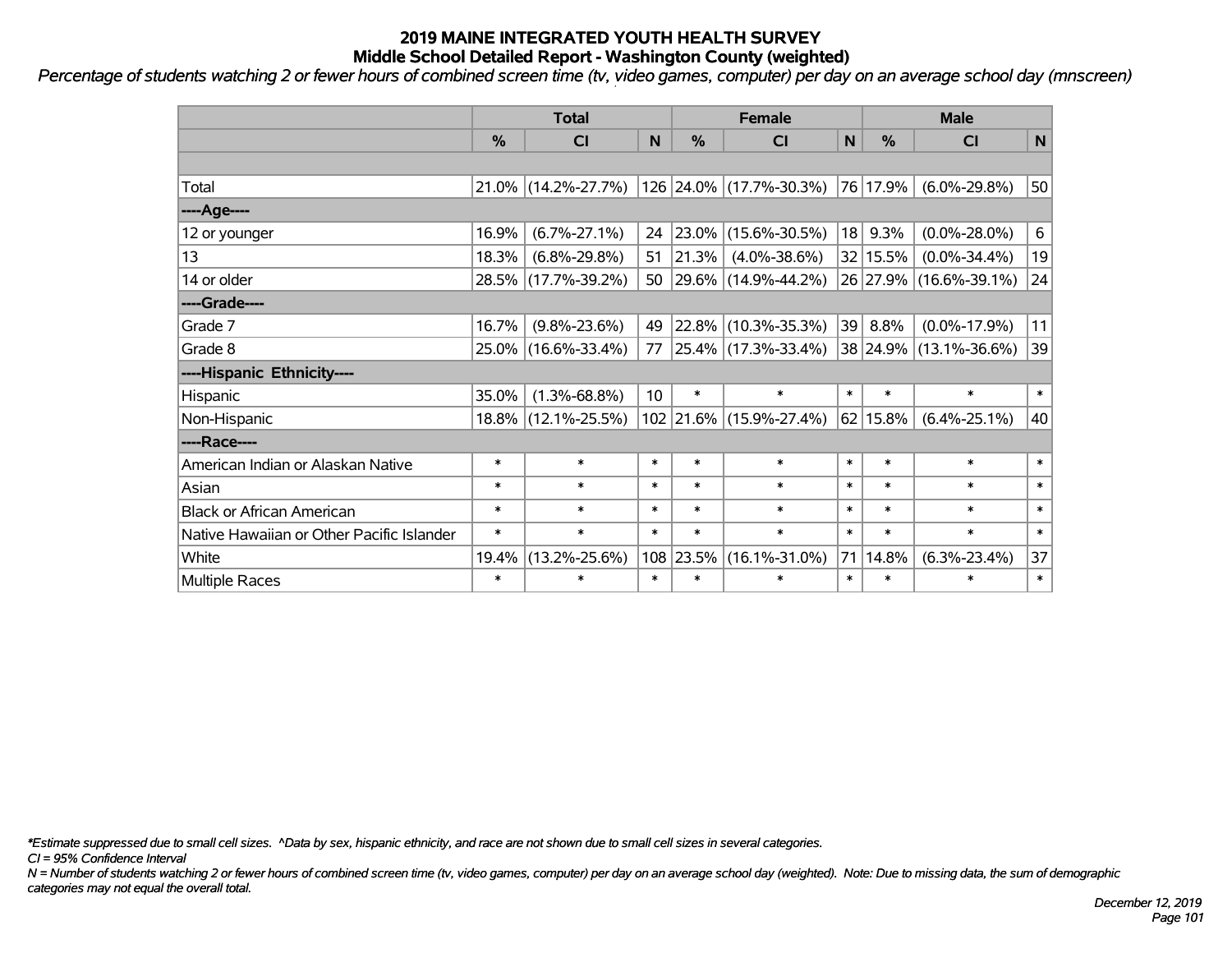# 2019 MAINE INTEGRATED YOUTH HEALTH SURVEY
## Middle School Detailed Report - Washington County (weighted)

*Percentage of students watching 2 or fewer hours of combined screen time (tv, video games, computer) per day on an average school day (mnscreen)*

| | Total | | | Female | | | Male | | |
|---|---|---|---|---|---|---|---|---|---|
| | % | CI | N | % | CI | N | % | CI | N |
| | | | | | | | | | |
| Total | 21.0% | (14.2%-27.7%) | 126 | 24.0% | (17.7%-30.3%) | 76 | 17.9% | (6.0%-29.8%) | 50 |
| ----Age---- | | | | | | | | | |
| 12 or younger | 16.9% | (6.7%-27.1%) | 24 | 23.0% | (15.6%-30.5%) | 18 | 9.3% | (0.0%-28.0%) | 6 |
| 13 | 18.3% | (6.8%-29.8%) | 51 | 21.3% | (4.0%-38.6%) | 32 | 15.5% | (0.0%-34.4%) | 19 |
| 14 or older | 28.5% | (17.7%-39.2%) | 50 | 29.6% | (14.9%-44.2%) | 26 | 27.9% | (16.6%-39.1%) | 24 |
| ----Grade---- | | | | | | | | | |
| Grade 7 | 16.7% | (9.8%-23.6%) | 49 | 22.8% | (10.3%-35.3%) | 39 | 8.8% | (0.0%-17.9%) | 11 |
| Grade 8 | 25.0% | (16.6%-33.4%) | 77 | 25.4% | (17.3%-33.4%) | 38 | 24.9% | (13.1%-36.6%) | 39 |
| ----Hispanic Ethnicity---- | | | | | | | | | |
| Hispanic | 35.0% | (1.3%-68.8%) | 10 | * | * | * | * | * | * |
| Non-Hispanic | 18.8% | (12.1%-25.5%) | 102 | 21.6% | (15.9%-27.4%) | 62 | 15.8% | (6.4%-25.1%) | 40 |
| ----Race---- | | | | | | | | | |
| American Indian or Alaskan Native | * | * | * | * | * | * | * | * | * |
| Asian | * | * | * | * | * | * | * | * | * |
| Black or African American | * | * | * | * | * | * | * | * | * |
| Native Hawaiian or Other Pacific Islander | * | * | * | * | * | * | * | * | * |
| White | 19.4% | (13.2%-25.6%) | 108 | 23.5% | (16.1%-31.0%) | 71 | 14.8% | (6.3%-23.4%) | 37 |
| Multiple Races | * | * | * | * | * | * | * | * | * |

*\*Estimate suppressed due to small cell sizes. ^Data by sex, hispanic ethnicity, and race are not shown due to small cell sizes in several categories.*

*CI = 95% Confidence Interval*

*N = Number of students watching 2 or fewer hours of combined screen time (tv, video games, computer) per day on an average school day (weighted). Note: Due to missing data, the sum of demographic categories may not equal the overall total.*

*December 12, 2019*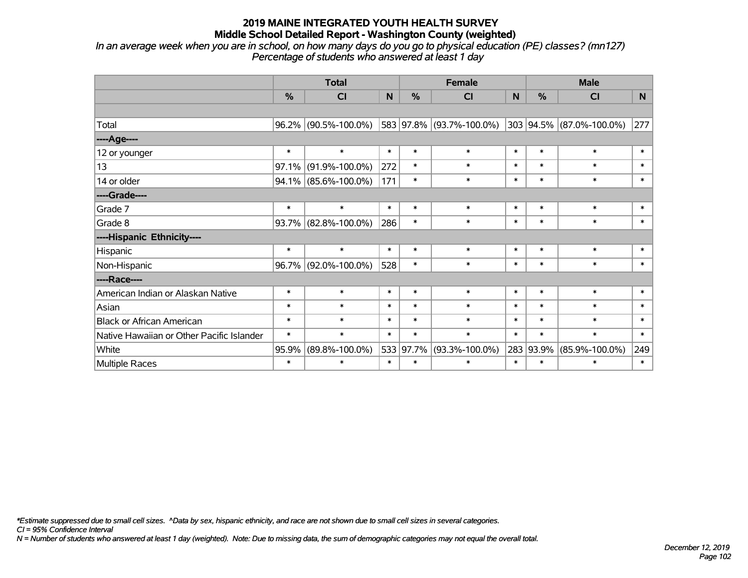# 2019 MAINE INTEGRATED YOUTH HEALTH SURVEY

## Middle School Detailed Report - Washington County (weighted)

*In an average week when you are in school, on how many days do you go to physical education (PE) classes? (mn127)*
*Percentage of students who answered at least 1 day*

| | Total | | | Female | | | Male | | |
|---|---|---|---|---|---|---|---|---|---|
| | % | CI | N | % | CI | N | % | CI | N |
| | | | | | | | | | |
| Total | 96.2% | (90.5%-100.0%) | 583 | 97.8% | (93.7%-100.0%) | 303 | 94.5% | (87.0%-100.0%) | 277 |
| ----Age---- | | | | | | | | | |
| 12 or younger | * | * | * | * | * | * | * | * | * |
| 13 | 97.1% | (91.9%-100.0%) | 272 | * | * | * | * | * | * |
| 14 or older | 94.1% | (85.6%-100.0%) | 171 | * | * | * | * | * | * |
| ----Grade---- | | | | | | | | | |
| Grade 7 | * | * | * | * | * | * | * | * | * |
| Grade 8 | 93.7% | (82.8%-100.0%) | 286 | * | * | * | * | * | * |
| ----Hispanic Ethnicity---- | | | | | | | | | |
| Hispanic | * | * | * | * | * | * | * | * | * |
| Non-Hispanic | 96.7% | (92.0%-100.0%) | 528 | * | * | * | * | * | * |
| ----Race---- | | | | | | | | | |
| American Indian or Alaskan Native | * | * | * | * | * | * | * | * | * |
| Asian | * | * | * | * | * | * | * | * | * |
| Black or African American | * | * | * | * | * | * | * | * | * |
| Native Hawaiian or Other Pacific Islander | * | * | * | * | * | * | * | * | * |
| White | 95.9% | (89.8%-100.0%) | 533 | 97.7% | (93.3%-100.0%) | 283 | 93.9% | (85.9%-100.0%) | 249 |
| Multiple Races | * | * | * | * | * | * | * | * | * |

*\*Estimate suppressed due to small cell sizes. ^Data by sex, hispanic ethnicity, and race are not shown due to small cell sizes in several categories.*
*CI = 95% Confidence Interval*
*N = Number of students who answered at least 1 day (weighted). Note: Due to missing data, the sum of demographic categories may not equal the overall total.*

*December 12, 2019*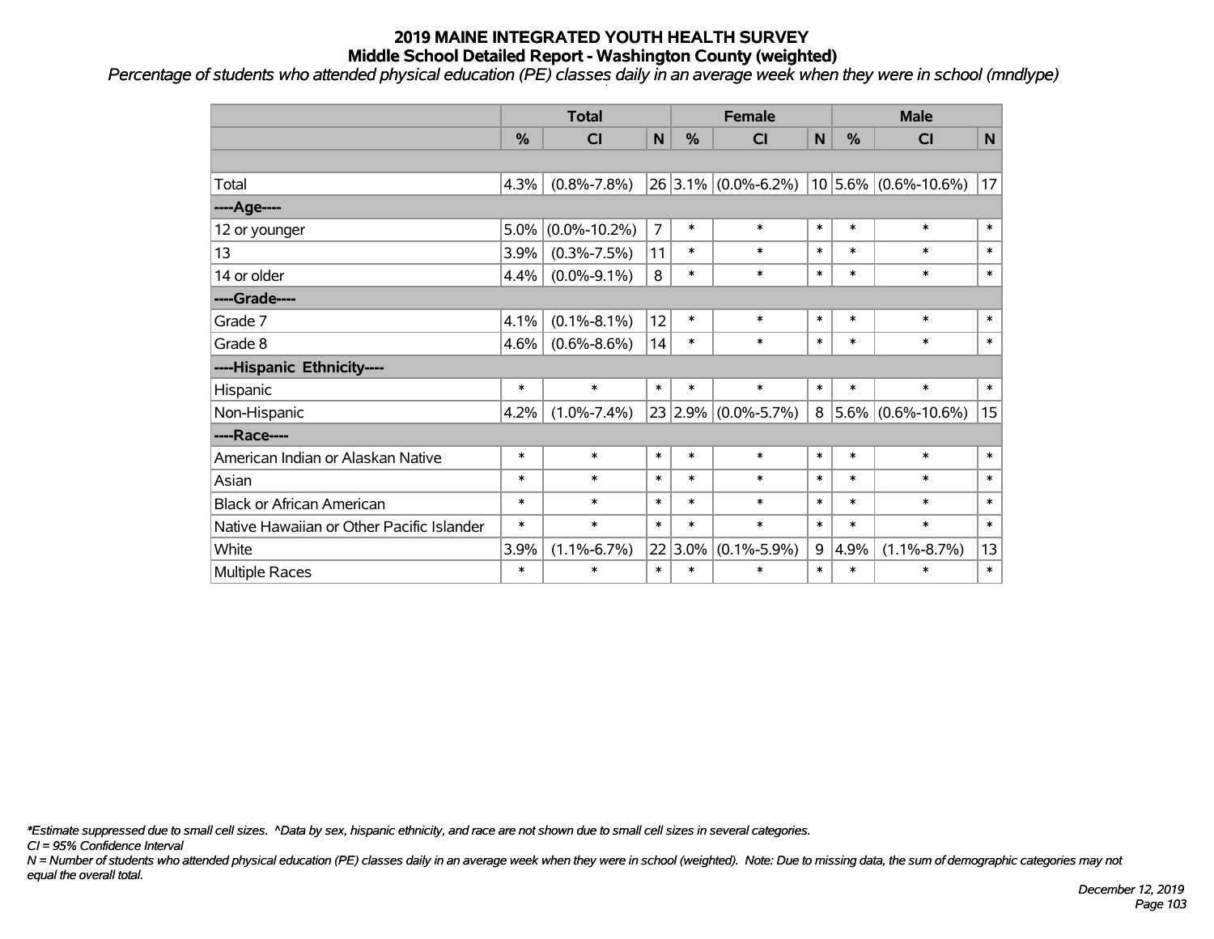# 2019 MAINE INTEGRATED YOUTH HEALTH SURVEY
## Middle School Detailed Report - Washington County (weighted)

*Percentage of students who attended physical education (PE) classes daily in an average week when they were in school (mndlype)*

| | Total | | | Female | | | Male | | |
|---|---|---|---|---|---|---|---|---|---|
| | % | CI | N | % | CI | N | % | CI | N |
| | | | | | | | | | |
| Total | 4.3% | (0.8%-7.8%) | 26 | 3.1% | (0.0%-6.2%) | 10 | 5.6% | (0.6%-10.6%) | 17 |
| ----Age---- | | | | | | | | | |
| 12 or younger | 5.0% | (0.0%-10.2%) | 7 | * | * | * | * | * | * |
| 13 | 3.9% | (0.3%-7.5%) | 11 | * | * | * | * | * | * |
| 14 or older | 4.4% | (0.0%-9.1%) | 8 | * | * | * | * | * | * |
| ----Grade---- | | | | | | | | | |
| Grade 7 | 4.1% | (0.1%-8.1%) | 12 | * | * | * | * | * | * |
| Grade 8 | 4.6% | (0.6%-8.6%) | 14 | * | * | * | * | * | * |
| ----Hispanic Ethnicity---- | | | | | | | | | |
| Hispanic | * | * | * | * | * | * | * | * | * |
| Non-Hispanic | 4.2% | (1.0%-7.4%) | 23 | 2.9% | (0.0%-5.7%) | 8 | 5.6% | (0.6%-10.6%) | 15 |
| ----Race---- | | | | | | | | | |
| American Indian or Alaskan Native | * | * | * | * | * | * | * | * | * |
| Asian | * | * | * | * | * | * | * | * | * |
| Black or African American | * | * | * | * | * | * | * | * | * |
| Native Hawaiian or Other Pacific Islander | * | * | * | * | * | * | * | * | * |
| White | 3.9% | (1.1%-6.7%) | 22 | 3.0% | (0.1%-5.9%) | 9 | 4.9% | (1.1%-8.7%) | 13 |
| Multiple Races | * | * | * | * | * | * | * | * | * |

*\*Estimate suppressed due to small cell sizes. ^Data by sex, hispanic ethnicity, and race are not shown due to small cell sizes in several categories.*

*CI = 95% Confidence Interval*

*N = Number of students who attended physical education (PE) classes daily in an average week when they were in school (weighted). Note: Due to missing data, the sum of demographic categories may not equal the overall total.*

*December 12, 2019*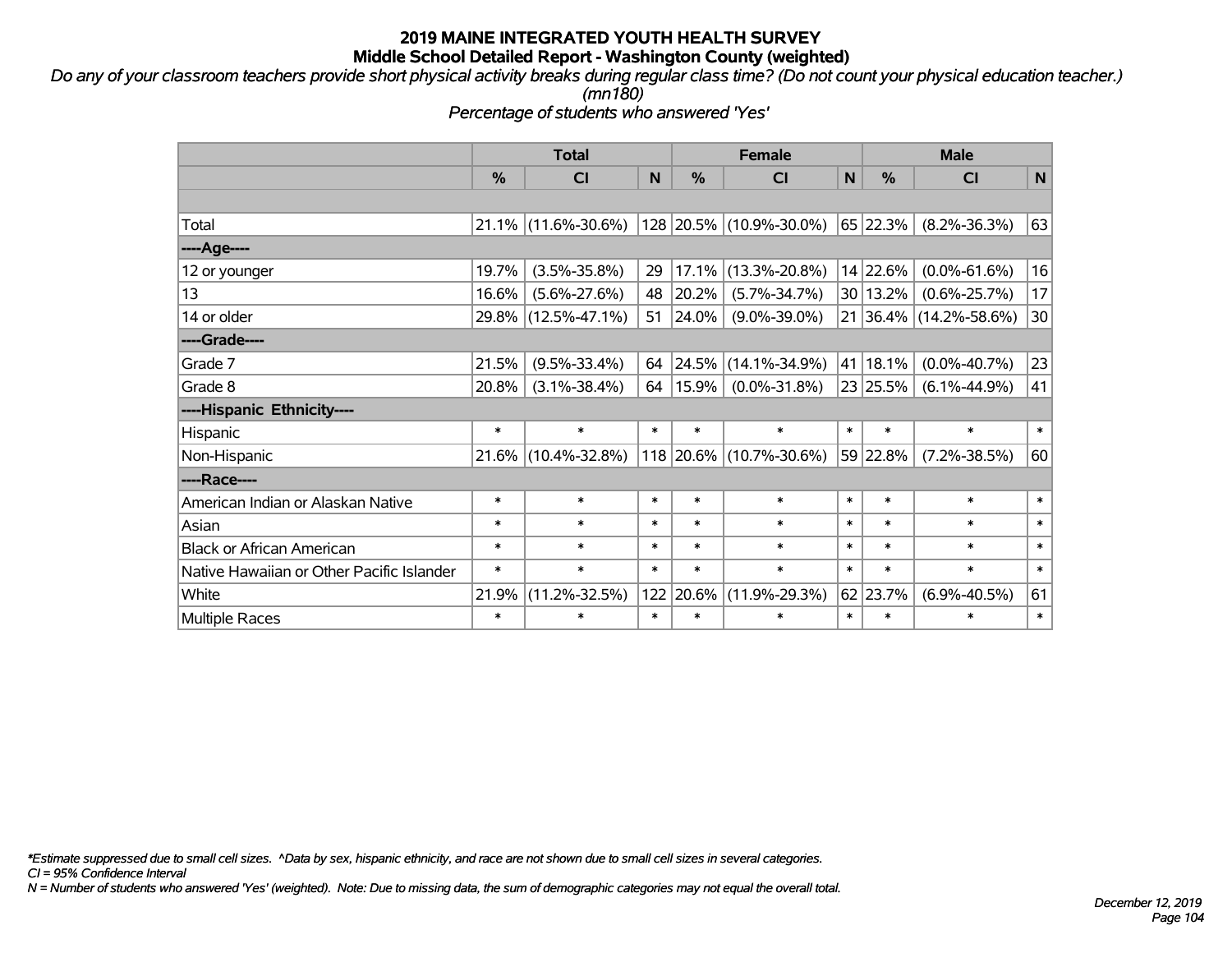# 2019 MAINE INTEGRATED YOUTH HEALTH SURVEY

## Middle School Detailed Report - Washington County (weighted)

*Do any of your classroom teachers provide short physical activity breaks during regular class time? (Do not count your physical education teacher.) (mn180)*

*Percentage of students who answered 'Yes'*

| | Total | | | Female | | | Male | | |
|---|---|---|---|---|---|---|---|---|---|
| | % | CI | N | % | CI | N | % | CI | N |
| Total | 21.1% | (11.6%-30.6%) | 128 | 20.5% | (10.9%-30.0%) | 65 | 22.3% | (8.2%-36.3%) | 63 |
| ----Age---- | | | | | | | | | |
| 12 or younger | 19.7% | (3.5%-35.8%) | 29 | 17.1% | (13.3%-20.8%) | 14 | 22.6% | (0.0%-61.6%) | 16 |
| 13 | 16.6% | (5.6%-27.6%) | 48 | 20.2% | (5.7%-34.7%) | 30 | 13.2% | (0.6%-25.7%) | 17 |
| 14 or older | 29.8% | (12.5%-47.1%) | 51 | 24.0% | (9.0%-39.0%) | 21 | 36.4% | (14.2%-58.6%) | 30 |
| ----Grade---- | | | | | | | | | |
| Grade 7 | 21.5% | (9.5%-33.4%) | 64 | 24.5% | (14.1%-34.9%) | 41 | 18.1% | (0.0%-40.7%) | 23 |
| Grade 8 | 20.8% | (3.1%-38.4%) | 64 | 15.9% | (0.0%-31.8%) | 23 | 25.5% | (6.1%-44.9%) | 41 |
| ----Hispanic Ethnicity---- | | | | | | | | | |
| Hispanic | * | * | * | * | * | * | * | * | * |
| Non-Hispanic | 21.6% | (10.4%-32.8%) | 118 | 20.6% | (10.7%-30.6%) | 59 | 22.8% | (7.2%-38.5%) | 60 |
| ----Race---- | | | | | | | | | |
| American Indian or Alaskan Native | * | * | * | * | * | * | * | * | * |
| Asian | * | * | * | * | * | * | * | * | * |
| Black or African American | * | * | * | * | * | * | * | * | * |
| Native Hawaiian or Other Pacific Islander | * | * | * | * | * | * | * | * | * |
| White | 21.9% | (11.2%-32.5%) | 122 | 20.6% | (11.9%-29.3%) | 62 | 23.7% | (6.9%-40.5%) | 61 |
| Multiple Races | * | * | * | * | * | * | * | * | * |

*\*Estimate suppressed due to small cell sizes. ^Data by sex, hispanic ethnicity, and race are not shown due to small cell sizes in several categories.*

*CI = 95% Confidence Interval*

*N = Number of students who answered 'Yes' (weighted). Note: Due to missing data, the sum of demographic categories may not equal the overall total.*

*December 12, 2019*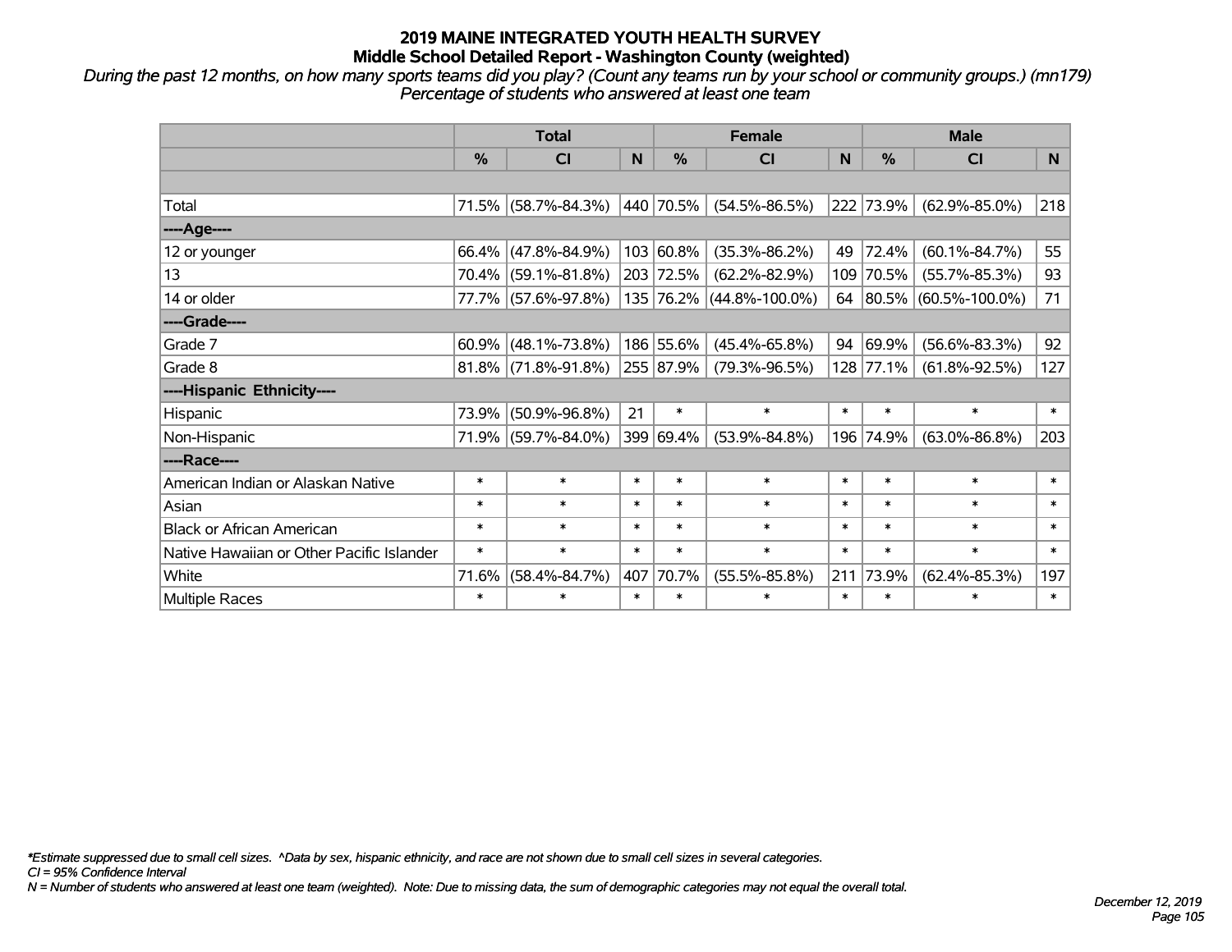# 2019 MAINE INTEGRATED YOUTH HEALTH SURVEY
## Middle School Detailed Report - Washington County (weighted)

*During the past 12 months, on how many sports teams did you play? (Count any teams run by your school or community groups.) (mn179)*
*Percentage of students who answered at least one team*

| | Total | | | Female | | | Male | | |
|---|---|---|---|---|---|---|---|---|---|
| | % | CI | N | % | CI | N | % | CI | N |
| | | | | | | | | | |
| Total | 71.5% | (58.7%-84.3%) | 440 | 70.5% | (54.5%-86.5%) | 222 | 73.9% | (62.9%-85.0%) | 218 |
| ----Age---- | | | | | | | | | |
| 12 or younger | 66.4% | (47.8%-84.9%) | 103 | 60.8% | (35.3%-86.2%) | 49 | 72.4% | (60.1%-84.7%) | 55 |
| 13 | 70.4% | (59.1%-81.8%) | 203 | 72.5% | (62.2%-82.9%) | 109 | 70.5% | (55.7%-85.3%) | 93 |
| 14 or older | 77.7% | (57.6%-97.8%) | 135 | 76.2% | (44.8%-100.0%) | 64 | 80.5% | (60.5%-100.0%) | 71 |
| ----Grade---- | | | | | | | | | |
| Grade 7 | 60.9% | (48.1%-73.8%) | 186 | 55.6% | (45.4%-65.8%) | 94 | 69.9% | (56.6%-83.3%) | 92 |
| Grade 8 | 81.8% | (71.8%-91.8%) | 255 | 87.9% | (79.3%-96.5%) | 128 | 77.1% | (61.8%-92.5%) | 127 |
| ----Hispanic Ethnicity---- | | | | | | | | | |
| Hispanic | 73.9% | (50.9%-96.8%) | 21 | * | * | * | * | * | * |
| Non-Hispanic | 71.9% | (59.7%-84.0%) | 399 | 69.4% | (53.9%-84.8%) | 196 | 74.9% | (63.0%-86.8%) | 203 |
| ----Race---- | | | | | | | | | |
| American Indian or Alaskan Native | * | * | * | * | * | * | * | * | * |
| Asian | * | * | * | * | * | * | * | * | * |
| Black or African American | * | * | * | * | * | * | * | * | * |
| Native Hawaiian or Other Pacific Islander | * | * | * | * | * | * | * | * | * |
| White | 71.6% | (58.4%-84.7%) | 407 | 70.7% | (55.5%-85.8%) | 211 | 73.9% | (62.4%-85.3%) | 197 |
| Multiple Races | * | * | * | * | * | * | * | * | * |

*\*Estimate suppressed due to small cell sizes. ^Data by sex, hispanic ethnicity, and race are not shown due to small cell sizes in several categories.*
*CI = 95% Confidence Interval*
*N = Number of students who answered at least one team (weighted). Note: Due to missing data, the sum of demographic categories may not equal the overall total.*

*December 12, 2019*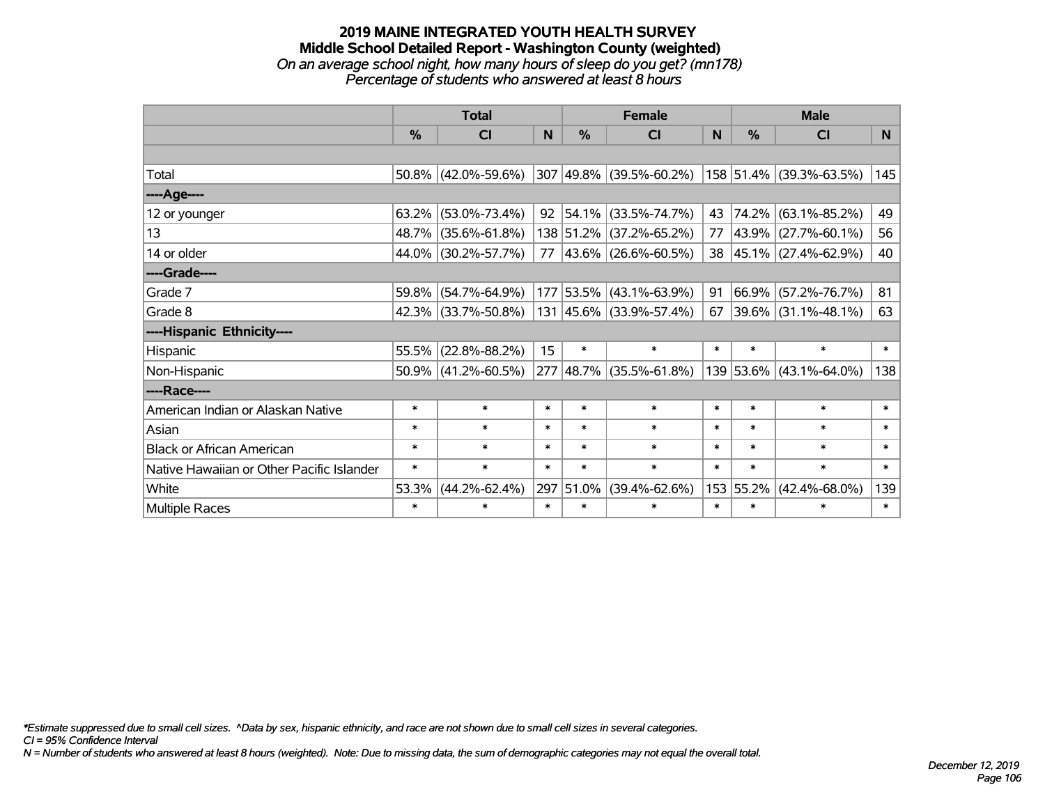# 2019 MAINE INTEGRATED YOUTH HEALTH SURVEY
## Middle School Detailed Report - Washington County (weighted)
### *On an average school night, how many hours of sleep do you get? (mn178)*
### *Percentage of students who answered at least 8 hours*

| | Total | | | Female | | | Male | | |
|---|---|---|---|---|---|---|---|---|---|
| | % | CI | N | % | CI | N | % | CI | N |
| | | | | | | | | | |
| Total | 50.8% | (42.0%-59.6%) | 307 | 49.8% | (39.5%-60.2%) | 158 | 51.4% | (39.3%-63.5%) | 145 |
| ----Age---- | | | | | | | | | |
| 12 or younger | 63.2% | (53.0%-73.4%) | 92 | 54.1% | (33.5%-74.7%) | 43 | 74.2% | (63.1%-85.2%) | 49 |
| 13 | 48.7% | (35.6%-61.8%) | 138 | 51.2% | (37.2%-65.2%) | 77 | 43.9% | (27.7%-60.1%) | 56 |
| 14 or older | 44.0% | (30.2%-57.7%) | 77 | 43.6% | (26.6%-60.5%) | 38 | 45.1% | (27.4%-62.9%) | 40 |
| ----Grade---- | | | | | | | | | |
| Grade 7 | 59.8% | (54.7%-64.9%) | 177 | 53.5% | (43.1%-63.9%) | 91 | 66.9% | (57.2%-76.7%) | 81 |
| Grade 8 | 42.3% | (33.7%-50.8%) | 131 | 45.6% | (33.9%-57.4%) | 67 | 39.6% | (31.1%-48.1%) | 63 |
| ----Hispanic Ethnicity---- | | | | | | | | | |
| Hispanic | 55.5% | (22.8%-88.2%) | 15 | * | * | * | * | * | * |
| Non-Hispanic | 50.9% | (41.2%-60.5%) | 277 | 48.7% | (35.5%-61.8%) | 139 | 53.6% | (43.1%-64.0%) | 138 |
| ----Race---- | | | | | | | | | |
| American Indian or Alaskan Native | * | * | * | * | * | * | * | * | * |
| Asian | * | * | * | * | * | * | * | * | * |
| Black or African American | * | * | * | * | * | * | * | * | * |
| Native Hawaiian or Other Pacific Islander | * | * | * | * | * | * | * | * | * |
| White | 53.3% | (44.2%-62.4%) | 297 | 51.0% | (39.4%-62.6%) | 153 | 55.2% | (42.4%-68.0%) | 139 |
| Multiple Races | * | * | * | * | * | * | * | * | * |

*\*Estimate suppressed due to small cell sizes. ^Data by sex, hispanic ethnicity, and race are not shown due to small cell sizes in several categories.*
*CI = 95% Confidence Interval*
*N = Number of students who answered at least 8 hours (weighted). Note: Due to missing data, the sum of demographic categories may not equal the overall total.*

*December 12, 2019*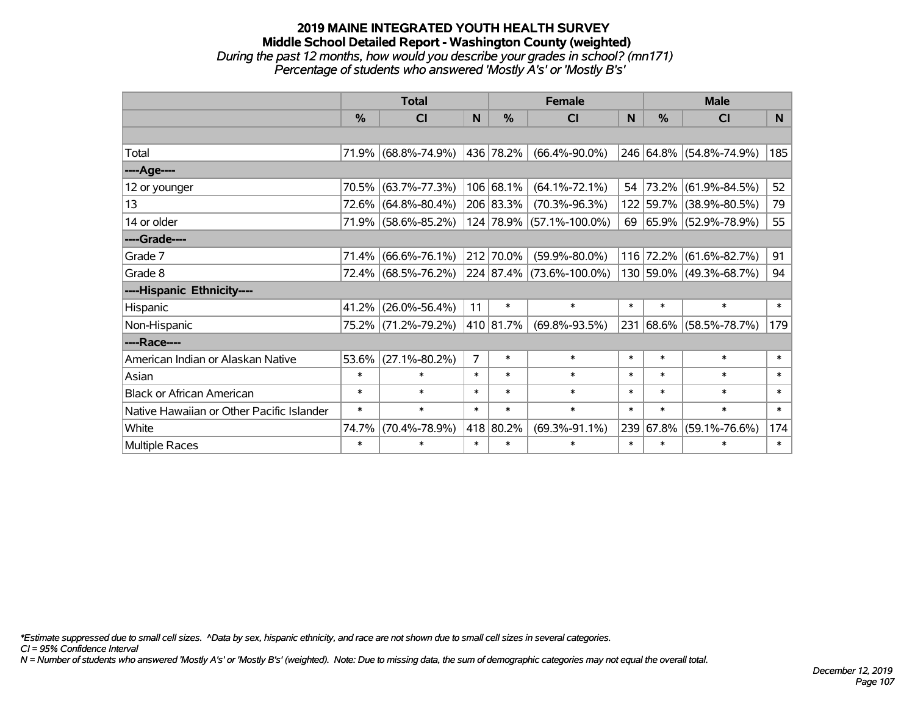# 2019 MAINE INTEGRATED YOUTH HEALTH SURVEY

## Middle School Detailed Report - Washington County (weighted)

*During the past 12 months, how would you describe your grades in school? (mn171)*

*Percentage of students who answered 'Mostly A's' or 'Mostly B's'*

| | Total | | | Female | | | Male | | |
|---|---|---|---|---|---|---|---|---|---|
| | % | CI | N | % | CI | N | % | CI | N |
| | | | | | | | | | |
| Total | 71.9% | (68.8%-74.9%) | 436 | 78.2% | (66.4%-90.0%) | 246 | 64.8% | (54.8%-74.9%) | 185 |
| ----Age---- | | | | | | | | | |
| 12 or younger | 70.5% | (63.7%-77.3%) | 106 | 68.1% | (64.1%-72.1%) | 54 | 73.2% | (61.9%-84.5%) | 52 |
| 13 | 72.6% | (64.8%-80.4%) | 206 | 83.3% | (70.3%-96.3%) | 122 | 59.7% | (38.9%-80.5%) | 79 |
| 14 or older | 71.9% | (58.6%-85.2%) | 124 | 78.9% | (57.1%-100.0%) | 69 | 65.9% | (52.9%-78.9%) | 55 |
| ----Grade---- | | | | | | | | | |
| Grade 7 | 71.4% | (66.6%-76.1%) | 212 | 70.0% | (59.9%-80.0%) | 116 | 72.2% | (61.6%-82.7%) | 91 |
| Grade 8 | 72.4% | (68.5%-76.2%) | 224 | 87.4% | (73.6%-100.0%) | 130 | 59.0% | (49.3%-68.7%) | 94 |
| ----Hispanic Ethnicity---- | | | | | | | | | |
| Hispanic | 41.2% | (26.0%-56.4%) | 11 | * | * | * | * | * | * |
| Non-Hispanic | 75.2% | (71.2%-79.2%) | 410 | 81.7% | (69.8%-93.5%) | 231 | 68.6% | (58.5%-78.7%) | 179 |
| ----Race---- | | | | | | | | | |
| American Indian or Alaskan Native | 53.6% | (27.1%-80.2%) | 7 | * | * | * | * | * | * |
| Asian | * | * | * | * | * | * | * | * | * |
| Black or African American | * | * | * | * | * | * | * | * | * |
| Native Hawaiian or Other Pacific Islander | * | * | * | * | * | * | * | * | * |
| White | 74.7% | (70.4%-78.9%) | 418 | 80.2% | (69.3%-91.1%) | 239 | 67.8% | (59.1%-76.6%) | 174 |
| Multiple Races | * | * | * | * | * | * | * | * | * |

*\*Estimate suppressed due to small cell sizes. ^Data by sex, hispanic ethnicity, and race are not shown due to small cell sizes in several categories.*

*CI = 95% Confidence Interval*

*N = Number of students who answered 'Mostly A's' or 'Mostly B's' (weighted). Note: Due to missing data, the sum of demographic categories may not equal the overall total.*

*December 12, 2019*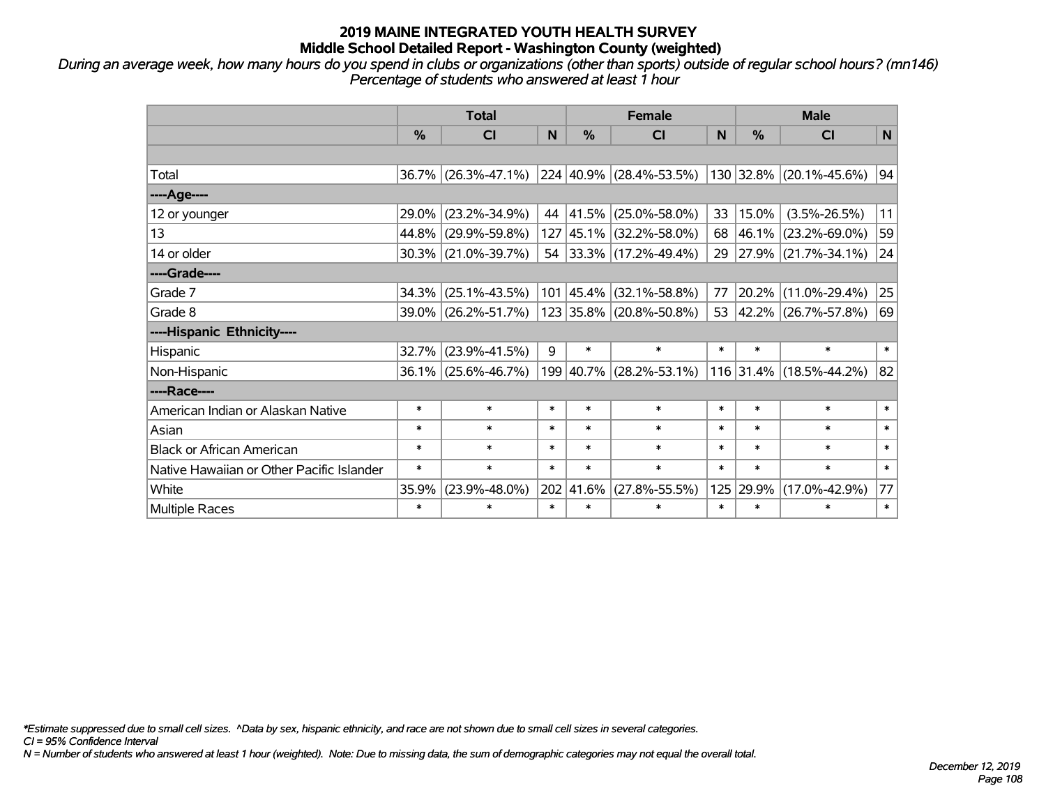# 2019 MAINE INTEGRATED YOUTH HEALTH SURVEY
## Middle School Detailed Report - Washington County (weighted)

*During an average week, how many hours do you spend in clubs or organizations (other than sports) outside of regular school hours? (mn146)*
*Percentage of students who answered at least 1 hour*

| | Total | | | Female | | | Male | | |
|---|---|---|---|---|---|---|---|---|---|
| | % | CI | N | % | CI | N | % | CI | N |
| | | | | | | | | | |
| Total | 36.7% | (26.3%-47.1%) | 224 | 40.9% | (28.4%-53.5%) | 130 | 32.8% | (20.1%-45.6%) | 94 |
| ----Age---- | | | | | | | | | |
| 12 or younger | 29.0% | (23.2%-34.9%) | 44 | 41.5% | (25.0%-58.0%) | 33 | 15.0% | (3.5%-26.5%) | 11 |
| 13 | 44.8% | (29.9%-59.8%) | 127 | 45.1% | (32.2%-58.0%) | 68 | 46.1% | (23.2%-69.0%) | 59 |
| 14 or older | 30.3% | (21.0%-39.7%) | 54 | 33.3% | (17.2%-49.4%) | 29 | 27.9% | (21.7%-34.1%) | 24 |
| ----Grade---- | | | | | | | | | |
| Grade 7 | 34.3% | (25.1%-43.5%) | 101 | 45.4% | (32.1%-58.8%) | 77 | 20.2% | (11.0%-29.4%) | 25 |
| Grade 8 | 39.0% | (26.2%-51.7%) | 123 | 35.8% | (20.8%-50.8%) | 53 | 42.2% | (26.7%-57.8%) | 69 |
| ----Hispanic Ethnicity---- | | | | | | | | | |
| Hispanic | 32.7% | (23.9%-41.5%) | 9 | * | * | * | * | * | * |
| Non-Hispanic | 36.1% | (25.6%-46.7%) | 199 | 40.7% | (28.2%-53.1%) | 116 | 31.4% | (18.5%-44.2%) | 82 |
| ----Race---- | | | | | | | | | |
| American Indian or Alaskan Native | * | * | * | * | * | * | * | * | * |
| Asian | * | * | * | * | * | * | * | * | * |
| Black or African American | * | * | * | * | * | * | * | * | * |
| Native Hawaiian or Other Pacific Islander | * | * | * | * | * | * | * | * | * |
| White | 35.9% | (23.9%-48.0%) | 202 | 41.6% | (27.8%-55.5%) | 125 | 29.9% | (17.0%-42.9%) | 77 |
| Multiple Races | * | * | * | * | * | * | * | * | * |

*Estimate suppressed due to small cell sizes. ^Data by sex, hispanic ethnicity, and race are not shown due to small cell sizes in several categories.
CI = 95% Confidence Interval
N = Number of students who answered at least 1 hour (weighted). Note: Due to missing data, the sum of demographic categories may not equal the overall total.

December 12, 2019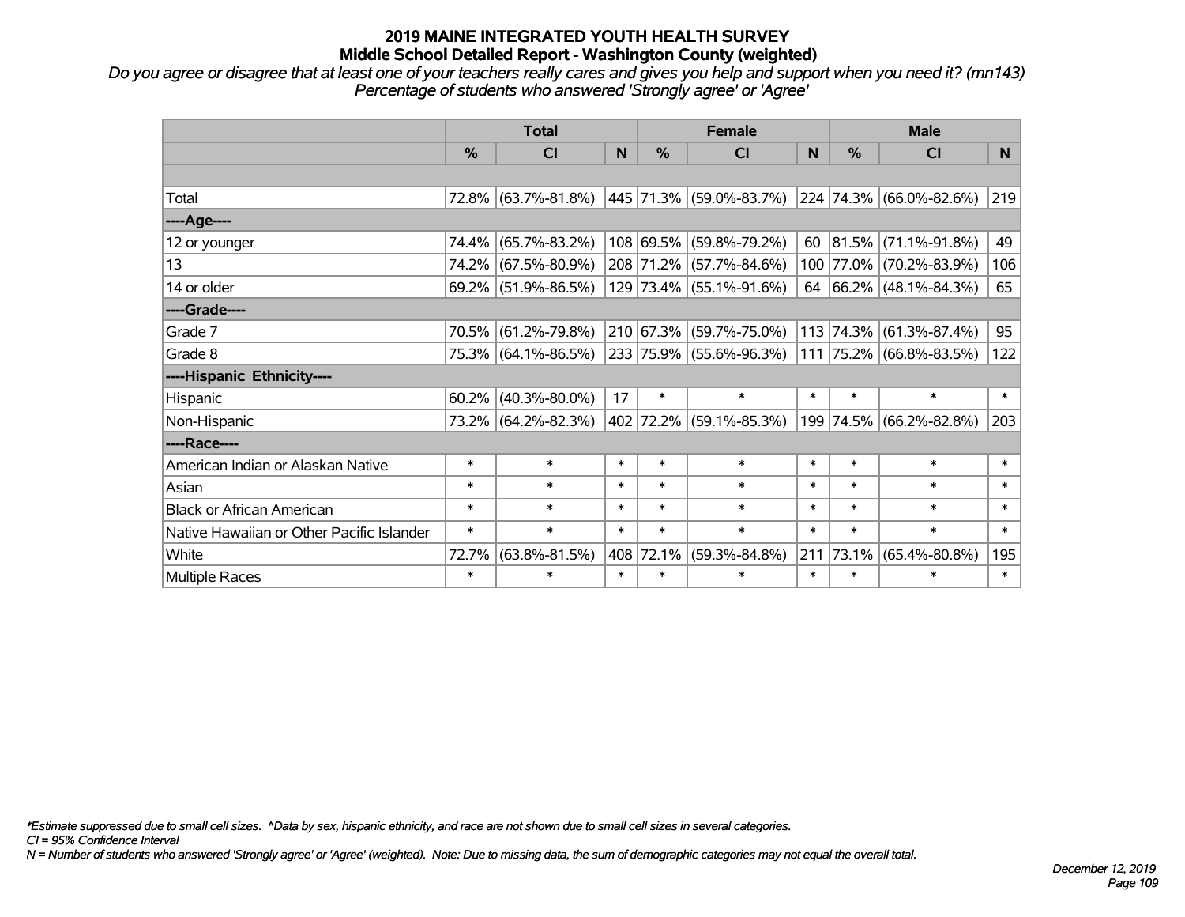# 2019 MAINE INTEGRATED YOUTH HEALTH SURVEY

## Middle School Detailed Report - Washington County (weighted)

*Do you agree or disagree that at least one of your teachers really cares and gives you help and support when you need it? (mn143)*
*Percentage of students who answered 'Strongly agree' or 'Agree'*

| | Total | | | Female | | | Male | | |
|---|---|---|---|---|---|---|---|---|---|
| | % | CI | N | % | CI | N | % | CI | N |
| | | | | | | | | | |
| Total | 72.8% | (63.7%-81.8%) | 445 | 71.3% | (59.0%-83.7%) | 224 | 74.3% | (66.0%-82.6%) | 219 |
| ----Age---- | | | | | | | | | |
| 12 or younger | 74.4% | (65.7%-83.2%) | 108 | 69.5% | (59.8%-79.2%) | 60 | 81.5% | (71.1%-91.8%) | 49 |
| 13 | 74.2% | (67.5%-80.9%) | 208 | 71.2% | (57.7%-84.6%) | 100 | 77.0% | (70.2%-83.9%) | 106 |
| 14 or older | 69.2% | (51.9%-86.5%) | 129 | 73.4% | (55.1%-91.6%) | 64 | 66.2% | (48.1%-84.3%) | 65 |
| ----Grade---- | | | | | | | | | |
| Grade 7 | 70.5% | (61.2%-79.8%) | 210 | 67.3% | (59.7%-75.0%) | 113 | 74.3% | (61.3%-87.4%) | 95 |
| Grade 8 | 75.3% | (64.1%-86.5%) | 233 | 75.9% | (55.6%-96.3%) | 111 | 75.2% | (66.8%-83.5%) | 122 |
| ----Hispanic Ethnicity---- | | | | | | | | | |
| Hispanic | 60.2% | (40.3%-80.0%) | 17 | * | * | * | * | * | * |
| Non-Hispanic | 73.2% | (64.2%-82.3%) | 402 | 72.2% | (59.1%-85.3%) | 199 | 74.5% | (66.2%-82.8%) | 203 |
| ----Race---- | | | | | | | | | |
| American Indian or Alaskan Native | * | * | * | * | * | * | * | * | * |
| Asian | * | * | * | * | * | * | * | * | * |
| Black or African American | * | * | * | * | * | * | * | * | * |
| Native Hawaiian or Other Pacific Islander | * | * | * | * | * | * | * | * | * |
| White | 72.7% | (63.8%-81.5%) | 408 | 72.1% | (59.3%-84.8%) | 211 | 73.1% | (65.4%-80.8%) | 195 |
| Multiple Races | * | * | * | * | * | * | * | * | * |

*\*Estimate suppressed due to small cell sizes. ^Data by sex, hispanic ethnicity, and race are not shown due to small cell sizes in several categories.*
*CI = 95% Confidence Interval*
*N = Number of students who answered 'Strongly agree' or 'Agree' (weighted). Note: Due to missing data, the sum of demographic categories may not equal the overall total.*

*December 12, 2019*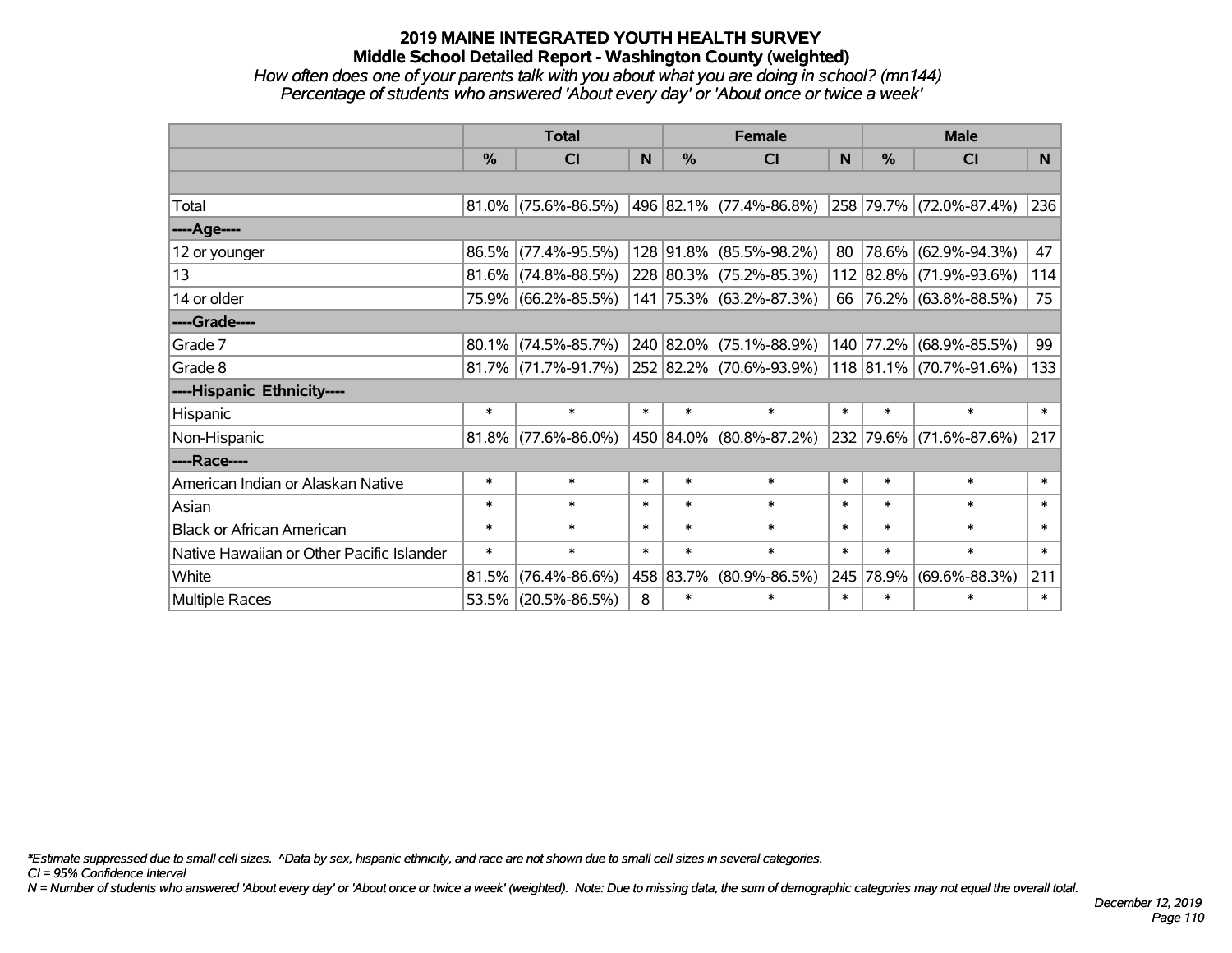# 2019 MAINE INTEGRATED YOUTH HEALTH SURVEY

## Middle School Detailed Report - Washington County (weighted)

*How often does one of your parents talk with you about what you are doing in school? (mn144)*

*Percentage of students who answered 'About every day' or 'About once or twice a week'*

| | Total | | | Female | | | Male | | |
|---|---|---|---|---|---|---|---|---|---|
| | % | CI | N | % | CI | N | % | CI | N |
| | | | | | | | | | |
| Total | 81.0% | (75.6%-86.5%) | 496 | 82.1% | (77.4%-86.8%) | 258 | 79.7% | (72.0%-87.4%) | 236 |
| ----Age---- | | | | | | | | | |
| 12 or younger | 86.5% | (77.4%-95.5%) | 128 | 91.8% | (85.5%-98.2%) | 80 | 78.6% | (62.9%-94.3%) | 47 |
| 13 | 81.6% | (74.8%-88.5%) | 228 | 80.3% | (75.2%-85.3%) | 112 | 82.8% | (71.9%-93.6%) | 114 |
| 14 or older | 75.9% | (66.2%-85.5%) | 141 | 75.3% | (63.2%-87.3%) | 66 | 76.2% | (63.8%-88.5%) | 75 |
| ----Grade---- | | | | | | | | | |
| Grade 7 | 80.1% | (74.5%-85.7%) | 240 | 82.0% | (75.1%-88.9%) | 140 | 77.2% | (68.9%-85.5%) | 99 |
| Grade 8 | 81.7% | (71.7%-91.7%) | 252 | 82.2% | (70.6%-93.9%) | 118 | 81.1% | (70.7%-91.6%) | 133 |
| ----Hispanic Ethnicity---- | | | | | | | | | |
| Hispanic | * | * | * | * | * | * | * | * | * |
| Non-Hispanic | 81.8% | (77.6%-86.0%) | 450 | 84.0% | (80.8%-87.2%) | 232 | 79.6% | (71.6%-87.6%) | 217 |
| ----Race---- | | | | | | | | | |
| American Indian or Alaskan Native | * | * | * | * | * | * | * | * | * |
| Asian | * | * | * | * | * | * | * | * | * |
| Black or African American | * | * | * | * | * | * | * | * | * |
| Native Hawaiian or Other Pacific Islander | * | * | * | * | * | * | * | * | * |
| White | 81.5% | (76.4%-86.6%) | 458 | 83.7% | (80.9%-86.5%) | 245 | 78.9% | (69.6%-88.3%) | 211 |
| Multiple Races | 53.5% | (20.5%-86.5%) | 8 | * | * | * | * | * | * |

*\*Estimate suppressed due to small cell sizes. ^Data by sex, hispanic ethnicity, and race are not shown due to small cell sizes in several categories.*

*CI = 95% Confidence Interval*

*N = Number of students who answered 'About every day' or 'About once or twice a week' (weighted). Note: Due to missing data, the sum of demographic categories may not equal the overall total.*

*December 12, 2019*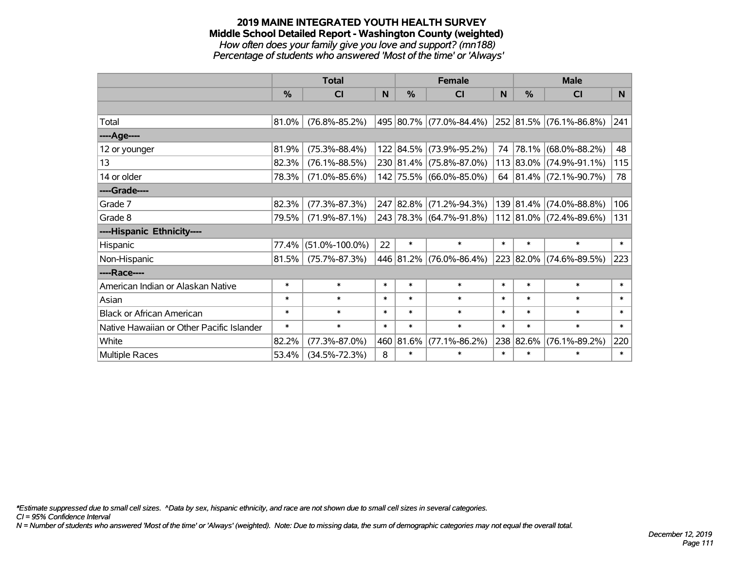# 2019 MAINE INTEGRATED YOUTH HEALTH SURVEY
## Middle School Detailed Report - Washington County (weighted)
*How often does your family give you love and support? (mn188)*
*Percentage of students who answered 'Most of the time' or 'Always'*

| | Total | | | Female | | | Male | | |
|---|---|---|---|---|---|---|---|---|---|
| | % | CI | N | % | CI | N | % | CI | N |
| Total | 81.0% | (76.8%-85.2%) | 495 | 80.7% | (77.0%-84.4%) | 252 | 81.5% | (76.1%-86.8%) | 241 |
| ----Age---- | | | | | | | | | |
| 12 or younger | 81.9% | (75.3%-88.4%) | 122 | 84.5% | (73.9%-95.2%) | 74 | 78.1% | (68.0%-88.2%) | 48 |
| 13 | 82.3% | (76.1%-88.5%) | 230 | 81.4% | (75.8%-87.0%) | 113 | 83.0% | (74.9%-91.1%) | 115 |
| 14 or older | 78.3% | (71.0%-85.6%) | 142 | 75.5% | (66.0%-85.0%) | 64 | 81.4% | (72.1%-90.7%) | 78 |
| ----Grade---- | | | | | | | | | |
| Grade 7 | 82.3% | (77.3%-87.3%) | 247 | 82.8% | (71.2%-94.3%) | 139 | 81.4% | (74.0%-88.8%) | 106 |
| Grade 8 | 79.5% | (71.9%-87.1%) | 243 | 78.3% | (64.7%-91.8%) | 112 | 81.0% | (72.4%-89.6%) | 131 |
| ----Hispanic Ethnicity---- | | | | | | | | | |
| Hispanic | 77.4% | (51.0%-100.0%) | 22 | * | * | * | * | * | * |
| Non-Hispanic | 81.5% | (75.7%-87.3%) | 446 | 81.2% | (76.0%-86.4%) | 223 | 82.0% | (74.6%-89.5%) | 223 |
| ----Race---- | | | | | | | | | |
| American Indian or Alaskan Native | * | * | * | * | * | * | * | * | * |
| Asian | * | * | * | * | * | * | * | * | * |
| Black or African American | * | * | * | * | * | * | * | * | * |
| Native Hawaiian or Other Pacific Islander | * | * | * | * | * | * | * | * | * |
| White | 82.2% | (77.3%-87.0%) | 460 | 81.6% | (77.1%-86.2%) | 238 | 82.6% | (76.1%-89.2%) | 220 |
| Multiple Races | 53.4% | (34.5%-72.3%) | 8 | * | * | * | * | * | * |

*\*Estimate suppressed due to small cell sizes. ^Data by sex, hispanic ethnicity, and race are not shown due to small cell sizes in several categories.*

*CI = 95% Confidence Interval*

*N = Number of students who answered 'Most of the time' or 'Always' (weighted). Note: Due to missing data, the sum of demographic categories may not equal the overall total.*

*December 12, 2019*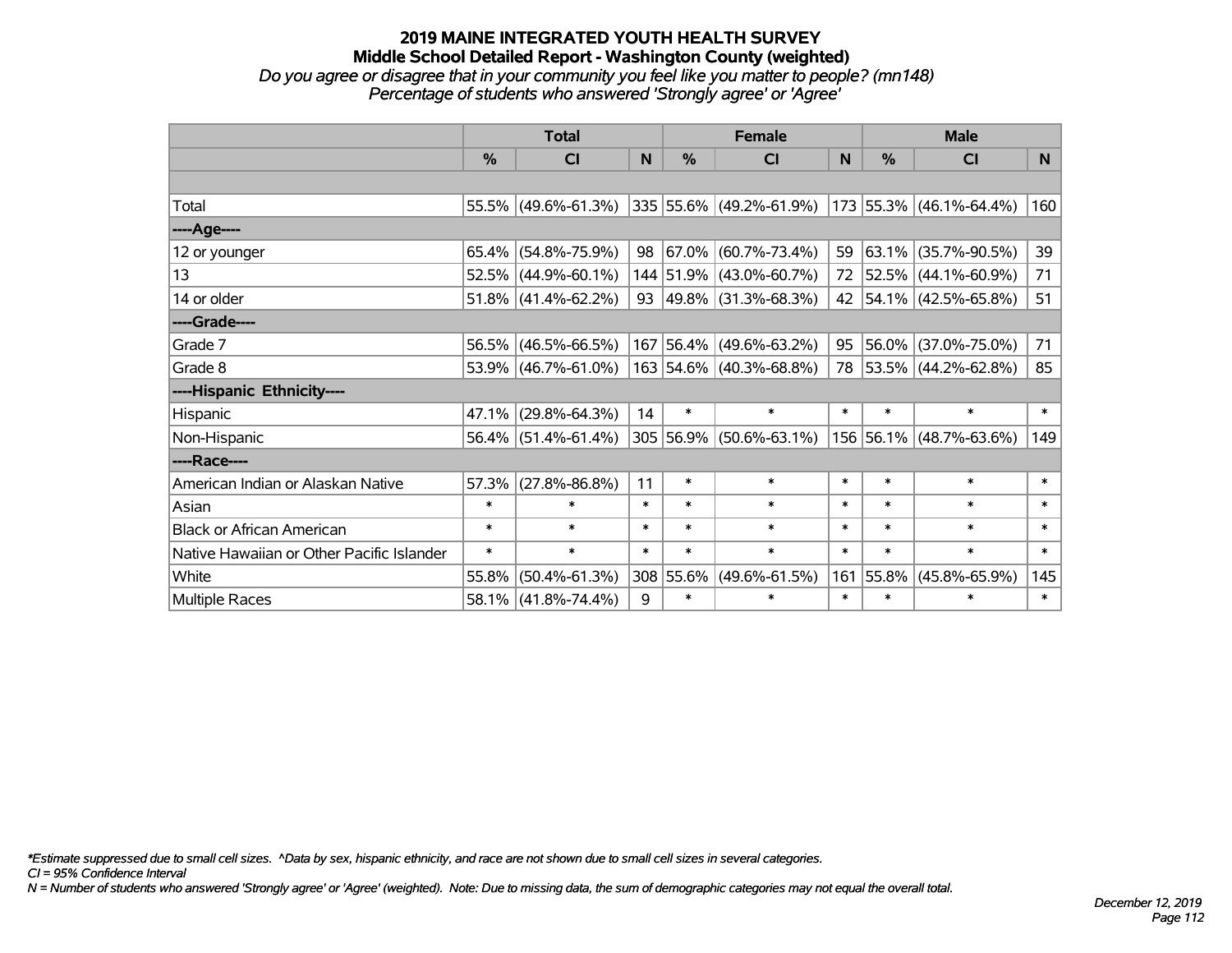# 2019 MAINE INTEGRATED YOUTH HEALTH SURVEY
## Middle School Detailed Report - Washington County (weighted)
*Do you agree or disagree that in your community you feel like you matter to people? (mn148)*
*Percentage of students who answered 'Strongly agree' or 'Agree'*

| | Total | | | Female | | | Male | | |
|---|---|---|---|---|---|---|---|---|---|
| | % | CI | N | % | CI | N | % | CI | N |
| Total | 55.5% | (49.6%-61.3%) | 335 | 55.6% | (49.2%-61.9%) | 173 | 55.3% | (46.1%-64.4%) | 160 |
| ----Age---- | | | | | | | | | |
| 12 or younger | 65.4% | (54.8%-75.9%) | 98 | 67.0% | (60.7%-73.4%) | 59 | 63.1% | (35.7%-90.5%) | 39 |
| 13 | 52.5% | (44.9%-60.1%) | 144 | 51.9% | (43.0%-60.7%) | 72 | 52.5% | (44.1%-60.9%) | 71 |
| 14 or older | 51.8% | (41.4%-62.2%) | 93 | 49.8% | (31.3%-68.3%) | 42 | 54.1% | (42.5%-65.8%) | 51 |
| ----Grade---- | | | | | | | | | |
| Grade 7 | 56.5% | (46.5%-66.5%) | 167 | 56.4% | (49.6%-63.2%) | 95 | 56.0% | (37.0%-75.0%) | 71 |
| Grade 8 | 53.9% | (46.7%-61.0%) | 163 | 54.6% | (40.3%-68.8%) | 78 | 53.5% | (44.2%-62.8%) | 85 |
| ----Hispanic Ethnicity---- | | | | | | | | | |
| Hispanic | 47.1% | (29.8%-64.3%) | 14 | * | * | * | * | * | * |
| Non-Hispanic | 56.4% | (51.4%-61.4%) | 305 | 56.9% | (50.6%-63.1%) | 156 | 56.1% | (48.7%-63.6%) | 149 |
| ----Race---- | | | | | | | | | |
| American Indian or Alaskan Native | 57.3% | (27.8%-86.8%) | 11 | * | * | * | * | * | * |
| Asian | * | * | * | * | * | * | * | * | * |
| Black or African American | * | * | * | * | * | * | * | * | * |
| Native Hawaiian or Other Pacific Islander | * | * | * | * | * | * | * | * | * |
| White | 55.8% | (50.4%-61.3%) | 308 | 55.6% | (49.6%-61.5%) | 161 | 55.8% | (45.8%-65.9%) | 145 |
| Multiple Races | 58.1% | (41.8%-74.4%) | 9 | * | * | * | * | * | * |

*Estimate suppressed due to small cell sizes. ^Data by sex, hispanic ethnicity, and race are not shown due to small cell sizes in several categories.

CI = 95% Confidence Interval

N = Number of students who answered 'Strongly agree' or 'Agree' (weighted). Note: Due to missing data, the sum of demographic categories may not equal the overall total.

December 12, 2019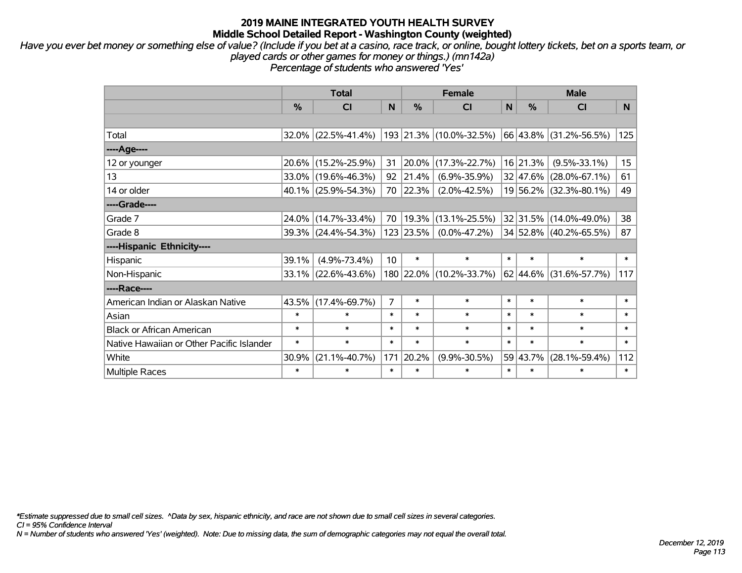# 2019 MAINE INTEGRATED YOUTH HEALTH SURVEY
## Middle School Detailed Report - Washington County (weighted)

*Have you ever bet money or something else of value? (Include if you bet at a casino, race track, or online, bought lottery tickets, bet on a sports team, or played cards or other games for money or things.) (mn142a)*
*Percentage of students who answered 'Yes'*

| | Total | | | Female | | | Male | | |
|---|---|---|---|---|---|---|---|---|---|
| | % | CI | N | % | CI | N | % | CI | N |
| | | | | | | | | | |
| Total | 32.0% | (22.5%-41.4%) | 193 | 21.3% | (10.0%-32.5%) | 66 | 43.8% | (31.2%-56.5%) | 125 |
| ----Age---- | | | | | | | | | |
| 12 or younger | 20.6% | (15.2%-25.9%) | 31 | 20.0% | (17.3%-22.7%) | 16 | 21.3% | (9.5%-33.1%) | 15 |
| 13 | 33.0% | (19.6%-46.3%) | 92 | 21.4% | (6.9%-35.9%) | 32 | 47.6% | (28.0%-67.1%) | 61 |
| 14 or older | 40.1% | (25.9%-54.3%) | 70 | 22.3% | (2.0%-42.5%) | 19 | 56.2% | (32.3%-80.1%) | 49 |
| ----Grade---- | | | | | | | | | |
| Grade 7 | 24.0% | (14.7%-33.4%) | 70 | 19.3% | (13.1%-25.5%) | 32 | 31.5% | (14.0%-49.0%) | 38 |
| Grade 8 | 39.3% | (24.4%-54.3%) | 123 | 23.5% | (0.0%-47.2%) | 34 | 52.8% | (40.2%-65.5%) | 87 |
| ----Hispanic Ethnicity---- | | | | | | | | | |
| Hispanic | 39.1% | (4.9%-73.4%) | 10 | * | * | * | * | * | * |
| Non-Hispanic | 33.1% | (22.6%-43.6%) | 180 | 22.0% | (10.2%-33.7%) | 62 | 44.6% | (31.6%-57.7%) | 117 |
| ----Race---- | | | | | | | | | |
| American Indian or Alaskan Native | 43.5% | (17.4%-69.7%) | 7 | * | * | * | * | * | * |
| Asian | * | * | * | * | * | * | * | * | * |
| Black or African American | * | * | * | * | * | * | * | * | * |
| Native Hawaiian or Other Pacific Islander | * | * | * | * | * | * | * | * | * |
| White | 30.9% | (21.1%-40.7%) | 171 | 20.2% | (9.9%-30.5%) | 59 | 43.7% | (28.1%-59.4%) | 112 |
| Multiple Races | * | * | * | * | * | * | * | * | * |

*\*Estimate suppressed due to small cell sizes. ^Data by sex, hispanic ethnicity, and race are not shown due to small cell sizes in several categories.*
*CI = 95% Confidence Interval*
*N = Number of students who answered 'Yes' (weighted). Note: Due to missing data, the sum of demographic categories may not equal the overall total.*

*December 12, 2019*